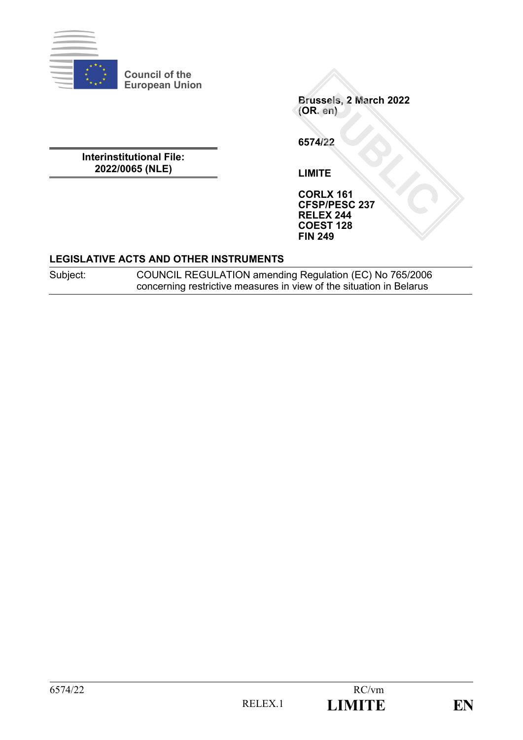Council of the European Union

Brussels, 2 March 2022
(OR. en)

6574/22

LIMITE

CORLX 161
CFSP/PESC 237
RELEX 244
COEST 128
FIN 249

**Interinstitutional File:**
**2022/0065 (NLE)**

**LEGISLATIVE ACTS AND OTHER INSTRUMENTS**

| Subject: | COUNCIL REGULATION amending Regulation (EC) No 765/2006 concerning restrictive measures in view of the situation in Belarus |
|---|---|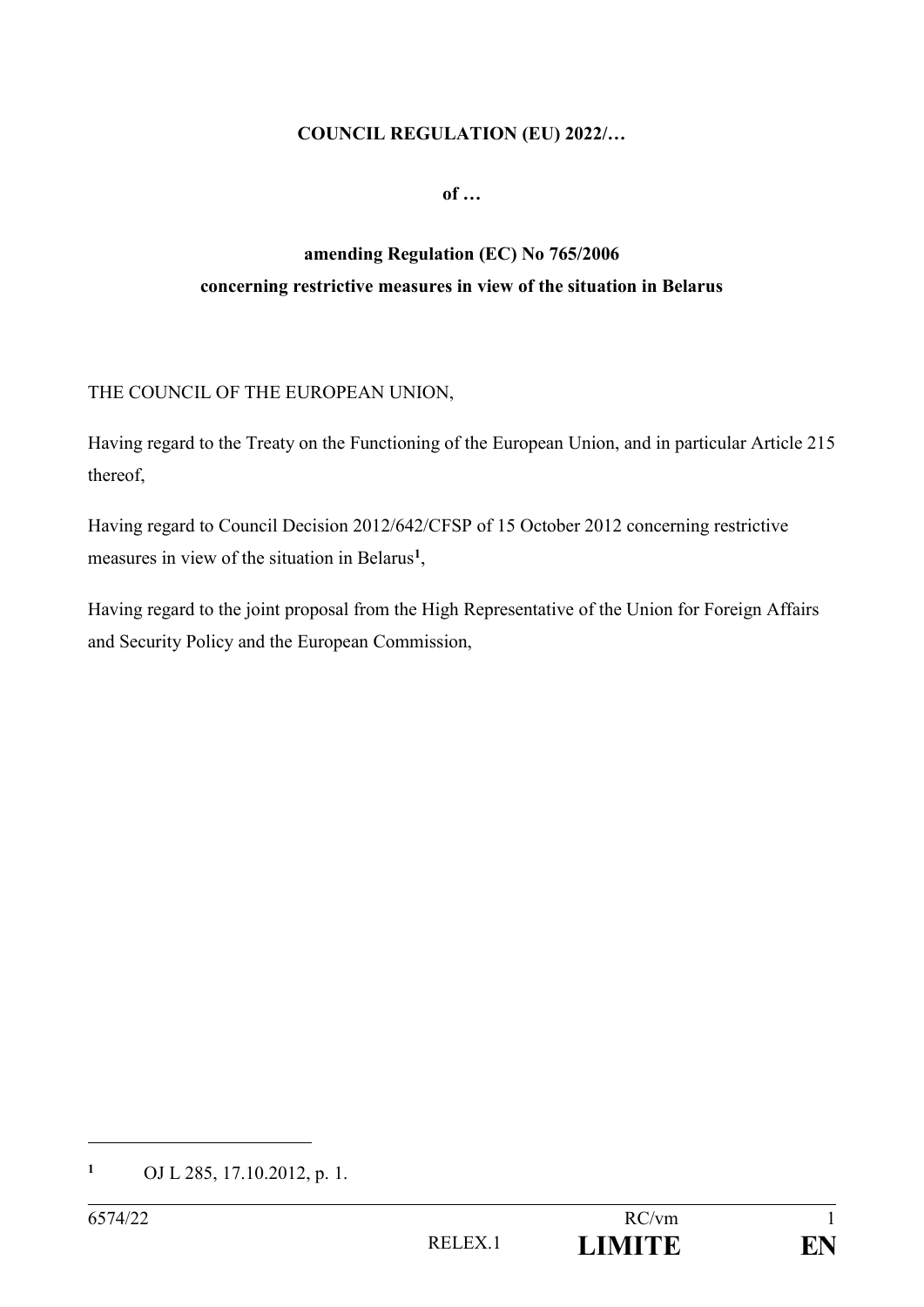**COUNCIL REGULATION (EU) 2022/…**

**of …**

**amending Regulation (EC) No 765/2006**
**concerning restrictive measures in view of the situation in Belarus**

THE COUNCIL OF THE EUROPEAN UNION,

Having regard to the Treaty on the Functioning of the European Union, and in particular Article 215 thereof,

Having regard to Council Decision 2012/642/CFSP of 15 October 2012 concerning restrictive measures in view of the situation in Belarus[1],

Having regard to the joint proposal from the High Representative of the Union for Foreign Affairs and Security Policy and the European Commission,

---

[1] OJ L 285, 17.10.2012, p. 1.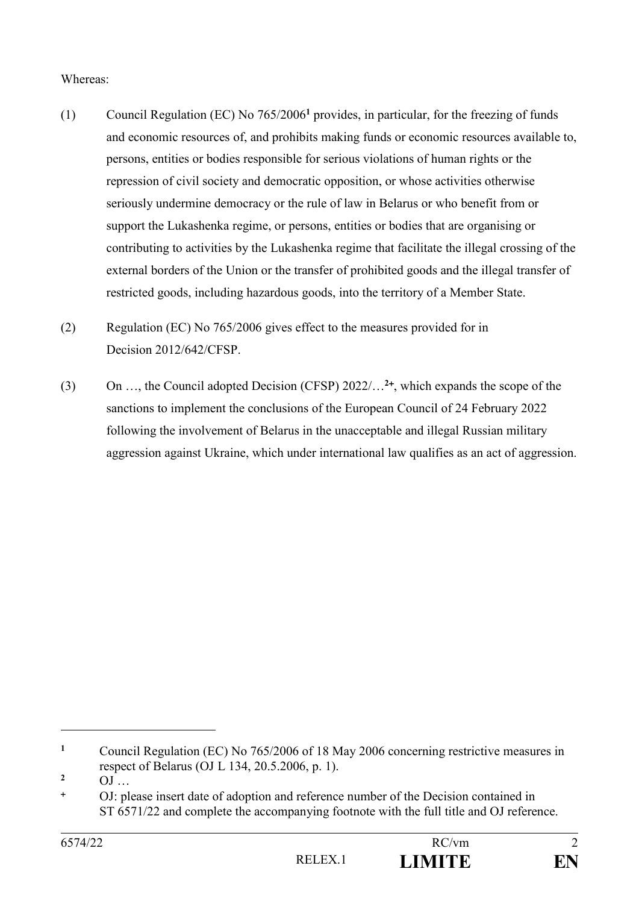Whereas:

(1) Council Regulation (EC) No 765/2006[1] provides, in particular, for the freezing of funds and economic resources of, and prohibits making funds or economic resources available to, persons, entities or bodies responsible for serious violations of human rights or the repression of civil society and democratic opposition, or whose activities otherwise seriously undermine democracy or the rule of law in Belarus or who benefit from or support the Lukashenka regime, or persons, entities or bodies that are organising or contributing to activities by the Lukashenka regime that facilitate the illegal crossing of the external borders of the Union or the transfer of prohibited goods and the illegal transfer of restricted goods, including hazardous goods, into the territory of a Member State.

(2) Regulation (EC) No 765/2006 gives effect to the measures provided for in Decision 2012/642/CFSP.

(3) On …, the Council adopted Decision (CFSP) 2022/…[2+], which expands the scope of the sanctions to implement the conclusions of the European Council of 24 February 2022 following the involvement of Belarus in the unacceptable and illegal Russian military aggression against Ukraine, which under international law qualifies as an act of aggression.

---

[1] Council Regulation (EC) No 765/2006 of 18 May 2006 concerning restrictive measures in respect of Belarus (OJ L 134, 20.5.2006, p. 1).

[2] OJ …

[+] OJ: please insert date of adoption and reference number of the Decision contained in ST 6571/22 and complete the accompanying footnote with the full title and OJ reference.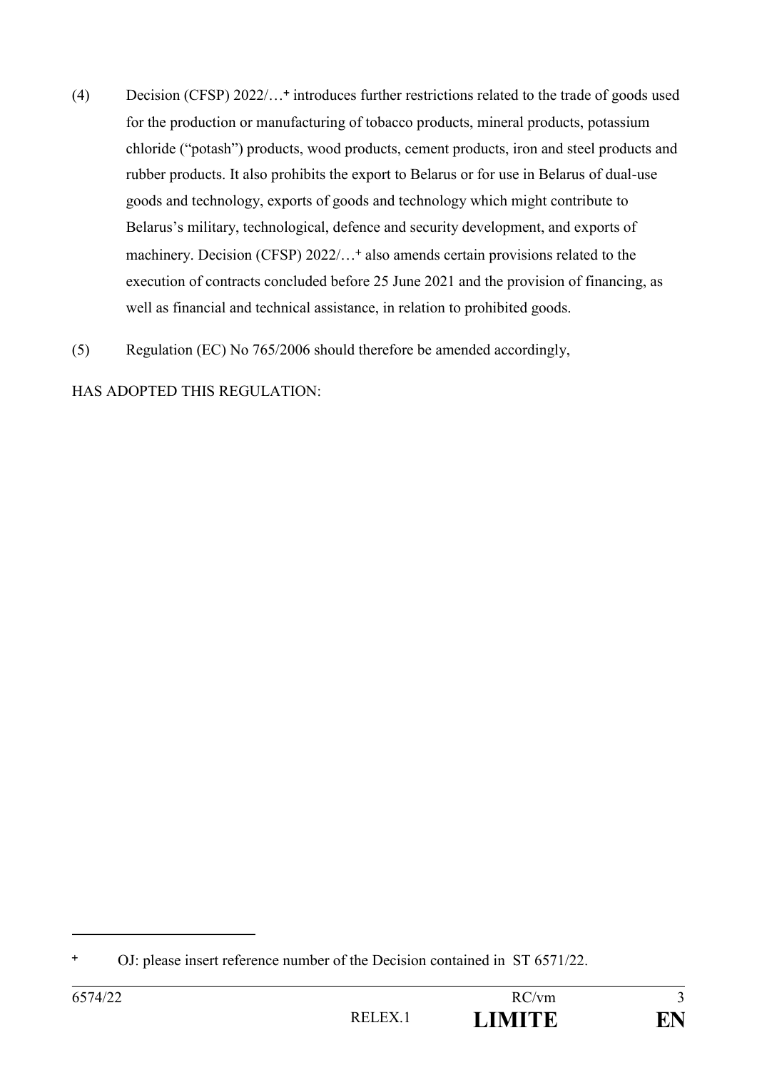(4) Decision (CFSP) 2022/…+ introduces further restrictions related to the trade of goods used for the production or manufacturing of tobacco products, mineral products, potassium chloride ("potash") products, wood products, cement products, iron and steel products and rubber products. It also prohibits the export to Belarus or for use in Belarus of dual-use goods and technology, exports of goods and technology which might contribute to Belarus's military, technological, defence and security development, and exports of machinery. Decision (CFSP) 2022/…+ also amends certain provisions related to the execution of contracts concluded before 25 June 2021 and the provision of financing, as well as financial and technical assistance, in relation to prohibited goods.

(5) Regulation (EC) No 765/2006 should therefore be amended accordingly,

HAS ADOPTED THIS REGULATION:

---

+ OJ: please insert reference number of the Decision contained in ST 6571/22.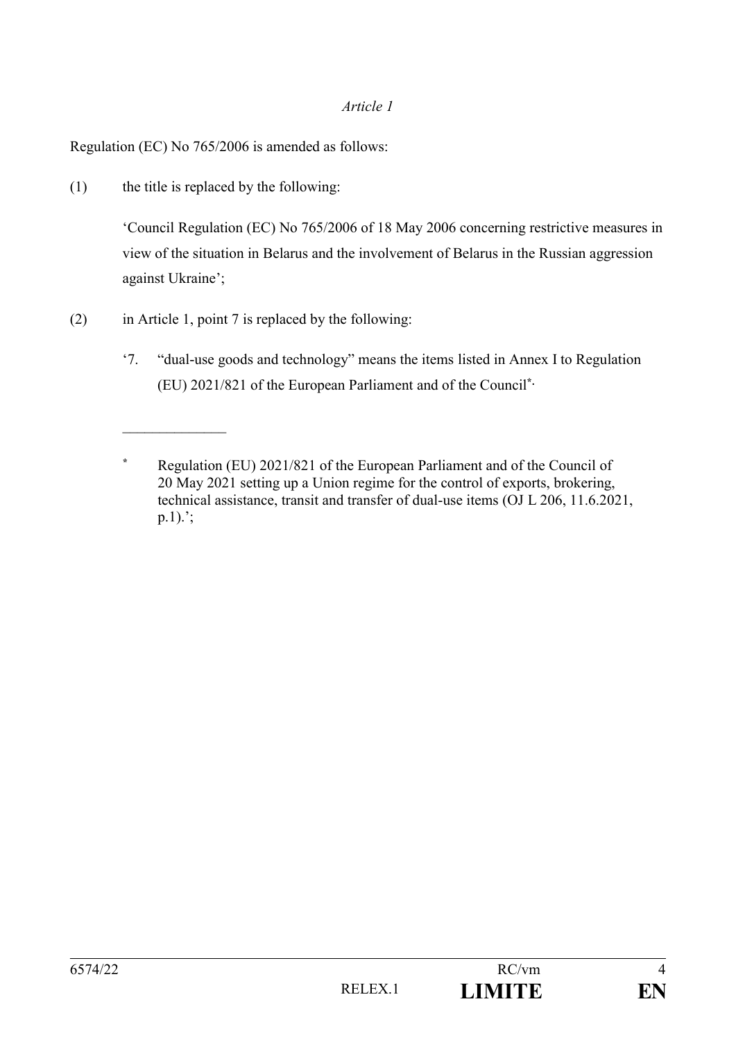*Article 1*

Regulation (EC) No 765/2006 is amended as follows:

(1) the title is replaced by the following:

‘Council Regulation (EC) No 765/2006 of 18 May 2006 concerning restrictive measures in view of the situation in Belarus and the involvement of Belarus in the Russian aggression against Ukraine’;

(2) in Article 1, point 7 is replaced by the following:

‘7. “dual-use goods and technology” means the items listed in Annex I to Regulation (EU) 2021/821 of the European Parliament and of the Council*.

______________

* Regulation (EU) 2021/821 of the European Parliament and of the Council of 20 May 2021 setting up a Union regime for the control of exports, brokering, technical assistance, transit and transfer of dual-use items (OJ L 206, 11.6.2021, p.1).’;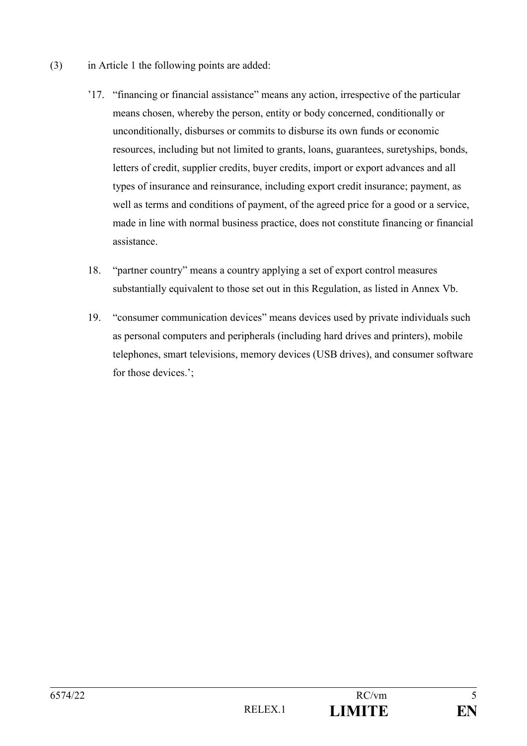(3) in Article 1 the following points are added:

'17. "financing or financial assistance" means any action, irrespective of the particular means chosen, whereby the person, entity or body concerned, conditionally or unconditionally, disburses or commits to disburse its own funds or economic resources, including but not limited to grants, loans, guarantees, suretyships, bonds, letters of credit, supplier credits, buyer credits, import or export advances and all types of insurance and reinsurance, including export credit insurance; payment, as well as terms and conditions of payment, of the agreed price for a good or a service, made in line with normal business practice, does not constitute financing or financial assistance.

18. "partner country" means a country applying a set of export control measures substantially equivalent to those set out in this Regulation, as listed in Annex Vb.

19. "consumer communication devices" means devices used by private individuals such as personal computers and peripherals (including hard drives and printers), mobile telephones, smart televisions, memory devices (USB drives), and consumer software for those devices.';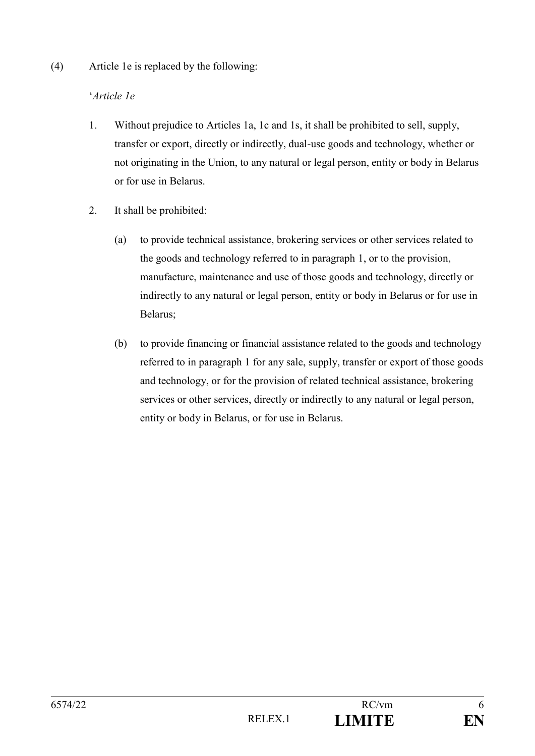(4) Article 1e is replaced by the following:

'*Article 1e*

1. Without prejudice to Articles 1a, 1c and 1s, it shall be prohibited to sell, supply, transfer or export, directly or indirectly, dual-use goods and technology, whether or not originating in the Union, to any natural or legal person, entity or body in Belarus or for use in Belarus.

2. It shall be prohibited:

   (a) to provide technical assistance, brokering services or other services related to the goods and technology referred to in paragraph 1, or to the provision, manufacture, maintenance and use of those goods and technology, directly or indirectly to any natural or legal person, entity or body in Belarus or for use in Belarus;

   (b) to provide financing or financial assistance related to the goods and technology referred to in paragraph 1 for any sale, supply, transfer or export of those goods and technology, or for the provision of related technical assistance, brokering services or other services, directly or indirectly to any natural or legal person, entity or body in Belarus, or for use in Belarus.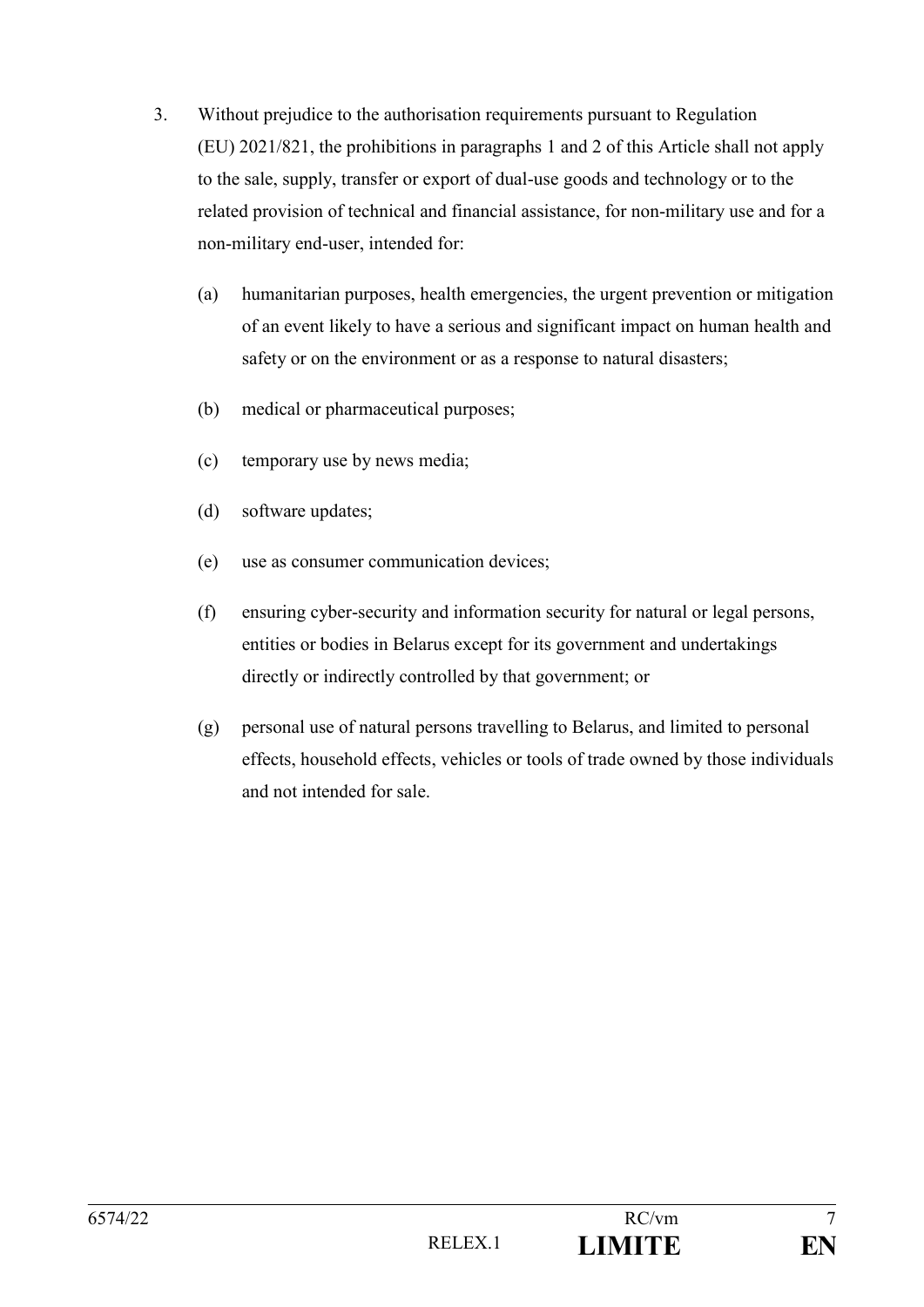3. Without prejudice to the authorisation requirements pursuant to Regulation (EU) 2021/821, the prohibitions in paragraphs 1 and 2 of this Article shall not apply to the sale, supply, transfer or export of dual-use goods and technology or to the related provision of technical and financial assistance, for non-military use and for a non-military end-user, intended for:

   (a) humanitarian purposes, health emergencies, the urgent prevention or mitigation of an event likely to have a serious and significant impact on human health and safety or on the environment or as a response to natural disasters;

   (b) medical or pharmaceutical purposes;

   (c) temporary use by news media;

   (d) software updates;

   (e) use as consumer communication devices;

   (f) ensuring cyber-security and information security for natural or legal persons, entities or bodies in Belarus except for its government and undertakings directly or indirectly controlled by that government; or

   (g) personal use of natural persons travelling to Belarus, and limited to personal effects, household effects, vehicles or tools of trade owned by those individuals and not intended for sale.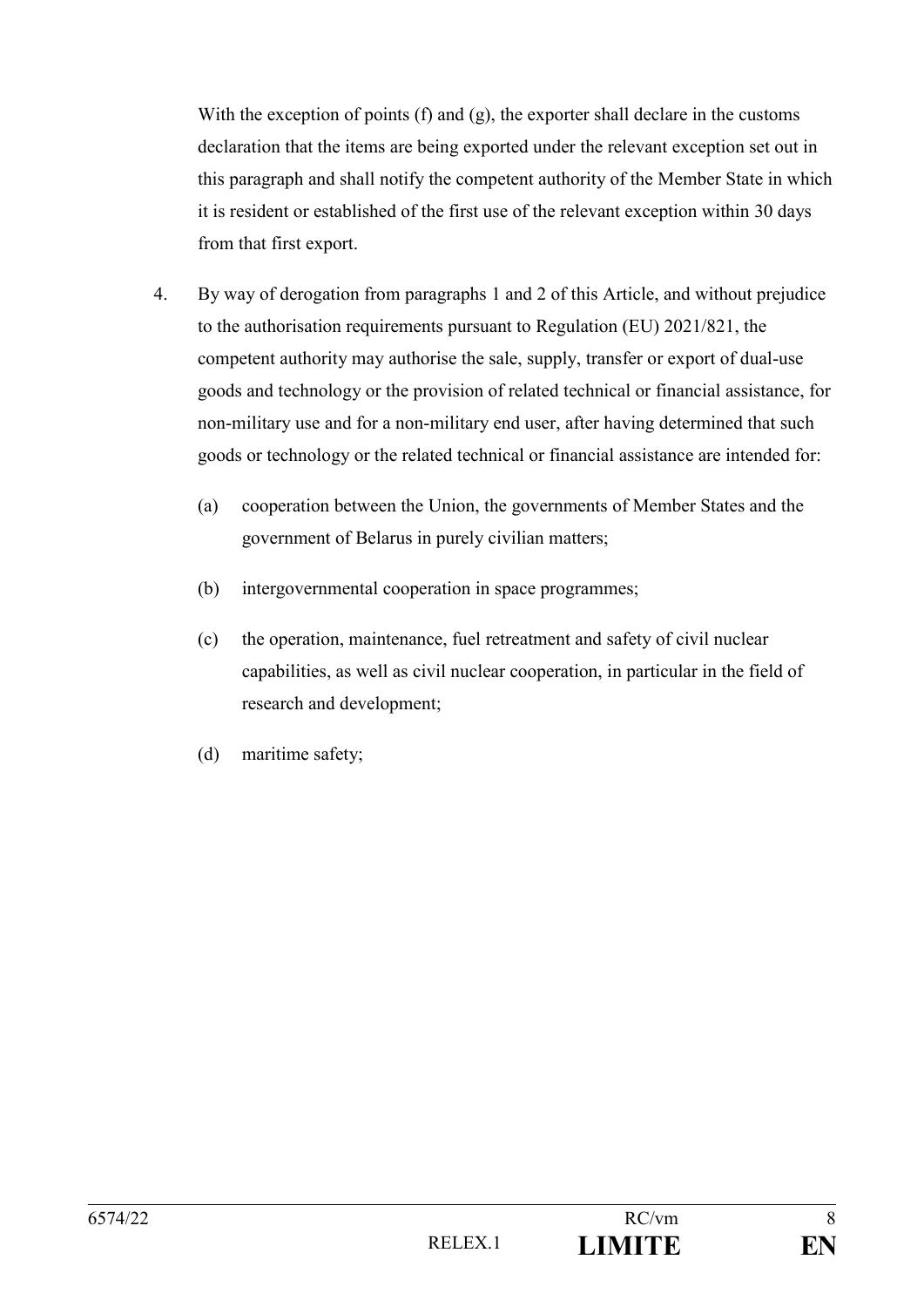With the exception of points (f) and (g), the exporter shall declare in the customs declaration that the items are being exported under the relevant exception set out in this paragraph and shall notify the competent authority of the Member State in which it is resident or established of the first use of the relevant exception within 30 days from that first export.

4. By way of derogation from paragraphs 1 and 2 of this Article, and without prejudice to the authorisation requirements pursuant to Regulation (EU) 2021/821, the competent authority may authorise the sale, supply, transfer or export of dual-use goods and technology or the provision of related technical or financial assistance, for non-military use and for a non-military end user, after having determined that such goods or technology or the related technical or financial assistance are intended for:

   (a) cooperation between the Union, the governments of Member States and the government of Belarus in purely civilian matters;

   (b) intergovernmental cooperation in space programmes;

   (c) the operation, maintenance, fuel retreatment and safety of civil nuclear capabilities, as well as civil nuclear cooperation, in particular in the field of research and development;

   (d) maritime safety;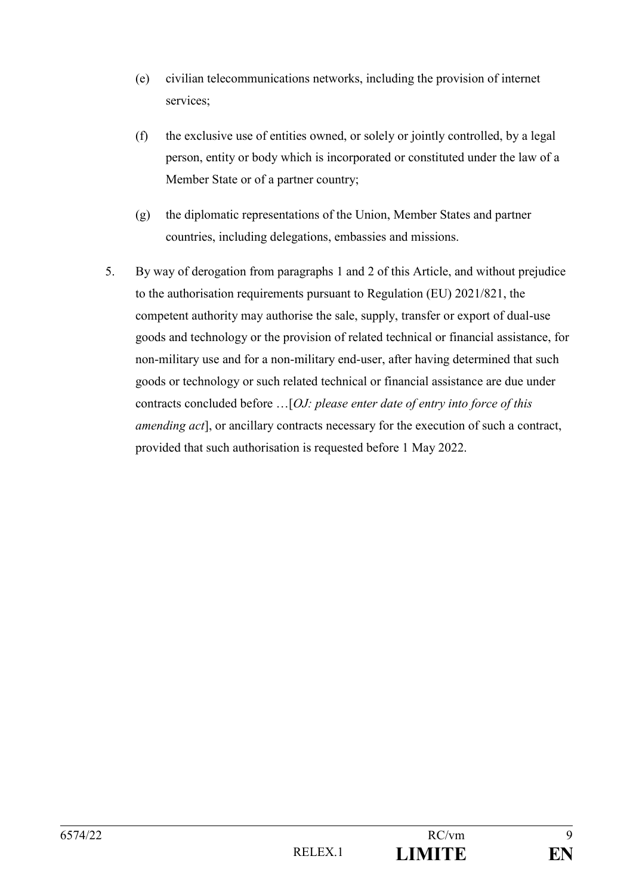(e) civilian telecommunications networks, including the provision of internet services;

(f) the exclusive use of entities owned, or solely or jointly controlled, by a legal person, entity or body which is incorporated or constituted under the law of a Member State or of a partner country;

(g) the diplomatic representations of the Union, Member States and partner countries, including delegations, embassies and missions.

5. By way of derogation from paragraphs 1 and 2 of this Article, and without prejudice to the authorisation requirements pursuant to Regulation (EU) 2021/821, the competent authority may authorise the sale, supply, transfer or export of dual-use goods and technology or the provision of related technical or financial assistance, for non-military use and for a non-military end-user, after having determined that such goods or technology or such related technical or financial assistance are due under contracts concluded before …[*OJ: please enter date of entry into force of this amending act*], or ancillary contracts necessary for the execution of such a contract, provided that such authorisation is requested before 1 May 2022.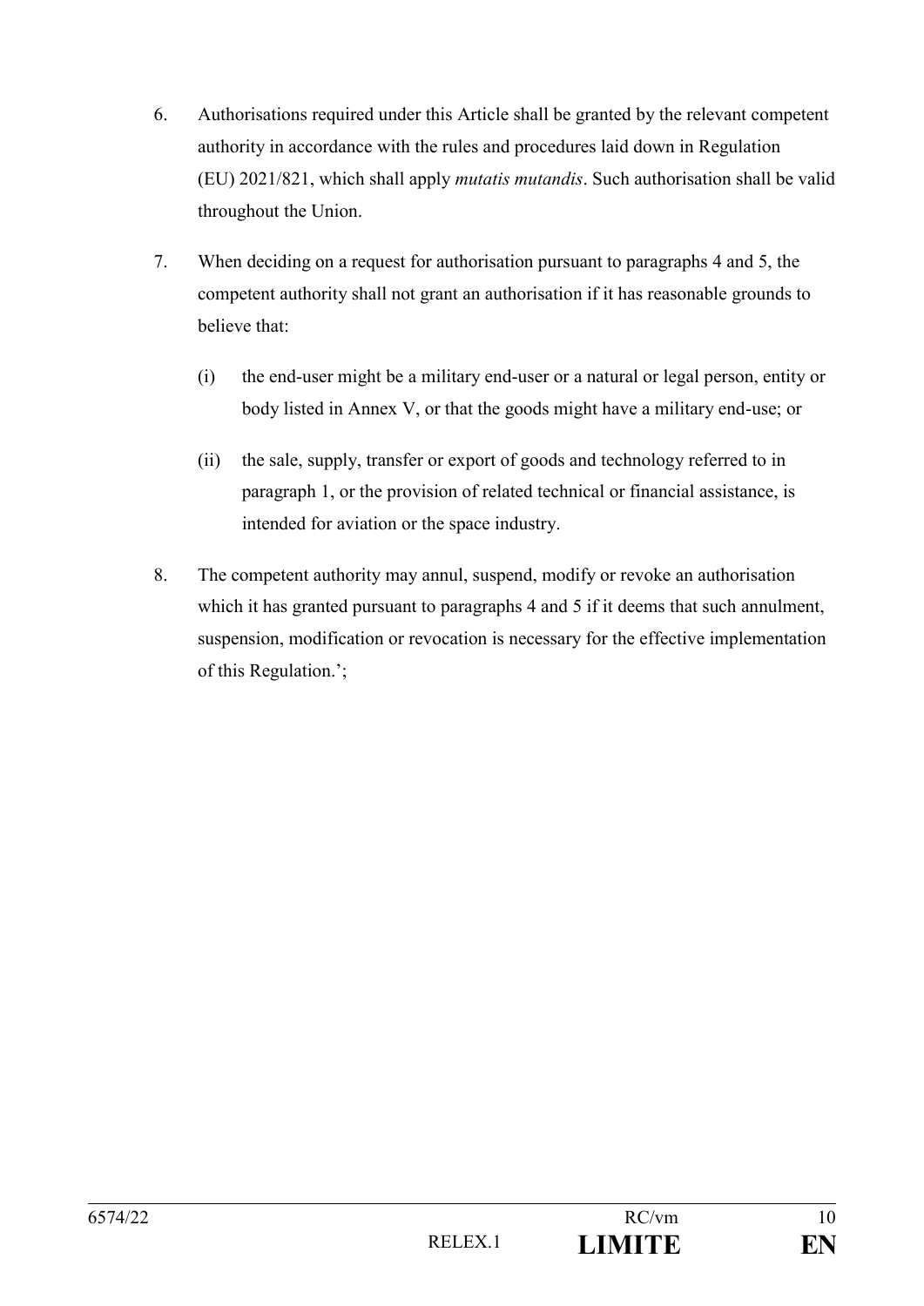6. Authorisations required under this Article shall be granted by the relevant competent authority in accordance with the rules and procedures laid down in Regulation (EU) 2021/821, which shall apply *mutatis mutandis*. Such authorisation shall be valid throughout the Union.

7. When deciding on a request for authorisation pursuant to paragraphs 4 and 5, the competent authority shall not grant an authorisation if it has reasonable grounds to believe that:

   (i) the end-user might be a military end-user or a natural or legal person, entity or body listed in Annex V, or that the goods might have a military end-use; or

   (ii) the sale, supply, transfer or export of goods and technology referred to in paragraph 1, or the provision of related technical or financial assistance, is intended for aviation or the space industry.

8. The competent authority may annul, suspend, modify or revoke an authorisation which it has granted pursuant to paragraphs 4 and 5 if it deems that such annulment, suspension, modification or revocation is necessary for the effective implementation of this Regulation.';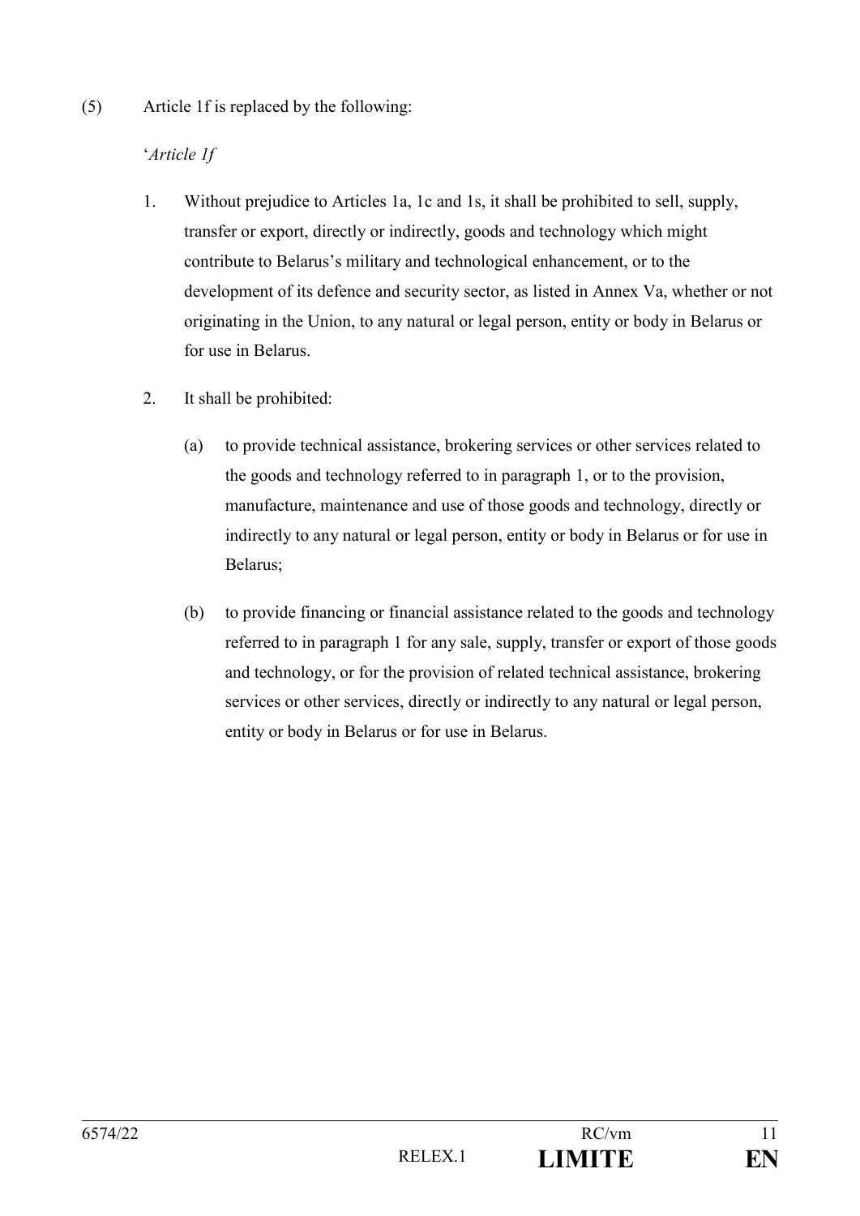(5) Article 1f is replaced by the following:

'*Article 1f*

1. Without prejudice to Articles 1a, 1c and 1s, it shall be prohibited to sell, supply, transfer or export, directly or indirectly, goods and technology which might contribute to Belarus's military and technological enhancement, or to the development of its defence and security sector, as listed in Annex Va, whether or not originating in the Union, to any natural or legal person, entity or body in Belarus or for use in Belarus.

2. It shall be prohibited:

   (a) to provide technical assistance, brokering services or other services related to the goods and technology referred to in paragraph 1, or to the provision, manufacture, maintenance and use of those goods and technology, directly or indirectly to any natural or legal person, entity or body in Belarus or for use in Belarus;

   (b) to provide financing or financial assistance related to the goods and technology referred to in paragraph 1 for any sale, supply, transfer or export of those goods and technology, or for the provision of related technical assistance, brokering services or other services, directly or indirectly to any natural or legal person, entity or body in Belarus or for use in Belarus.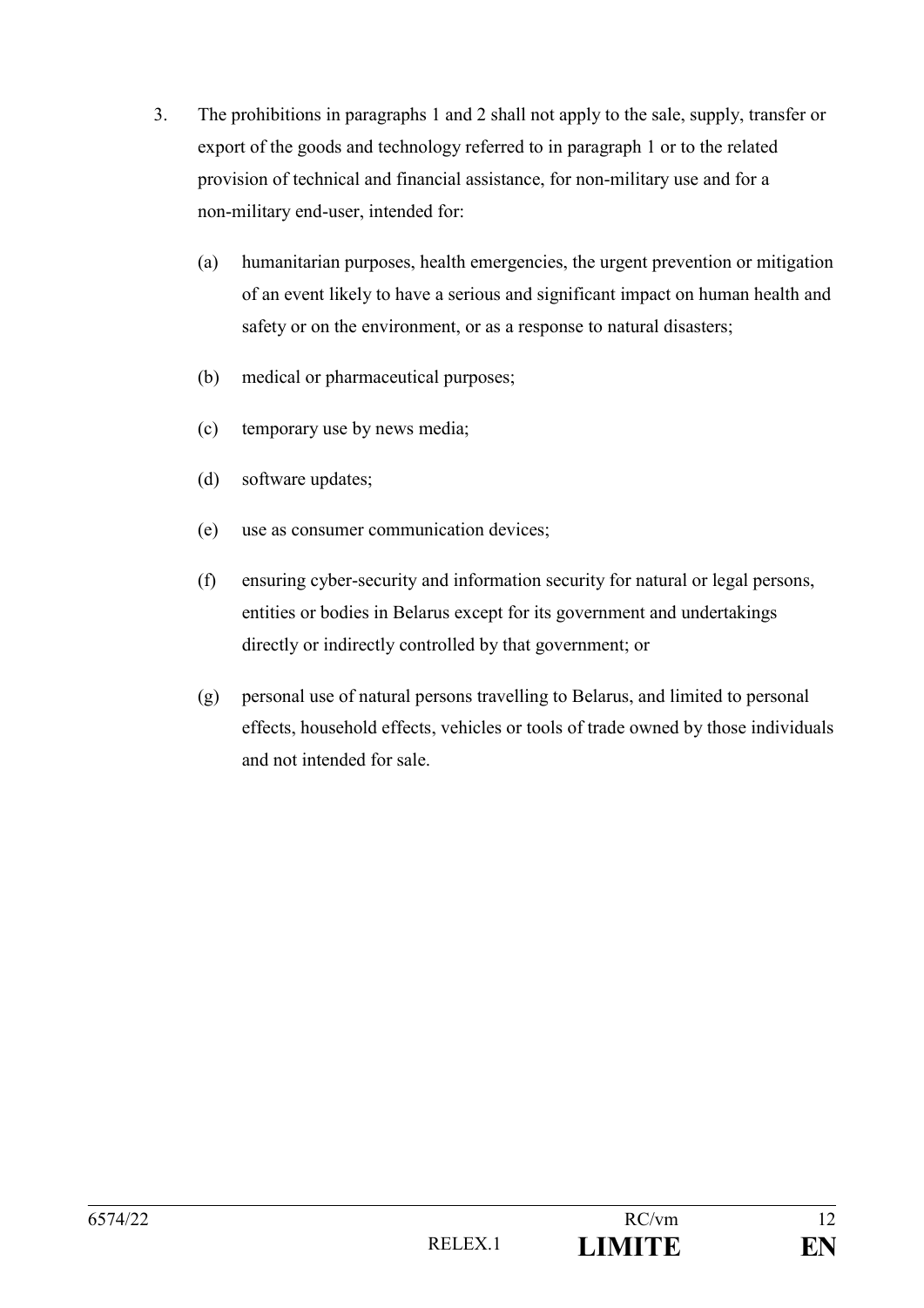3. The prohibitions in paragraphs 1 and 2 shall not apply to the sale, supply, transfer or export of the goods and technology referred to in paragraph 1 or to the related provision of technical and financial assistance, for non-military use and for a non-military end-user, intended for:

   (a) humanitarian purposes, health emergencies, the urgent prevention or mitigation of an event likely to have a serious and significant impact on human health and safety or on the environment, or as a response to natural disasters;

   (b) medical or pharmaceutical purposes;

   (c) temporary use by news media;

   (d) software updates;

   (e) use as consumer communication devices;

   (f) ensuring cyber-security and information security for natural or legal persons, entities or bodies in Belarus except for its government and undertakings directly or indirectly controlled by that government; or

   (g) personal use of natural persons travelling to Belarus, and limited to personal effects, household effects, vehicles or tools of trade owned by those individuals and not intended for sale.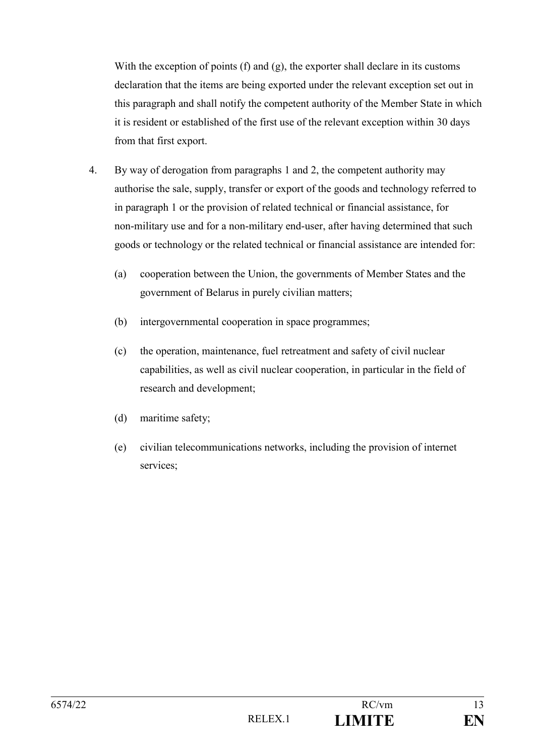With the exception of points (f) and (g), the exporter shall declare in its customs declaration that the items are being exported under the relevant exception set out in this paragraph and shall notify the competent authority of the Member State in which it is resident or established of the first use of the relevant exception within 30 days from that first export.

4. By way of derogation from paragraphs 1 and 2, the competent authority may authorise the sale, supply, transfer or export of the goods and technology referred to in paragraph 1 or the provision of related technical or financial assistance, for non-military use and for a non-military end-user, after having determined that such goods or technology or the related technical or financial assistance are intended for:

   (a) cooperation between the Union, the governments of Member States and the government of Belarus in purely civilian matters;

   (b) intergovernmental cooperation in space programmes;

   (c) the operation, maintenance, fuel retreatment and safety of civil nuclear capabilities, as well as civil nuclear cooperation, in particular in the field of research and development;

   (d) maritime safety;

   (e) civilian telecommunications networks, including the provision of internet services;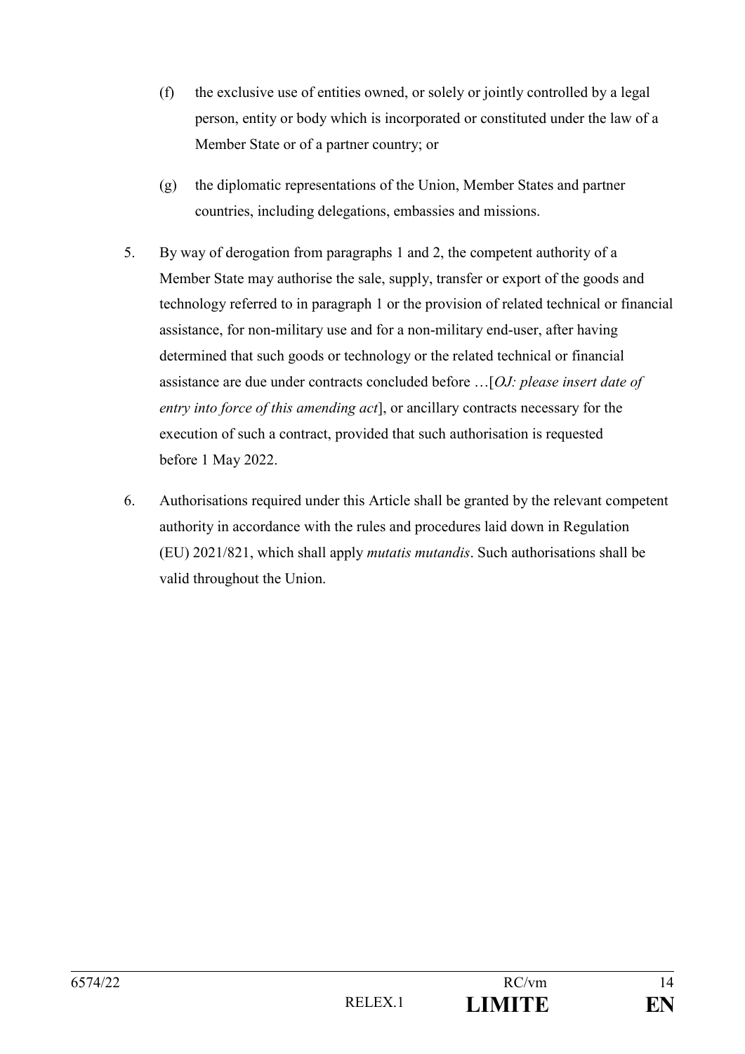(f) the exclusive use of entities owned, or solely or jointly controlled by a legal person, entity or body which is incorporated or constituted under the law of a Member State or of a partner country; or

(g) the diplomatic representations of the Union, Member States and partner countries, including delegations, embassies and missions.

5. By way of derogation from paragraphs 1 and 2, the competent authority of a Member State may authorise the sale, supply, transfer or export of the goods and technology referred to in paragraph 1 or the provision of related technical or financial assistance, for non-military use and for a non-military end-user, after having determined that such goods or technology or the related technical or financial assistance are due under contracts concluded before …[*OJ: please insert date of entry into force of this amending act*], or ancillary contracts necessary for the execution of such a contract, provided that such authorisation is requested before 1 May 2022.

6. Authorisations required under this Article shall be granted by the relevant competent authority in accordance with the rules and procedures laid down in Regulation (EU) 2021/821, which shall apply *mutatis mutandis*. Such authorisations shall be valid throughout the Union.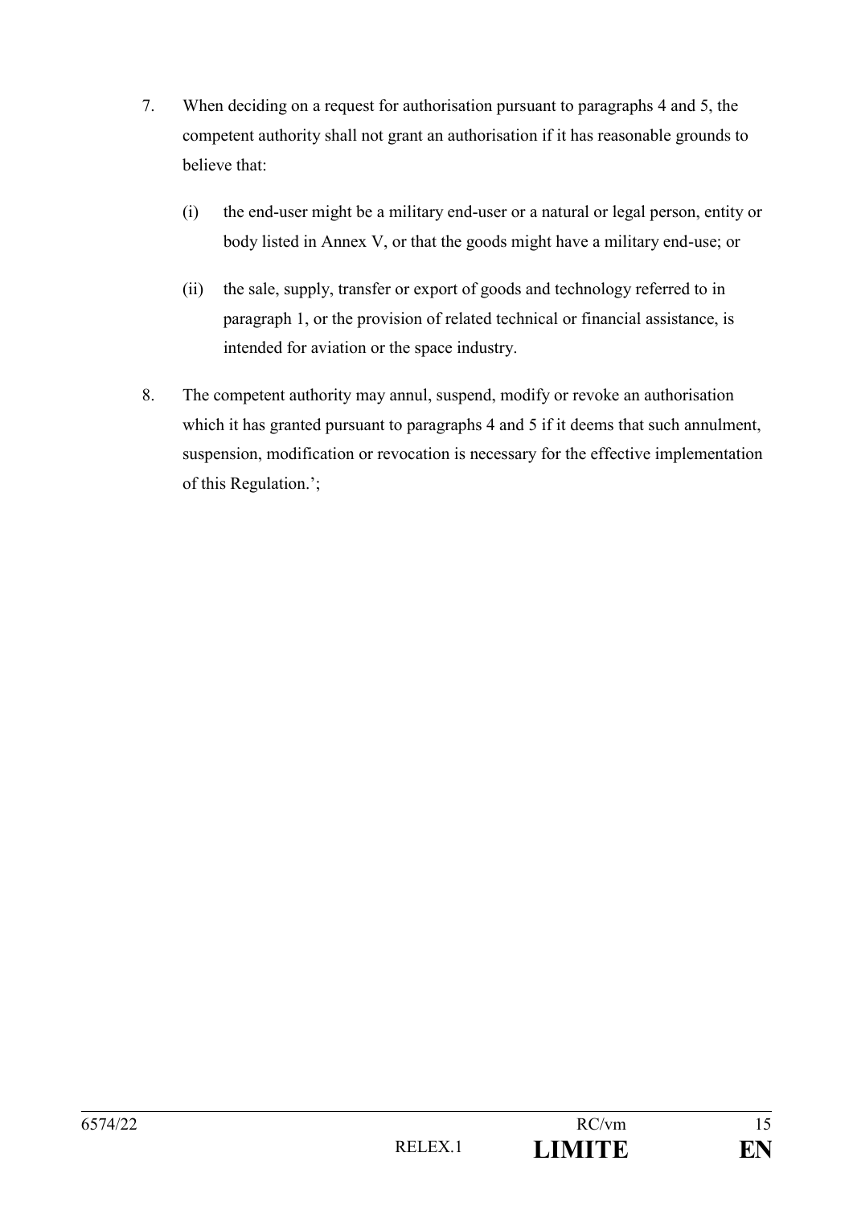7. When deciding on a request for authorisation pursuant to paragraphs 4 and 5, the competent authority shall not grant an authorisation if it has reasonable grounds to believe that:

   (i) the end-user might be a military end-user or a natural or legal person, entity or body listed in Annex V, or that the goods might have a military end-use; or

   (ii) the sale, supply, transfer or export of goods and technology referred to in paragraph 1, or the provision of related technical or financial assistance, is intended for aviation or the space industry.

8. The competent authority may annul, suspend, modify or revoke an authorisation which it has granted pursuant to paragraphs 4 and 5 if it deems that such annulment, suspension, modification or revocation is necessary for the effective implementation of this Regulation.';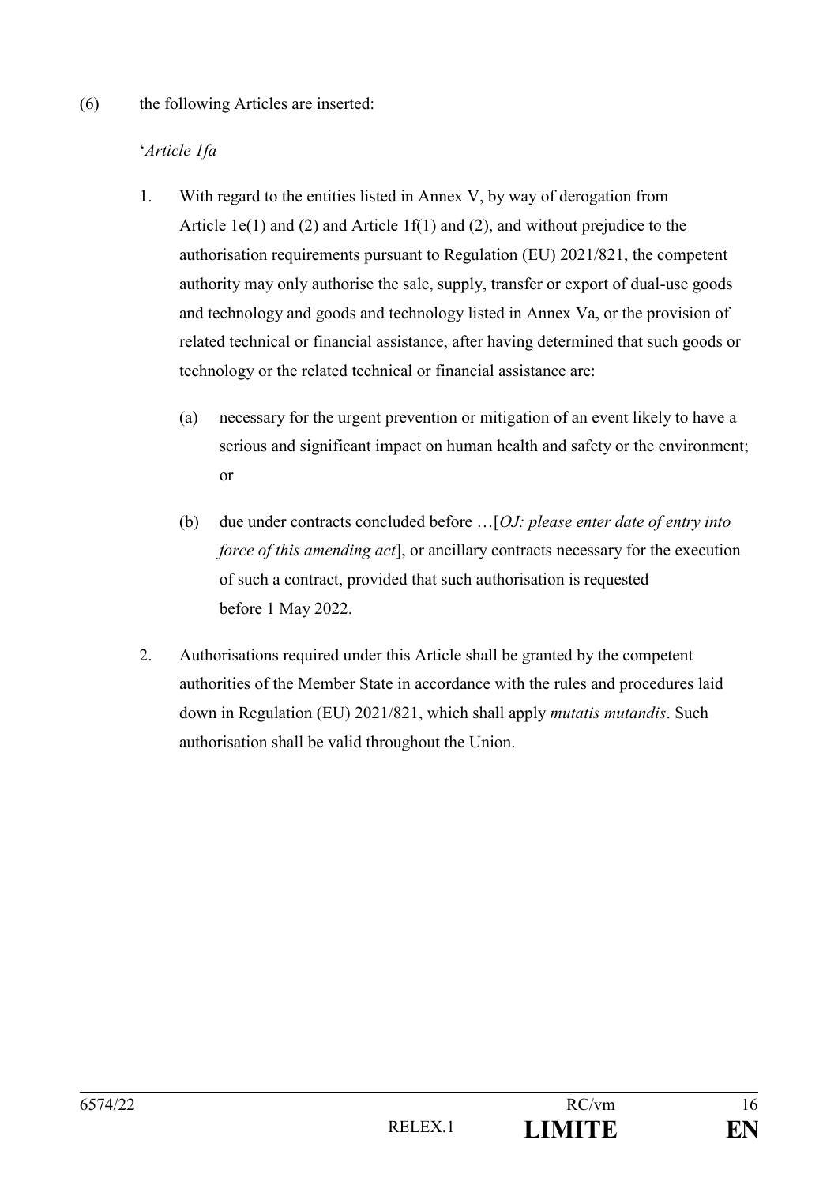(6) the following Articles are inserted:

'*Article 1fa*

1. With regard to the entities listed in Annex V, by way of derogation from Article 1e(1) and (2) and Article 1f(1) and (2), and without prejudice to the authorisation requirements pursuant to Regulation (EU) 2021/821, the competent authority may only authorise the sale, supply, transfer or export of dual-use goods and technology and goods and technology listed in Annex Va, or the provision of related technical or financial assistance, after having determined that such goods or technology or the related technical or financial assistance are:

   (a) necessary for the urgent prevention or mitigation of an event likely to have a serious and significant impact on human health and safety or the environment; or

   (b) due under contracts concluded before …[*OJ: please enter date of entry into force of this amending act*], or ancillary contracts necessary for the execution of such a contract, provided that such authorisation is requested before 1 May 2022.

2. Authorisations required under this Article shall be granted by the competent authorities of the Member State in accordance with the rules and procedures laid down in Regulation (EU) 2021/821, which shall apply *mutatis mutandis*. Such authorisation shall be valid throughout the Union.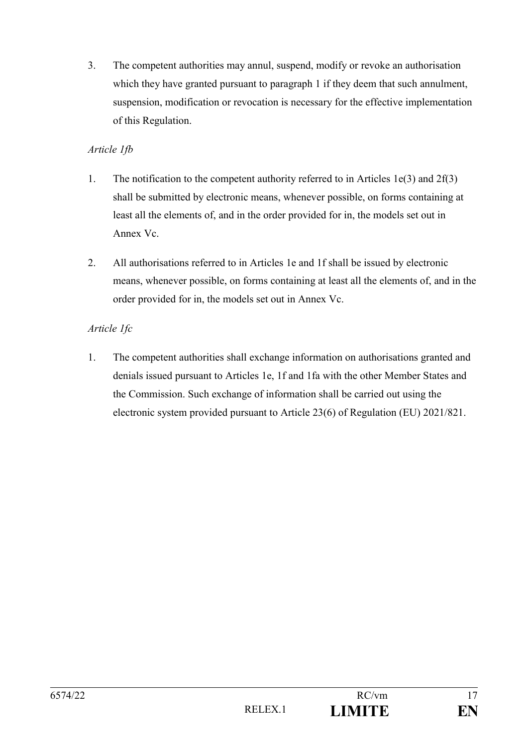3. The competent authorities may annul, suspend, modify or revoke an authorisation which they have granted pursuant to paragraph 1 if they deem that such annulment, suspension, modification or revocation is necessary for the effective implementation of this Regulation.

*Article 1fb*

1. The notification to the competent authority referred to in Articles 1e(3) and 2f(3) shall be submitted by electronic means, whenever possible, on forms containing at least all the elements of, and in the order provided for in, the models set out in Annex Vc.

2. All authorisations referred to in Articles 1e and 1f shall be issued by electronic means, whenever possible, on forms containing at least all the elements of, and in the order provided for in, the models set out in Annex Vc.

*Article 1fc*

1. The competent authorities shall exchange information on authorisations granted and denials issued pursuant to Articles 1e, 1f and 1fa with the other Member States and the Commission. Such exchange of information shall be carried out using the electronic system provided pursuant to Article 23(6) of Regulation (EU) 2021/821.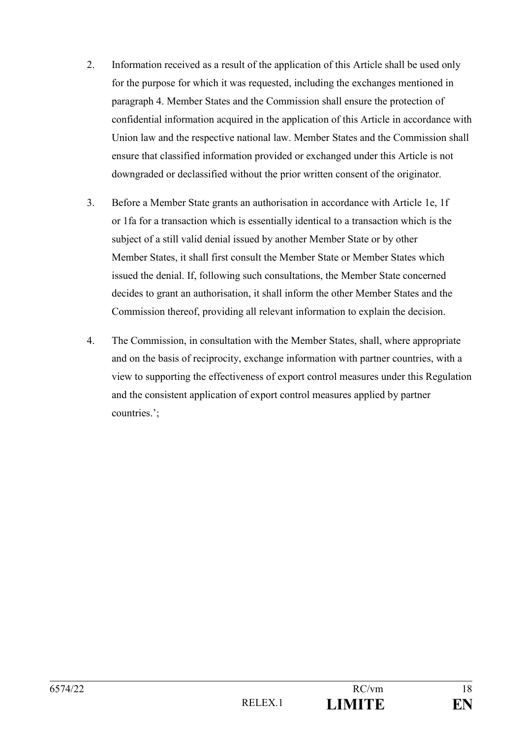2. Information received as a result of the application of this Article shall be used only for the purpose for which it was requested, including the exchanges mentioned in paragraph 4. Member States and the Commission shall ensure the protection of confidential information acquired in the application of this Article in accordance with Union law and the respective national law. Member States and the Commission shall ensure that classified information provided or exchanged under this Article is not downgraded or declassified without the prior written consent of the originator.

3. Before a Member State grants an authorisation in accordance with Article 1e, 1f or 1fa for a transaction which is essentially identical to a transaction which is the subject of a still valid denial issued by another Member State or by other Member States, it shall first consult the Member State or Member States which issued the denial. If, following such consultations, the Member State concerned decides to grant an authorisation, it shall inform the other Member States and the Commission thereof, providing all relevant information to explain the decision.

4. The Commission, in consultation with the Member States, shall, where appropriate and on the basis of reciprocity, exchange information with partner countries, with a view to supporting the effectiveness of export control measures under this Regulation and the consistent application of export control measures applied by partner countries.';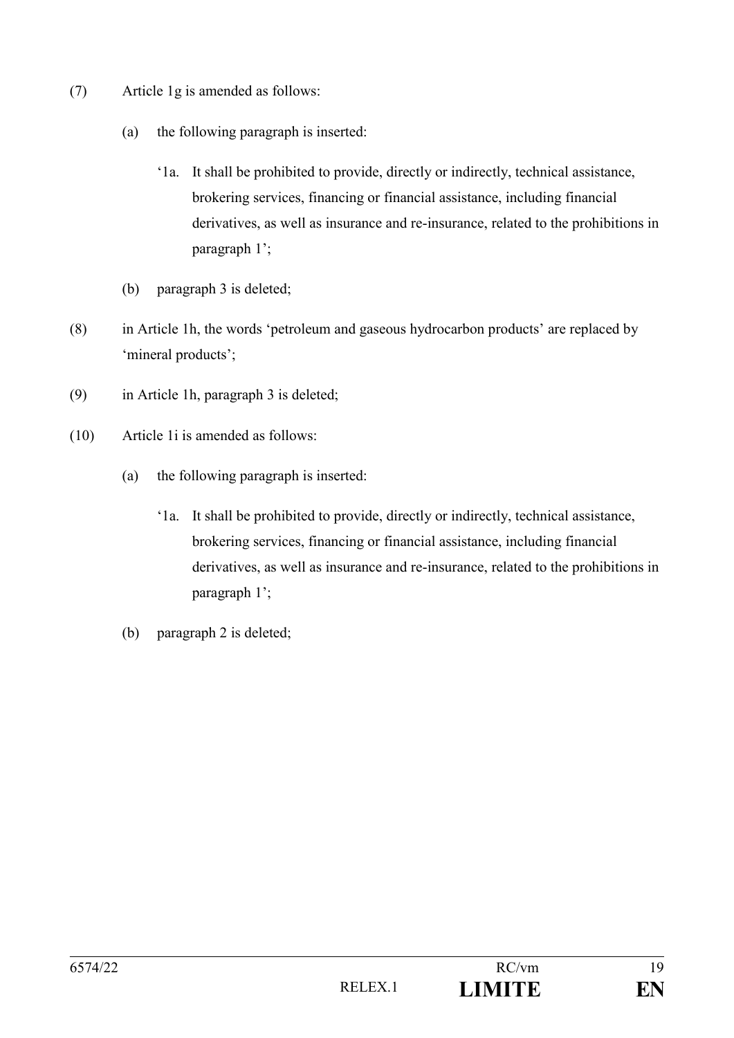(7) Article 1g is amended as follows:

(a) the following paragraph is inserted:

'1a. It shall be prohibited to provide, directly or indirectly, technical assistance, brokering services, financing or financial assistance, including financial derivatives, as well as insurance and re-insurance, related to the prohibitions in paragraph 1';

(b) paragraph 3 is deleted;

(8) in Article 1h, the words 'petroleum and gaseous hydrocarbon products' are replaced by 'mineral products';

(9) in Article 1h, paragraph 3 is deleted;

(10) Article 1i is amended as follows:

(a) the following paragraph is inserted:

'1a. It shall be prohibited to provide, directly or indirectly, technical assistance, brokering services, financing or financial assistance, including financial derivatives, as well as insurance and re-insurance, related to the prohibitions in paragraph 1';

(b) paragraph 2 is deleted;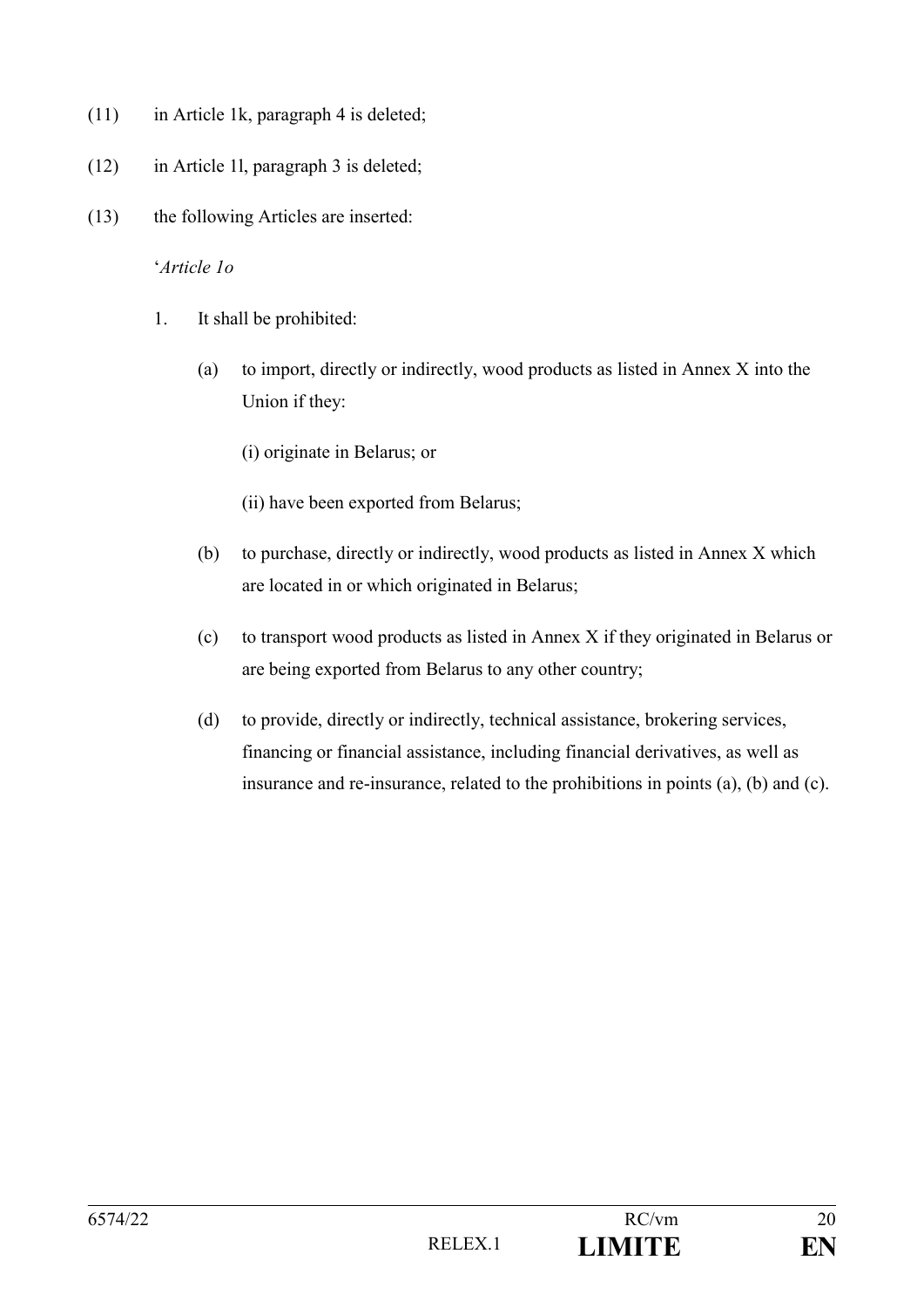(11) in Article 1k, paragraph 4 is deleted;

(12) in Article 1l, paragraph 3 is deleted;

(13) the following Articles are inserted:

'*Article 1o*

1. It shall be prohibited:

   (a) to import, directly or indirectly, wood products as listed in Annex X into the Union if they:

      (i) originate in Belarus; or

      (ii) have been exported from Belarus;

   (b) to purchase, directly or indirectly, wood products as listed in Annex X which are located in or which originated in Belarus;

   (c) to transport wood products as listed in Annex X if they originated in Belarus or are being exported from Belarus to any other country;

   (d) to provide, directly or indirectly, technical assistance, brokering services, financing or financial assistance, including financial derivatives, as well as insurance and re-insurance, related to the prohibitions in points (a), (b) and (c).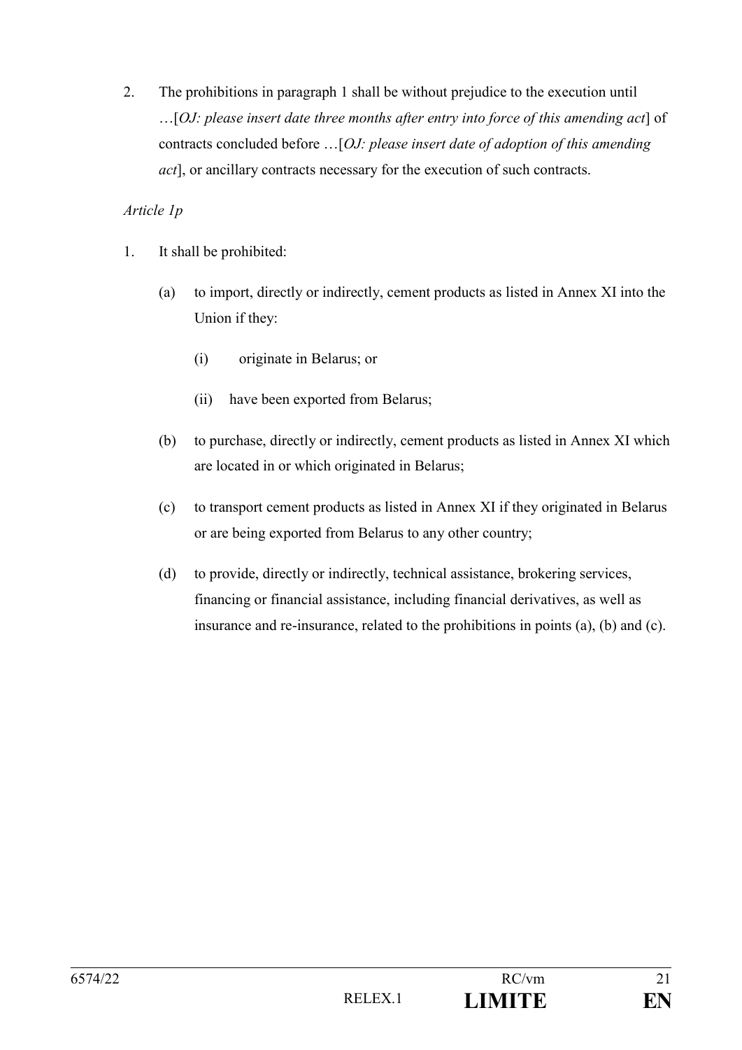2. The prohibitions in paragraph 1 shall be without prejudice to the execution until …[*OJ: please insert date three months after entry into force of this amending act*] of contracts concluded before …[*OJ: please insert date of adoption of this amending act*], or ancillary contracts necessary for the execution of such contracts.

*Article 1p*

1. It shall be prohibited:

   (a) to import, directly or indirectly, cement products as listed in Annex XI into the Union if they:

      (i) originate in Belarus; or

      (ii) have been exported from Belarus;

   (b) to purchase, directly or indirectly, cement products as listed in Annex XI which are located in or which originated in Belarus;

   (c) to transport cement products as listed in Annex XI if they originated in Belarus or are being exported from Belarus to any other country;

   (d) to provide, directly or indirectly, technical assistance, brokering services, financing or financial assistance, including financial derivatives, as well as insurance and re-insurance, related to the prohibitions in points (a), (b) and (c).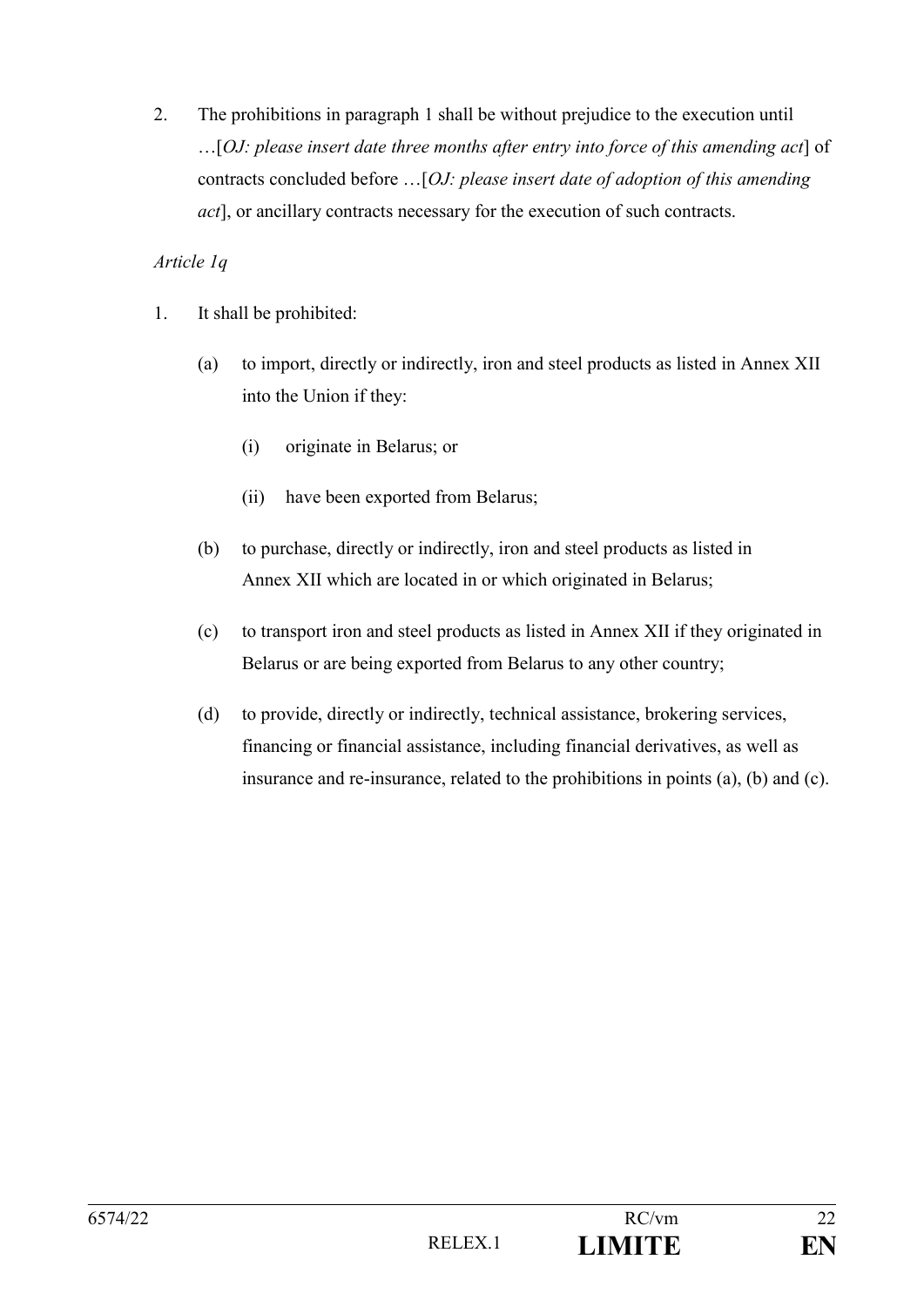2. The prohibitions in paragraph 1 shall be without prejudice to the execution until …[*OJ: please insert date three months after entry into force of this amending act*] of contracts concluded before …[*OJ: please insert date of adoption of this amending act*], or ancillary contracts necessary for the execution of such contracts.

*Article 1q*

1. It shall be prohibited:

   (a) to import, directly or indirectly, iron and steel products as listed in Annex XII into the Union if they:

      (i) originate in Belarus; or

      (ii) have been exported from Belarus;

   (b) to purchase, directly or indirectly, iron and steel products as listed in Annex XII which are located in or which originated in Belarus;

   (c) to transport iron and steel products as listed in Annex XII if they originated in Belarus or are being exported from Belarus to any other country;

   (d) to provide, directly or indirectly, technical assistance, brokering services, financing or financial assistance, including financial derivatives, as well as insurance and re-insurance, related to the prohibitions in points (a), (b) and (c).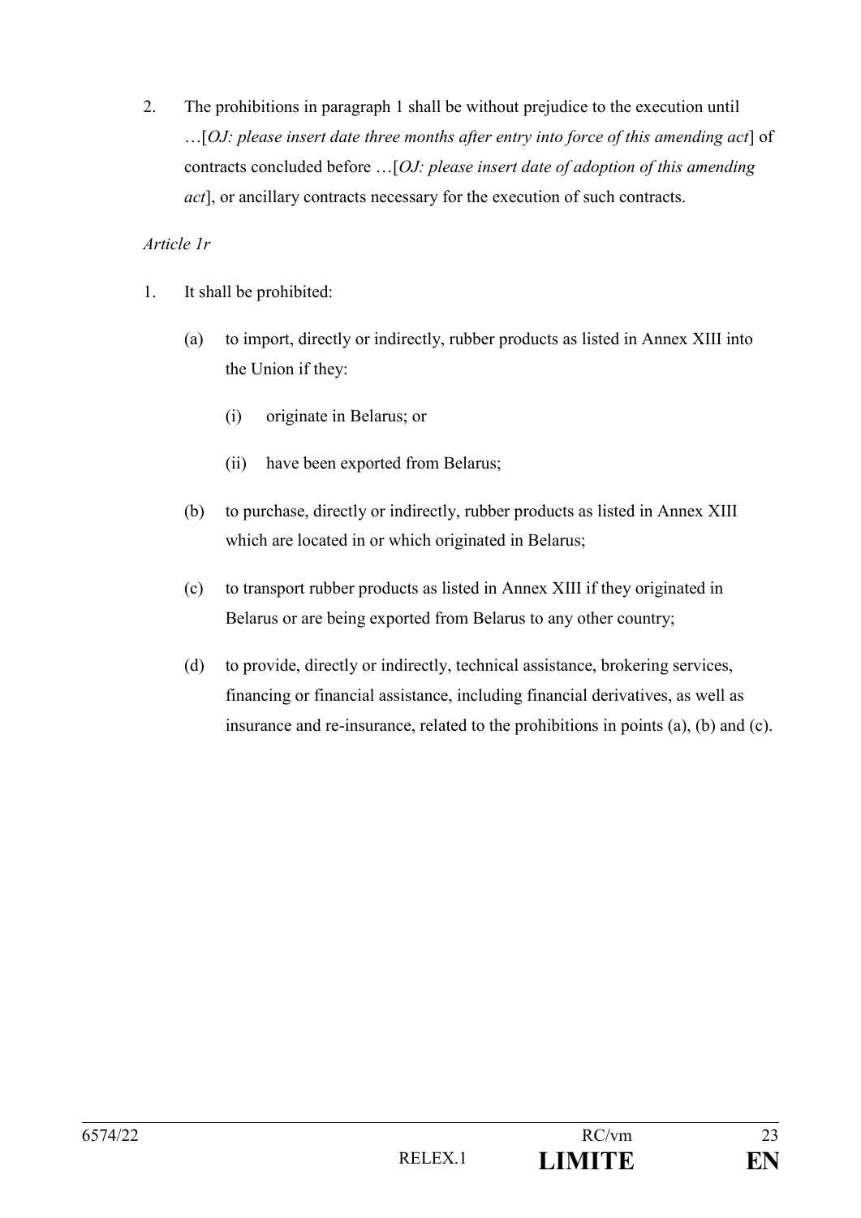2. The prohibitions in paragraph 1 shall be without prejudice to the execution until …[*OJ: please insert date three months after entry into force of this amending act*] of contracts concluded before …[*OJ: please insert date of adoption of this amending act*], or ancillary contracts necessary for the execution of such contracts.

*Article 1r*

1. It shall be prohibited:

   (a) to import, directly or indirectly, rubber products as listed in Annex XIII into the Union if they:

      (i) originate in Belarus; or

      (ii) have been exported from Belarus;

   (b) to purchase, directly or indirectly, rubber products as listed in Annex XIII which are located in or which originated in Belarus;

   (c) to transport rubber products as listed in Annex XIII if they originated in Belarus or are being exported from Belarus to any other country;

   (d) to provide, directly or indirectly, technical assistance, brokering services, financing or financial assistance, including financial derivatives, as well as insurance and re-insurance, related to the prohibitions in points (a), (b) and (c).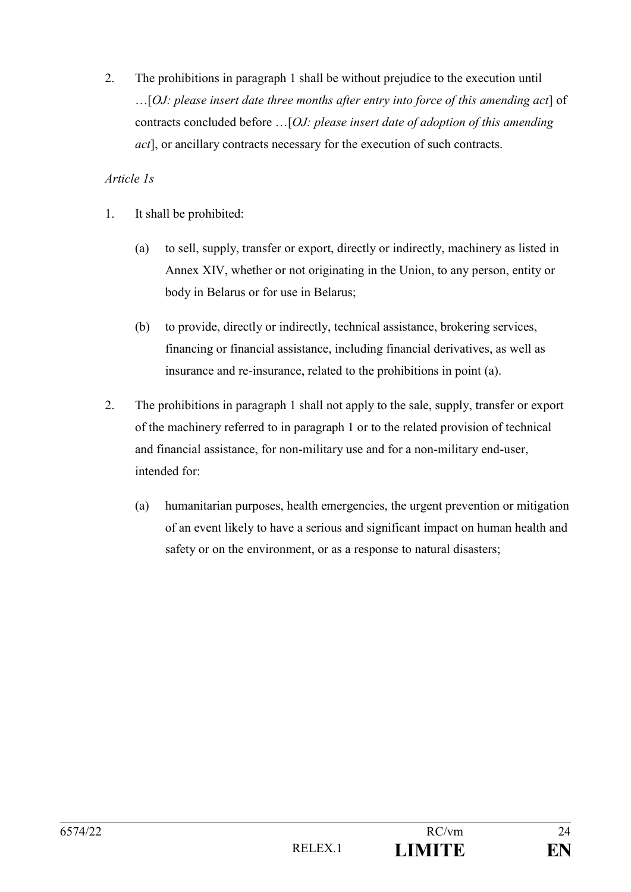2. The prohibitions in paragraph 1 shall be without prejudice to the execution until …[*OJ: please insert date three months after entry into force of this amending act*] of contracts concluded before …[*OJ: please insert date of adoption of this amending act*], or ancillary contracts necessary for the execution of such contracts.

*Article 1s*

1. It shall be prohibited:

   (a) to sell, supply, transfer or export, directly or indirectly, machinery as listed in Annex XIV, whether or not originating in the Union, to any person, entity or body in Belarus or for use in Belarus;

   (b) to provide, directly or indirectly, technical assistance, brokering services, financing or financial assistance, including financial derivatives, as well as insurance and re-insurance, related to the prohibitions in point (a).

2. The prohibitions in paragraph 1 shall not apply to the sale, supply, transfer or export of the machinery referred to in paragraph 1 or to the related provision of technical and financial assistance, for non-military use and for a non-military end-user, intended for:

   (a) humanitarian purposes, health emergencies, the urgent prevention or mitigation of an event likely to have a serious and significant impact on human health and safety or on the environment, or as a response to natural disasters;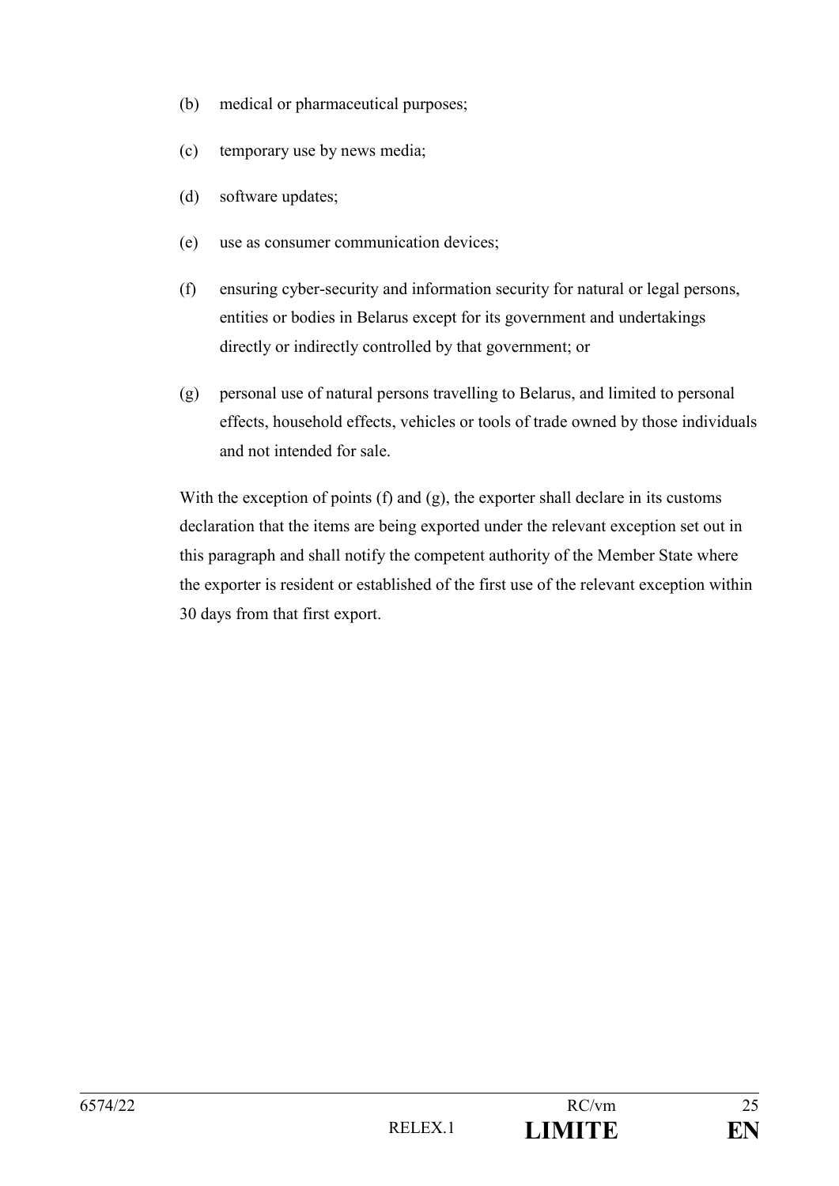(b) medical or pharmaceutical purposes;

(c) temporary use by news media;

(d) software updates;

(e) use as consumer communication devices;

(f) ensuring cyber-security and information security for natural or legal persons, entities or bodies in Belarus except for its government and undertakings directly or indirectly controlled by that government; or

(g) personal use of natural persons travelling to Belarus, and limited to personal effects, household effects, vehicles or tools of trade owned by those individuals and not intended for sale.

With the exception of points (f) and (g), the exporter shall declare in its customs declaration that the items are being exported under the relevant exception set out in this paragraph and shall notify the competent authority of the Member State where the exporter is resident or established of the first use of the relevant exception within 30 days from that first export.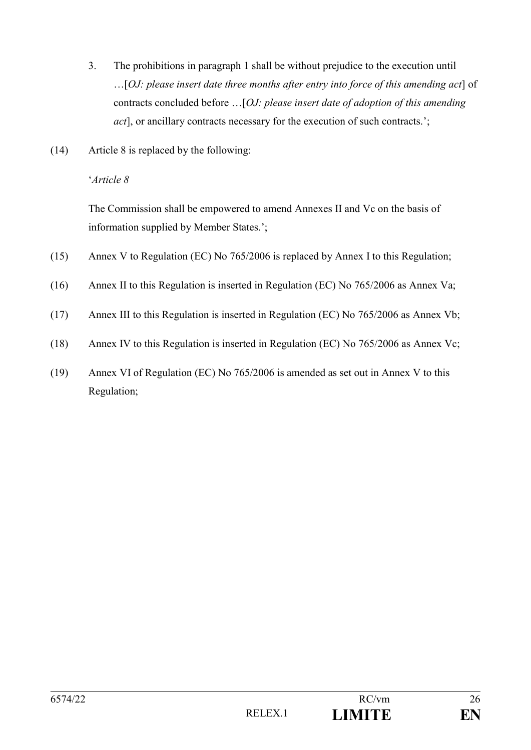3. The prohibitions in paragraph 1 shall be without prejudice to the execution until …[*OJ: please insert date three months after entry into force of this amending act*] of contracts concluded before …[*OJ: please insert date of adoption of this amending act*], or ancillary contracts necessary for the execution of such contracts.';

(14) Article 8 is replaced by the following:

'*Article 8*

The Commission shall be empowered to amend Annexes II and Vc on the basis of information supplied by Member States.';

(15) Annex V to Regulation (EC) No 765/2006 is replaced by Annex I to this Regulation;

(16) Annex II to this Regulation is inserted in Regulation (EC) No 765/2006 as Annex Va;

(17) Annex III to this Regulation is inserted in Regulation (EC) No 765/2006 as Annex Vb;

(18) Annex IV to this Regulation is inserted in Regulation (EC) No 765/2006 as Annex Vc;

(19) Annex VI of Regulation (EC) No 765/2006 is amended as set out in Annex V to this Regulation;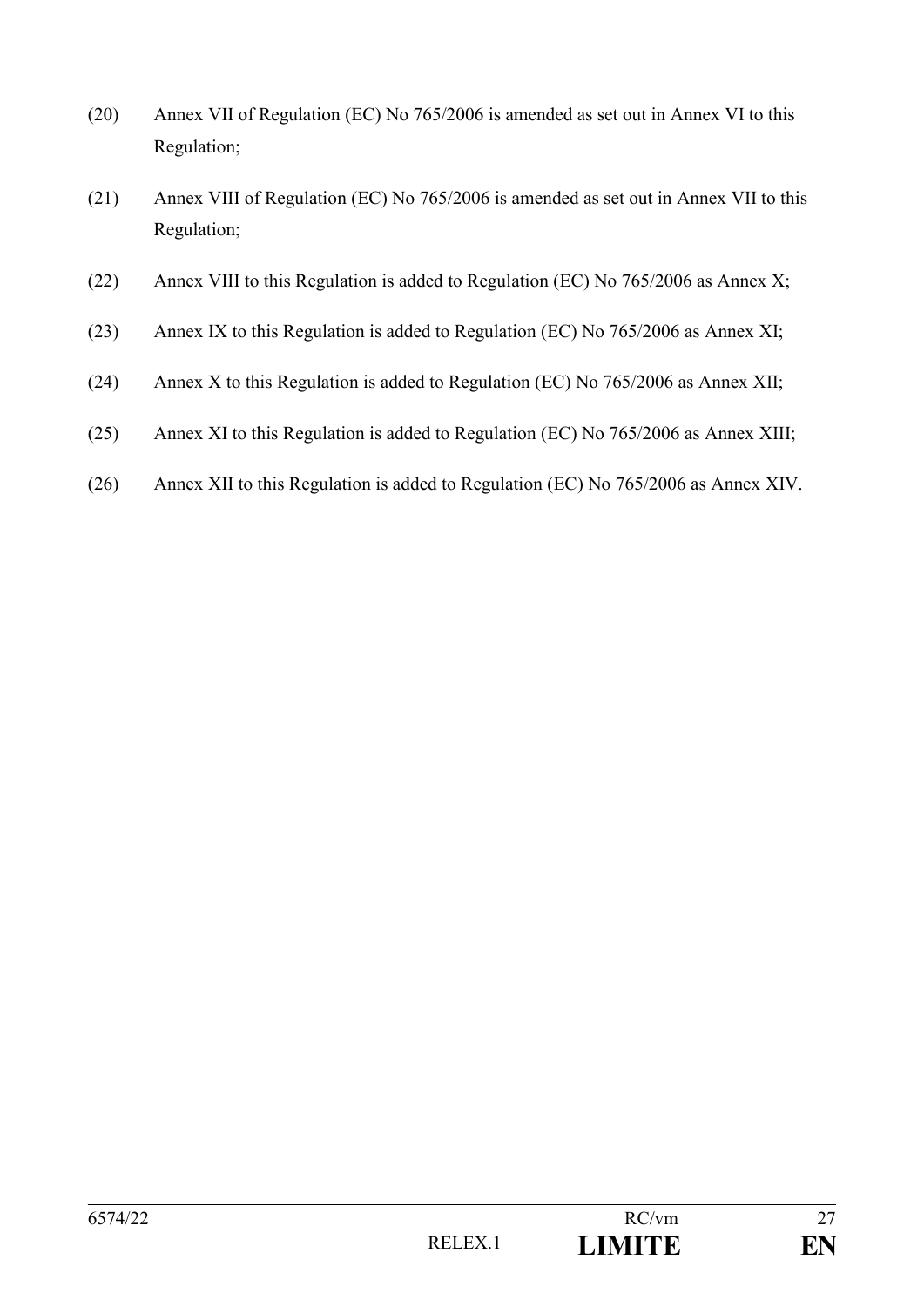(20) Annex VII of Regulation (EC) No 765/2006 is amended as set out in Annex VI to this Regulation;

(21) Annex VIII of Regulation (EC) No 765/2006 is amended as set out in Annex VII to this Regulation;

(22) Annex VIII to this Regulation is added to Regulation (EC) No 765/2006 as Annex X;

(23) Annex IX to this Regulation is added to Regulation (EC) No 765/2006 as Annex XI;

(24) Annex X to this Regulation is added to Regulation (EC) No 765/2006 as Annex XII;

(25) Annex XI to this Regulation is added to Regulation (EC) No 765/2006 as Annex XIII;

(26) Annex XII to this Regulation is added to Regulation (EC) No 765/2006 as Annex XIV.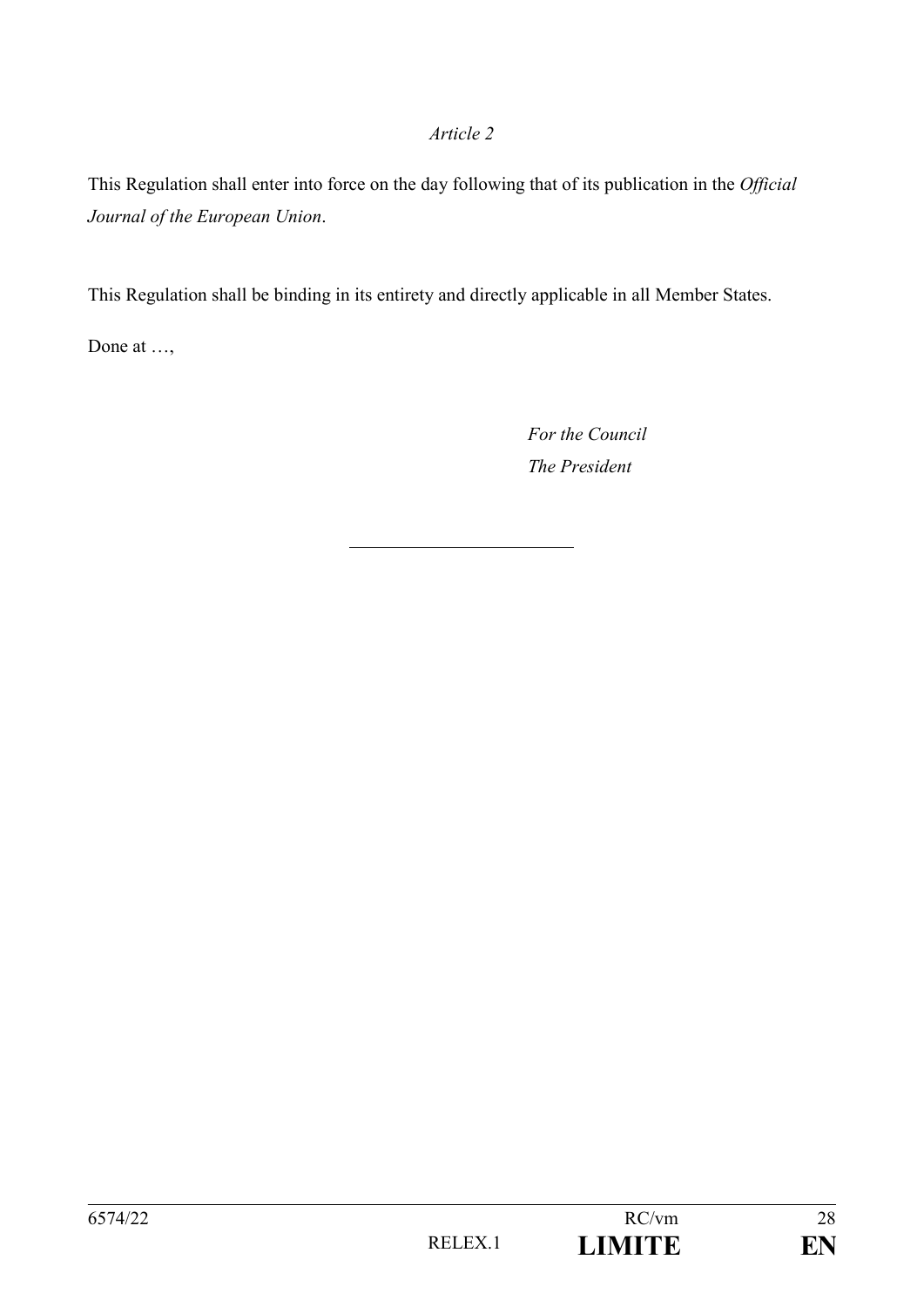*Article 2*

This Regulation shall enter into force on the day following that of its publication in the *Official Journal of the European Union*.

This Regulation shall be binding in its entirety and directly applicable in all Member States.

Done at …,

*For the Council*
*The President*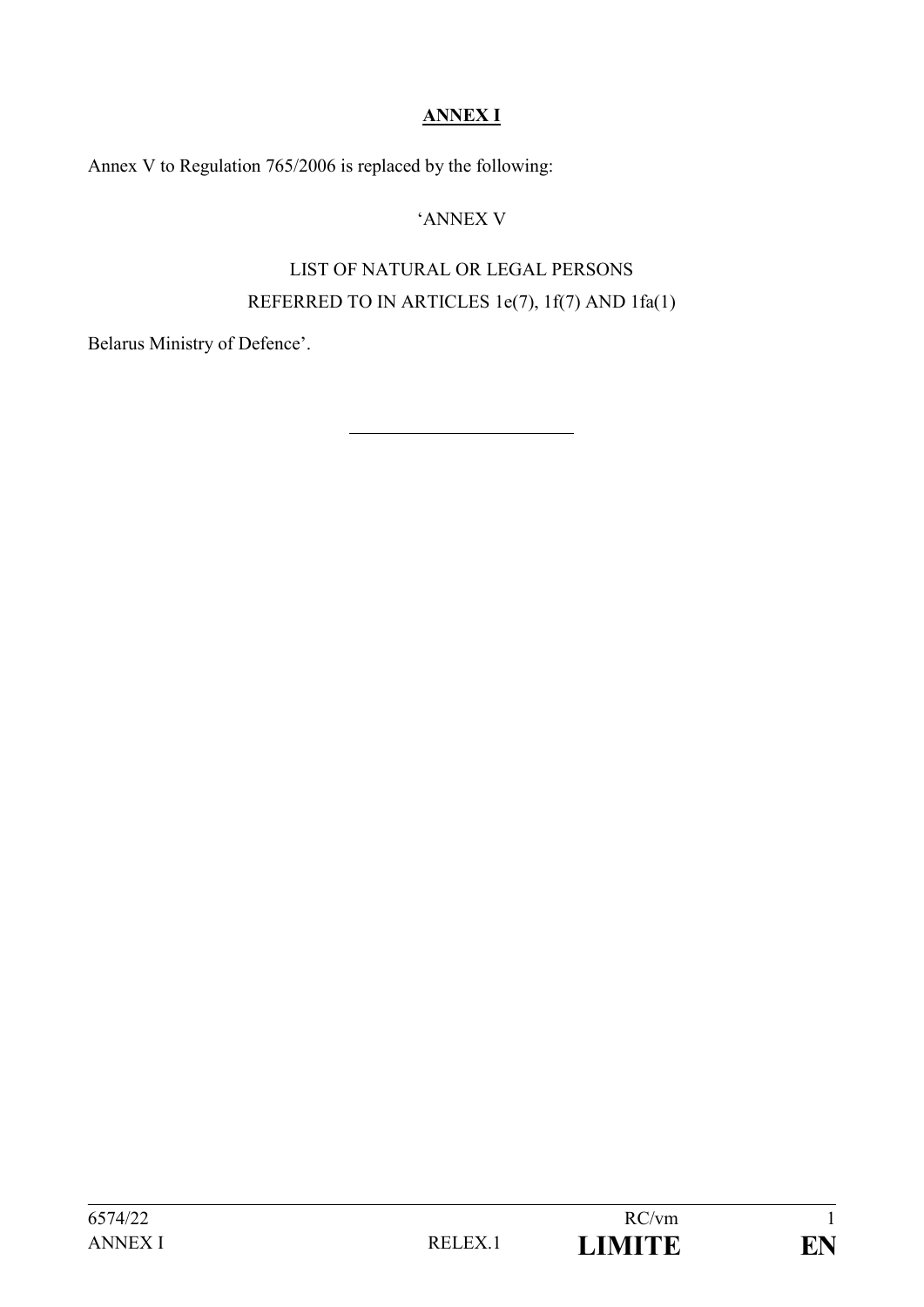# ANNEX I

Annex V to Regulation 765/2006 is replaced by the following:

'ANNEX V

LIST OF NATURAL OR LEGAL PERSONS
REFERRED TO IN ARTICLES 1e(7), 1f(7) AND 1fa(1)

Belarus Ministry of Defence'.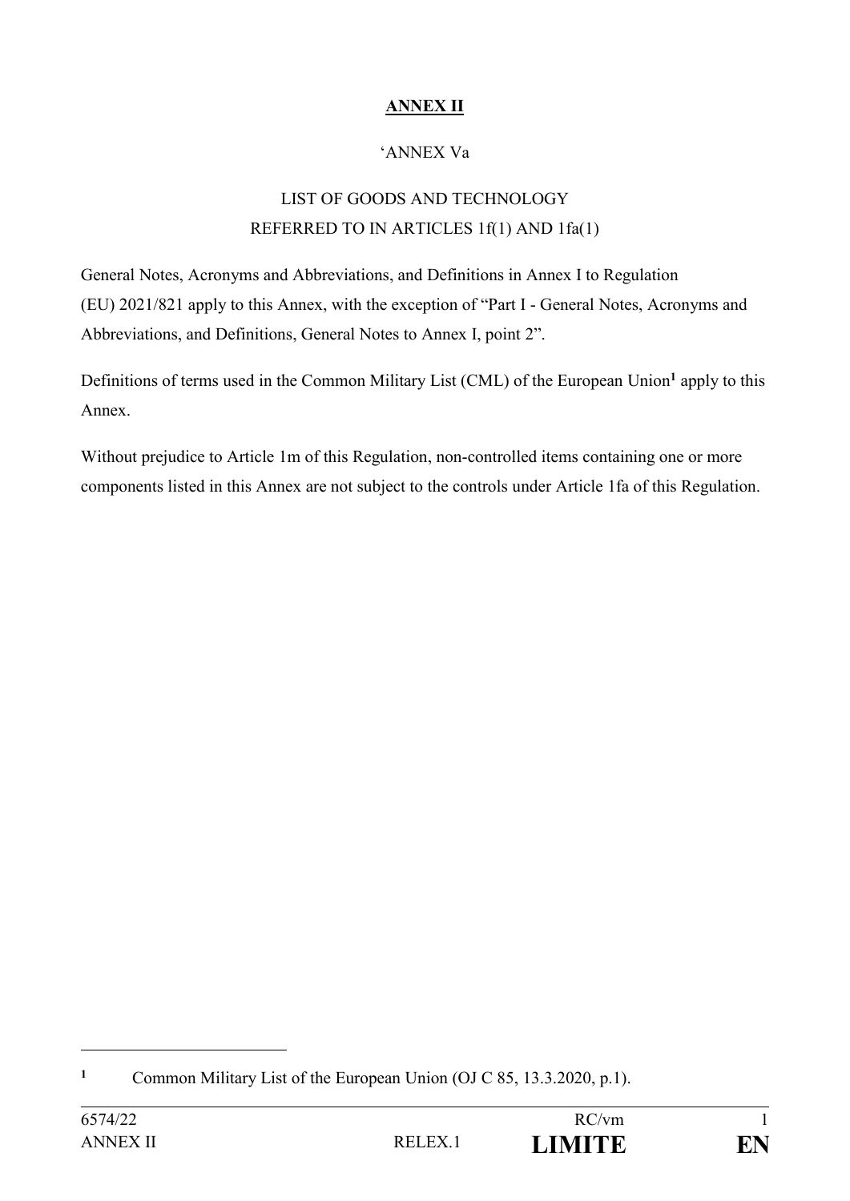**ANNEX II**

'ANNEX Va

LIST OF GOODS AND TECHNOLOGY
REFERRED TO IN ARTICLES 1f(1) AND 1fa(1)

General Notes, Acronyms and Abbreviations, and Definitions in Annex I to Regulation (EU) 2021/821 apply to this Annex, with the exception of "Part I - General Notes, Acronyms and Abbreviations, and Definitions, General Notes to Annex I, point 2".

Definitions of terms used in the Common Military List (CML) of the European Union[1] apply to this Annex.

Without prejudice to Article 1m of this Regulation, non-controlled items containing one or more components listed in this Annex are not subject to the controls under Article 1fa of this Regulation.

---

[1] Common Military List of the European Union (OJ C 85, 13.3.2020, p.1).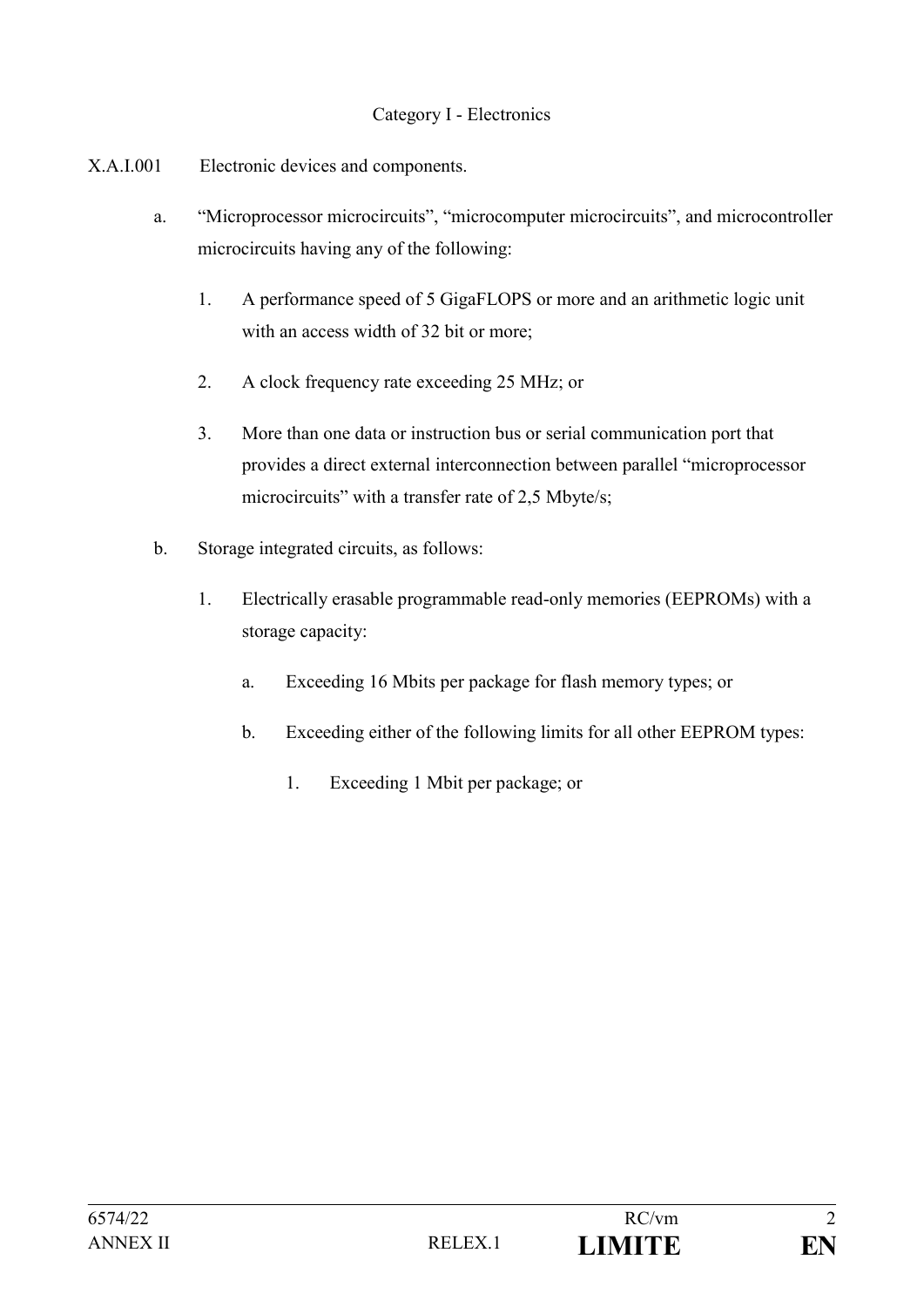Category I - Electronics

X.A.I.001 Electronic devices and components.

a. "Microprocessor microcircuits", "microcomputer microcircuits", and microcontroller microcircuits having any of the following:

   1. A performance speed of 5 GigaFLOPS or more and an arithmetic logic unit with an access width of 32 bit or more;

   2. A clock frequency rate exceeding 25 MHz; or

   3. More than one data or instruction bus or serial communication port that provides a direct external interconnection between parallel "microprocessor microcircuits" with a transfer rate of 2,5 Mbyte/s;

b. Storage integrated circuits, as follows:

   1. Electrically erasable programmable read-only memories (EEPROMs) with a storage capacity:

      a. Exceeding 16 Mbits per package for flash memory types; or

      b. Exceeding either of the following limits for all other EEPROM types:

         1. Exceeding 1 Mbit per package; or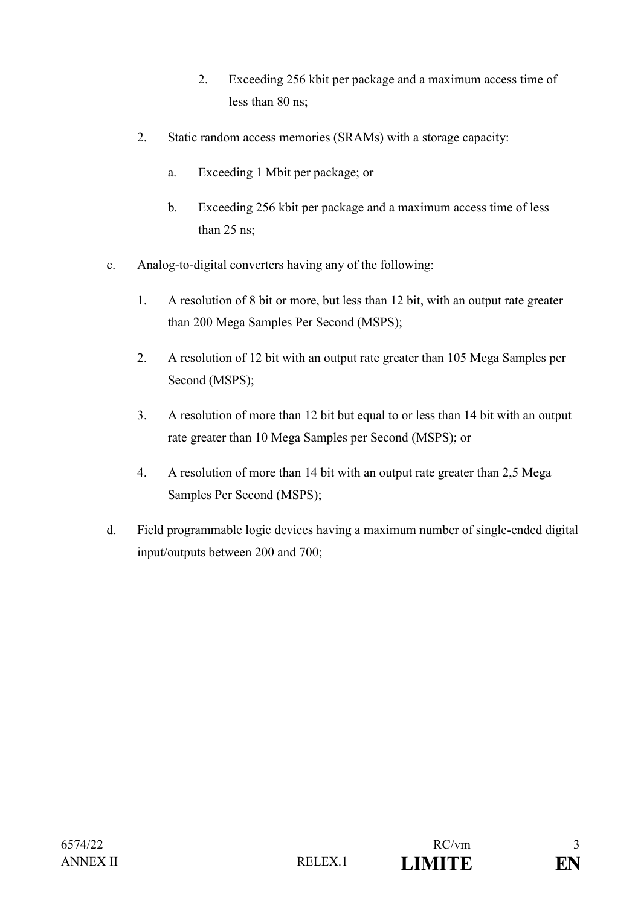2. Exceeding 256 kbit per package and a maximum access time of less than 80 ns;

2. Static random access memories (SRAMs) with a storage capacity:

   a. Exceeding 1 Mbit per package; or

   b. Exceeding 256 kbit per package and a maximum access time of less than 25 ns;

c. Analog-to-digital converters having any of the following:

   1. A resolution of 8 bit or more, but less than 12 bit, with an output rate greater than 200 Mega Samples Per Second (MSPS);

   2. A resolution of 12 bit with an output rate greater than 105 Mega Samples per Second (MSPS);

   3. A resolution of more than 12 bit but equal to or less than 14 bit with an output rate greater than 10 Mega Samples per Second (MSPS); or

   4. A resolution of more than 14 bit with an output rate greater than 2,5 Mega Samples Per Second (MSPS);

d. Field programmable logic devices having a maximum number of single-ended digital input/outputs between 200 and 700;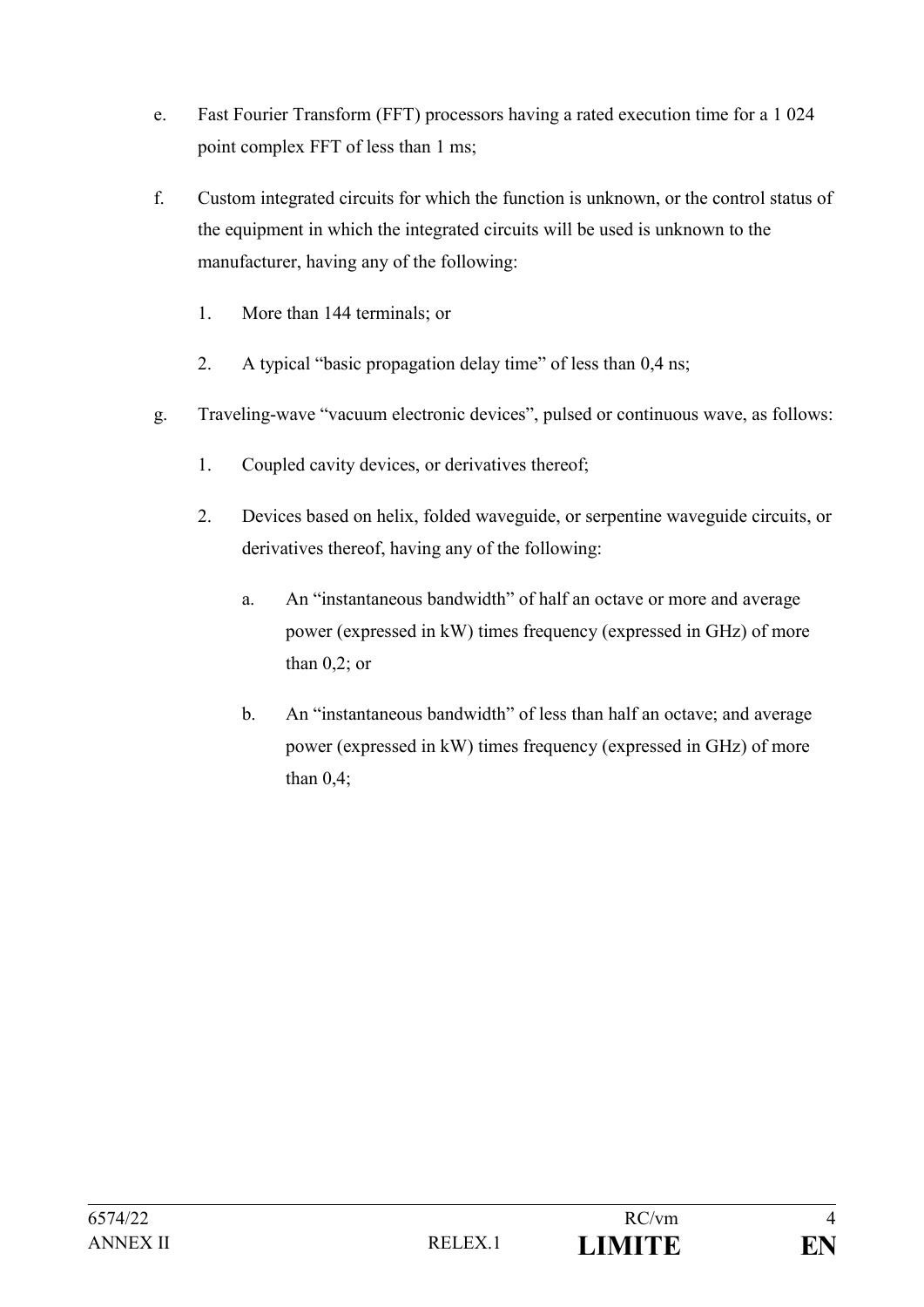e. Fast Fourier Transform (FFT) processors having a rated execution time for a 1 024 point complex FFT of less than 1 ms;

f. Custom integrated circuits for which the function is unknown, or the control status of the equipment in which the integrated circuits will be used is unknown to the manufacturer, having any of the following:

   1. More than 144 terminals; or

   2. A typical "basic propagation delay time" of less than 0,4 ns;

g. Traveling-wave "vacuum electronic devices", pulsed or continuous wave, as follows:

   1. Coupled cavity devices, or derivatives thereof;

   2. Devices based on helix, folded waveguide, or serpentine waveguide circuits, or derivatives thereof, having any of the following:

      a. An "instantaneous bandwidth" of half an octave or more and average power (expressed in kW) times frequency (expressed in GHz) of more than 0,2; or

      b. An "instantaneous bandwidth" of less than half an octave; and average power (expressed in kW) times frequency (expressed in GHz) of more than 0,4;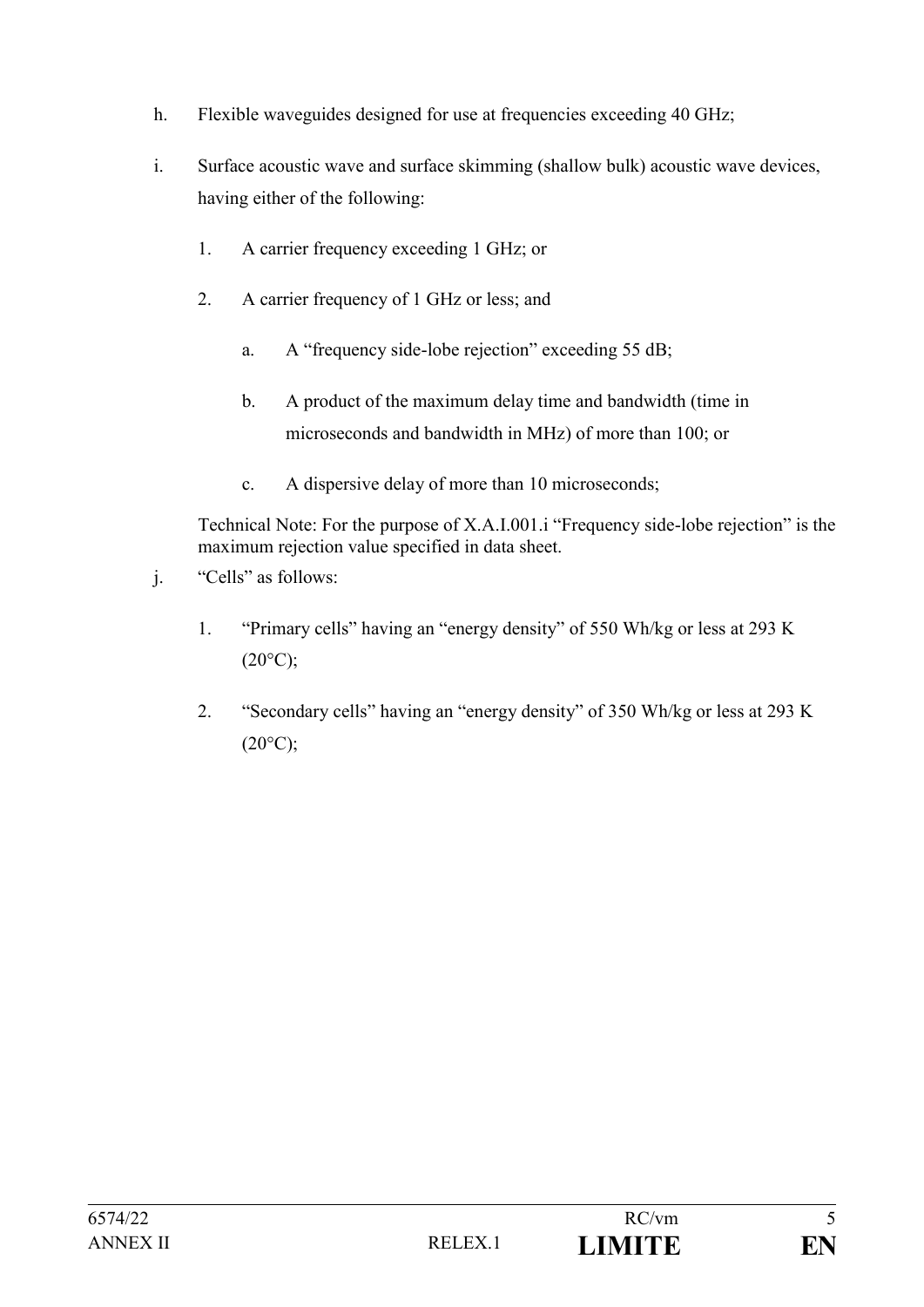h. Flexible waveguides designed for use at frequencies exceeding 40 GHz;

i. Surface acoustic wave and surface skimming (shallow bulk) acoustic wave devices, having either of the following:

   1. A carrier frequency exceeding 1 GHz; or

   2. A carrier frequency of 1 GHz or less; and

      a. A "frequency side-lobe rejection" exceeding 55 dB;

      b. A product of the maximum delay time and bandwidth (time in microseconds and bandwidth in MHz) of more than 100; or

      c. A dispersive delay of more than 10 microseconds;

   Technical Note: For the purpose of X.A.I.001.i "Frequency side-lobe rejection" is the maximum rejection value specified in data sheet.

j. "Cells" as follows:

   1. "Primary cells" having an "energy density" of 550 Wh/kg or less at 293 K (20°C);

   2. "Secondary cells" having an "energy density" of 350 Wh/kg or less at 293 K (20°C);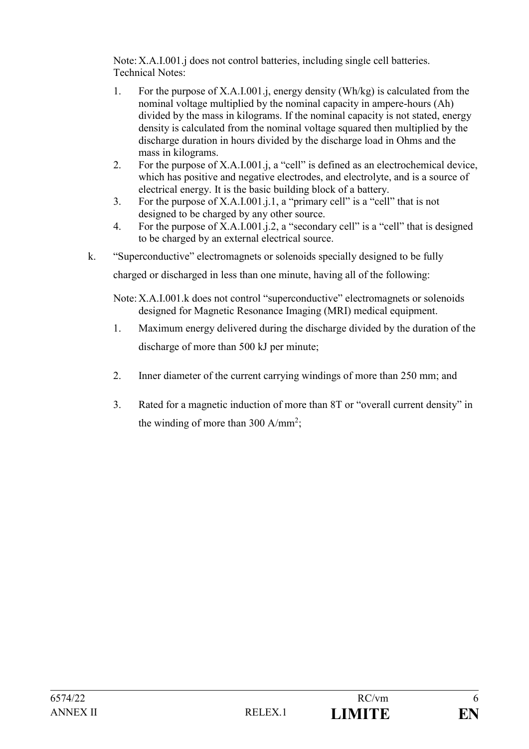Note: X.A.I.001.j does not control batteries, including single cell batteries.

Technical Notes:

1. For the purpose of X.A.I.001.j, energy density (Wh/kg) is calculated from the nominal voltage multiplied by the nominal capacity in ampere-hours (Ah) divided by the mass in kilograms. If the nominal capacity is not stated, energy density is calculated from the nominal voltage squared then multiplied by the discharge duration in hours divided by the discharge load in Ohms and the mass in kilograms.
2. For the purpose of X.A.I.001.j, a "cell" is defined as an electrochemical device, which has positive and negative electrodes, and electrolyte, and is a source of electrical energy. It is the basic building block of a battery.
3. For the purpose of X.A.I.001.j.1, a "primary cell" is a "cell" that is not designed to be charged by any other source.
4. For the purpose of X.A.I.001.j.2, a "secondary cell" is a "cell" that is designed to be charged by an external electrical source.

k. "Superconductive" electromagnets or solenoids specially designed to be fully charged or discharged in less than one minute, having all of the following:

Note: X.A.I.001.k does not control "superconductive" electromagnets or solenoids designed for Magnetic Resonance Imaging (MRI) medical equipment.

1. Maximum energy delivered during the discharge divided by the duration of the discharge of more than 500 kJ per minute;
2. Inner diameter of the current carrying windings of more than 250 mm; and
3. Rated for a magnetic induction of more than 8T or "overall current density" in the winding of more than 300 A/mm$^2$;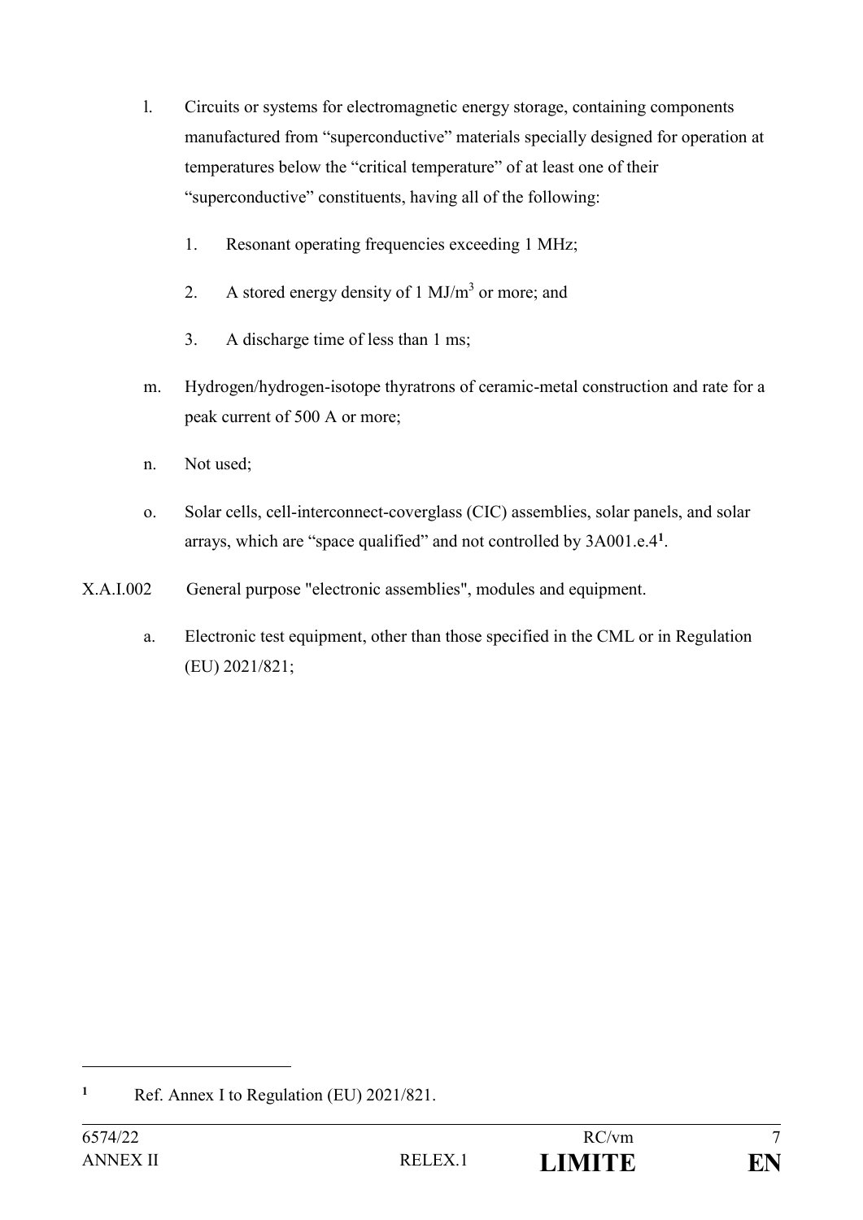l. Circuits or systems for electromagnetic energy storage, containing components manufactured from "superconductive" materials specially designed for operation at temperatures below the "critical temperature" of at least one of their "superconductive" constituents, having all of the following:

   1. Resonant operating frequencies exceeding 1 MHz;

   2. A stored energy density of 1 $MJ/m^3$ or more; and

   3. A discharge time of less than 1 ms;

m. Hydrogen/hydrogen-isotope thyratrons of ceramic-metal construction and rate for a peak current of 500 A or more;

n. Not used;

o. Solar cells, cell-interconnect-coverglass (CIC) assemblies, solar panels, and solar arrays, which are "space qualified" and not controlled by 3A001.e.4[1].

X.A.I.002 General purpose "electronic assemblies", modules and equipment.

a. Electronic test equipment, other than those specified in the CML or in Regulation (EU) 2021/821;

[1] Ref. Annex I to Regulation (EU) 2021/821.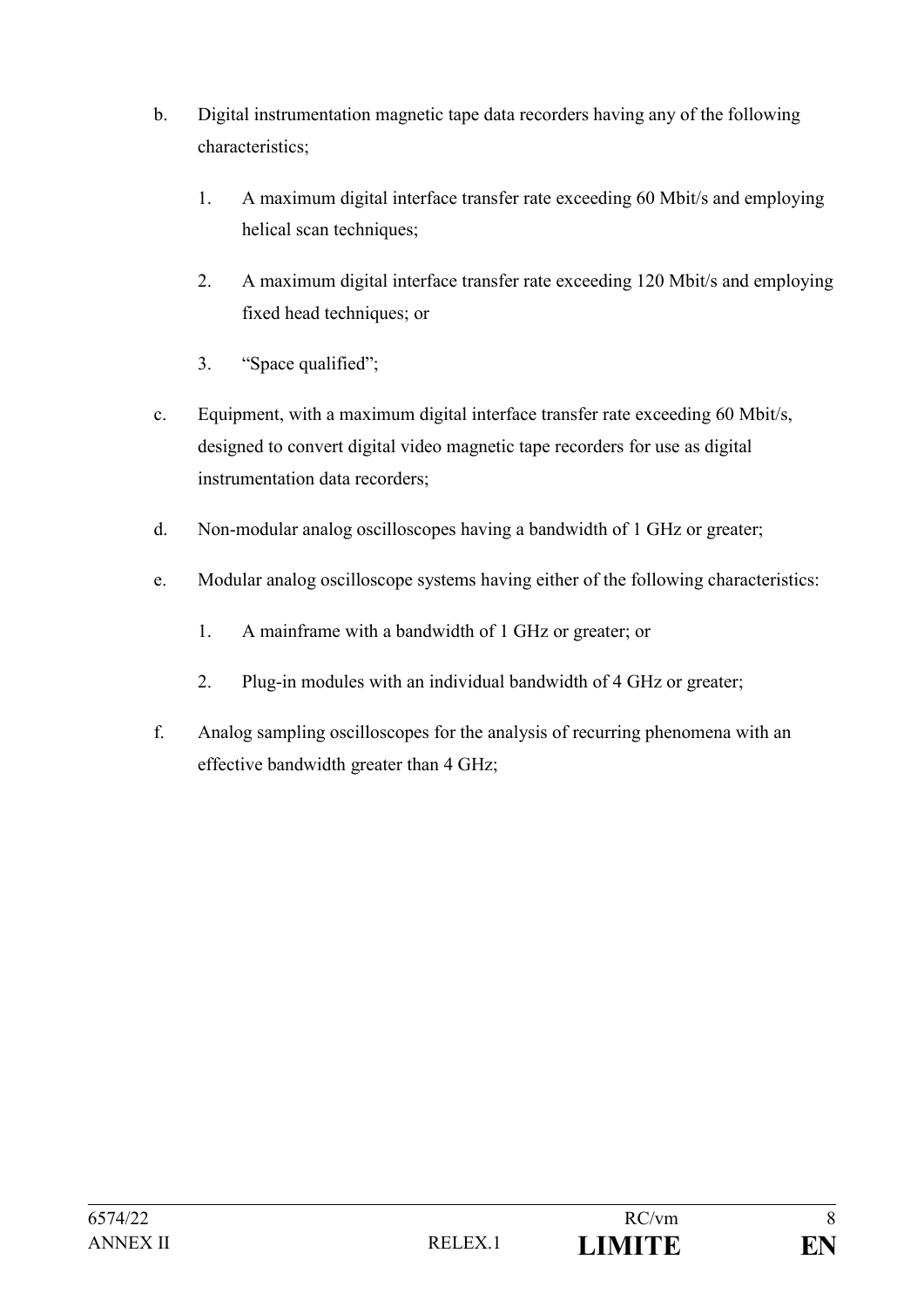b. Digital instrumentation magnetic tape data recorders having any of the following characteristics;

   1. A maximum digital interface transfer rate exceeding 60 Mbit/s and employing helical scan techniques;

   2. A maximum digital interface transfer rate exceeding 120 Mbit/s and employing fixed head techniques; or

   3. "Space qualified";

c. Equipment, with a maximum digital interface transfer rate exceeding 60 Mbit/s, designed to convert digital video magnetic tape recorders for use as digital instrumentation data recorders;

d. Non-modular analog oscilloscopes having a bandwidth of 1 GHz or greater;

e. Modular analog oscilloscope systems having either of the following characteristics:

   1. A mainframe with a bandwidth of 1 GHz or greater; or

   2. Plug-in modules with an individual bandwidth of 4 GHz or greater;

f. Analog sampling oscilloscopes for the analysis of recurring phenomena with an effective bandwidth greater than 4 GHz;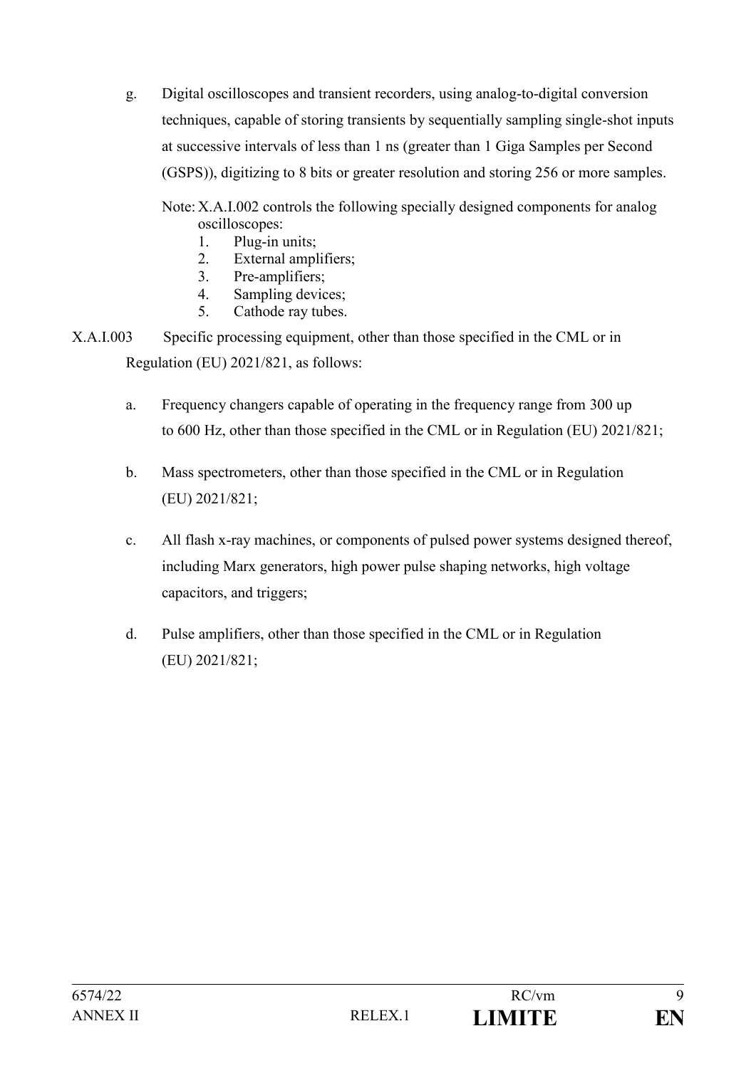g. Digital oscilloscopes and transient recorders, using analog-to-digital conversion techniques, capable of storing transients by sequentially sampling single-shot inputs at successive intervals of less than 1 ns (greater than 1 Giga Samples per Second (GSPS)), digitizing to 8 bits or greater resolution and storing 256 or more samples.

Note: X.A.I.002 controls the following specially designed components for analog oscilloscopes:

1. Plug-in units;
2. External amplifiers;
3. Pre-amplifiers;
4. Sampling devices;
5. Cathode ray tubes.

X.A.I.003 Specific processing equipment, other than those specified in the CML or in Regulation (EU) 2021/821, as follows:

a. Frequency changers capable of operating in the frequency range from 300 up to 600 Hz, other than those specified in the CML or in Regulation (EU) 2021/821;

b. Mass spectrometers, other than those specified in the CML or in Regulation (EU) 2021/821;

c. All flash x-ray machines, or components of pulsed power systems designed thereof, including Marx generators, high power pulse shaping networks, high voltage capacitors, and triggers;

d. Pulse amplifiers, other than those specified in the CML or in Regulation (EU) 2021/821;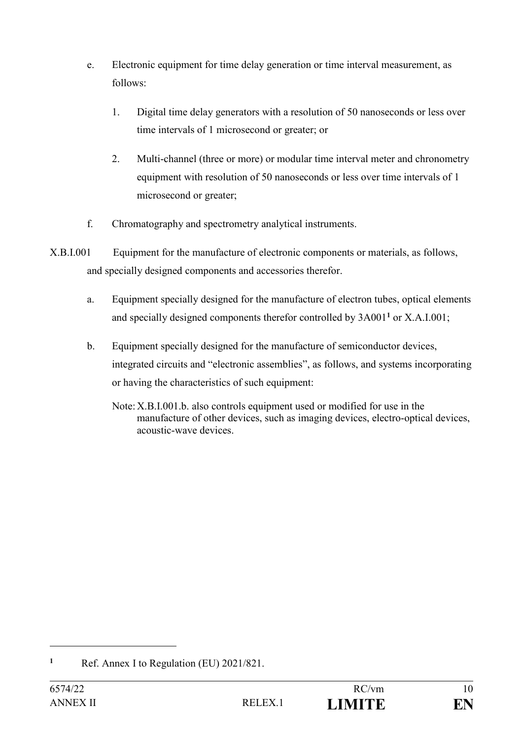e. Electronic equipment for time delay generation or time interval measurement, as follows:

   1. Digital time delay generators with a resolution of 50 nanoseconds or less over time intervals of 1 microsecond or greater; or

   2. Multi-channel (three or more) or modular time interval meter and chronometry equipment with resolution of 50 nanoseconds or less over time intervals of 1 microsecond or greater;

f. Chromatography and spectrometry analytical instruments.

X.B.I.001 Equipment for the manufacture of electronic components or materials, as follows, and specially designed components and accessories therefor.

a. Equipment specially designed for the manufacture of electron tubes, optical elements and specially designed components therefor controlled by 3A001[1] or X.A.I.001;

b. Equipment specially designed for the manufacture of semiconductor devices, integrated circuits and "electronic assemblies", as follows, and systems incorporating or having the characteristics of such equipment:

   Note: X.B.I.001.b. also controls equipment used or modified for use in the manufacture of other devices, such as imaging devices, electro-optical devices, acoustic-wave devices.

---

[1] Ref. Annex I to Regulation (EU) 2021/821.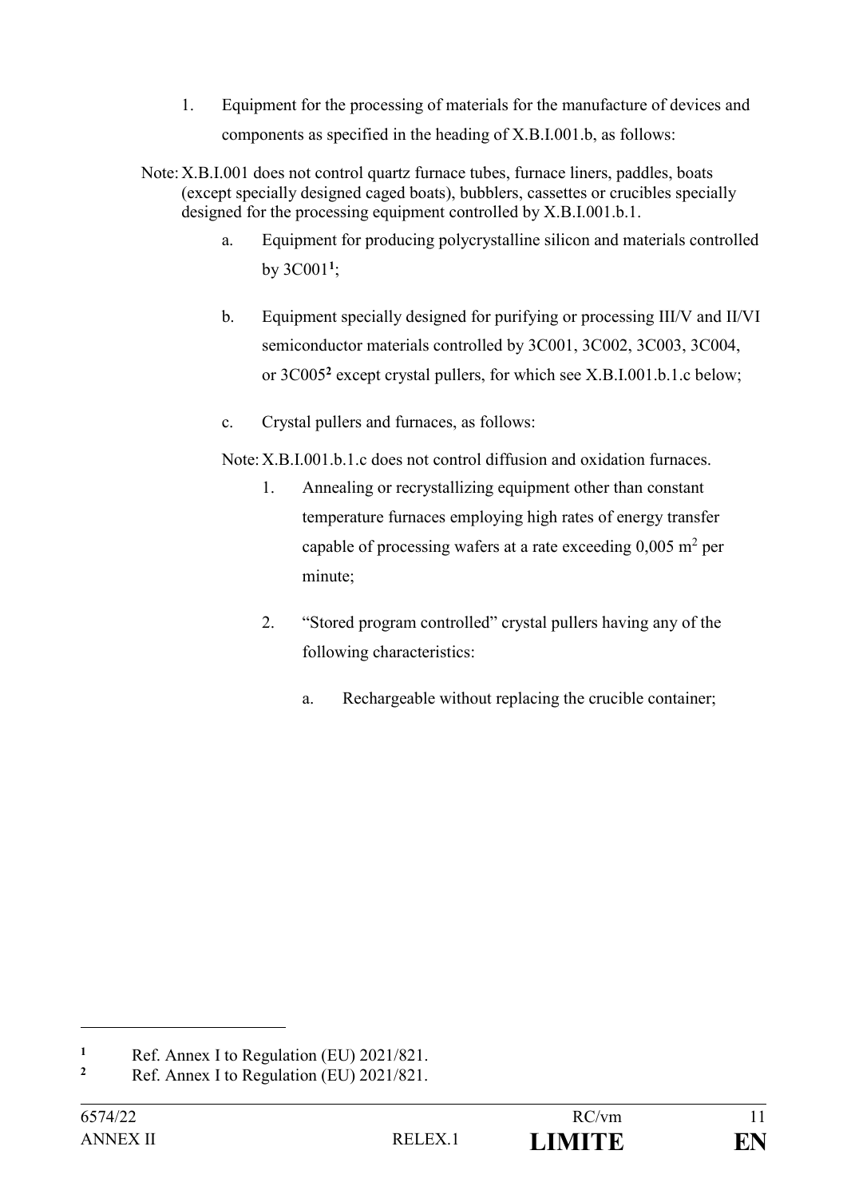1. Equipment for the processing of materials for the manufacture of devices and components as specified in the heading of X.B.I.001.b, as follows:

Note: X.B.I.001 does not control quartz furnace tubes, furnace liners, paddles, boats (except specially designed caged boats), bubblers, cassettes or crucibles specially designed for the processing equipment controlled by X.B.I.001.b.1.

   a. Equipment for producing polycrystalline silicon and materials controlled by 3C001[1];

   b. Equipment specially designed for purifying or processing III/V and II/VI semiconductor materials controlled by 3C001, 3C002, 3C003, 3C004, or 3C005[2] except crystal pullers, for which see X.B.I.001.b.1.c below;

   c. Crystal pullers and furnaces, as follows:

   Note: X.B.I.001.b.1.c does not control diffusion and oxidation furnaces.

      1. Annealing or recrystallizing equipment other than constant temperature furnaces employing high rates of energy transfer capable of processing wafers at a rate exceeding 0,005 $m^2$ per minute;

      2. "Stored program controlled" crystal pullers having any of the following characteristics:

         a. Rechargeable without replacing the crucible container;

---

[1] Ref. Annex I to Regulation (EU) 2021/821.

[2] Ref. Annex I to Regulation (EU) 2021/821.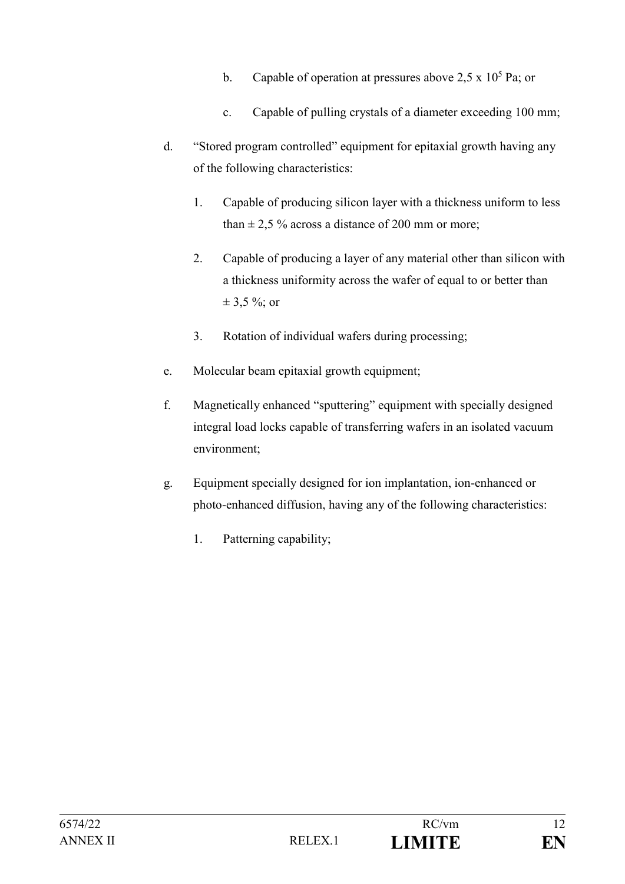b. Capable of operation at pressures above 2,5 x $10^5$ Pa; or

c. Capable of pulling crystals of a diameter exceeding 100 mm;

d. "Stored program controlled" equipment for epitaxial growth having any of the following characteristics:

1. Capable of producing silicon layer with a thickness uniform to less than ± 2,5 % across a distance of 200 mm or more;

2. Capable of producing a layer of any material other than silicon with a thickness uniformity across the wafer of equal to or better than ± 3,5 %; or

3. Rotation of individual wafers during processing;

e. Molecular beam epitaxial growth equipment;

f. Magnetically enhanced "sputtering" equipment with specially designed integral load locks capable of transferring wafers in an isolated vacuum environment;

g. Equipment specially designed for ion implantation, ion-enhanced or photo-enhanced diffusion, having any of the following characteristics:

1. Patterning capability;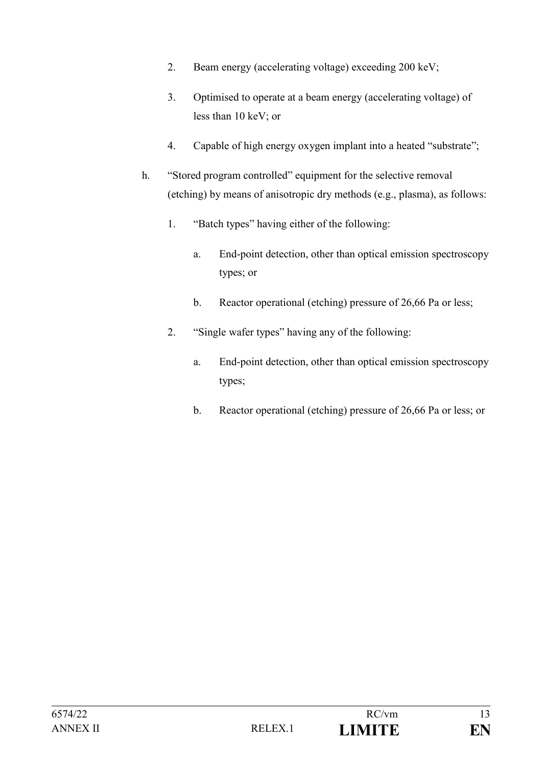2. Beam energy (accelerating voltage) exceeding 200 keV;

3. Optimised to operate at a beam energy (accelerating voltage) of less than 10 keV; or

4. Capable of high energy oxygen implant into a heated "substrate";

h. "Stored program controlled" equipment for the selective removal (etching) by means of anisotropic dry methods (e.g., plasma), as follows:

   1. "Batch types" having either of the following:

      a. End-point detection, other than optical emission spectroscopy types; or

      b. Reactor operational (etching) pressure of 26,66 Pa or less;

   2. "Single wafer types" having any of the following:

      a. End-point detection, other than optical emission spectroscopy types;

      b. Reactor operational (etching) pressure of 26,66 Pa or less; or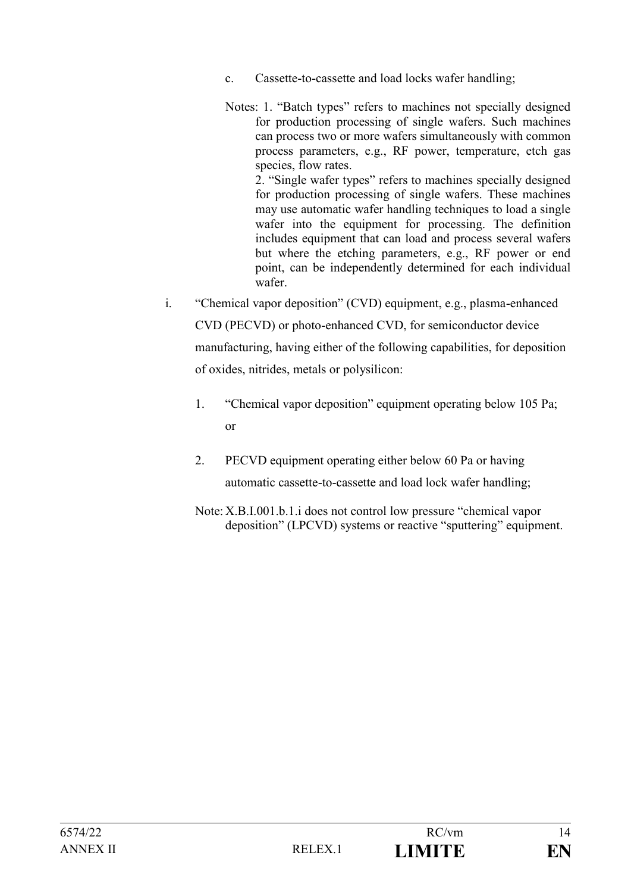c. Cassette-to-cassette and load locks wafer handling;

Notes: 1. "Batch types" refers to machines not specially designed for production processing of single wafers. Such machines can process two or more wafers simultaneously with common process parameters, e.g., RF power, temperature, etch gas species, flow rates.

2. "Single wafer types" refers to machines specially designed for production processing of single wafers. These machines may use automatic wafer handling techniques to load a single wafer into the equipment for processing. The definition includes equipment that can load and process several wafers but where the etching parameters, e.g., RF power or end point, can be independently determined for each individual wafer.

i. "Chemical vapor deposition" (CVD) equipment, e.g., plasma-enhanced CVD (PECVD) or photo-enhanced CVD, for semiconductor device manufacturing, having either of the following capabilities, for deposition of oxides, nitrides, metals or polysilicon:

1. "Chemical vapor deposition" equipment operating below 105 Pa; or

2. PECVD equipment operating either below 60 Pa or having automatic cassette-to-cassette and load lock wafer handling;

Note: X.B.I.001.b.1.i does not control low pressure "chemical vapor deposition" (LPCVD) systems or reactive "sputtering" equipment.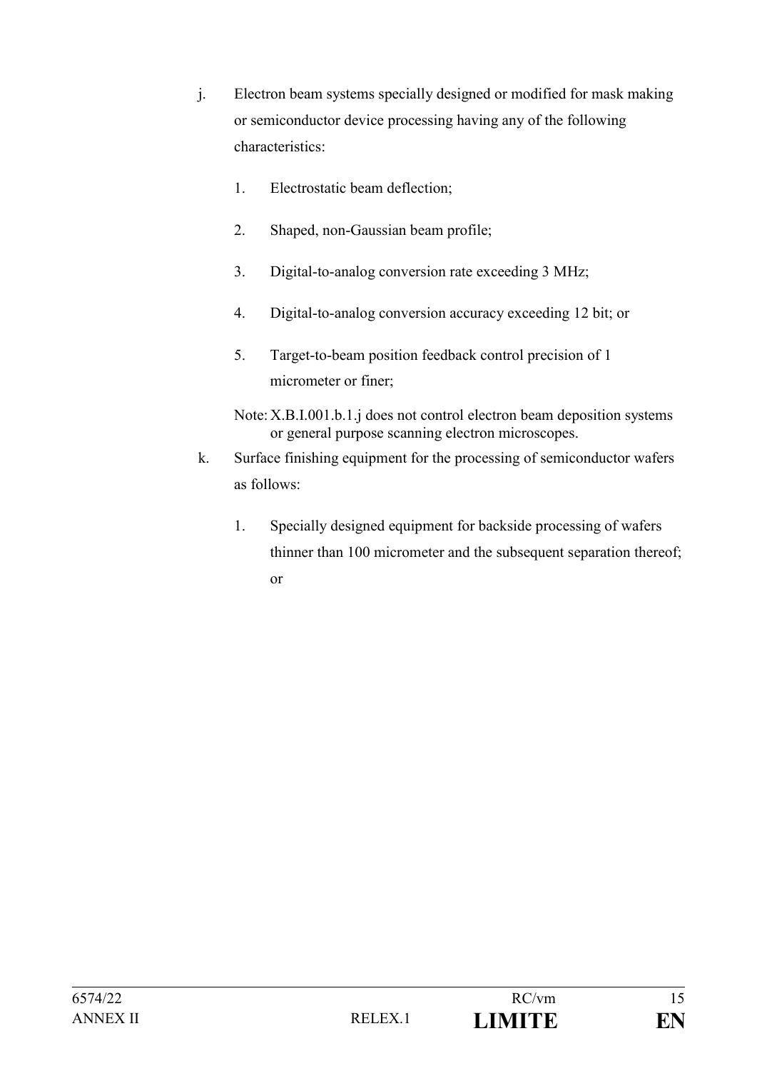j. Electron beam systems specially designed or modified for mask making or semiconductor device processing having any of the following characteristics:

   1. Electrostatic beam deflection;

   2. Shaped, non-Gaussian beam profile;

   3. Digital-to-analog conversion rate exceeding 3 MHz;

   4. Digital-to-analog conversion accuracy exceeding 12 bit; or

   5. Target-to-beam position feedback control precision of 1 micrometer or finer;

   Note: X.B.I.001.b.1.j does not control electron beam deposition systems or general purpose scanning electron microscopes.

k. Surface finishing equipment for the processing of semiconductor wafers as follows:

   1. Specially designed equipment for backside processing of wafers thinner than 100 micrometer and the subsequent separation thereof; or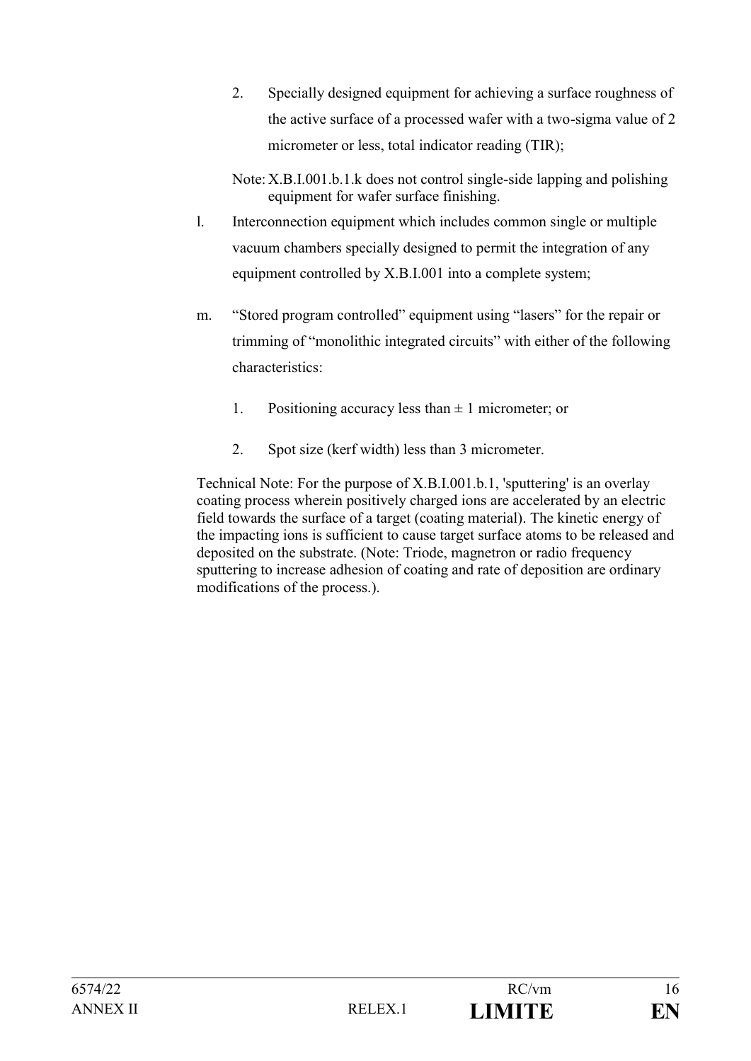2. Specially designed equipment for achieving a surface roughness of the active surface of a processed wafer with a two-sigma value of 2 micrometer or less, total indicator reading (TIR);

Note: X.B.I.001.b.1.k does not control single-side lapping and polishing equipment for wafer surface finishing.

l. Interconnection equipment which includes common single or multiple vacuum chambers specially designed to permit the integration of any equipment controlled by X.B.I.001 into a complete system;

m. "Stored program controlled" equipment using "lasers" for the repair or trimming of "monolithic integrated circuits" with either of the following characteristics:

1. Positioning accuracy less than ± 1 micrometer; or

2. Spot size (kerf width) less than 3 micrometer.

Technical Note: For the purpose of X.B.I.001.b.1, 'sputtering' is an overlay coating process wherein positively charged ions are accelerated by an electric field towards the surface of a target (coating material). The kinetic energy of the impacting ions is sufficient to cause target surface atoms to be released and deposited on the substrate. (Note: Triode, magnetron or radio frequency sputtering to increase adhesion of coating and rate of deposition are ordinary modifications of the process.).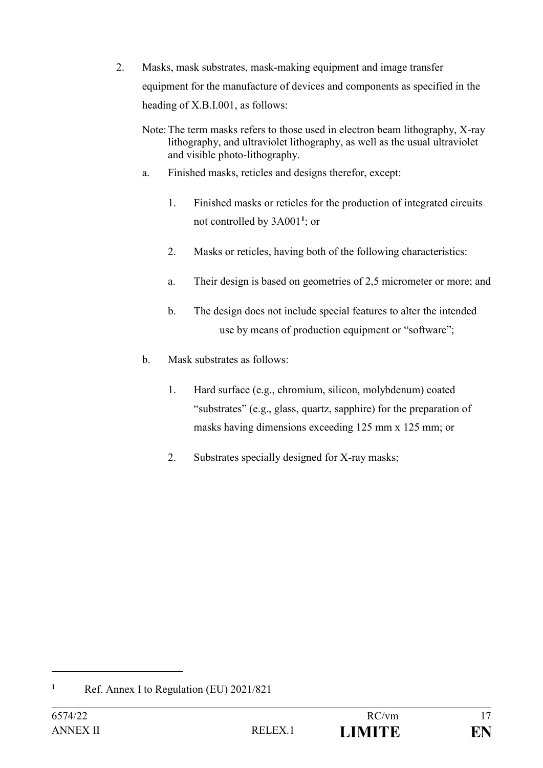2. Masks, mask substrates, mask-making equipment and image transfer equipment for the manufacture of devices and components as specified in the heading of X.B.I.001, as follows:

   Note: The term masks refers to those used in electron beam lithography, X-ray lithography, and ultraviolet lithography, as well as the usual ultraviolet and visible photo-lithography.

   a. Finished masks, reticles and designs therefor, except:

      1. Finished masks or reticles for the production of integrated circuits not controlled by 3A001[1]; or

      2. Masks or reticles, having both of the following characteristics:

      a. Their design is based on geometries of 2,5 micrometer or more; and

      b. The design does not include special features to alter the intended use by means of production equipment or "software";

   b. Mask substrates as follows:

      1. Hard surface (e.g., chromium, silicon, molybdenum) coated "substrates" (e.g., glass, quartz, sapphire) for the preparation of masks having dimensions exceeding 125 mm x 125 mm; or

      2. Substrates specially designed for X-ray masks;

---

[1] Ref. Annex I to Regulation (EU) 2021/821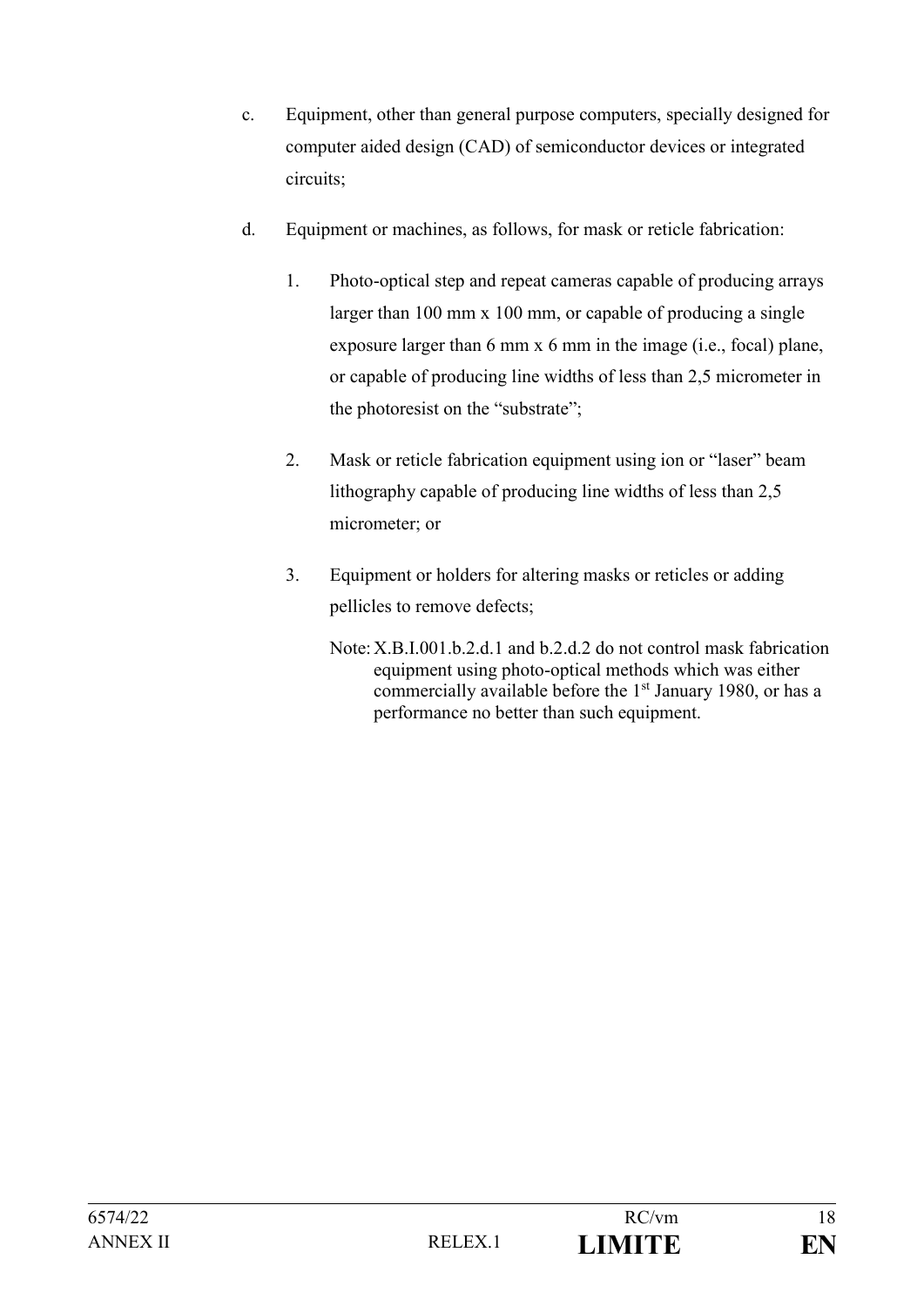c. Equipment, other than general purpose computers, specially designed for computer aided design (CAD) of semiconductor devices or integrated circuits;

d. Equipment or machines, as follows, for mask or reticle fabrication:

   1. Photo-optical step and repeat cameras capable of producing arrays larger than 100 mm x 100 mm, or capable of producing a single exposure larger than 6 mm x 6 mm in the image (i.e., focal) plane, or capable of producing line widths of less than 2,5 micrometer in the photoresist on the "substrate";

   2. Mask or reticle fabrication equipment using ion or "laser" beam lithography capable of producing line widths of less than 2,5 micrometer; or

   3. Equipment or holders for altering masks or reticles or adding pellicles to remove defects;

      Note: X.B.I.001.b.2.d.1 and b.2.d.2 do not control mask fabrication equipment using photo-optical methods which was either commercially available before the 1st January 1980, or has a performance no better than such equipment.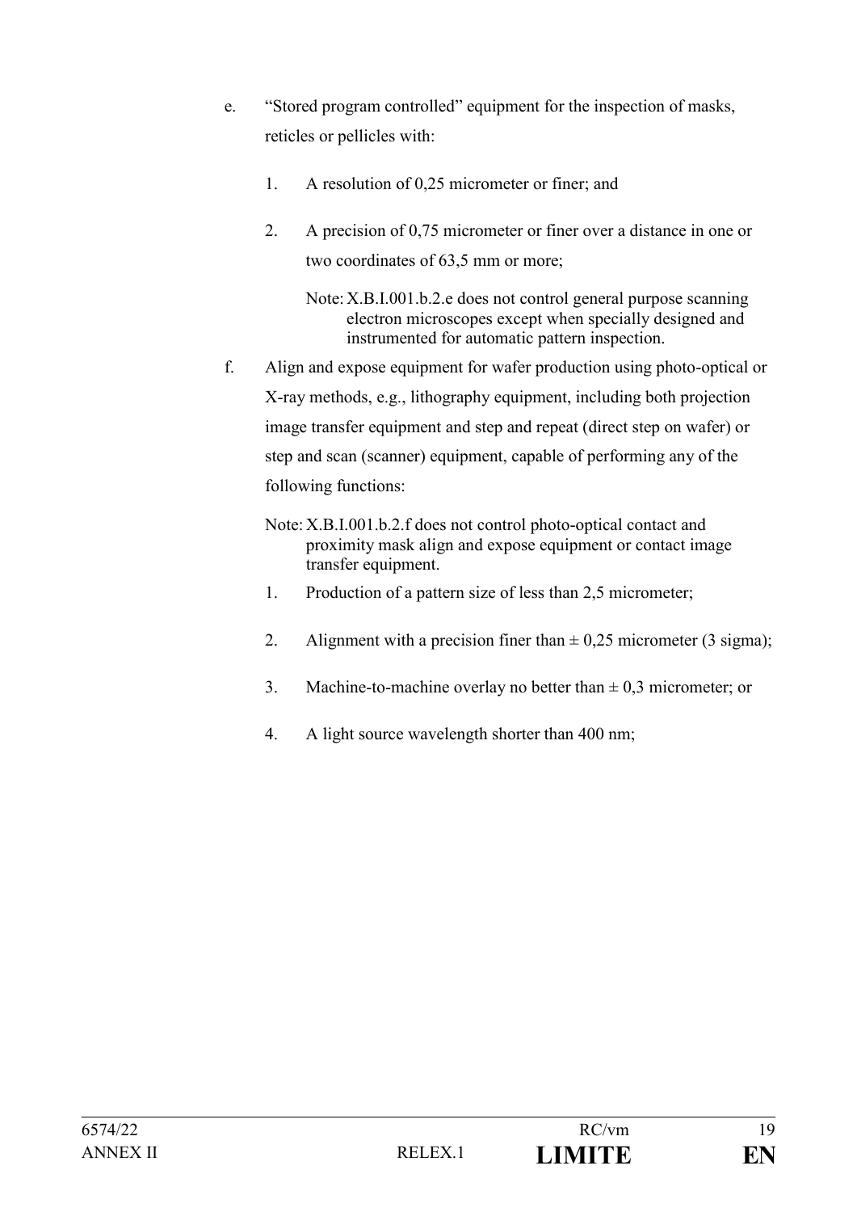e. "Stored program controlled" equipment for the inspection of masks, reticles or pellicles with:

   1. A resolution of 0,25 micrometer or finer; and

   2. A precision of 0,75 micrometer or finer over a distance in one or two coordinates of 63,5 mm or more;

      Note: X.B.I.001.b.2.e does not control general purpose scanning electron microscopes except when specially designed and instrumented for automatic pattern inspection.

f. Align and expose equipment for wafer production using photo-optical or X-ray methods, e.g., lithography equipment, including both projection image transfer equipment and step and repeat (direct step on wafer) or step and scan (scanner) equipment, capable of performing any of the following functions:

   Note: X.B.I.001.b.2.f does not control photo-optical contact and proximity mask align and expose equipment or contact image transfer equipment.

   1. Production of a pattern size of less than 2,5 micrometer;

   2. Alignment with a precision finer than ± 0,25 micrometer (3 sigma);

   3. Machine-to-machine overlay no better than ± 0,3 micrometer; or

   4. A light source wavelength shorter than 400 nm;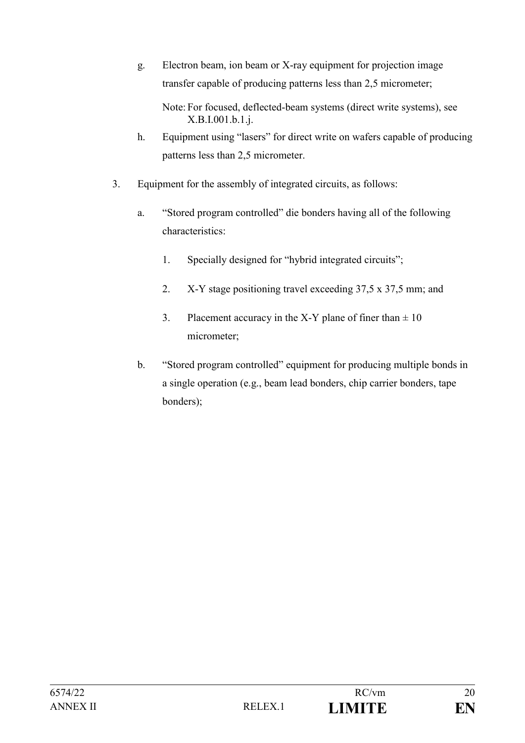g. Electron beam, ion beam or X-ray equipment for projection image transfer capable of producing patterns less than 2,5 micrometer;

   Note: For focused, deflected-beam systems (direct write systems), see X.B.I.001.b.1.j.

h. Equipment using "lasers" for direct write on wafers capable of producing patterns less than 2,5 micrometer.

3. Equipment for the assembly of integrated circuits, as follows:

   a. "Stored program controlled" die bonders having all of the following characteristics:

      1. Specially designed for "hybrid integrated circuits";

      2. X-Y stage positioning travel exceeding 37,5 x 37,5 mm; and

      3. Placement accuracy in the X-Y plane of finer than ± 10 micrometer;

   b. "Stored program controlled" equipment for producing multiple bonds in a single operation (e.g., beam lead bonders, chip carrier bonders, tape bonders);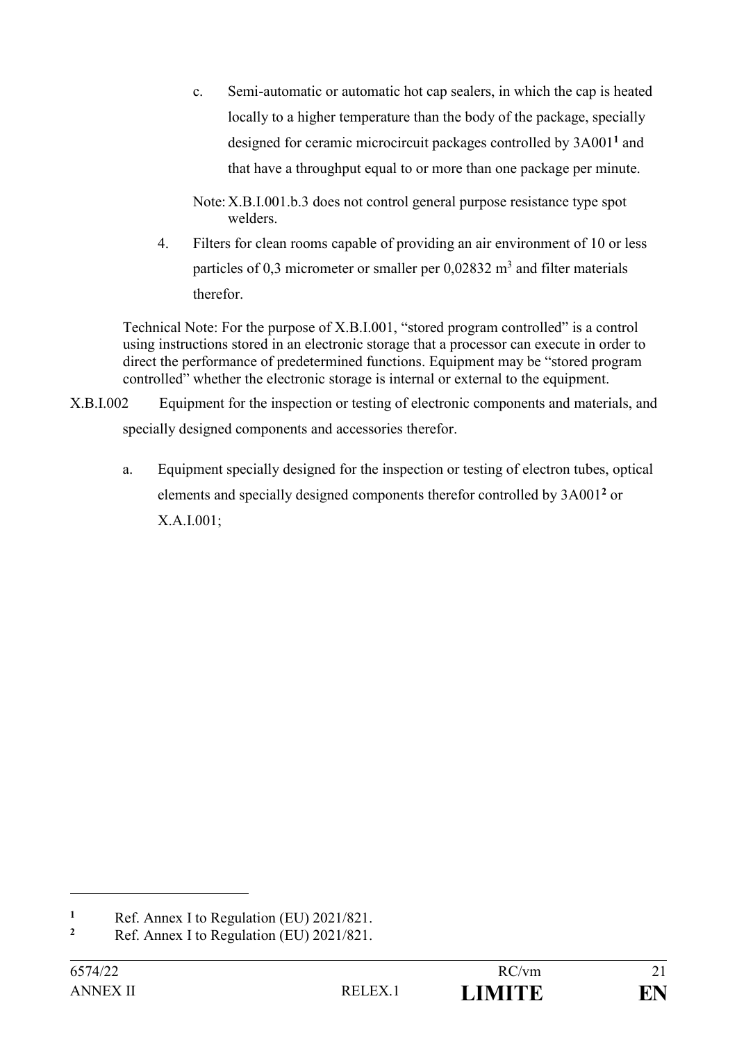c. Semi-automatic or automatic hot cap sealers, in which the cap is heated locally to a higher temperature than the body of the package, specially designed for ceramic microcircuit packages controlled by 3A001[1] and that have a throughput equal to or more than one package per minute.

Note: X.B.I.001.b.3 does not control general purpose resistance type spot welders.

4. Filters for clean rooms capable of providing an air environment of 10 or less particles of 0,3 micrometer or smaller per 0,02832 $m^3$ and filter materials therefor.

Technical Note: For the purpose of X.B.I.001, "stored program controlled" is a control using instructions stored in an electronic storage that a processor can execute in order to direct the performance of predetermined functions. Equipment may be "stored program controlled" whether the electronic storage is internal or external to the equipment.

X.B.I.002 Equipment for the inspection or testing of electronic components and materials, and specially designed components and accessories therefor.

a. Equipment specially designed for the inspection or testing of electron tubes, optical elements and specially designed components therefor controlled by 3A001[2] or X.A.I.001;

---

[1] Ref. Annex I to Regulation (EU) 2021/821.

[2] Ref. Annex I to Regulation (EU) 2021/821.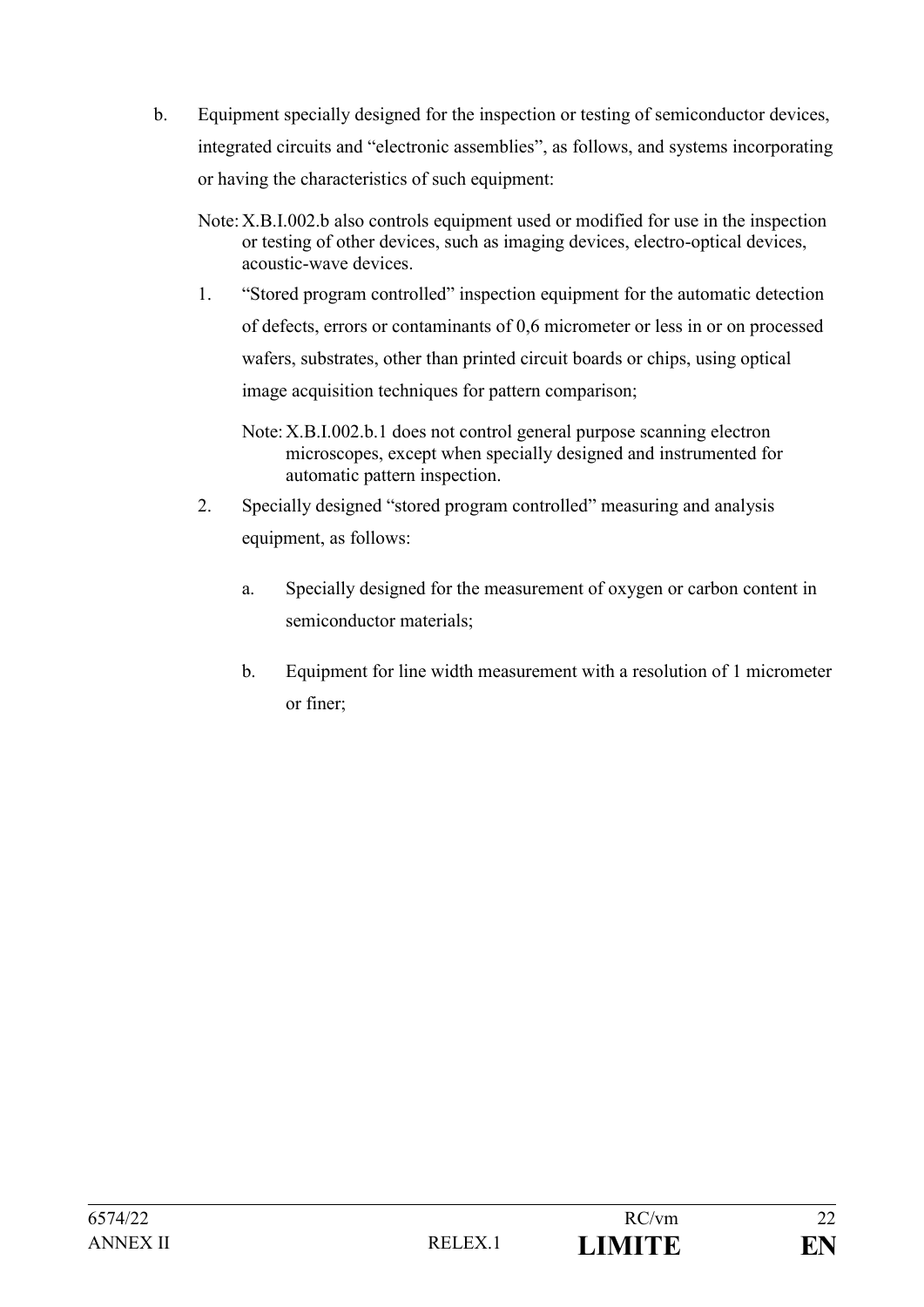b. Equipment specially designed for the inspection or testing of semiconductor devices, integrated circuits and "electronic assemblies", as follows, and systems incorporating or having the characteristics of such equipment:

   Note: X.B.I.002.b also controls equipment used or modified for use in the inspection or testing of other devices, such as imaging devices, electro-optical devices, acoustic-wave devices.

   1. "Stored program controlled" inspection equipment for the automatic detection of defects, errors or contaminants of 0,6 micrometer or less in or on processed wafers, substrates, other than printed circuit boards or chips, using optical image acquisition techniques for pattern comparison;

      Note: X.B.I.002.b.1 does not control general purpose scanning electron microscopes, except when specially designed and instrumented for automatic pattern inspection.

   2. Specially designed "stored program controlled" measuring and analysis equipment, as follows:

      a. Specially designed for the measurement of oxygen or carbon content in semiconductor materials;

      b. Equipment for line width measurement with a resolution of 1 micrometer or finer;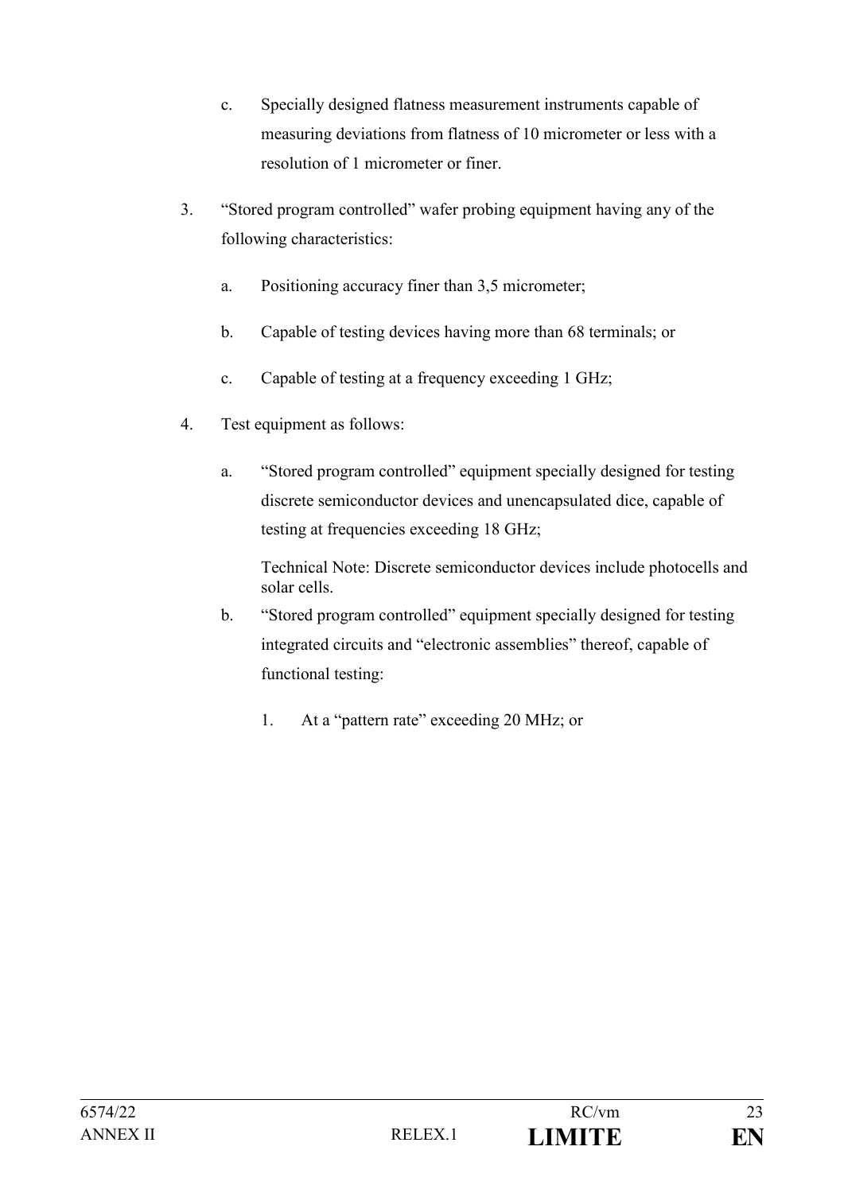c. Specially designed flatness measurement instruments capable of measuring deviations from flatness of 10 micrometer or less with a resolution of 1 micrometer or finer.

3. "Stored program controlled" wafer probing equipment having any of the following characteristics:

   a. Positioning accuracy finer than 3,5 micrometer;

   b. Capable of testing devices having more than 68 terminals; or

   c. Capable of testing at a frequency exceeding 1 GHz;

4. Test equipment as follows:

   a. "Stored program controlled" equipment specially designed for testing discrete semiconductor devices and unencapsulated dice, capable of testing at frequencies exceeding 18 GHz;

      Technical Note: Discrete semiconductor devices include photocells and solar cells.

   b. "Stored program controlled" equipment specially designed for testing integrated circuits and "electronic assemblies" thereof, capable of functional testing:

      1. At a "pattern rate" exceeding 20 MHz; or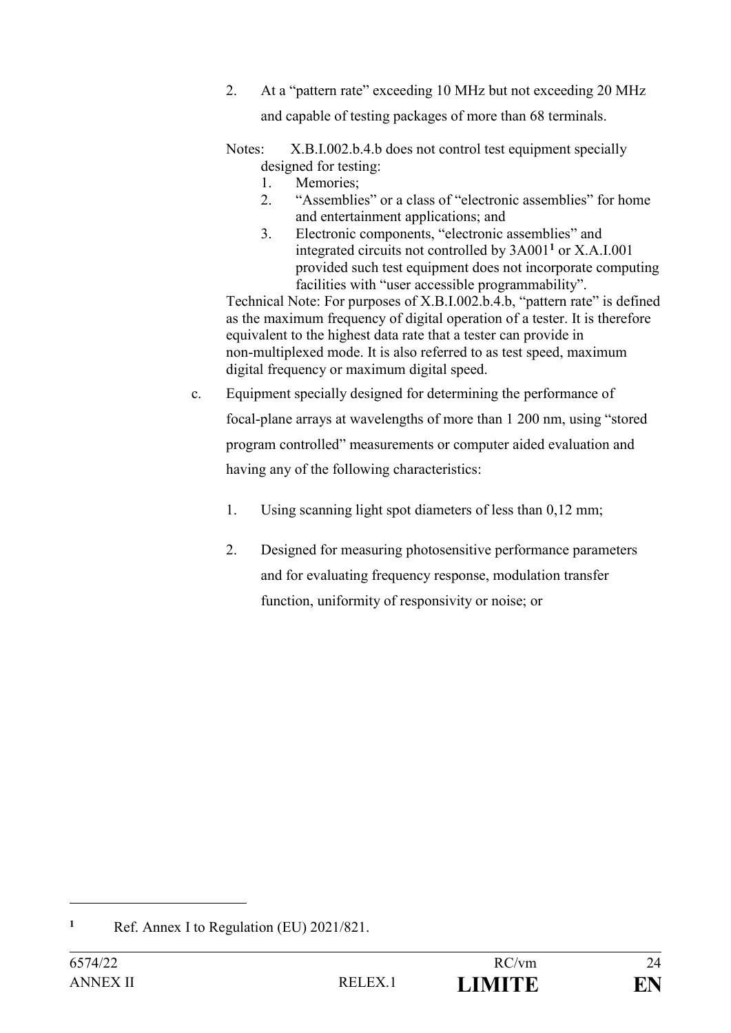2. At a "pattern rate" exceeding 10 MHz but not exceeding 20 MHz and capable of testing packages of more than 68 terminals.

Notes: X.B.I.002.b.4.b does not control test equipment specially designed for testing:

1. Memories;
2. "Assemblies" or a class of "electronic assemblies" for home and entertainment applications; and
3. Electronic components, "electronic assemblies" and integrated circuits not controlled by 3A001[1] or X.A.I.001 provided such test equipment does not incorporate computing facilities with "user accessible programmability".

Technical Note: For purposes of X.B.I.002.b.4.b, "pattern rate" is defined as the maximum frequency of digital operation of a tester. It is therefore equivalent to the highest data rate that a tester can provide in non-multiplexed mode. It is also referred to as test speed, maximum digital frequency or maximum digital speed.

c. Equipment specially designed for determining the performance of focal-plane arrays at wavelengths of more than 1 200 nm, using "stored program controlled" measurements or computer aided evaluation and having any of the following characteristics:

1. Using scanning light spot diameters of less than 0,12 mm;
2. Designed for measuring photosensitive performance parameters and for evaluating frequency response, modulation transfer function, uniformity of responsivity or noise; or

---

[1] Ref. Annex I to Regulation (EU) 2021/821.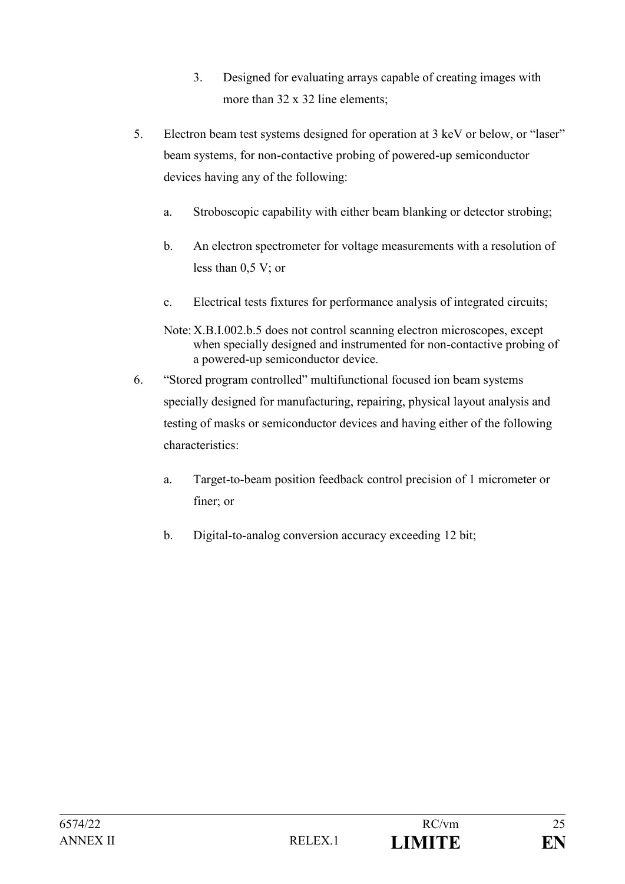3. Designed for evaluating arrays capable of creating images with more than 32 x 32 line elements;

5. Electron beam test systems designed for operation at 3 keV or below, or “laser” beam systems, for non-contactive probing of powered-up semiconductor devices having any of the following:

   a. Stroboscopic capability with either beam blanking or detector strobing;

   b. An electron spectrometer for voltage measurements with a resolution of less than 0,5 V; or

   c. Electrical tests fixtures for performance analysis of integrated circuits;

   Note: X.B.I.002.b.5 does not control scanning electron microscopes, except when specially designed and instrumented for non-contactive probing of a powered-up semiconductor device.

6. “Stored program controlled” multifunctional focused ion beam systems specially designed for manufacturing, repairing, physical layout analysis and testing of masks or semiconductor devices and having either of the following characteristics:

   a. Target-to-beam position feedback control precision of 1 micrometer or finer; or

   b. Digital-to-analog conversion accuracy exceeding 12 bit;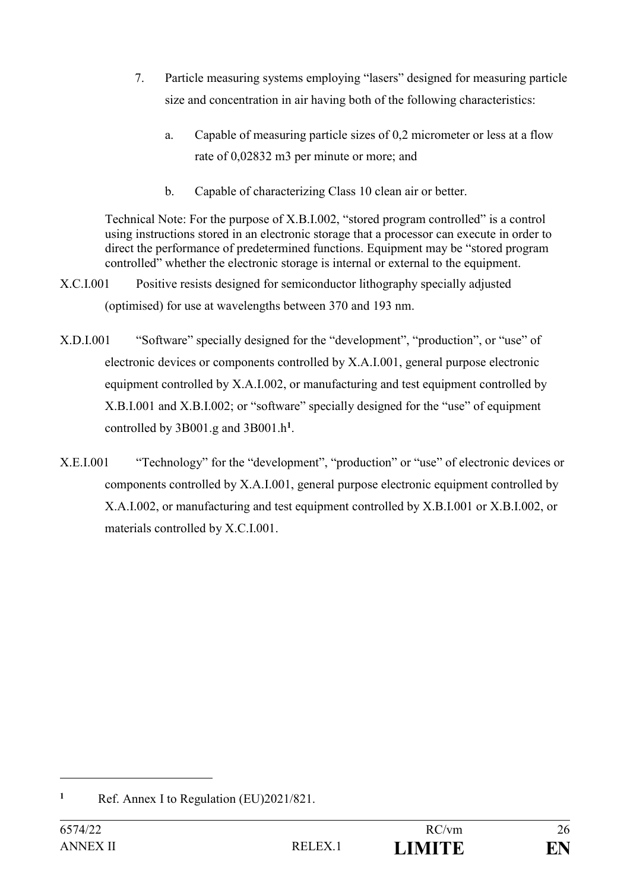7. Particle measuring systems employing “lasers” designed for measuring particle size and concentration in air having both of the following characteristics:

    a. Capable of measuring particle sizes of 0,2 micrometer or less at a flow rate of 0,02832 m3 per minute or more; and

    b. Capable of characterizing Class 10 clean air or better.

Technical Note: For the purpose of X.B.I.002, “stored program controlled” is a control using instructions stored in an electronic storage that a processor can execute in order to direct the performance of predetermined functions. Equipment may be “stored program controlled” whether the electronic storage is internal or external to the equipment.

X.C.I.001 Positive resists designed for semiconductor lithography specially adjusted (optimised) for use at wavelengths between 370 and 193 nm.

X.D.I.001 “Software” specially designed for the “development”, “production”, or “use” of electronic devices or components controlled by X.A.I.001, general purpose electronic equipment controlled by X.A.I.002, or manufacturing and test equipment controlled by X.B.I.001 and X.B.I.002; or “software” specially designed for the “use” of equipment controlled by 3B001.g and 3B001.h[1].

X.E.I.001 “Technology” for the “development”, “production” or “use” of electronic devices or components controlled by X.A.I.001, general purpose electronic equipment controlled by X.A.I.002, or manufacturing and test equipment controlled by X.B.I.001 or X.B.I.002, or materials controlled by X.C.I.001.

---

[1] Ref. Annex I to Regulation (EU)2021/821.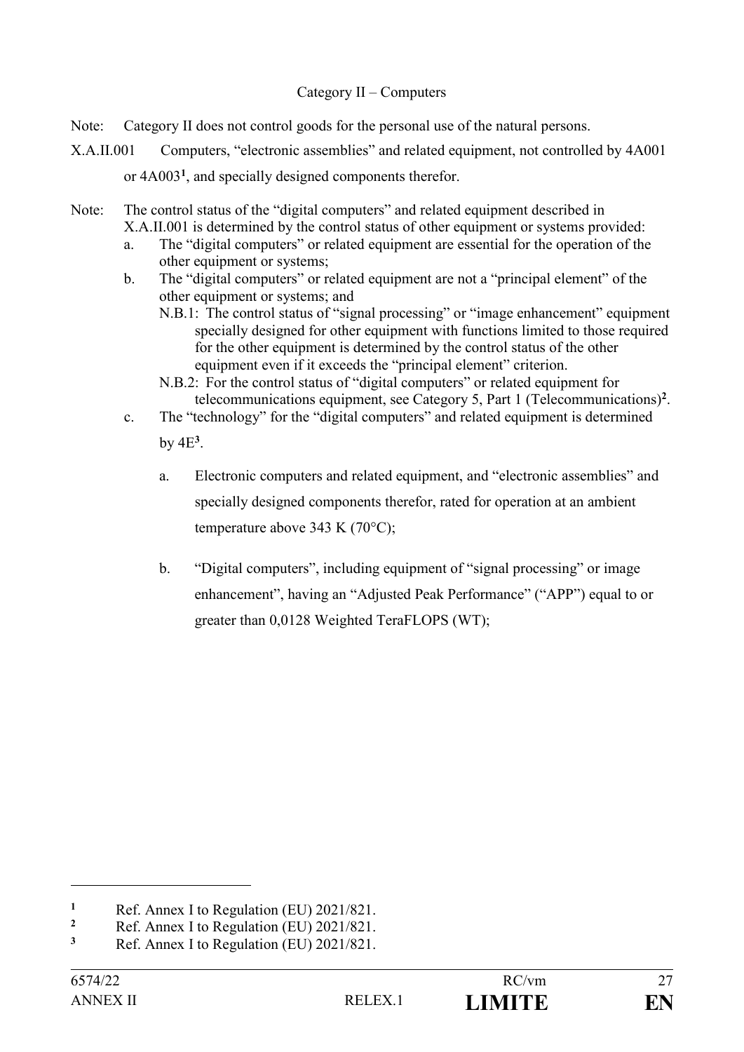Category II – Computers

Note: Category II does not control goods for the personal use of the natural persons.

X.A.II.001 Computers, "electronic assemblies" and related equipment, not controlled by 4A001 or 4A003[1], and specially designed components therefor.

Note: The control status of the "digital computers" and related equipment described in X.A.II.001 is determined by the control status of other equipment or systems provided:

a. The "digital computers" or related equipment are essential for the operation of the other equipment or systems;

b. The "digital computers" or related equipment are not a "principal element" of the other equipment or systems; and

N.B.1: The control status of "signal processing" or "image enhancement" equipment specially designed for other equipment with functions limited to those required for the other equipment is determined by the control status of the other equipment even if it exceeds the "principal element" criterion.

N.B.2: For the control status of "digital computers" or related equipment for telecommunications equipment, see Category 5, Part 1 (Telecommunications)[2].

c. The "technology" for the "digital computers" and related equipment is determined by 4E[3].

a. Electronic computers and related equipment, and "electronic assemblies" and specially designed components therefor, rated for operation at an ambient temperature above 343 K (70°C);

b. "Digital computers", including equipment of "signal processing" or image enhancement", having an "Adjusted Peak Performance" ("APP") equal to or greater than 0,0128 Weighted TeraFLOPS (WT);

---

[1] Ref. Annex I to Regulation (EU) 2021/821.

[2] Ref. Annex I to Regulation (EU) 2021/821.

[3] Ref. Annex I to Regulation (EU) 2021/821.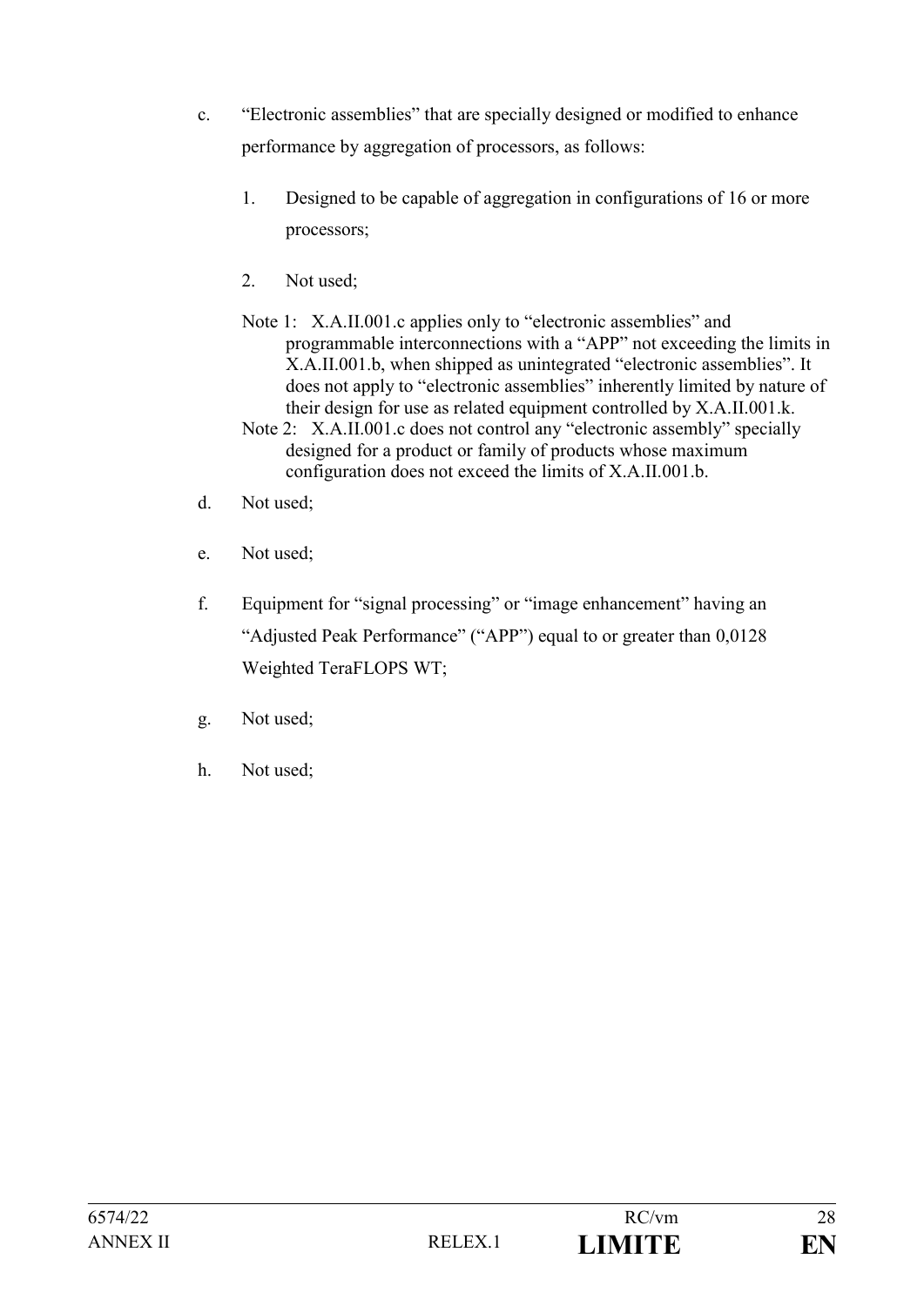c. "Electronic assemblies" that are specially designed or modified to enhance performance by aggregation of processors, as follows:

   1. Designed to be capable of aggregation in configurations of 16 or more processors;

   2. Not used;

   Note 1: X.A.II.001.c applies only to "electronic assemblies" and programmable interconnections with a "APP" not exceeding the limits in X.A.II.001.b, when shipped as unintegrated "electronic assemblies". It does not apply to "electronic assemblies" inherently limited by nature of their design for use as related equipment controlled by X.A.II.001.k.

   Note 2: X.A.II.001.c does not control any "electronic assembly" specially designed for a product or family of products whose maximum configuration does not exceed the limits of X.A.II.001.b.

d. Not used;

e. Not used;

f. Equipment for "signal processing" or "image enhancement" having an "Adjusted Peak Performance" ("APP") equal to or greater than 0,0128 Weighted TeraFLOPS WT;

g. Not used;

h. Not used;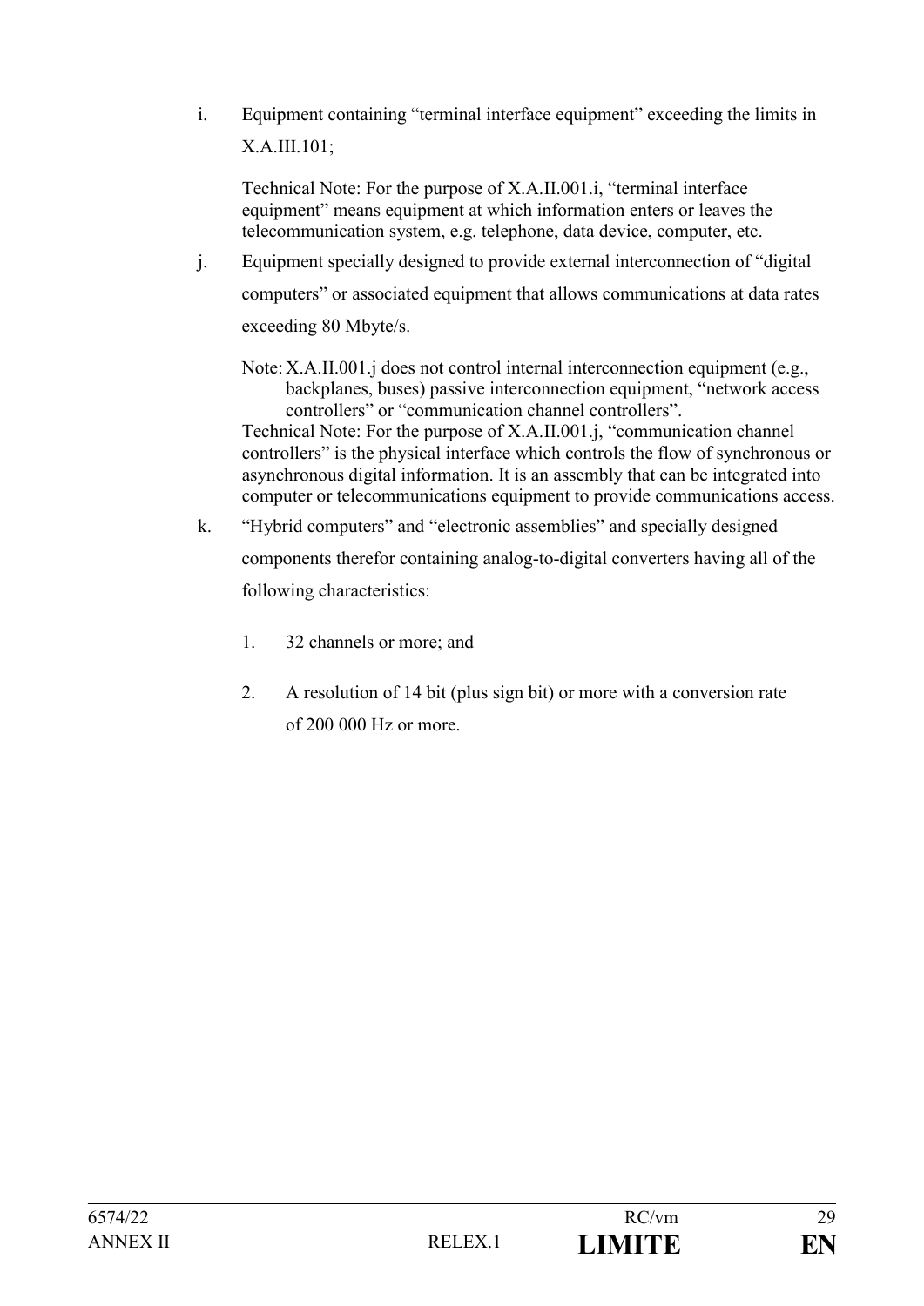i. Equipment containing "terminal interface equipment" exceeding the limits in X.A.III.101;

   Technical Note: For the purpose of X.A.II.001.i, "terminal interface equipment" means equipment at which information enters or leaves the telecommunication system, e.g. telephone, data device, computer, etc.

j. Equipment specially designed to provide external interconnection of "digital computers" or associated equipment that allows communications at data rates exceeding 80 Mbyte/s.

   Note: X.A.II.001.j does not control internal interconnection equipment (e.g., backplanes, buses) passive interconnection equipment, "network access controllers" or "communication channel controllers".

   Technical Note: For the purpose of X.A.II.001.j, "communication channel controllers" is the physical interface which controls the flow of synchronous or asynchronous digital information. It is an assembly that can be integrated into computer or telecommunications equipment to provide communications access.

k. "Hybrid computers" and "electronic assemblies" and specially designed components therefor containing analog-to-digital converters having all of the following characteristics:

   1. 32 channels or more; and

   2. A resolution of 14 bit (plus sign bit) or more with a conversion rate of 200 000 Hz or more.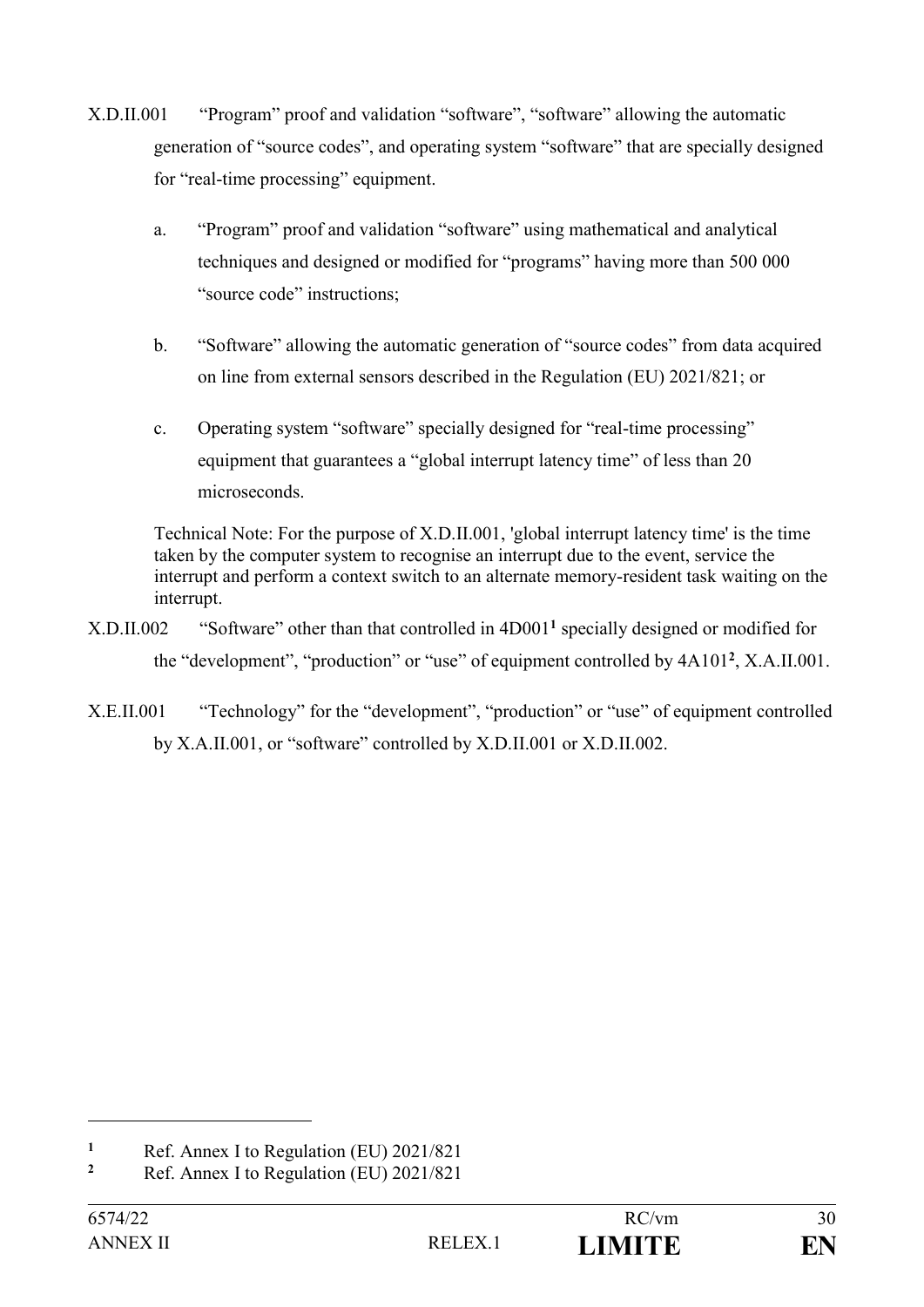X.D.II.001 "Program" proof and validation "software", "software" allowing the automatic generation of "source codes", and operating system "software" that are specially designed for "real-time processing" equipment.

a. "Program" proof and validation "software" using mathematical and analytical techniques and designed or modified for "programs" having more than 500 000 "source code" instructions;

b. "Software" allowing the automatic generation of "source codes" from data acquired on line from external sensors described in the Regulation (EU) 2021/821; or

c. Operating system "software" specially designed for "real-time processing" equipment that guarantees a "global interrupt latency time" of less than 20 microseconds.

Technical Note: For the purpose of X.D.II.001, 'global interrupt latency time' is the time taken by the computer system to recognise an interrupt due to the event, service the interrupt and perform a context switch to an alternate memory-resident task waiting on the interrupt.

X.D.II.002 "Software" other than that controlled in 4D001[1] specially designed or modified for the "development", "production" or "use" of equipment controlled by 4A101[2], X.A.II.001.

X.E.II.001 "Technology" for the "development", "production" or "use" of equipment controlled by X.A.II.001, or "software" controlled by X.D.II.001 or X.D.II.002.

---

[1] Ref. Annex I to Regulation (EU) 2021/821

[2] Ref. Annex I to Regulation (EU) 2021/821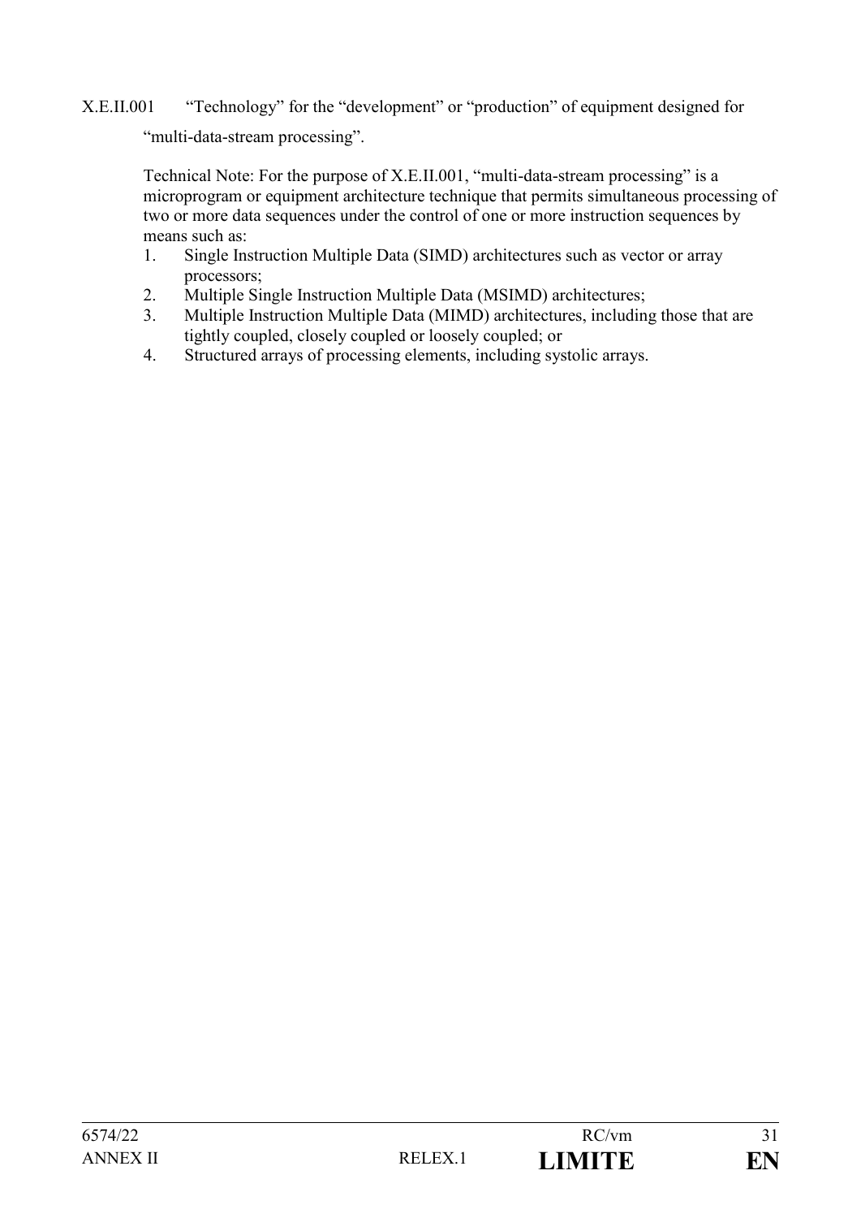X.E.II.001 "Technology" for the "development" or "production" of equipment designed for "multi-data-stream processing".

Technical Note: For the purpose of X.E.II.001, "multi-data-stream processing" is a microprogram or equipment architecture technique that permits simultaneous processing of two or more data sequences under the control of one or more instruction sequences by means such as:

1. Single Instruction Multiple Data (SIMD) architectures such as vector or array processors;
2. Multiple Single Instruction Multiple Data (MSIMD) architectures;
3. Multiple Instruction Multiple Data (MIMD) architectures, including those that are tightly coupled, closely coupled or loosely coupled; or
4. Structured arrays of processing elements, including systolic arrays.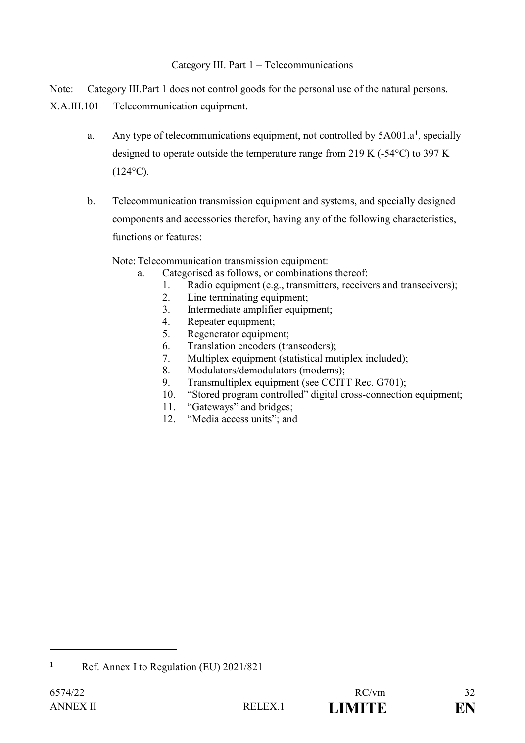Category III. Part 1 – Telecommunications

Note: Category III.Part 1 does not control goods for the personal use of the natural persons.

X.A.III.101 Telecommunication equipment.

a. Any type of telecommunications equipment, not controlled by 5A001.a[1], specially designed to operate outside the temperature range from 219 K (-54°C) to 397 K (124°C).

b. Telecommunication transmission equipment and systems, and specially designed components and accessories therefor, having any of the following characteristics, functions or features:

Note: Telecommunication transmission equipment:

a. Categorised as follows, or combinations thereof:
   1. Radio equipment (e.g., transmitters, receivers and transceivers);
   2. Line terminating equipment;
   3. Intermediate amplifier equipment;
   4. Repeater equipment;
   5. Regenerator equipment;
   6. Translation encoders (transcoders);
   7. Multiplex equipment (statistical mutiplex included);
   8. Modulators/demodulators (modems);
   9. Transmultiplex equipment (see CCITT Rec. G701);
   10. "Stored program controlled" digital cross-connection equipment;
   11. "Gateways" and bridges;
   12. "Media access units"; and

---

[1] Ref. Annex I to Regulation (EU) 2021/821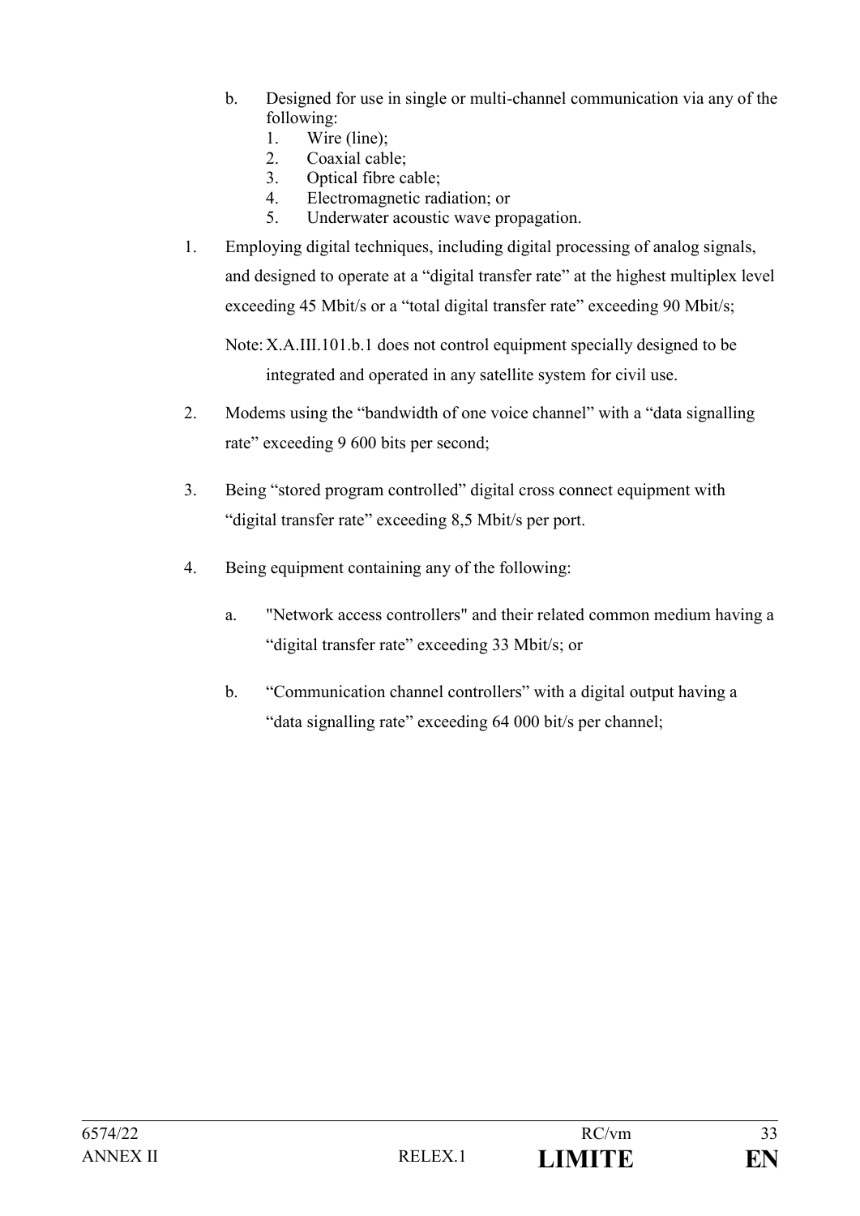b. Designed for use in single or multi-channel communication via any of the following:
   1. Wire (line);
   2. Coaxial cable;
   3. Optical fibre cable;
   4. Electromagnetic radiation; or
   5. Underwater acoustic wave propagation.

1. Employing digital techniques, including digital processing of analog signals, and designed to operate at a "digital transfer rate" at the highest multiplex level exceeding 45 Mbit/s or a "total digital transfer rate" exceeding 90 Mbit/s;

   Note: X.A.III.101.b.1 does not control equipment specially designed to be integrated and operated in any satellite system for civil use.

2. Modems using the "bandwidth of one voice channel" with a "data signalling rate" exceeding 9 600 bits per second;

3. Being "stored program controlled" digital cross connect equipment with "digital transfer rate" exceeding 8,5 Mbit/s per port.

4. Being equipment containing any of the following:

   a. "Network access controllers" and their related common medium having a "digital transfer rate" exceeding 33 Mbit/s; or

   b. "Communication channel controllers" with a digital output having a "data signalling rate" exceeding 64 000 bit/s per channel;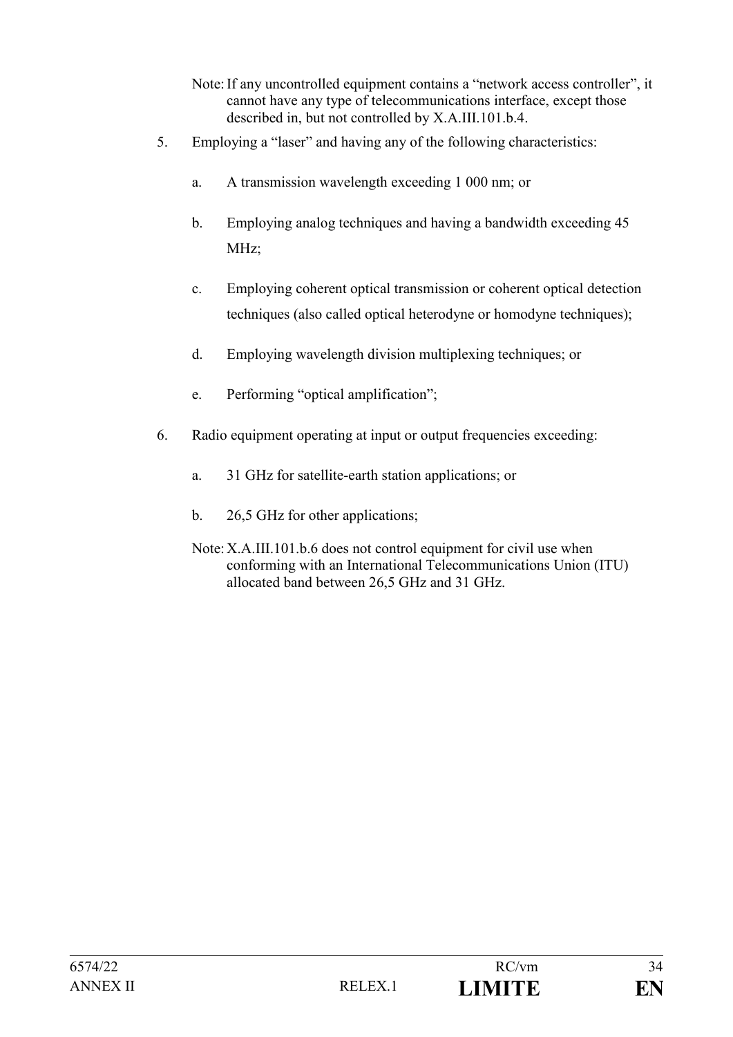Note: If any uncontrolled equipment contains a "network access controller", it cannot have any type of telecommunications interface, except those described in, but not controlled by X.A.III.101.b.4.

5. Employing a "laser" and having any of the following characteristics:

   a. A transmission wavelength exceeding 1 000 nm; or

   b. Employing analog techniques and having a bandwidth exceeding 45 MHz;

   c. Employing coherent optical transmission or coherent optical detection techniques (also called optical heterodyne or homodyne techniques);

   d. Employing wavelength division multiplexing techniques; or

   e. Performing "optical amplification";

6. Radio equipment operating at input or output frequencies exceeding:

   a. 31 GHz for satellite-earth station applications; or

   b. 26,5 GHz for other applications;

   Note: X.A.III.101.b.6 does not control equipment for civil use when conforming with an International Telecommunications Union (ITU) allocated band between 26,5 GHz and 31 GHz.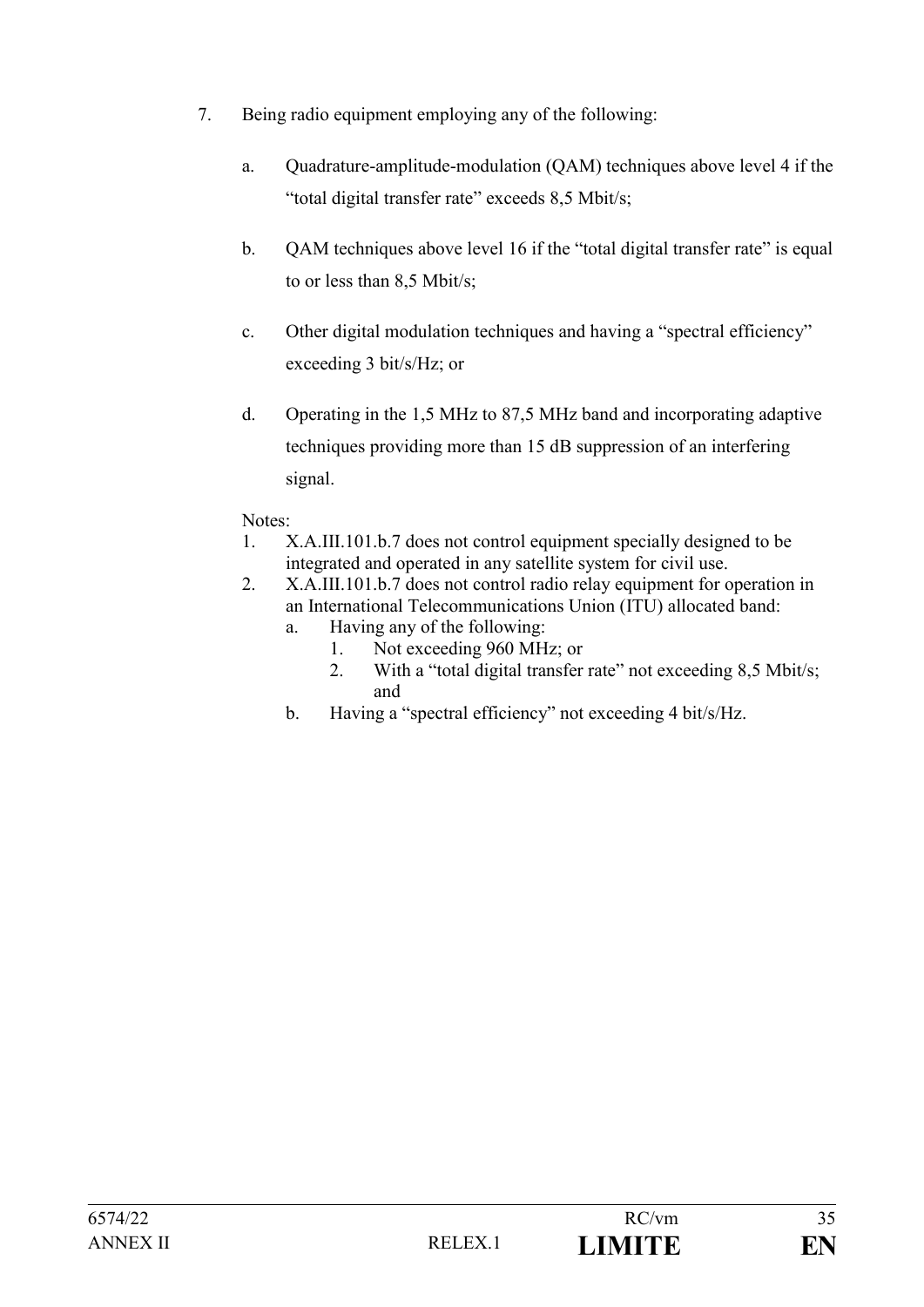7. Being radio equipment employing any of the following:

   a. Quadrature-amplitude-modulation (QAM) techniques above level 4 if the "total digital transfer rate" exceeds 8,5 Mbit/s;

   b. QAM techniques above level 16 if the "total digital transfer rate" is equal to or less than 8,5 Mbit/s;

   c. Other digital modulation techniques and having a "spectral efficiency" exceeding 3 bit/s/Hz; or

   d. Operating in the 1,5 MHz to 87,5 MHz band and incorporating adaptive techniques providing more than 15 dB suppression of an interfering signal.

   Notes:

   1. X.A.III.101.b.7 does not control equipment specially designed to be integrated and operated in any satellite system for civil use.
   2. X.A.III.101.b.7 does not control radio relay equipment for operation in an International Telecommunications Union (ITU) allocated band:
      a. Having any of the following:
         1. Not exceeding 960 MHz; or
         2. With a "total digital transfer rate" not exceeding 8,5 Mbit/s; and
      b. Having a "spectral efficiency" not exceeding 4 bit/s/Hz.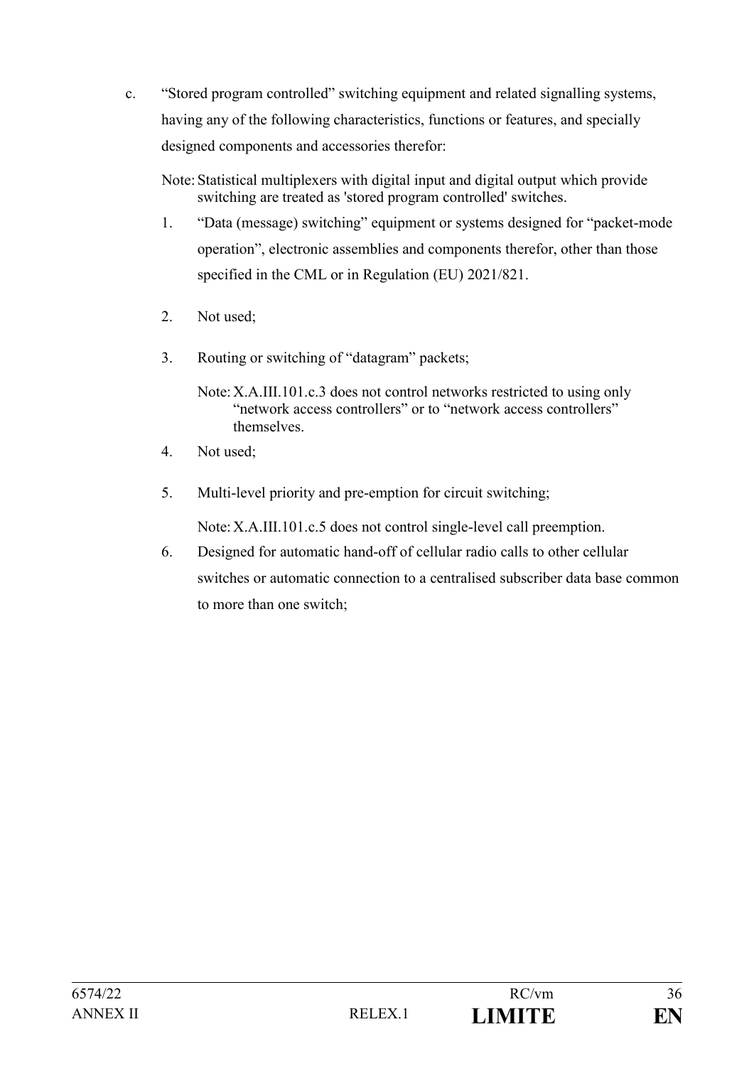c. “Stored program controlled” switching equipment and related signalling systems, having any of the following characteristics, functions or features, and specially designed components and accessories therefor:

   Note: Statistical multiplexers with digital input and digital output which provide switching are treated as 'stored program controlled' switches.

   1. “Data (message) switching” equipment or systems designed for “packet-mode operation”, electronic assemblies and components therefor, other than those specified in the CML or in Regulation (EU) 2021/821.

   2. Not used;

   3. Routing or switching of “datagram” packets;

      Note: X.A.III.101.c.3 does not control networks restricted to using only “network access controllers” or to “network access controllers” themselves.

   4. Not used;

   5. Multi-level priority and pre-emption for circuit switching;

      Note: X.A.III.101.c.5 does not control single-level call preemption.

   6. Designed for automatic hand-off of cellular radio calls to other cellular switches or automatic connection to a centralised subscriber data base common to more than one switch;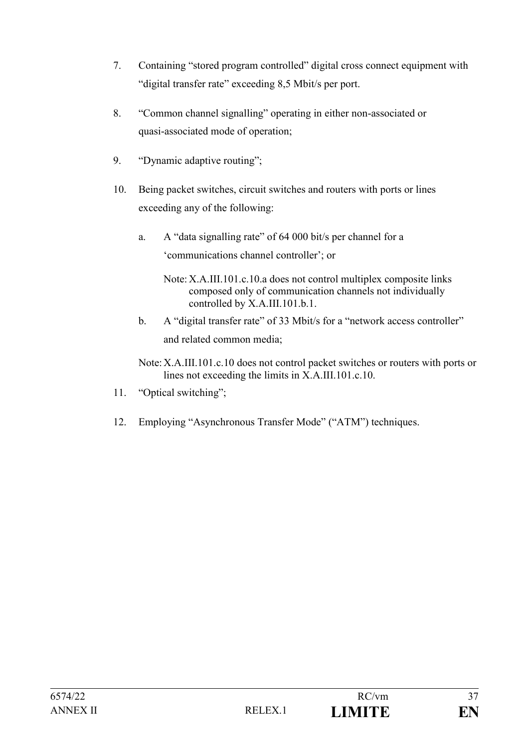7. Containing “stored program controlled” digital cross connect equipment with “digital transfer rate” exceeding 8,5 Mbit/s per port.

8. “Common channel signalling” operating in either non-associated or quasi-associated mode of operation;

9. “Dynamic adaptive routing”;

10. Being packet switches, circuit switches and routers with ports or lines exceeding any of the following:

    a. A “data signalling rate” of 64 000 bit/s per channel for a ‘communications channel controller’; or

       Note: X.A.III.101.c.10.a does not control multiplex composite links composed only of communication channels not individually controlled by X.A.III.101.b.1.

    b. A “digital transfer rate” of 33 Mbit/s for a “network access controller” and related common media;

    Note: X.A.III.101.c.10 does not control packet switches or routers with ports or lines not exceeding the limits in X.A.III.101.c.10.

11. “Optical switching”;

12. Employing “Asynchronous Transfer Mode” (“ATM”) techniques.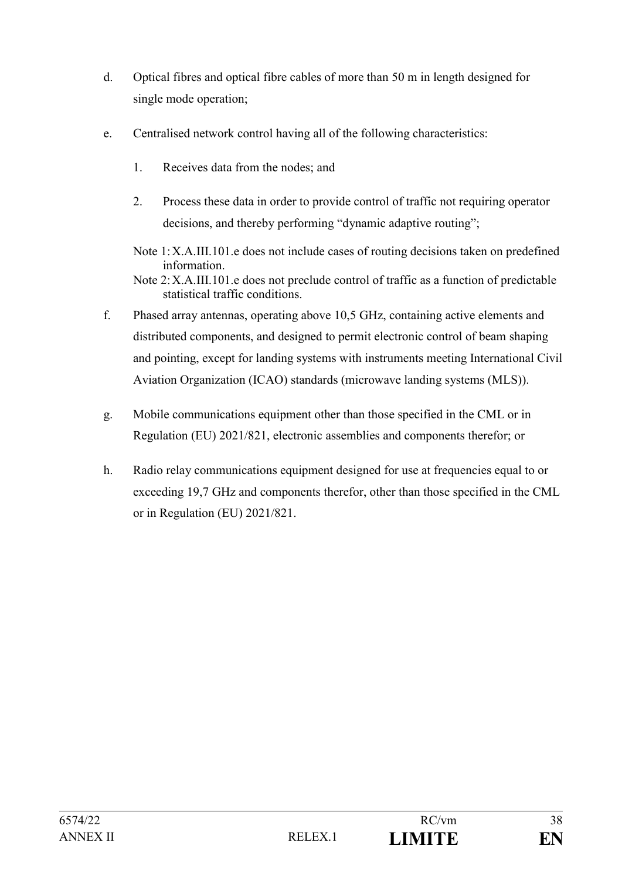d. Optical fibres and optical fibre cables of more than 50 m in length designed for single mode operation;

e. Centralised network control having all of the following characteristics:

   1. Receives data from the nodes; and

   2. Process these data in order to provide control of traffic not requiring operator decisions, and thereby performing "dynamic adaptive routing";

   Note 1: X.A.III.101.e does not include cases of routing decisions taken on predefined information.

   Note 2: X.A.III.101.e does not preclude control of traffic as a function of predictable statistical traffic conditions.

f. Phased array antennas, operating above 10,5 GHz, containing active elements and distributed components, and designed to permit electronic control of beam shaping and pointing, except for landing systems with instruments meeting International Civil Aviation Organization (ICAO) standards (microwave landing systems (MLS)).

g. Mobile communications equipment other than those specified in the CML or in Regulation (EU) 2021/821, electronic assemblies and components therefor; or

h. Radio relay communications equipment designed for use at frequencies equal to or exceeding 19,7 GHz and components therefor, other than those specified in the CML or in Regulation (EU) 2021/821.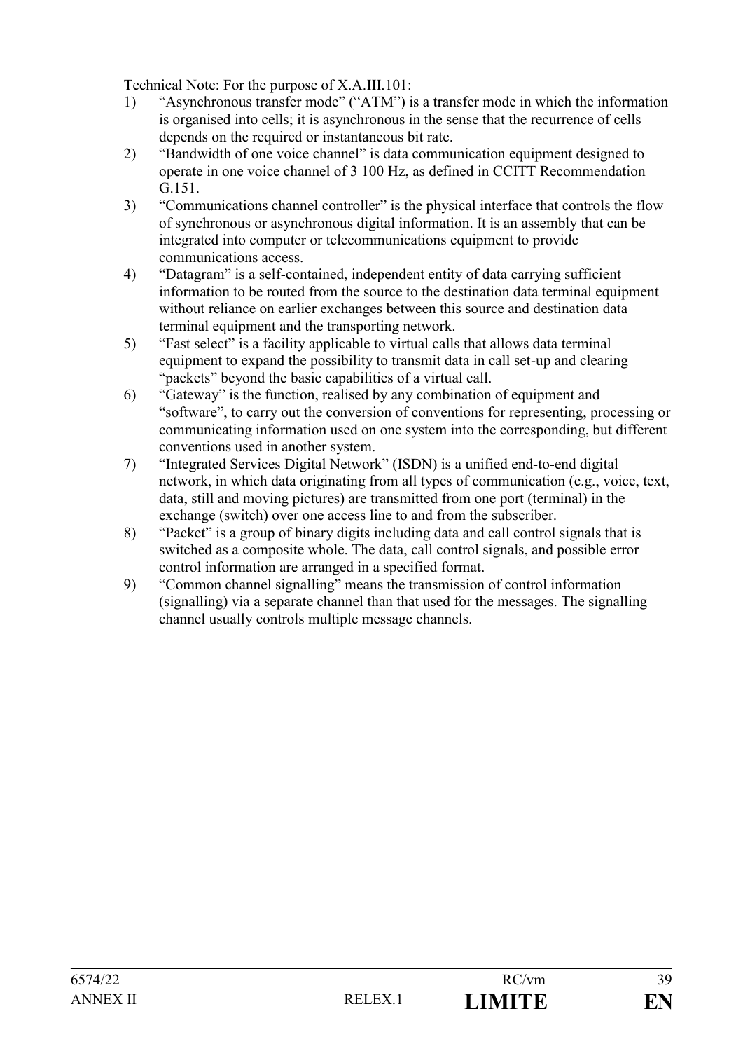Technical Note: For the purpose of X.A.III.101:

1) "Asynchronous transfer mode" ("ATM") is a transfer mode in which the information is organised into cells; it is asynchronous in the sense that the recurrence of cells depends on the required or instantaneous bit rate.
2) "Bandwidth of one voice channel" is data communication equipment designed to operate in one voice channel of 3 100 Hz, as defined in CCITT Recommendation G.151.
3) "Communications channel controller" is the physical interface that controls the flow of synchronous or asynchronous digital information. It is an assembly that can be integrated into computer or telecommunications equipment to provide communications access.
4) "Datagram" is a self-contained, independent entity of data carrying sufficient information to be routed from the source to the destination data terminal equipment without reliance on earlier exchanges between this source and destination data terminal equipment and the transporting network.
5) "Fast select" is a facility applicable to virtual calls that allows data terminal equipment to expand the possibility to transmit data in call set-up and clearing "packets" beyond the basic capabilities of a virtual call.
6) "Gateway" is the function, realised by any combination of equipment and "software", to carry out the conversion of conventions for representing, processing or communicating information used on one system into the corresponding, but different conventions used in another system.
7) "Integrated Services Digital Network" (ISDN) is a unified end-to-end digital network, in which data originating from all types of communication (e.g., voice, text, data, still and moving pictures) are transmitted from one port (terminal) in the exchange (switch) over one access line to and from the subscriber.
8) "Packet" is a group of binary digits including data and call control signals that is switched as a composite whole. The data, call control signals, and possible error control information are arranged in a specified format.
9) "Common channel signalling" means the transmission of control information (signalling) via a separate channel than that used for the messages. The signalling channel usually controls multiple message channels.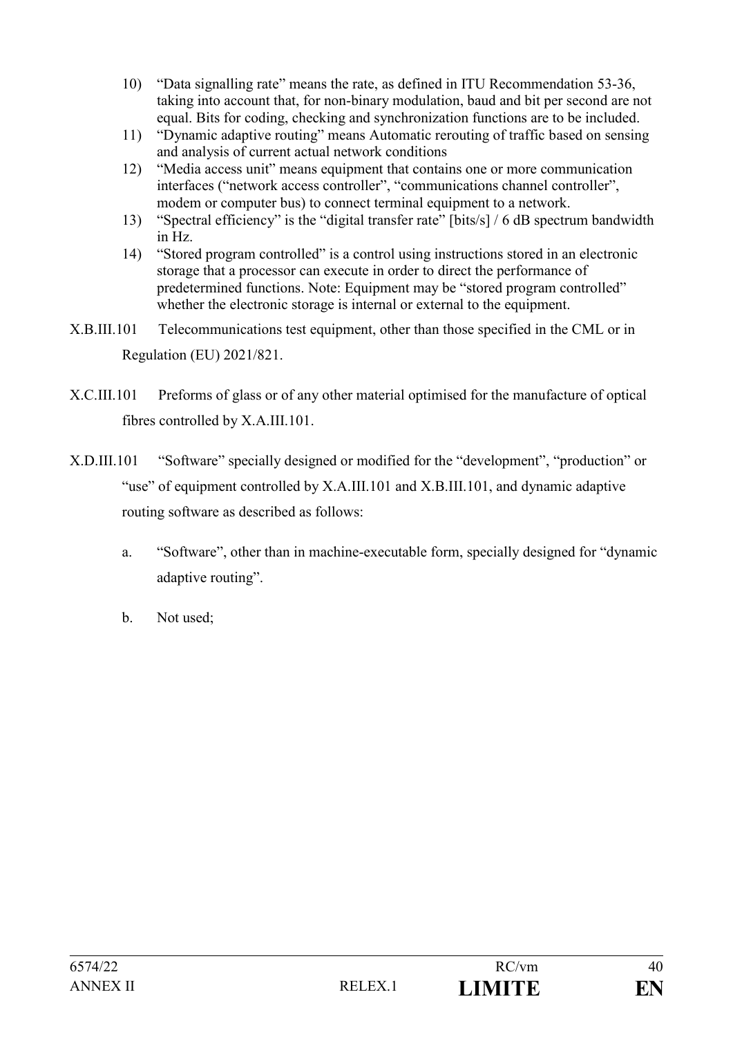10) "Data signalling rate" means the rate, as defined in ITU Recommendation 53-36, taking into account that, for non-binary modulation, baud and bit per second are not equal. Bits for coding, checking and synchronization functions are to be included.
11) "Dynamic adaptive routing" means Automatic rerouting of traffic based on sensing and analysis of current actual network conditions
12) "Media access unit" means equipment that contains one or more communication interfaces ("network access controller", "communications channel controller", modem or computer bus) to connect terminal equipment to a network.
13) "Spectral efficiency" is the "digital transfer rate" [bits/s] / 6 dB spectrum bandwidth in Hz.
14) "Stored program controlled" is a control using instructions stored in an electronic storage that a processor can execute in order to direct the performance of predetermined functions. Note: Equipment may be "stored program controlled" whether the electronic storage is internal or external to the equipment.

X.B.III.101 Telecommunications test equipment, other than those specified in the CML or in Regulation (EU) 2021/821.

X.C.III.101 Preforms of glass or of any other material optimised for the manufacture of optical fibres controlled by X.A.III.101.

X.D.III.101 "Software" specially designed or modified for the "development", "production" or "use" of equipment controlled by X.A.III.101 and X.B.III.101, and dynamic adaptive routing software as described as follows:

a. "Software", other than in machine-executable form, specially designed for "dynamic adaptive routing".

b. Not used;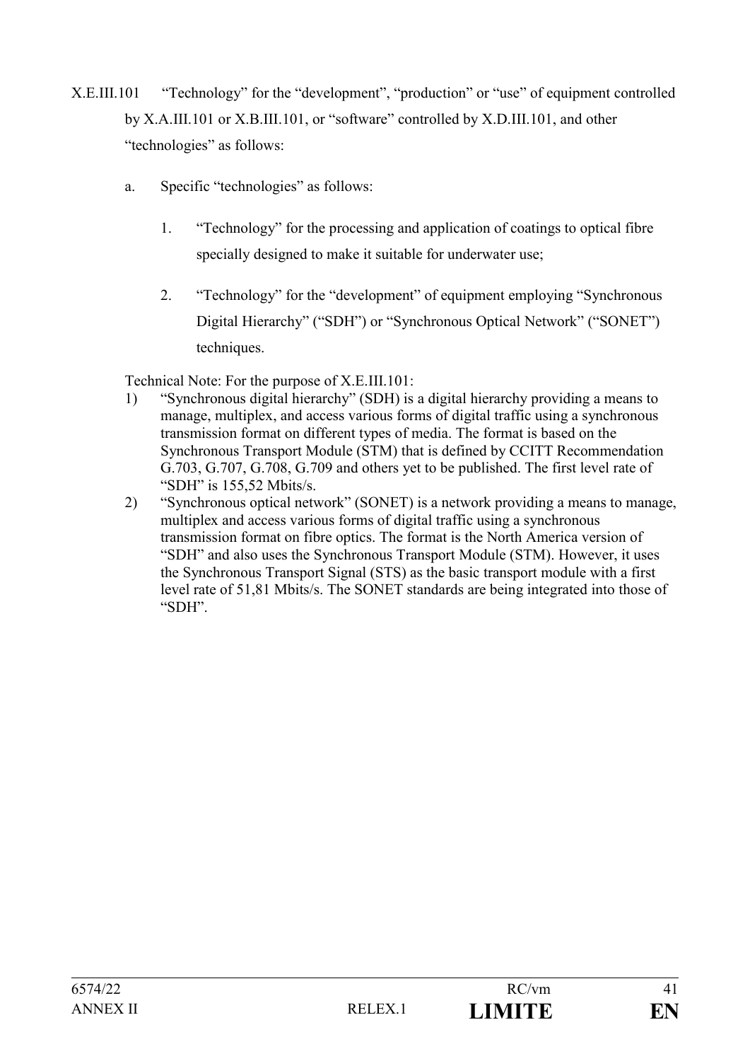X.E.III.101 "Technology" for the "development", "production" or "use" of equipment controlled by X.A.III.101 or X.B.III.101, or "software" controlled by X.D.III.101, and other "technologies" as follows:

a. Specific "technologies" as follows:

1. "Technology" for the processing and application of coatings to optical fibre specially designed to make it suitable for underwater use;

2. "Technology" for the "development" of equipment employing "Synchronous Digital Hierarchy" ("SDH") or "Synchronous Optical Network" ("SONET") techniques.

Technical Note: For the purpose of X.E.III.101:

1) "Synchronous digital hierarchy" (SDH) is a digital hierarchy providing a means to manage, multiplex, and access various forms of digital traffic using a synchronous transmission format on different types of media. The format is based on the Synchronous Transport Module (STM) that is defined by CCITT Recommendation G.703, G.707, G.708, G.709 and others yet to be published. The first level rate of "SDH" is 155,52 Mbits/s.
2) "Synchronous optical network" (SONET) is a network providing a means to manage, multiplex and access various forms of digital traffic using a synchronous transmission format on fibre optics. The format is the North America version of "SDH" and also uses the Synchronous Transport Module (STM). However, it uses the Synchronous Transport Signal (STS) as the basic transport module with a first level rate of 51,81 Mbits/s. The SONET standards are being integrated into those of "SDH".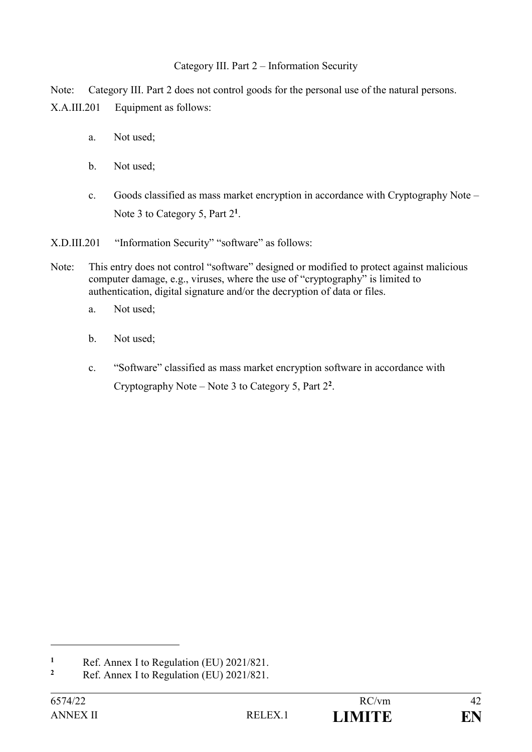Category III. Part 2 – Information Security

Note: Category III. Part 2 does not control goods for the personal use of the natural persons.

X.A.III.201 Equipment as follows:

a. Not used;

b. Not used;

c. Goods classified as mass market encryption in accordance with Cryptography Note – Note 3 to Category 5, Part 2[1].

X.D.III.201 "Information Security" "software" as follows:

Note: This entry does not control "software" designed or modified to protect against malicious computer damage, e.g., viruses, where the use of "cryptography" is limited to authentication, digital signature and/or the decryption of data or files.

a. Not used;

b. Not used;

c. "Software" classified as mass market encryption software in accordance with Cryptography Note – Note 3 to Category 5, Part 2[2].

---

[1] Ref. Annex I to Regulation (EU) 2021/821.

[2] Ref. Annex I to Regulation (EU) 2021/821.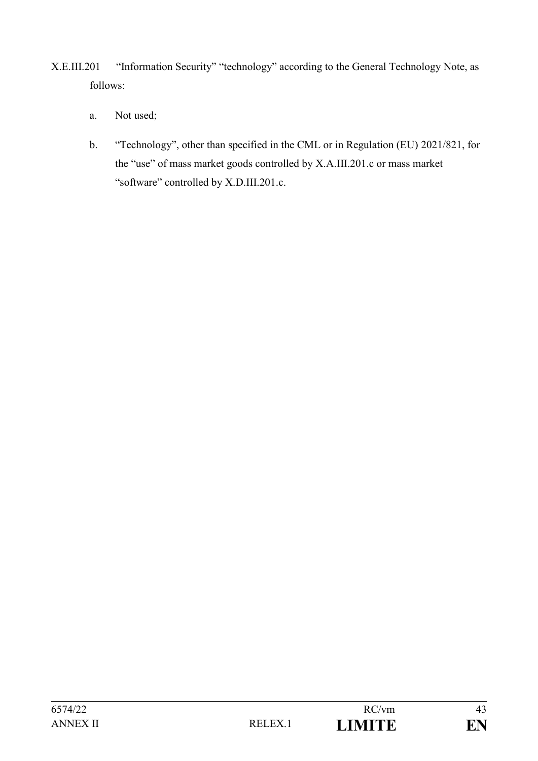X.E.III.201 "Information Security" "technology" according to the General Technology Note, as follows:

a. Not used;

b. "Technology", other than specified in the CML or in Regulation (EU) 2021/821, for the "use" of mass market goods controlled by X.A.III.201.c or mass market "software" controlled by X.D.III.201.c.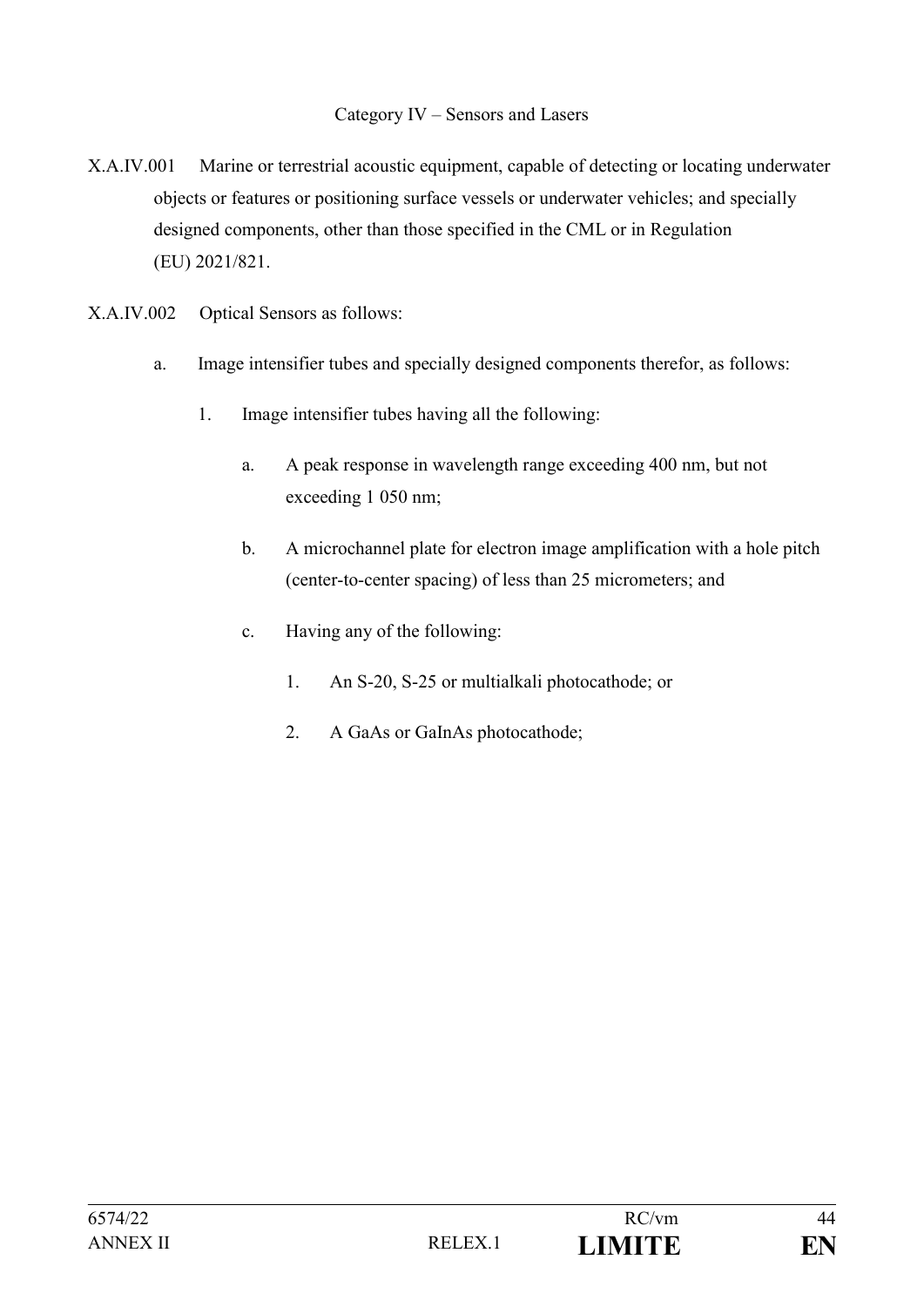## Category IV – Sensors and Lasers

X.A.IV.001 Marine or terrestrial acoustic equipment, capable of detecting or locating underwater objects or features or positioning surface vessels or underwater vehicles; and specially designed components, other than those specified in the CML or in Regulation (EU) 2021/821.

X.A.IV.002 Optical Sensors as follows:

a. Image intensifier tubes and specially designed components therefor, as follows:

   1. Image intensifier tubes having all the following:

      a. A peak response in wavelength range exceeding 400 nm, but not exceeding 1 050 nm;

      b. A microchannel plate for electron image amplification with a hole pitch (center-to-center spacing) of less than 25 micrometers; and

      c. Having any of the following:

         1. An S-20, S-25 or multialkali photocathode; or

         2. A GaAs or GaInAs photocathode;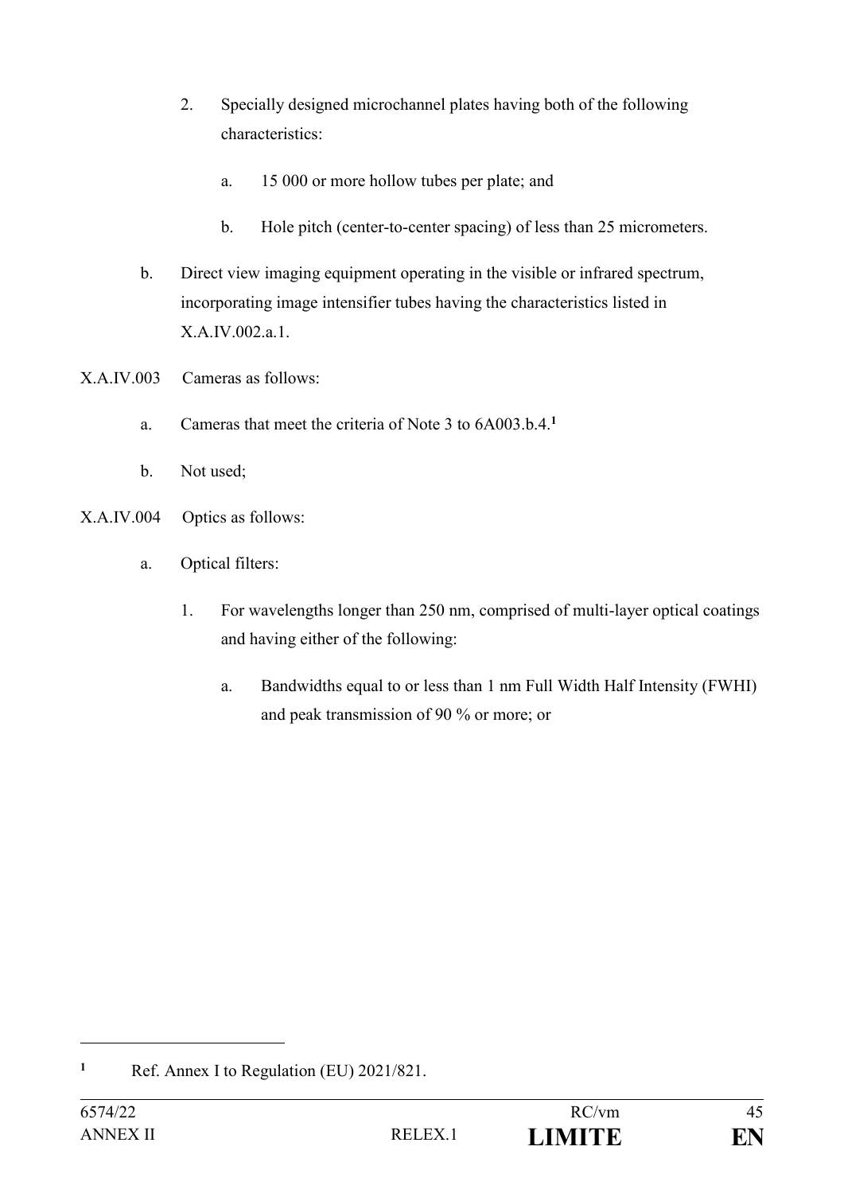2. Specially designed microchannel plates having both of the following characteristics:

   a. 15 000 or more hollow tubes per plate; and

   b. Hole pitch (center-to-center spacing) of less than 25 micrometers.

b. Direct view imaging equipment operating in the visible or infrared spectrum, incorporating image intensifier tubes having the characteristics listed in X.A.IV.002.a.1.

X.A.IV.003 Cameras as follows:

a. Cameras that meet the criteria of Note 3 to 6A003.b.4.[1]

b. Not used;

X.A.IV.004 Optics as follows:

a. Optical filters:

   1. For wavelengths longer than 250 nm, comprised of multi-layer optical coatings and having either of the following:

      a. Bandwidths equal to or less than 1 nm Full Width Half Intensity (FWHI) and peak transmission of 90 % or more; or

---

[1] Ref. Annex I to Regulation (EU) 2021/821.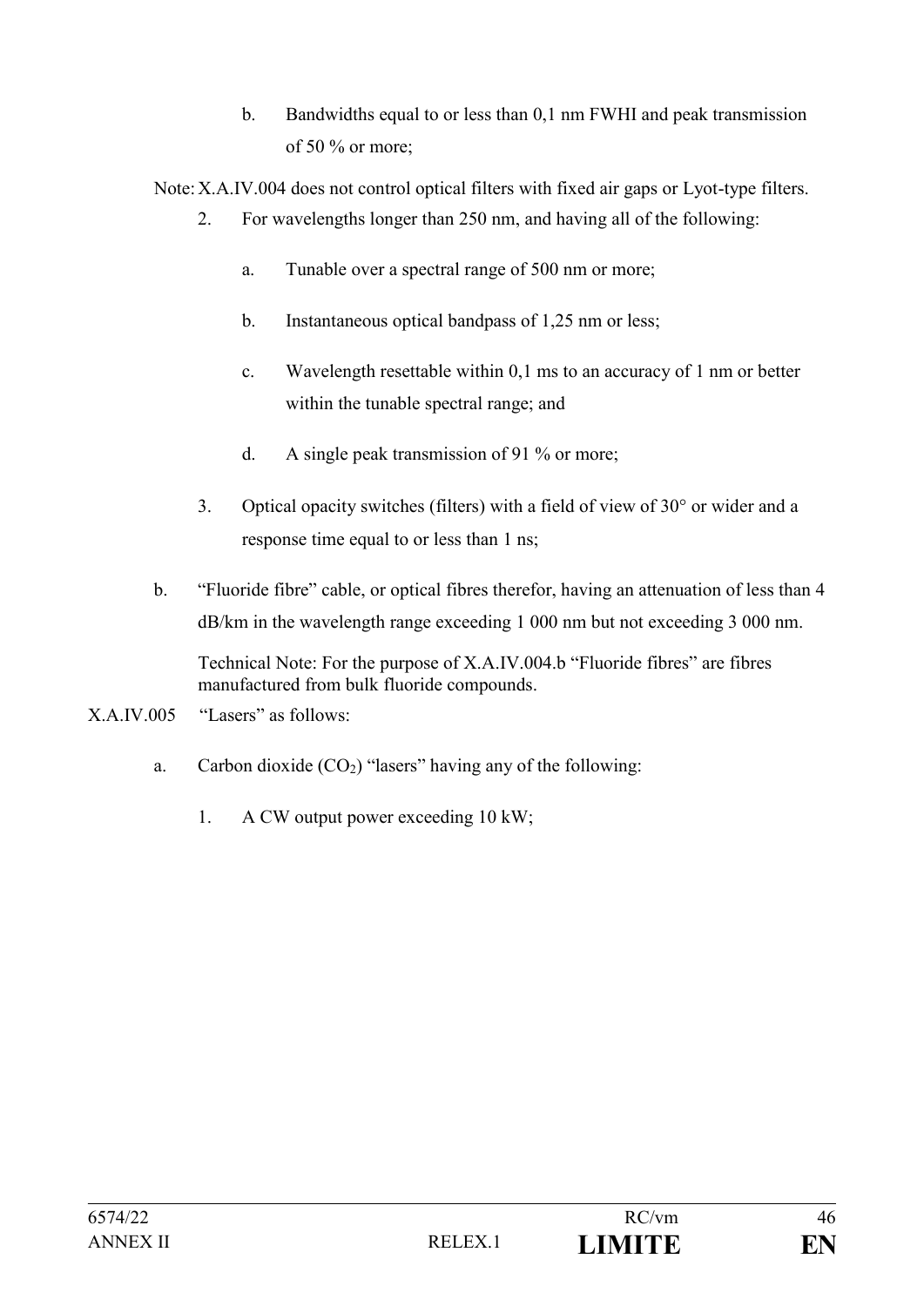b. Bandwidths equal to or less than 0,1 nm FWHI and peak transmission of 50 % or more;

Note: X.A.IV.004 does not control optical filters with fixed air gaps or Lyot-type filters.

2. For wavelengths longer than 250 nm, and having all of the following:

   a. Tunable over a spectral range of 500 nm or more;

   b. Instantaneous optical bandpass of 1,25 nm or less;

   c. Wavelength resettable within 0,1 ms to an accuracy of 1 nm or better within the tunable spectral range; and

   d. A single peak transmission of 91 % or more;

3. Optical opacity switches (filters) with a field of view of 30° or wider and a response time equal to or less than 1 ns;

b. "Fluoride fibre" cable, or optical fibres therefor, having an attenuation of less than 4 dB/km in the wavelength range exceeding 1 000 nm but not exceeding 3 000 nm.

   Technical Note: For the purpose of X.A.IV.004.b "Fluoride fibres" are fibres manufactured from bulk fluoride compounds.

X.A.IV.005 "Lasers" as follows:

a. Carbon dioxide ($CO_2$) "lasers" having any of the following:

   1. A CW output power exceeding 10 kW;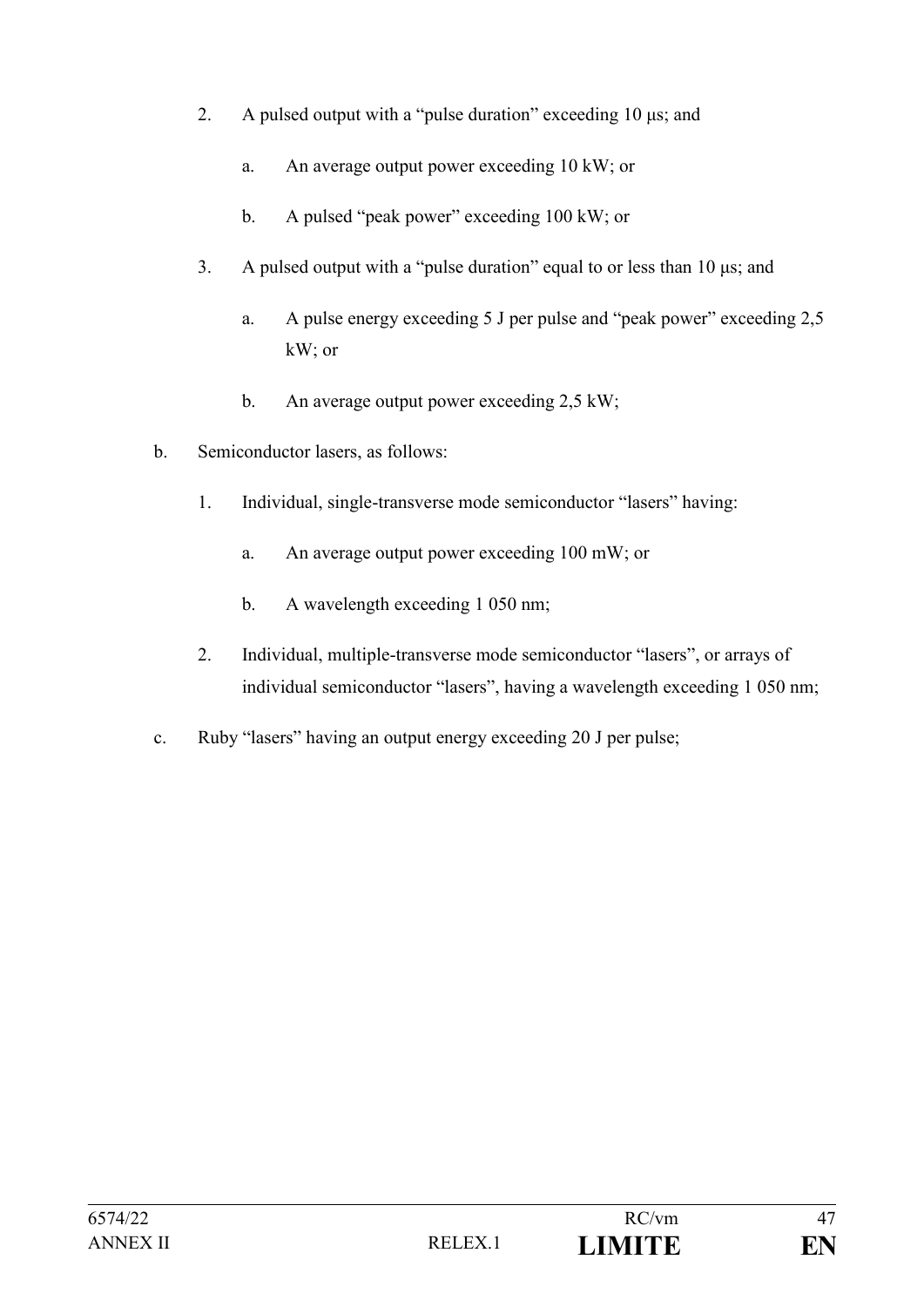2. A pulsed output with a "pulse duration" exceeding 10 µs; and

   a. An average output power exceeding 10 kW; or

   b. A pulsed "peak power" exceeding 100 kW; or

3. A pulsed output with a "pulse duration" equal to or less than 10 µs; and

   a. A pulse energy exceeding 5 J per pulse and "peak power" exceeding 2,5 kW; or

   b. An average output power exceeding 2,5 kW;

b. Semiconductor lasers, as follows:

   1. Individual, single-transverse mode semiconductor "lasers" having:

      a. An average output power exceeding 100 mW; or

      b. A wavelength exceeding 1 050 nm;

   2. Individual, multiple-transverse mode semiconductor "lasers", or arrays of individual semiconductor "lasers", having a wavelength exceeding 1 050 nm;

c. Ruby "lasers" having an output energy exceeding 20 J per pulse;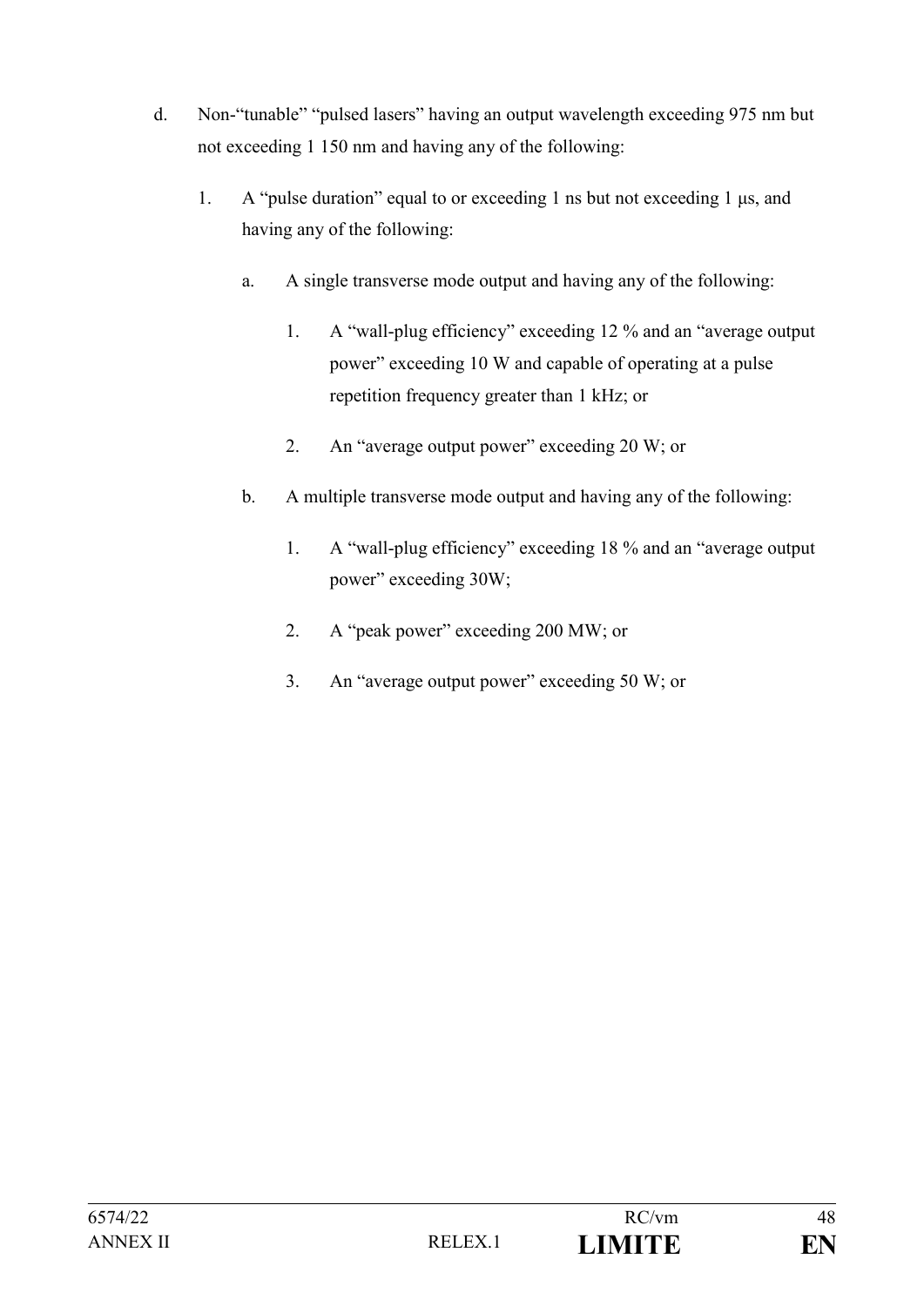d. Non-“tunable” “pulsed lasers” having an output wavelength exceeding 975 nm but not exceeding 1 150 nm and having any of the following:

   1. A “pulse duration” equal to or exceeding 1 ns but not exceeding 1 μs, and having any of the following:

      a. A single transverse mode output and having any of the following:

         1. A “wall-plug efficiency” exceeding 12 % and an “average output power” exceeding 10 W and capable of operating at a pulse repetition frequency greater than 1 kHz; or

         2. An “average output power” exceeding 20 W; or

      b. A multiple transverse mode output and having any of the following:

         1. A “wall-plug efficiency” exceeding 18 % and an “average output power” exceeding 30W;

         2. A “peak power” exceeding 200 MW; or

         3. An “average output power” exceeding 50 W; or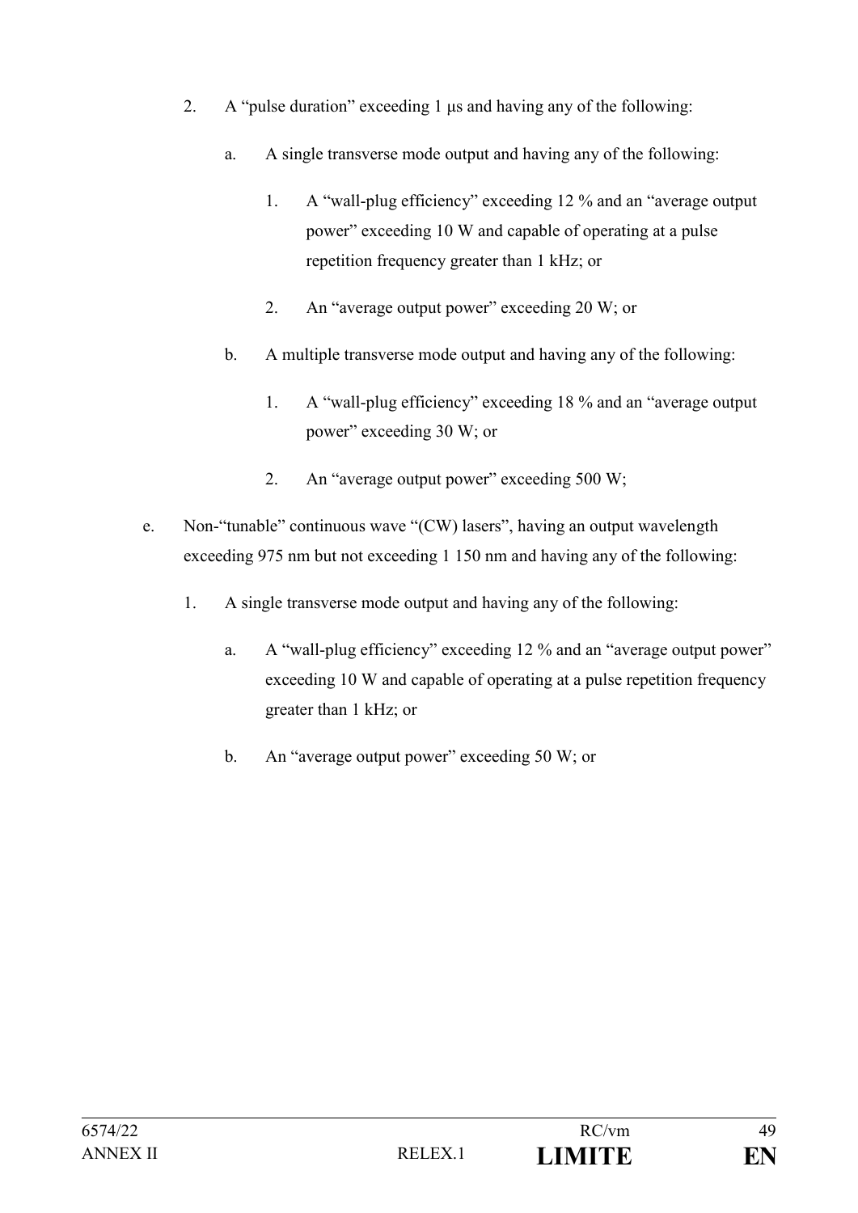2. A "pulse duration" exceeding 1 μs and having any of the following:

   a. A single transverse mode output and having any of the following:

      1. A "wall-plug efficiency" exceeding 12 % and an "average output power" exceeding 10 W and capable of operating at a pulse repetition frequency greater than 1 kHz; or

      2. An "average output power" exceeding 20 W; or

   b. A multiple transverse mode output and having any of the following:

      1. A "wall-plug efficiency" exceeding 18 % and an "average output power" exceeding 30 W; or

      2. An "average output power" exceeding 500 W;

e. Non-"tunable" continuous wave "(CW) lasers", having an output wavelength exceeding 975 nm but not exceeding 1 150 nm and having any of the following:

   1. A single transverse mode output and having any of the following:

      a. A "wall-plug efficiency" exceeding 12 % and an "average output power" exceeding 10 W and capable of operating at a pulse repetition frequency greater than 1 kHz; or

      b. An "average output power" exceeding 50 W; or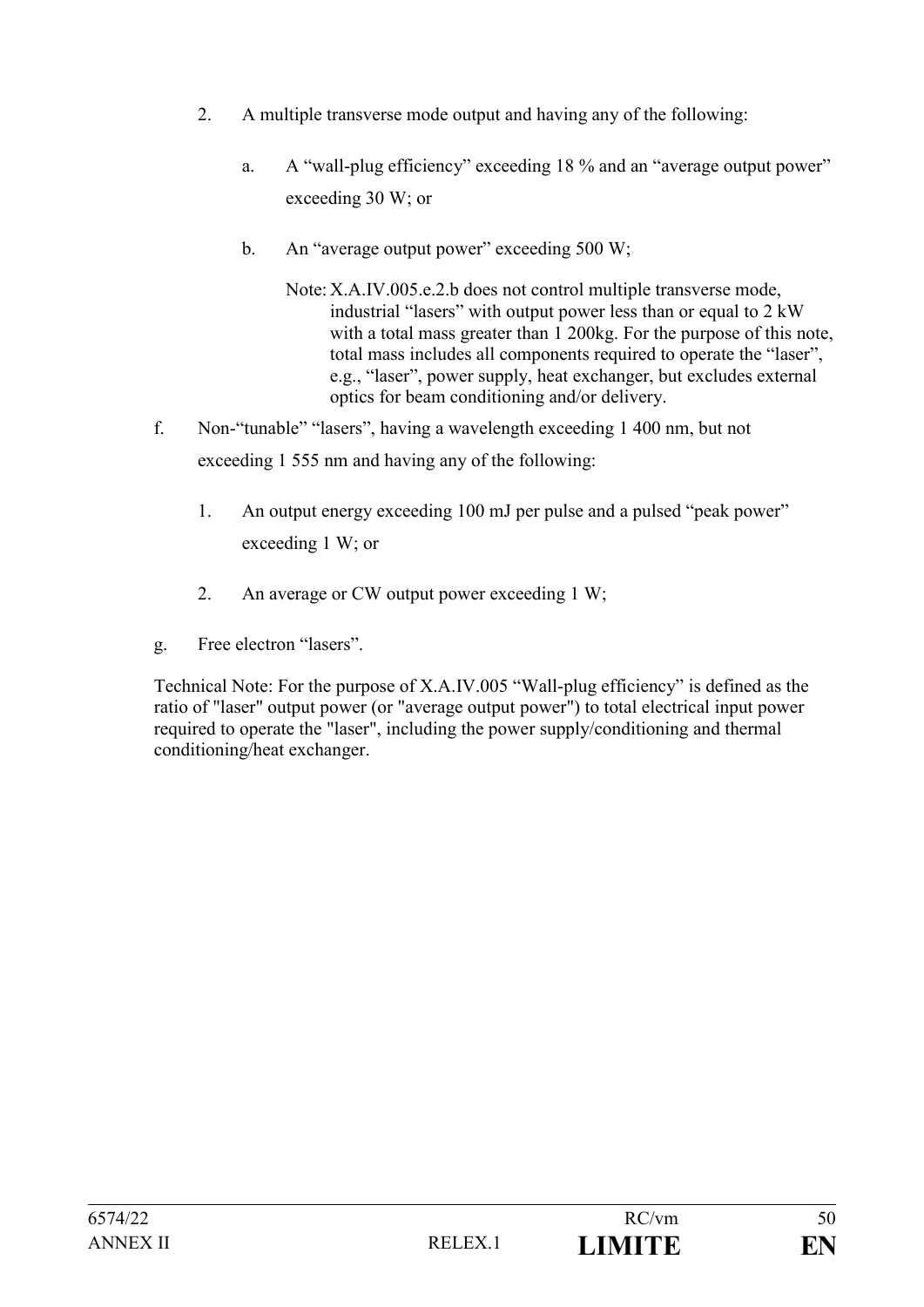2. A multiple transverse mode output and having any of the following:

    a. A “wall-plug efficiency” exceeding 18 % and an “average output power” exceeding 30 W; or

    b. An “average output power” exceeding 500 W;

        Note: X.A.IV.005.e.2.b does not control multiple transverse mode, industrial “lasers” with output power less than or equal to 2 kW with a total mass greater than 1 200kg. For the purpose of this note, total mass includes all components required to operate the “laser”, e.g., “laser”, power supply, heat exchanger, but excludes external optics for beam conditioning and/or delivery.

f. Non-“tunable” “lasers”, having a wavelength exceeding 1 400 nm, but not exceeding 1 555 nm and having any of the following:

    1. An output energy exceeding 100 mJ per pulse and a pulsed “peak power” exceeding 1 W; or

    2. An average or CW output power exceeding 1 W;

g. Free electron “lasers”.

Technical Note: For the purpose of X.A.IV.005 “Wall-plug efficiency” is defined as the ratio of "laser" output power (or "average output power") to total electrical input power required to operate the "laser", including the power supply/conditioning and thermal conditioning/heat exchanger.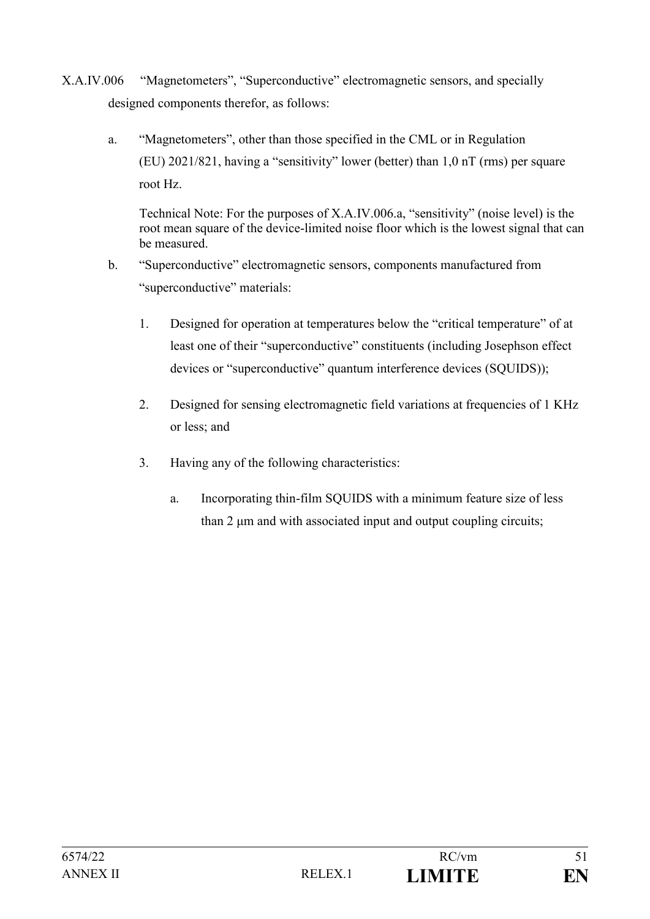X.A.IV.006 "Magnetometers", "Superconductive" electromagnetic sensors, and specially designed components therefor, as follows:

a. "Magnetometers", other than those specified in the CML or in Regulation (EU) 2021/821, having a "sensitivity" lower (better) than 1,0 nT (rms) per square root Hz.

Technical Note: For the purposes of X.A.IV.006.a, "sensitivity" (noise level) is the root mean square of the device-limited noise floor which is the lowest signal that can be measured.

b. "Superconductive" electromagnetic sensors, components manufactured from "superconductive" materials:

1. Designed for operation at temperatures below the "critical temperature" of at least one of their "superconductive" constituents (including Josephson effect devices or "superconductive" quantum interference devices (SQUIDS));

2. Designed for sensing electromagnetic field variations at frequencies of 1 KHz or less; and

3. Having any of the following characteristics:

a. Incorporating thin-film SQUIDS with a minimum feature size of less than 2 µm and with associated input and output coupling circuits;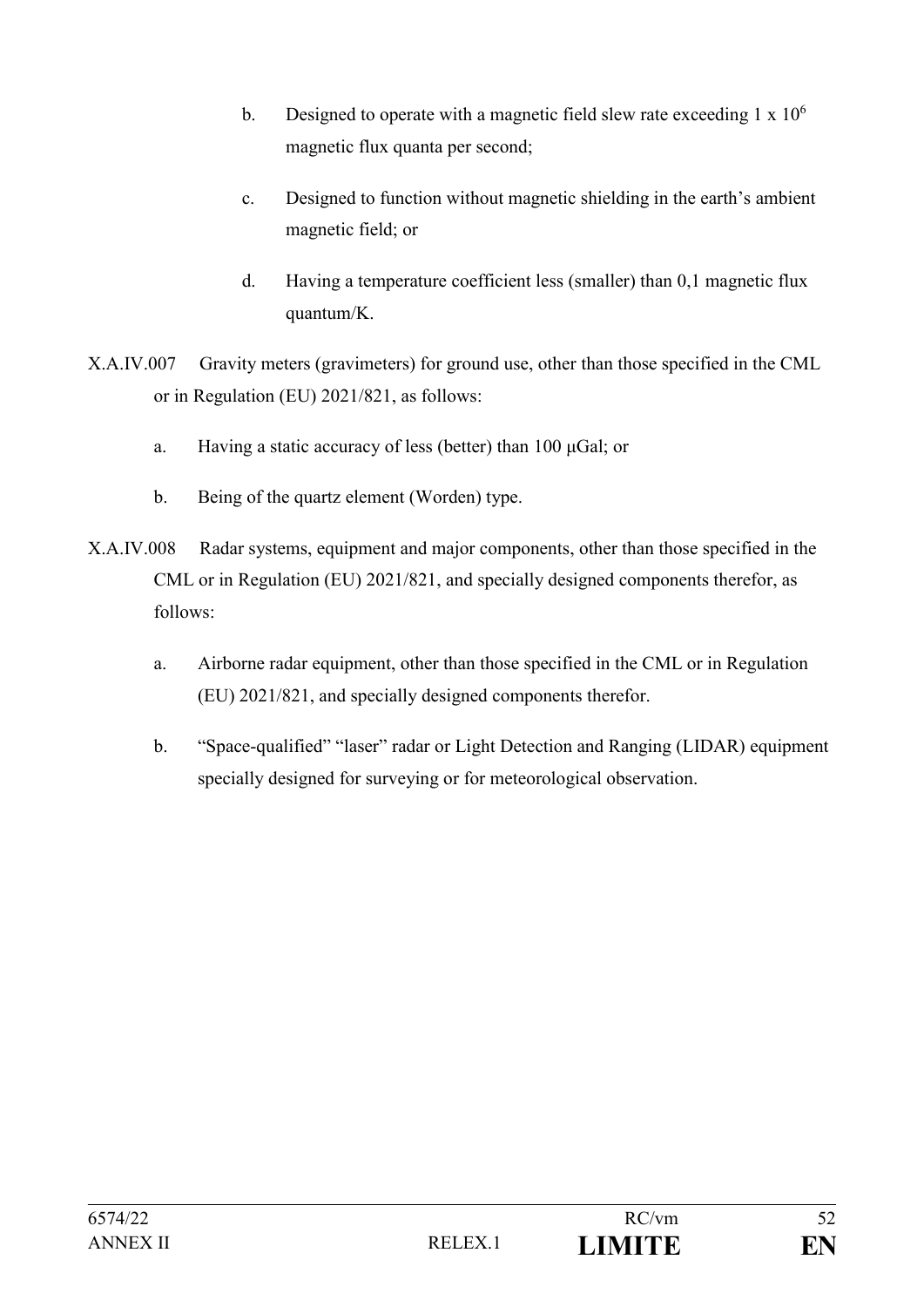b. Designed to operate with a magnetic field slew rate exceeding 1 x $10^6$ magnetic flux quanta per second;

c. Designed to function without magnetic shielding in the earth's ambient magnetic field; or

d. Having a temperature coefficient less (smaller) than 0,1 magnetic flux quantum/K.

X.A.IV.007 Gravity meters (gravimeters) for ground use, other than those specified in the CML or in Regulation (EU) 2021/821, as follows:

a. Having a static accuracy of less (better) than 100 μGal; or

b. Being of the quartz element (Worden) type.

X.A.IV.008 Radar systems, equipment and major components, other than those specified in the CML or in Regulation (EU) 2021/821, and specially designed components therefor, as follows:

a. Airborne radar equipment, other than those specified in the CML or in Regulation (EU) 2021/821, and specially designed components therefor.

b. "Space-qualified" "laser" radar or Light Detection and Ranging (LIDAR) equipment specially designed for surveying or for meteorological observation.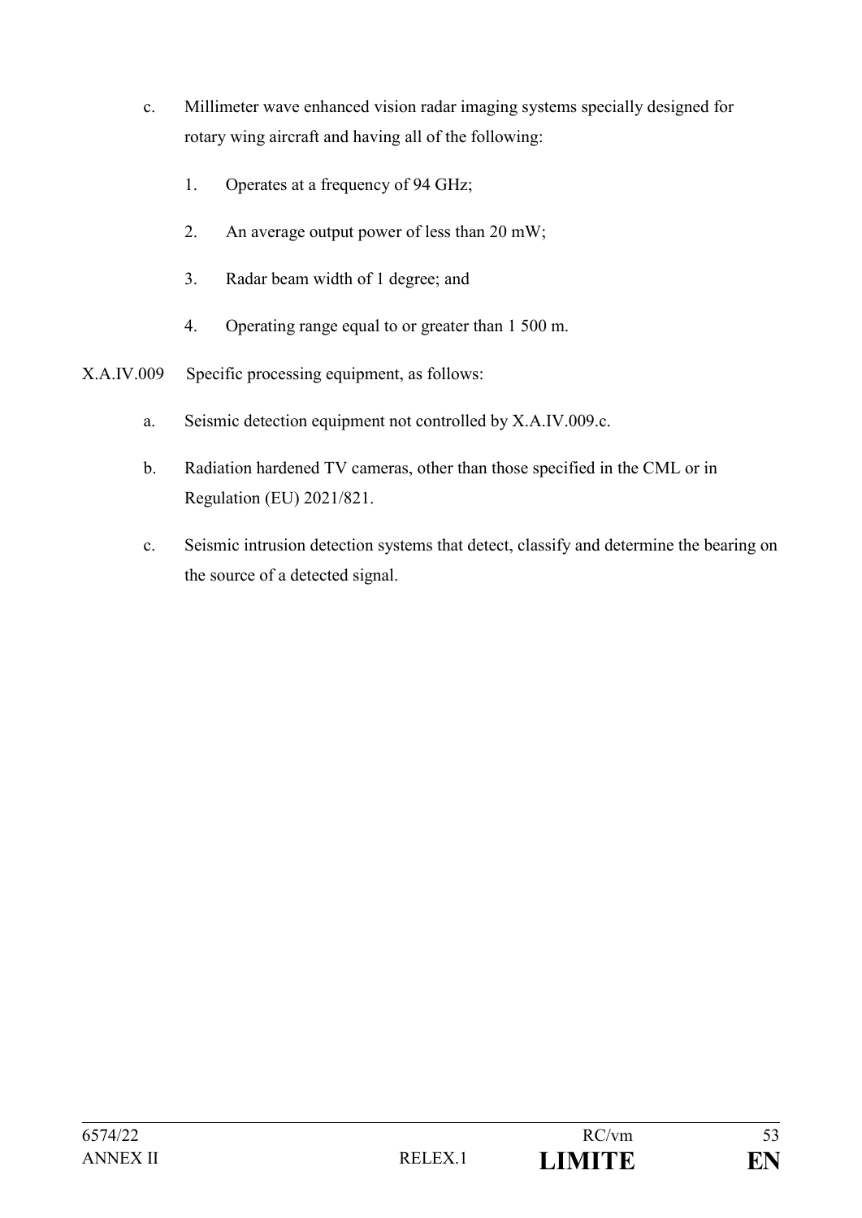c. Millimeter wave enhanced vision radar imaging systems specially designed for rotary wing aircraft and having all of the following:

   1. Operates at a frequency of 94 GHz;

   2. An average output power of less than 20 mW;

   3. Radar beam width of 1 degree; and

   4. Operating range equal to or greater than 1 500 m.

X.A.IV.009 Specific processing equipment, as follows:

a. Seismic detection equipment not controlled by X.A.IV.009.c.

b. Radiation hardened TV cameras, other than those specified in the CML or in Regulation (EU) 2021/821.

c. Seismic intrusion detection systems that detect, classify and determine the bearing on the source of a detected signal.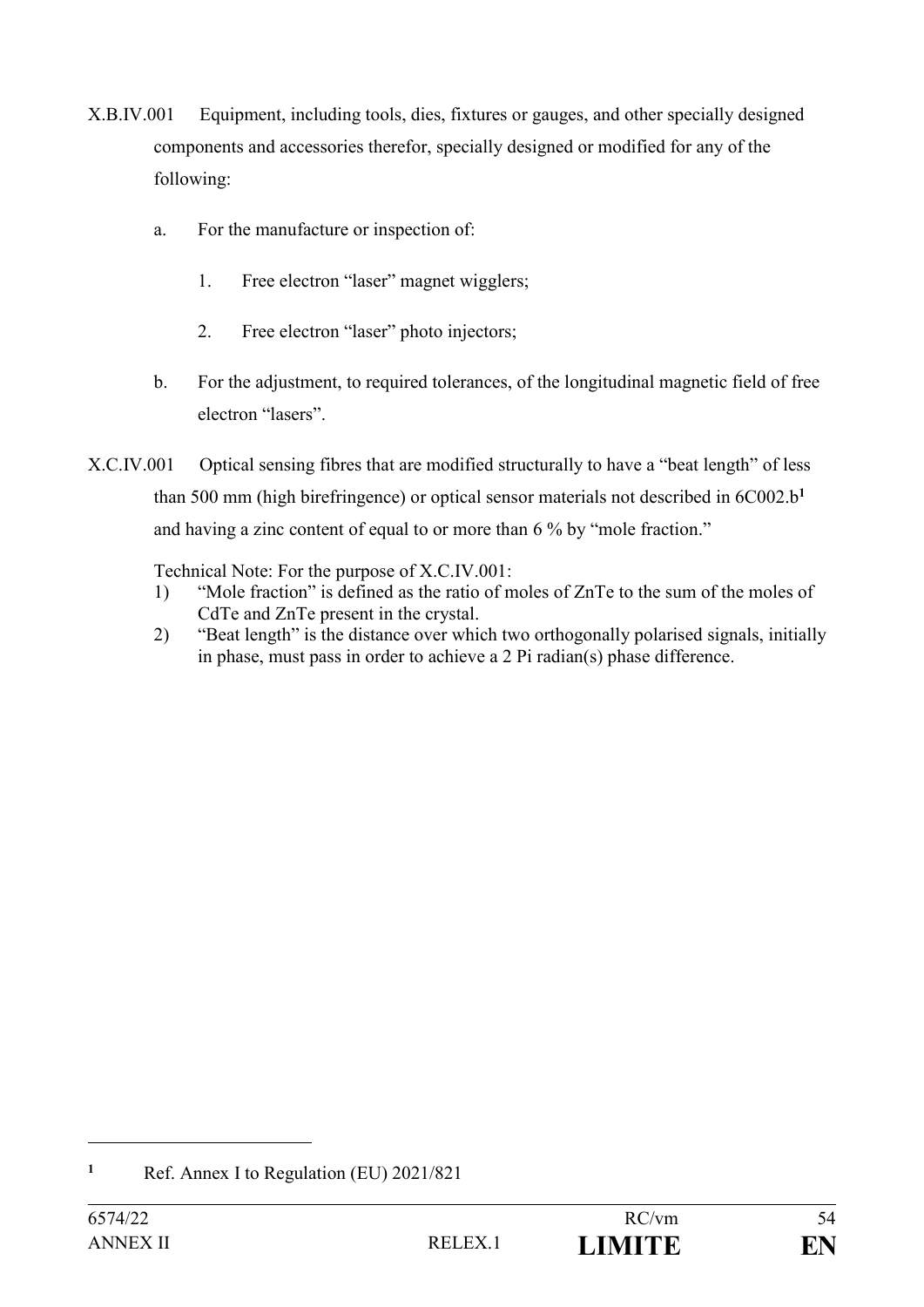X.B.IV.001 Equipment, including tools, dies, fixtures or gauges, and other specially designed components and accessories therefor, specially designed or modified for any of the following:

a. For the manufacture or inspection of:

1. Free electron "laser" magnet wigglers;

2. Free electron "laser" photo injectors;

b. For the adjustment, to required tolerances, of the longitudinal magnetic field of free electron "lasers".

X.C.IV.001 Optical sensing fibres that are modified structurally to have a "beat length" of less than 500 mm (high birefringence) or optical sensor materials not described in 6C002.b[1] and having a zinc content of equal to or more than 6 % by "mole fraction."

Technical Note: For the purpose of X.C.IV.001:

1) "Mole fraction" is defined as the ratio of moles of ZnTe to the sum of the moles of CdTe and ZnTe present in the crystal.
2) "Beat length" is the distance over which two orthogonally polarised signals, initially in phase, must pass in order to achieve a 2 Pi radian(s) phase difference.

---

[1] Ref. Annex I to Regulation (EU) 2021/821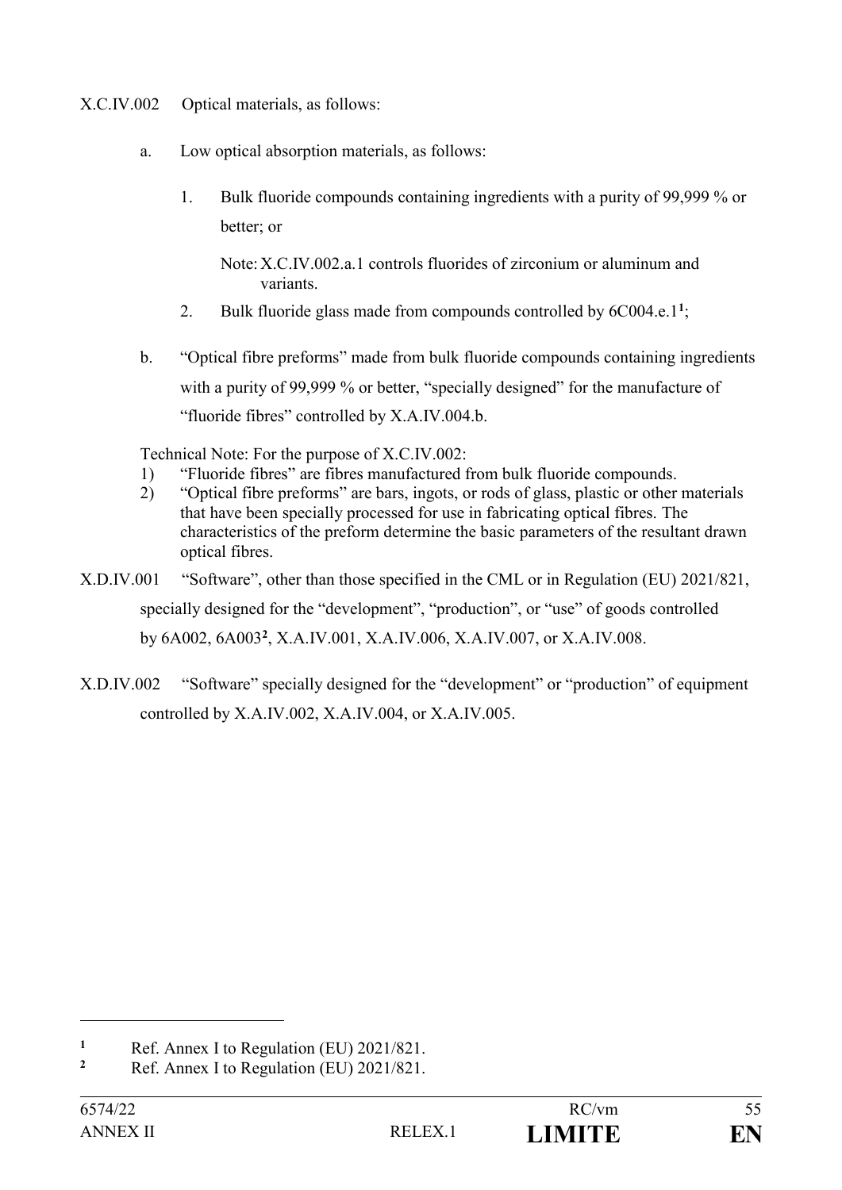X.C.IV.002 Optical materials, as follows:

a. Low optical absorption materials, as follows:

1. Bulk fluoride compounds containing ingredients with a purity of 99,999 % or better; or

   Note: X.C.IV.002.a.1 controls fluorides of zirconium or aluminum and variants.

2. Bulk fluoride glass made from compounds controlled by 6C004.e.1[1];

b. "Optical fibre preforms" made from bulk fluoride compounds containing ingredients with a purity of 99,999 % or better, "specially designed" for the manufacture of "fluoride fibres" controlled by X.A.IV.004.b.

Technical Note: For the purpose of X.C.IV.002:

1) "Fluoride fibres" are fibres manufactured from bulk fluoride compounds.
2) "Optical fibre preforms" are bars, ingots, or rods of glass, plastic or other materials that have been specially processed for use in fabricating optical fibres. The characteristics of the preform determine the basic parameters of the resultant drawn optical fibres.

X.D.IV.001 "Software", other than those specified in the CML or in Regulation (EU) 2021/821, specially designed for the "development", "production", or "use" of goods controlled by 6A002, 6A003[2], X.A.IV.001, X.A.IV.006, X.A.IV.007, or X.A.IV.008.

X.D.IV.002 "Software" specially designed for the "development" or "production" of equipment controlled by X.A.IV.002, X.A.IV.004, or X.A.IV.005.

[1] Ref. Annex I to Regulation (EU) 2021/821.

[2] Ref. Annex I to Regulation (EU) 2021/821.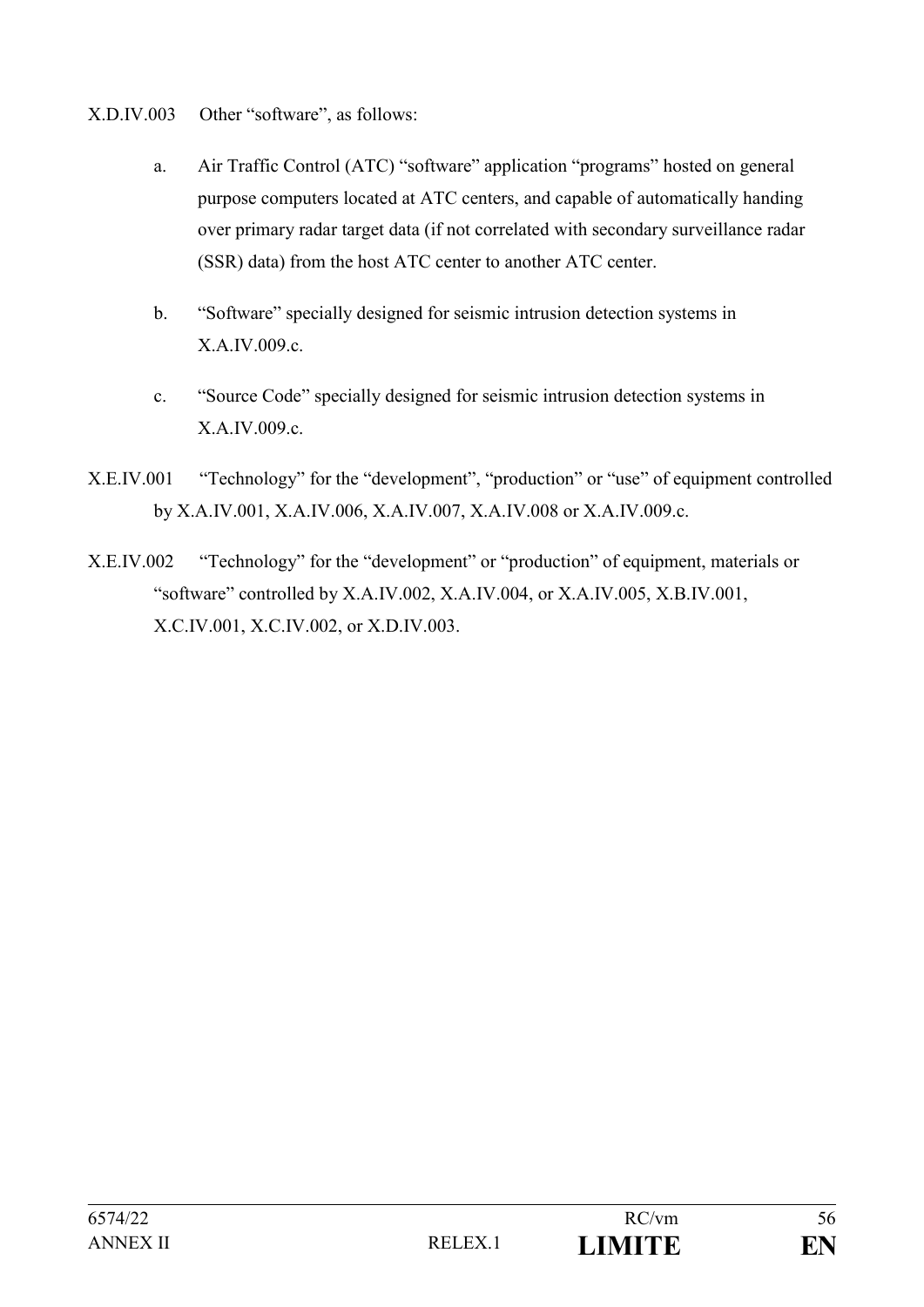X.D.IV.003 Other “software”, as follows:

a. Air Traffic Control (ATC) “software” application “programs” hosted on general purpose computers located at ATC centers, and capable of automatically handing over primary radar target data (if not correlated with secondary surveillance radar (SSR) data) from the host ATC center to another ATC center.

b. “Software” specially designed for seismic intrusion detection systems in X.A.IV.009.c.

c. “Source Code” specially designed for seismic intrusion detection systems in X.A.IV.009.c.

X.E.IV.001 “Technology” for the “development”, “production” or “use” of equipment controlled by X.A.IV.001, X.A.IV.006, X.A.IV.007, X.A.IV.008 or X.A.IV.009.c.

X.E.IV.002 “Technology” for the “development” or “production” of equipment, materials or “software” controlled by X.A.IV.002, X.A.IV.004, or X.A.IV.005, X.B.IV.001, X.C.IV.001, X.C.IV.002, or X.D.IV.003.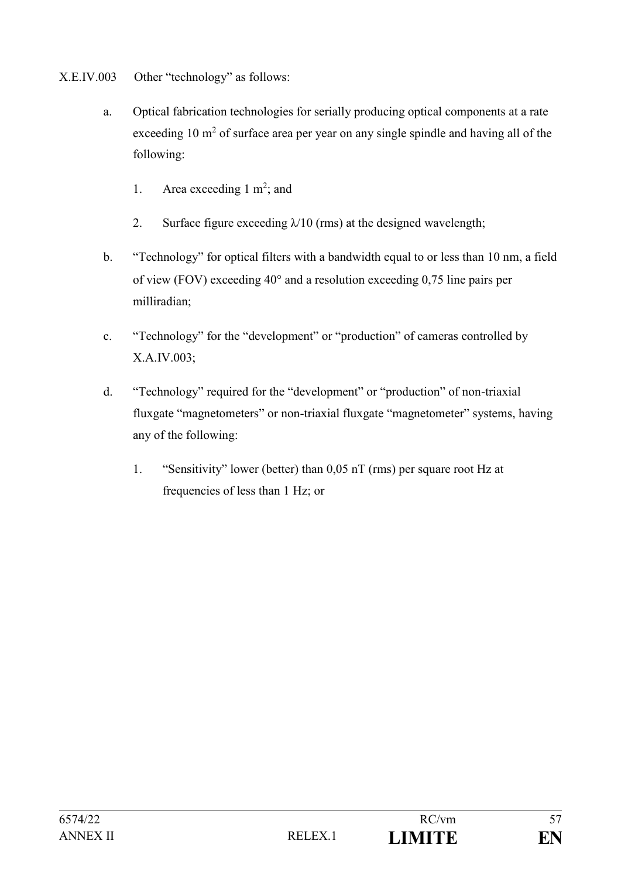X.E.IV.003 Other "technology" as follows:

a. Optical fabrication technologies for serially producing optical components at a rate exceeding 10 $m^2$ of surface area per year on any single spindle and having all of the following:

   1. Area exceeding 1 $m^2$; and

   2. Surface figure exceeding $\lambda/10$ (rms) at the designed wavelength;

b. "Technology" for optical filters with a bandwidth equal to or less than 10 nm, a field of view (FOV) exceeding 40° and a resolution exceeding 0,75 line pairs per milliradian;

c. "Technology" for the "development" or "production" of cameras controlled by X.A.IV.003;

d. "Technology" required for the "development" or "production" of non-triaxial fluxgate "magnetometers" or non-triaxial fluxgate "magnetometer" systems, having any of the following:

   1. "Sensitivity" lower (better) than 0,05 nT (rms) per square root Hz at frequencies of less than 1 Hz; or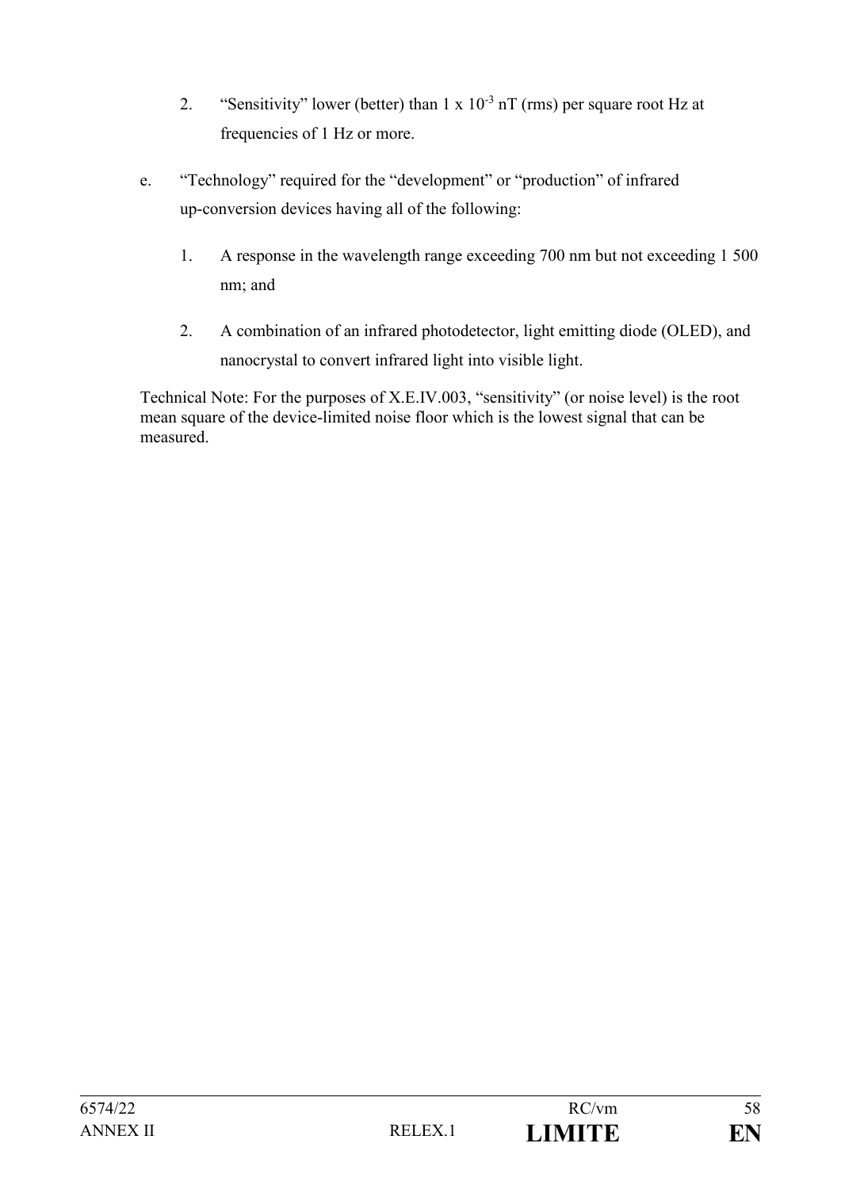2. "Sensitivity" lower (better) than 1 x $10^{-3}$ nT (rms) per square root Hz at frequencies of 1 Hz or more.

e. "Technology" required for the "development" or "production" of infrared up-conversion devices having all of the following:

1. A response in the wavelength range exceeding 700 nm but not exceeding 1 500 nm; and

2. A combination of an infrared photodetector, light emitting diode (OLED), and nanocrystal to convert infrared light into visible light.

Technical Note: For the purposes of X.E.IV.003, "sensitivity" (or noise level) is the root mean square of the device-limited noise floor which is the lowest signal that can be measured.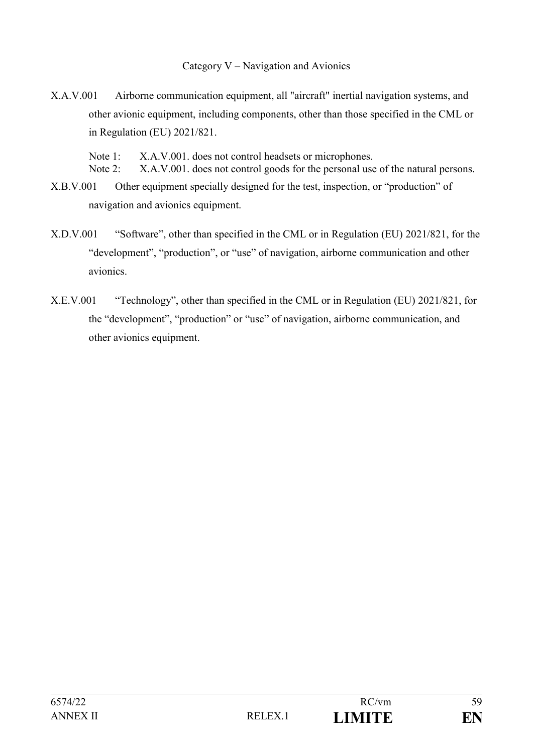## Category V – Navigation and Avionics

X.A.V.001 Airborne communication equipment, all "aircraft" inertial navigation systems, and other avionic equipment, including components, other than those specified in the CML or in Regulation (EU) 2021/821.

Note 1: X.A.V.001. does not control headsets or microphones.
Note 2: X.A.V.001. does not control goods for the personal use of the natural persons.

X.B.V.001 Other equipment specially designed for the test, inspection, or "production" of navigation and avionics equipment.

X.D.V.001 "Software", other than specified in the CML or in Regulation (EU) 2021/821, for the "development", "production", or "use" of navigation, airborne communication and other avionics.

X.E.V.001 "Technology", other than specified in the CML or in Regulation (EU) 2021/821, for the "development", "production" or "use" of navigation, airborne communication, and other avionics equipment.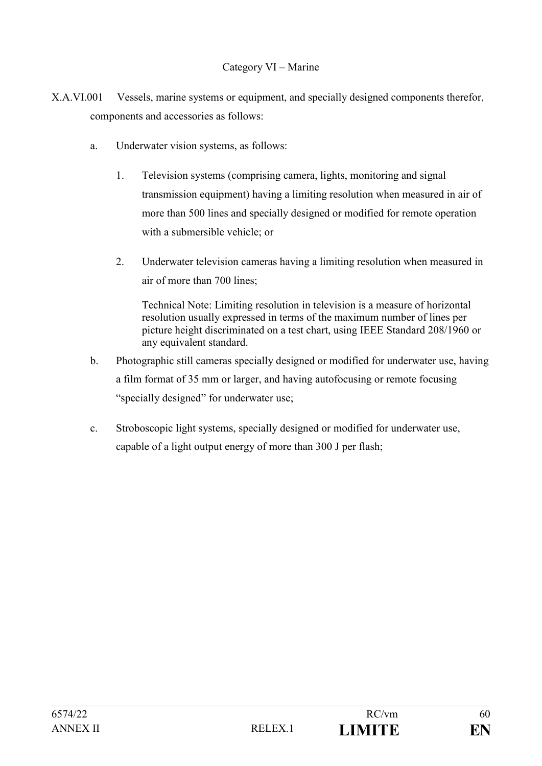## Category VI – Marine

X.A.VI.001 Vessels, marine systems or equipment, and specially designed components therefor, components and accessories as follows:

a. Underwater vision systems, as follows:

1. Television systems (comprising camera, lights, monitoring and signal transmission equipment) having a limiting resolution when measured in air of more than 500 lines and specially designed or modified for remote operation with a submersible vehicle; or

2. Underwater television cameras having a limiting resolution when measured in air of more than 700 lines;

Technical Note: Limiting resolution in television is a measure of horizontal resolution usually expressed in terms of the maximum number of lines per picture height discriminated on a test chart, using IEEE Standard 208/1960 or any equivalent standard.

b. Photographic still cameras specially designed or modified for underwater use, having a film format of 35 mm or larger, and having autofocusing or remote focusing "specially designed" for underwater use;

c. Stroboscopic light systems, specially designed or modified for underwater use, capable of a light output energy of more than 300 J per flash;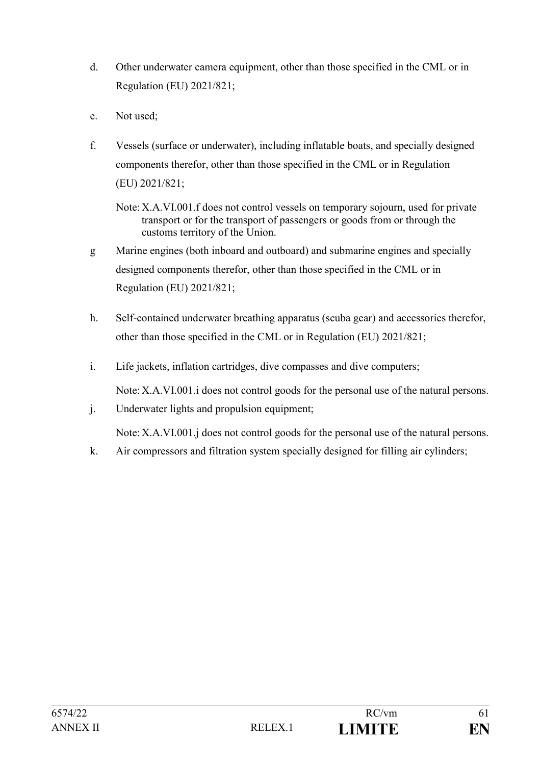d. Other underwater camera equipment, other than those specified in the CML or in Regulation (EU) 2021/821;

e. Not used;

f. Vessels (surface or underwater), including inflatable boats, and specially designed components therefor, other than those specified in the CML or in Regulation (EU) 2021/821;

Note: X.A.VI.001.f does not control vessels on temporary sojourn, used for private transport or for the transport of passengers or goods from or through the customs territory of the Union.

g Marine engines (both inboard and outboard) and submarine engines and specially designed components therefor, other than those specified in the CML or in Regulation (EU) 2021/821;

h. Self-contained underwater breathing apparatus (scuba gear) and accessories therefor, other than those specified in the CML or in Regulation (EU) 2021/821;

i. Life jackets, inflation cartridges, dive compasses and dive computers;

Note: X.A.VI.001.i does not control goods for the personal use of the natural persons.

j. Underwater lights and propulsion equipment;

Note: X.A.VI.001.j does not control goods for the personal use of the natural persons.

k. Air compressors and filtration system specially designed for filling air cylinders;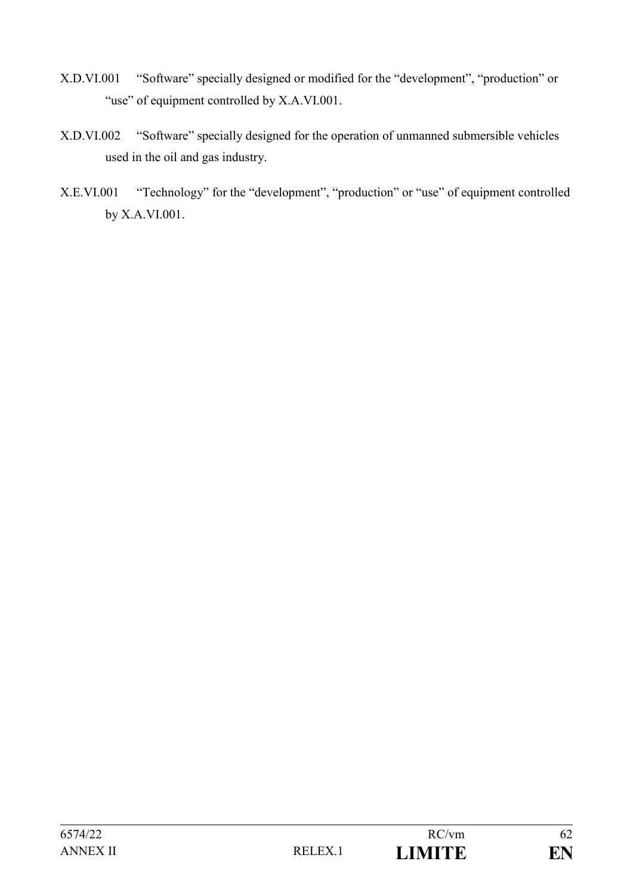X.D.VI.001 "Software" specially designed or modified for the "development", "production" or "use" of equipment controlled by X.A.VI.001.

X.D.VI.002 "Software" specially designed for the operation of unmanned submersible vehicles used in the oil and gas industry.

X.E.VI.001 "Technology" for the "development", "production" or "use" of equipment controlled by X.A.VI.001.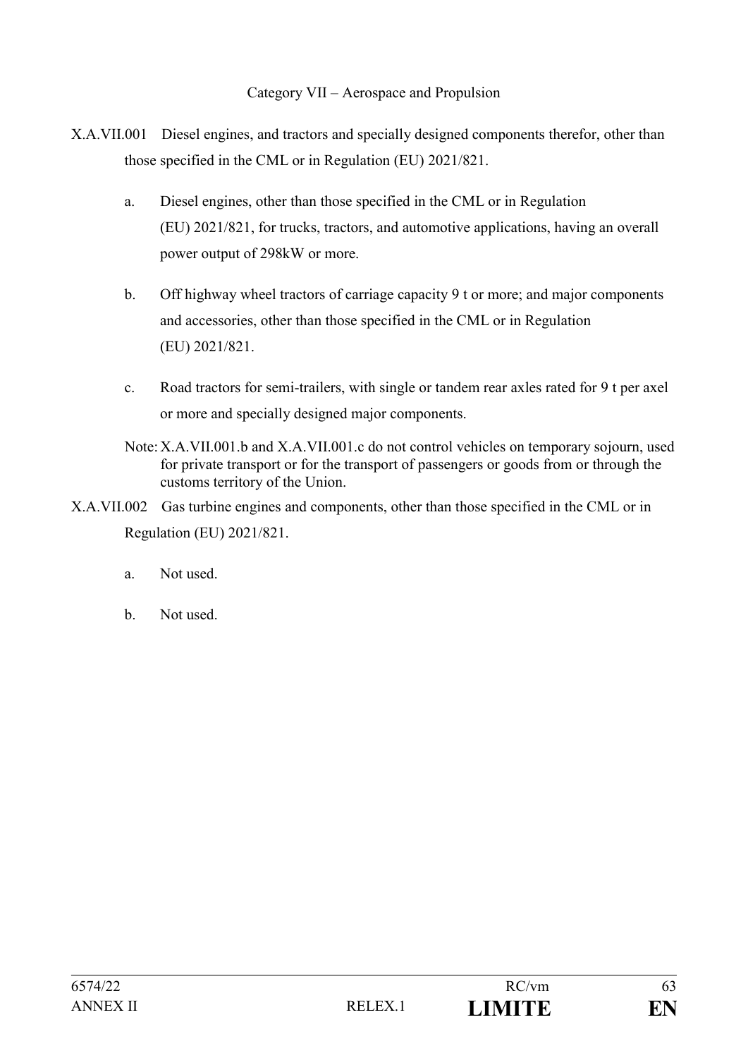Category VII – Aerospace and Propulsion

X.A.VII.001 Diesel engines, and tractors and specially designed components therefor, other than those specified in the CML or in Regulation (EU) 2021/821.

a. Diesel engines, other than those specified in the CML or in Regulation (EU) 2021/821, for trucks, tractors, and automotive applications, having an overall power output of 298kW or more.

b. Off highway wheel tractors of carriage capacity 9 t or more; and major components and accessories, other than those specified in the CML or in Regulation (EU) 2021/821.

c. Road tractors for semi-trailers, with single or tandem rear axles rated for 9 t per axel or more and specially designed major components.

Note: X.A.VII.001.b and X.A.VII.001.c do not control vehicles on temporary sojourn, used for private transport or for the transport of passengers or goods from or through the customs territory of the Union.

X.A.VII.002 Gas turbine engines and components, other than those specified in the CML or in Regulation (EU) 2021/821.

a. Not used.

b. Not used.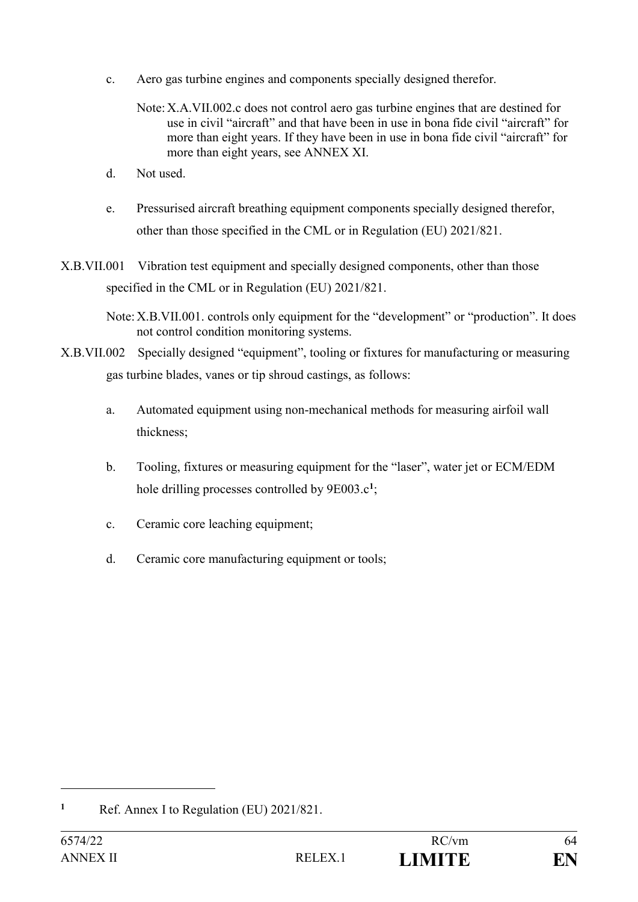c. Aero gas turbine engines and components specially designed therefor.

   Note: X.A.VII.002.c does not control aero gas turbine engines that are destined for use in civil "aircraft" and that have been in use in bona fide civil "aircraft" for more than eight years. If they have been in use in bona fide civil "aircraft" for more than eight years, see ANNEX XI.

d. Not used.

e. Pressurised aircraft breathing equipment components specially designed therefor, other than those specified in the CML or in Regulation (EU) 2021/821.

X.B.VII.001 Vibration test equipment and specially designed components, other than those specified in the CML or in Regulation (EU) 2021/821.

Note: X.B.VII.001. controls only equipment for the "development" or "production". It does not control condition monitoring systems.

X.B.VII.002 Specially designed "equipment", tooling or fixtures for manufacturing or measuring gas turbine blades, vanes or tip shroud castings, as follows:

a. Automated equipment using non-mechanical methods for measuring airfoil wall thickness;

b. Tooling, fixtures or measuring equipment for the "laser", water jet or ECM/EDM hole drilling processes controlled by 9E003.c[1];

c. Ceramic core leaching equipment;

d. Ceramic core manufacturing equipment or tools;

---

[1] Ref. Annex I to Regulation (EU) 2021/821.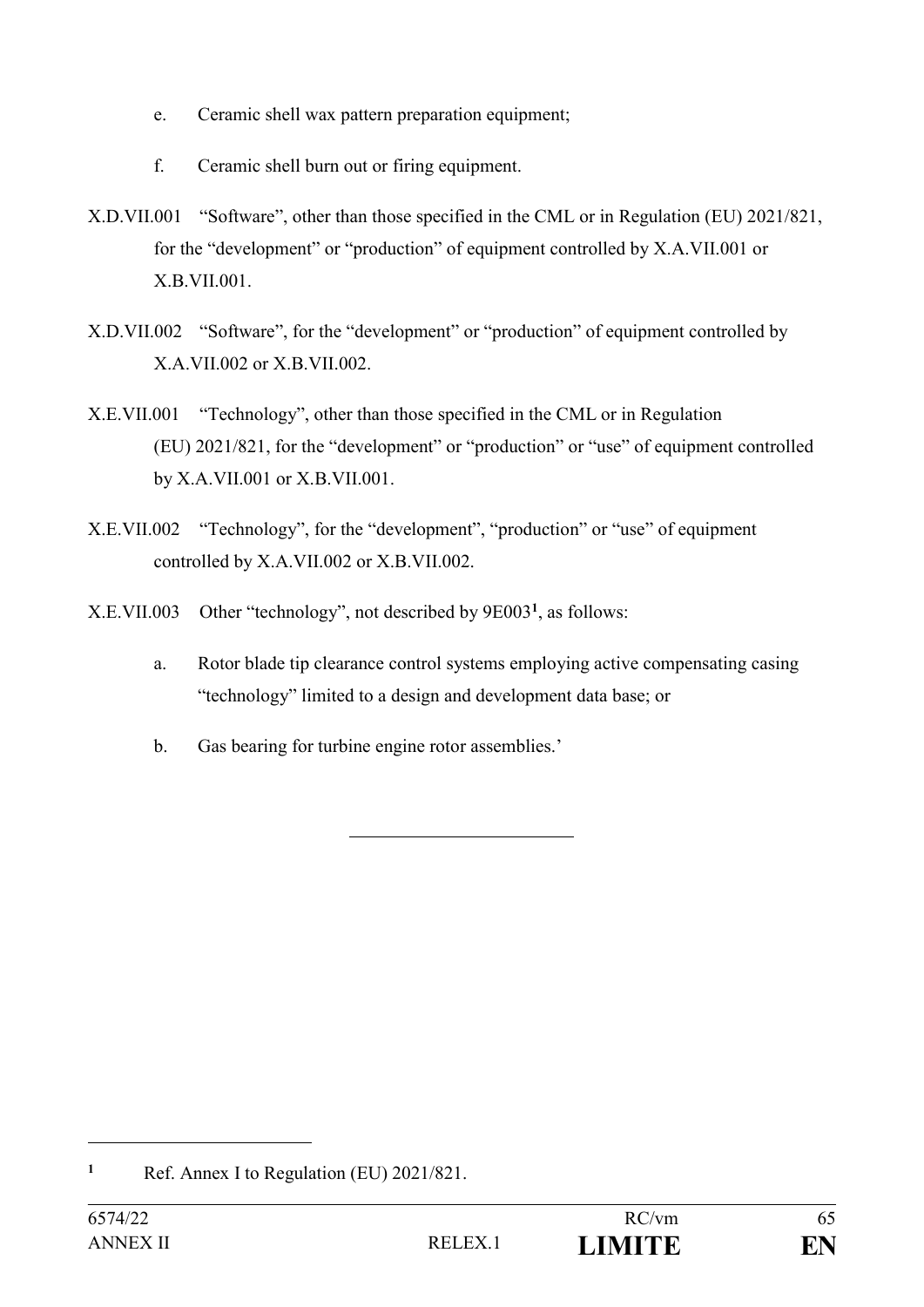e. Ceramic shell wax pattern preparation equipment;

f. Ceramic shell burn out or firing equipment.

X.D.VII.001 "Software", other than those specified in the CML or in Regulation (EU) 2021/821, for the "development" or "production" of equipment controlled by X.A.VII.001 or X.B.VII.001.

X.D.VII.002 "Software", for the "development" or "production" of equipment controlled by X.A.VII.002 or X.B.VII.002.

X.E.VII.001 "Technology", other than those specified in the CML or in Regulation (EU) 2021/821, for the "development" or "production" or "use" of equipment controlled by X.A.VII.001 or X.B.VII.001.

X.E.VII.002 "Technology", for the "development", "production" or "use" of equipment controlled by X.A.VII.002 or X.B.VII.002.

X.E.VII.003 Other "technology", not described by 9E003[1], as follows:

a. Rotor blade tip clearance control systems employing active compensating casing "technology" limited to a design and development data base; or

b. Gas bearing for turbine engine rotor assemblies.'

---

[1] Ref. Annex I to Regulation (EU) 2021/821.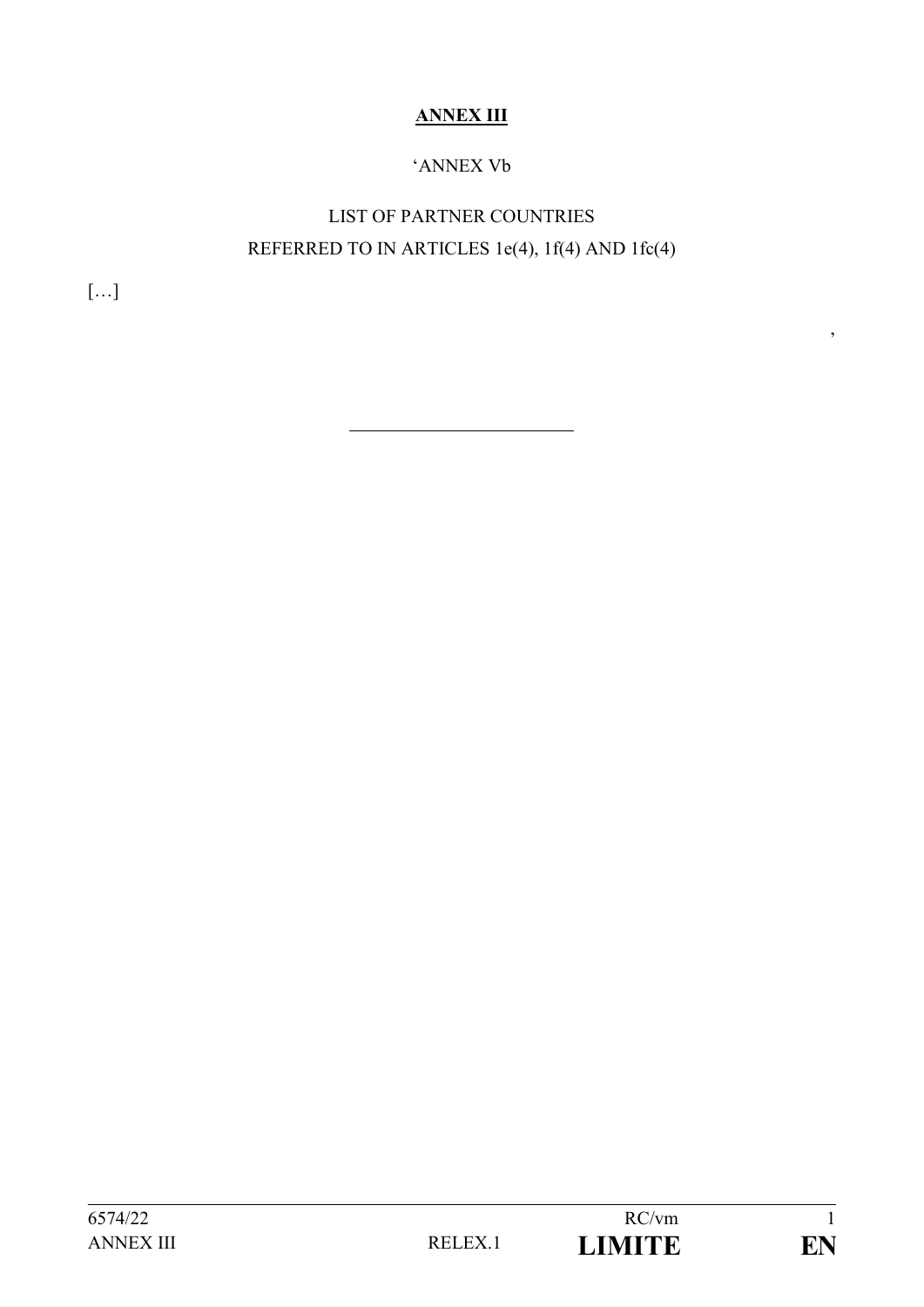**ANNEX III**

'ANNEX Vb

LIST OF PARTNER COUNTRIES
REFERRED TO IN ARTICLES 1e(4), 1f(4) AND 1fc(4)

[…]

'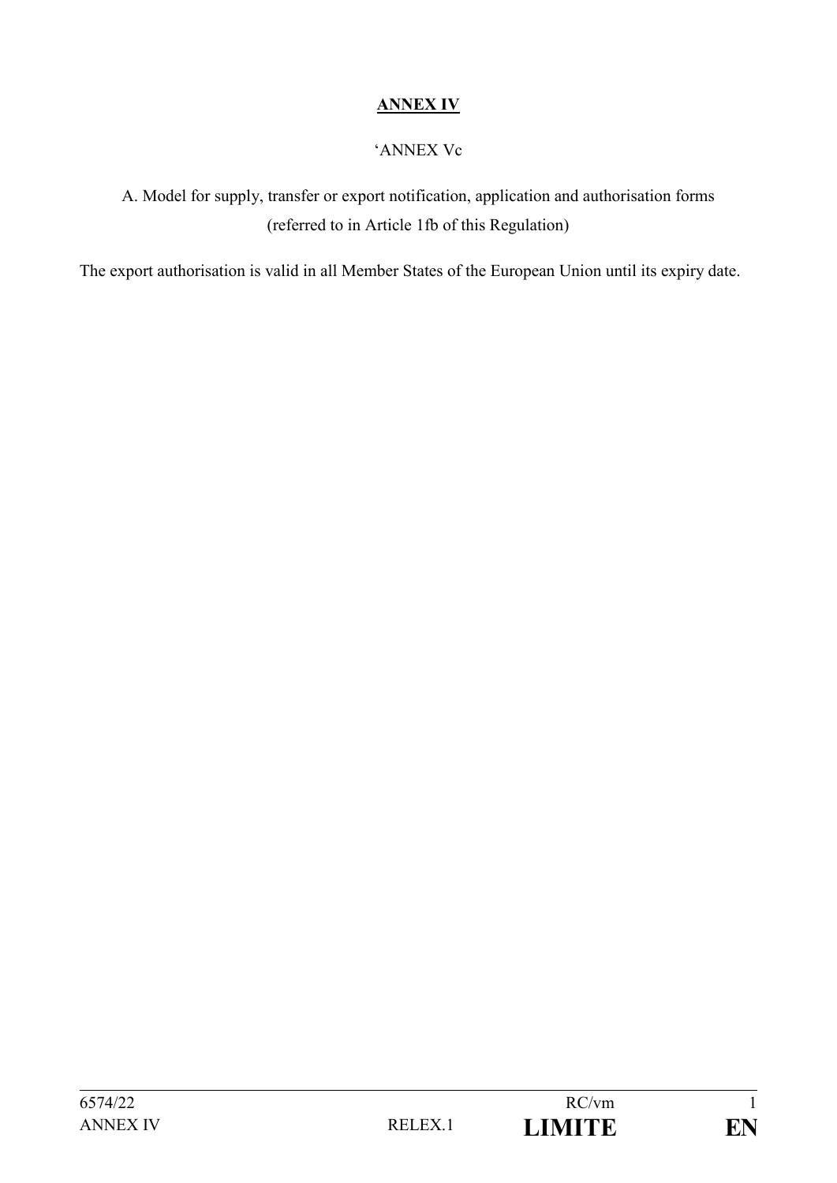**ANNEX IV**

'ANNEX Vc

A. Model for supply, transfer or export notification, application and authorisation forms (referred to in Article 1fb of this Regulation)

The export authorisation is valid in all Member States of the European Union until its expiry date.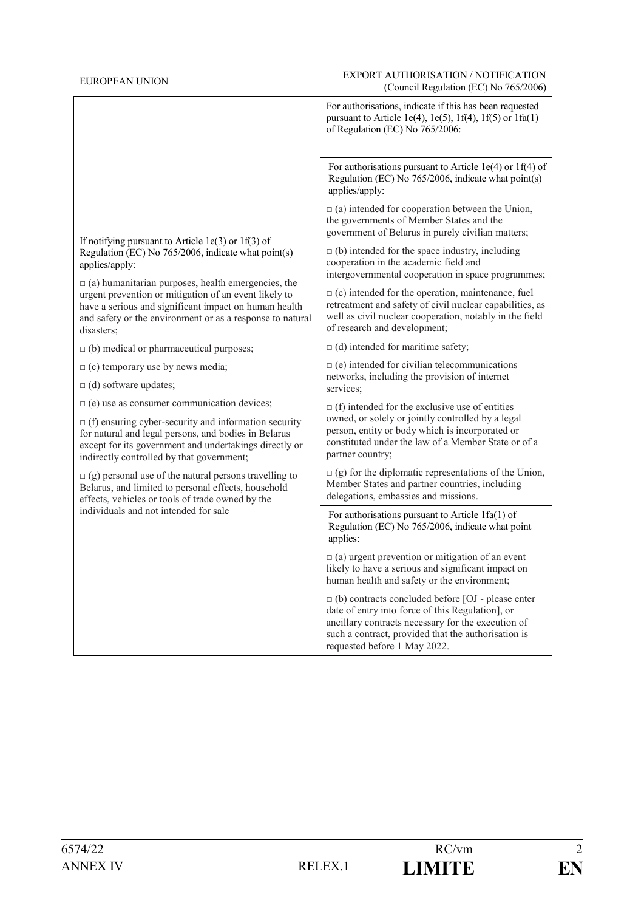EUROPEAN UNION

EXPORT AUTHORISATION / NOTIFICATION
(Council Regulation (EC) No 765/2006)

| | |
|---|---|
| If notifying pursuant to Article 1e(3) or 1f(3) of Regulation (EC) No 765/2006, indicate what point(s) applies/apply:<br><br>□ (a) humanitarian purposes, health emergencies, the urgent prevention or mitigation of an event likely to have a serious and significant impact on human health and safety or the environment or as a response to natural disasters;<br><br>□ (b) medical or pharmaceutical purposes;<br><br>□ (c) temporary use by news media;<br><br>□ (d) software updates;<br><br>□ (e) use as consumer communication devices;<br><br>□ (f) ensuring cyber-security and information security for natural and legal persons, and bodies in Belarus except for its government and undertakings directly or indirectly controlled by that government;<br><br>□ (g) personal use of the natural persons travelling to Belarus, and limited to personal effects, household effects, vehicles or tools of trade owned by the individuals and not intended for sale | For authorisations, indicate if this has been requested pursuant to Article 1e(4), 1e(5), 1f(4), 1f(5) or 1fa(1) of Regulation (EC) No 765/2006:<br><br>For authorisations pursuant to Article 1e(4) or 1f(4) of Regulation (EC) No 765/2006, indicate what point(s) applies/apply:<br><br>□ (a) intended for cooperation between the Union, the governments of Member States and the government of Belarus in purely civilian matters;<br><br>□ (b) intended for the space industry, including cooperation in the academic field and intergovernmental cooperation in space programmes;<br><br>□ (c) intended for the operation, maintenance, fuel retreatment and safety of civil nuclear capabilities, as well as civil nuclear cooperation, notably in the field of research and development;<br><br>□ (d) intended for maritime safety;<br><br>□ (e) intended for civilian telecommunications networks, including the provision of internet services;<br><br>□ (f) intended for the exclusive use of entities owned, or solely or jointly controlled by a legal person, entity or body which is incorporated or constituted under the law of a Member State or of a partner country;<br><br>□ (g) for the diplomatic representations of the Union, Member States and partner countries, including delegations, embassies and missions.<br><br>For authorisations pursuant to Article 1fa(1) of Regulation (EC) No 765/2006, indicate what point applies:<br><br>□ (a) urgent prevention or mitigation of an event likely to have a serious and significant impact on human health and safety or the environment;<br><br>□ (b) contracts concluded before [OJ - please enter date of entry into force of this Regulation], or ancillary contracts necessary for the execution of such a contract, provided that the authorisation is requested before 1 May 2022. |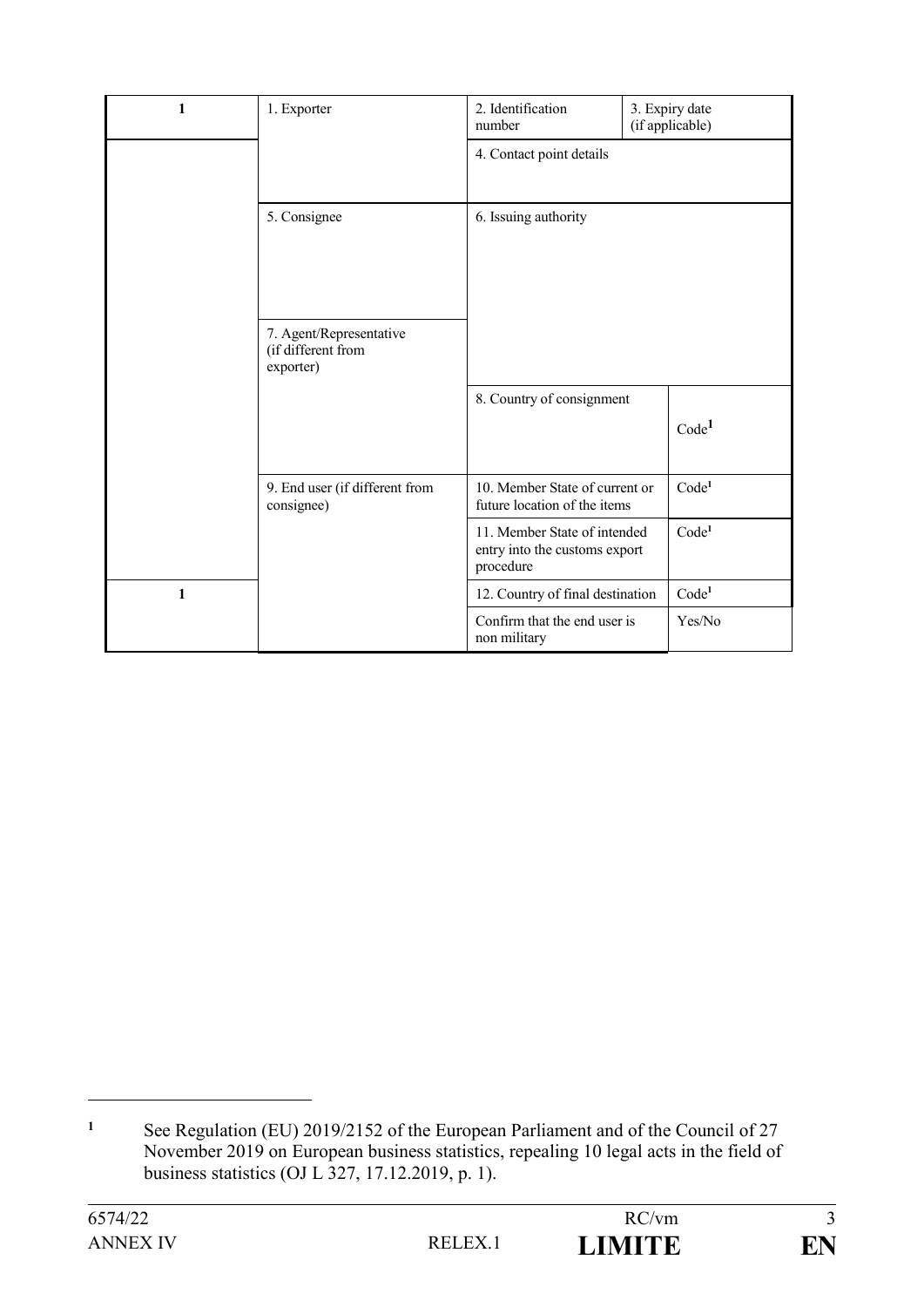| 1 | 1. Exporter | 2. Identification number | 3. Expiry date (if applicable) |
|---|---|---|---|
| | | 4. Contact point details | |
| | 5. Consignee | 6. Issuing authority | |
| | 7. Agent/Representative (if different from exporter) | | |
| | | 8. Country of consignment | Code[1] |
| | 9. End user (if different from consignee) | 10. Member State of current or future location of the items | Code[1] |
| | | 11. Member State of intended entry into the customs export procedure | Code[1] |
| 1 | | 12. Country of final destination | Code[1] |
| | | Confirm that the end user is non military | Yes/No |

[1] See Regulation (EU) 2019/2152 of the European Parliament and of the Council of 27 November 2019 on European business statistics, repealing 10 legal acts in the field of business statistics (OJ L 327, 17.12.2019, p. 1).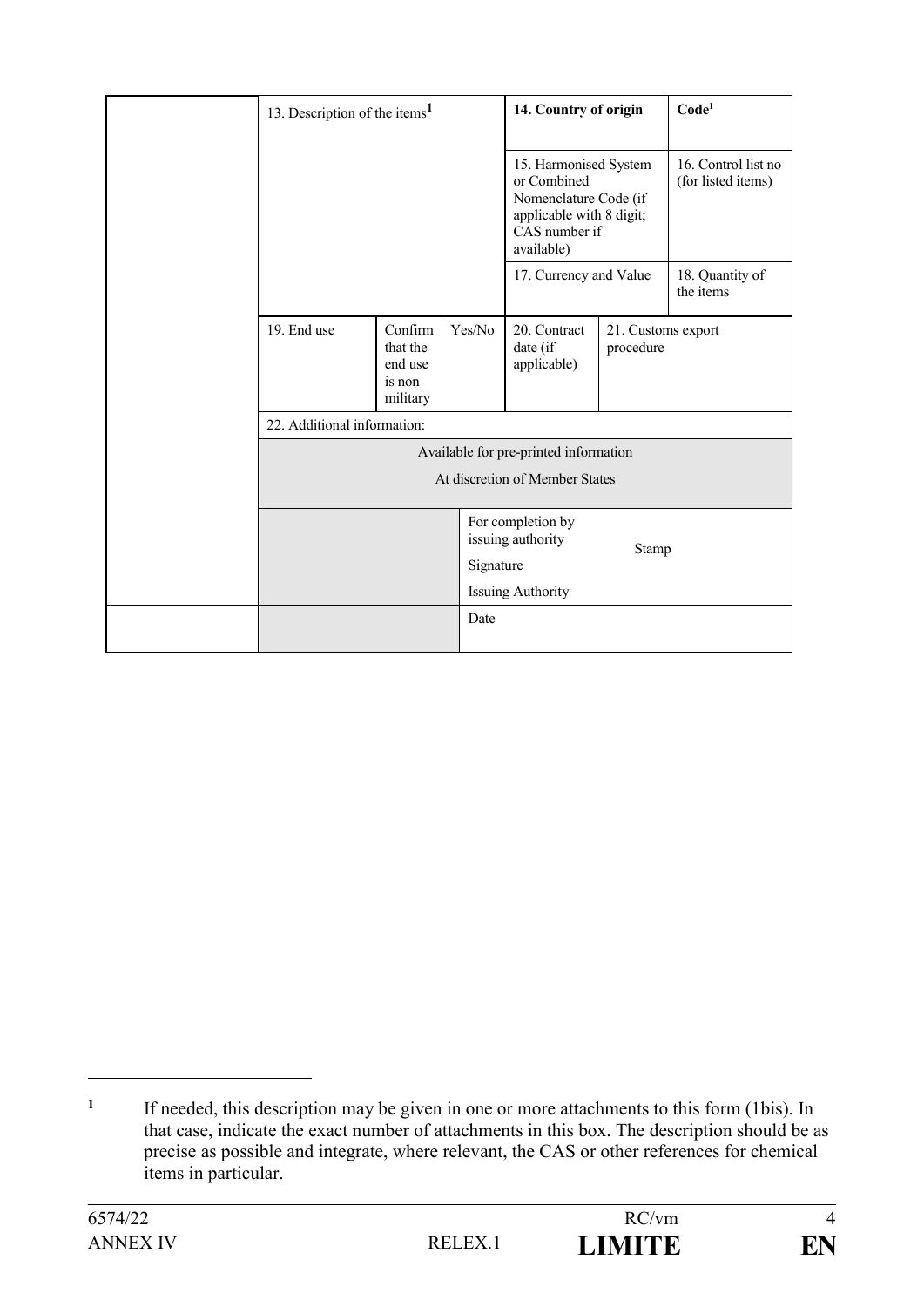| | | | | | | |
|---|---|---|---|---|---|---|
| | 13. Description of the items[1] | | | **14. Country of origin** | | **Code**[1] |
| | | | | 15. Harmonised System or Combined Nomenclature Code (if applicable with 8 digit; CAS number if available) | | 16. Control list no (for listed items) |
| | | | | 17. Currency and Value | | 18. Quantity of the items |
| | 19. End use | Confirm that the end use is non military | Yes/No | 20. Contract date (if applicable) | 21. Customs export procedure | |
| | 22. Additional information: | | | | | |
| | Available for pre-printed information<br>At discretion of Member States | | | | | |
| | | | For completion by issuing authority<br>Signature<br>Issuing Authority | | Stamp | |
| | | | Date | | | |

[1] If needed, this description may be given in one or more attachments to this form (1bis). In that case, indicate the exact number of attachments in this box. The description should be as precise as possible and integrate, where relevant, the CAS or other references for chemical items in particular.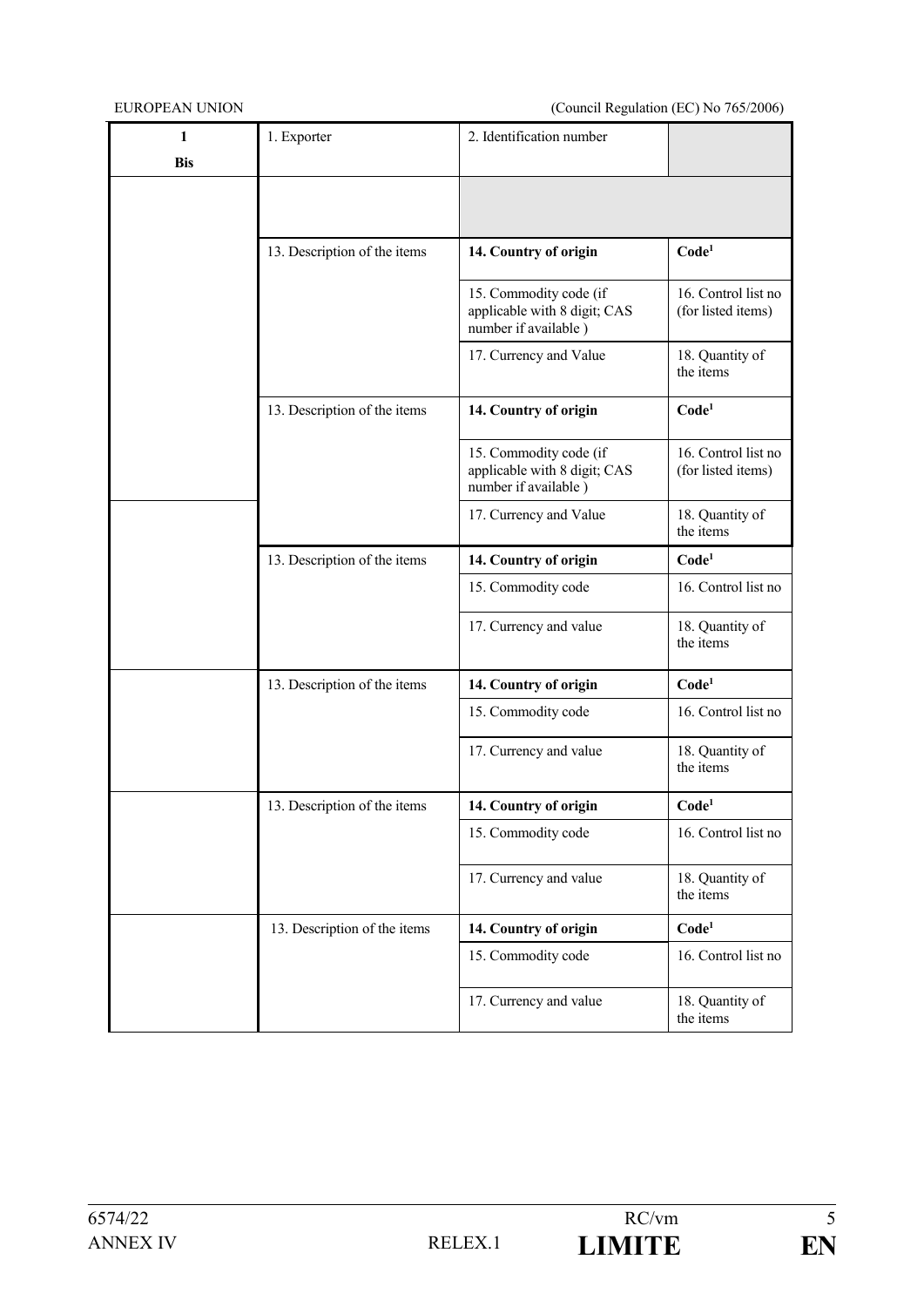EUROPEAN UNION (Council Regulation (EC) No 765/2006)

| 1<br>Bis | 1. Exporter | 2. Identification number | |
|---|---|---|---|
| | | | |
| | 13. Description of the items | **14. Country of origin** | **Code[1]** |
| | | 15. Commodity code (if applicable with 8 digit; CAS number if available ) | 16. Control list no (for listed items) |
| | | 17. Currency and Value | 18. Quantity of the items |
| | 13. Description of the items | **14. Country of origin** | **Code[1]** |
| | | 15. Commodity code (if applicable with 8 digit; CAS number if available ) | 16. Control list no (for listed items) |
| | | 17. Currency and Value | 18. Quantity of the items |
| | 13. Description of the items | **14. Country of origin** | **Code[1]** |
| | | 15. Commodity code | 16. Control list no |
| | | 17. Currency and value | 18. Quantity of the items |
| | 13. Description of the items | **14. Country of origin** | **Code[1]** |
| | | 15. Commodity code | 16. Control list no |
| | | 17. Currency and value | 18. Quantity of the items |
| | 13. Description of the items | **14. Country of origin** | **Code[1]** |
| | | 15. Commodity code | 16. Control list no |
| | | 17. Currency and value | 18. Quantity of the items |
| | 13. Description of the items | **14. Country of origin** | **Code[1]** |
| | | 15. Commodity code | 16. Control list no |
| | | 17. Currency and value | 18. Quantity of the items |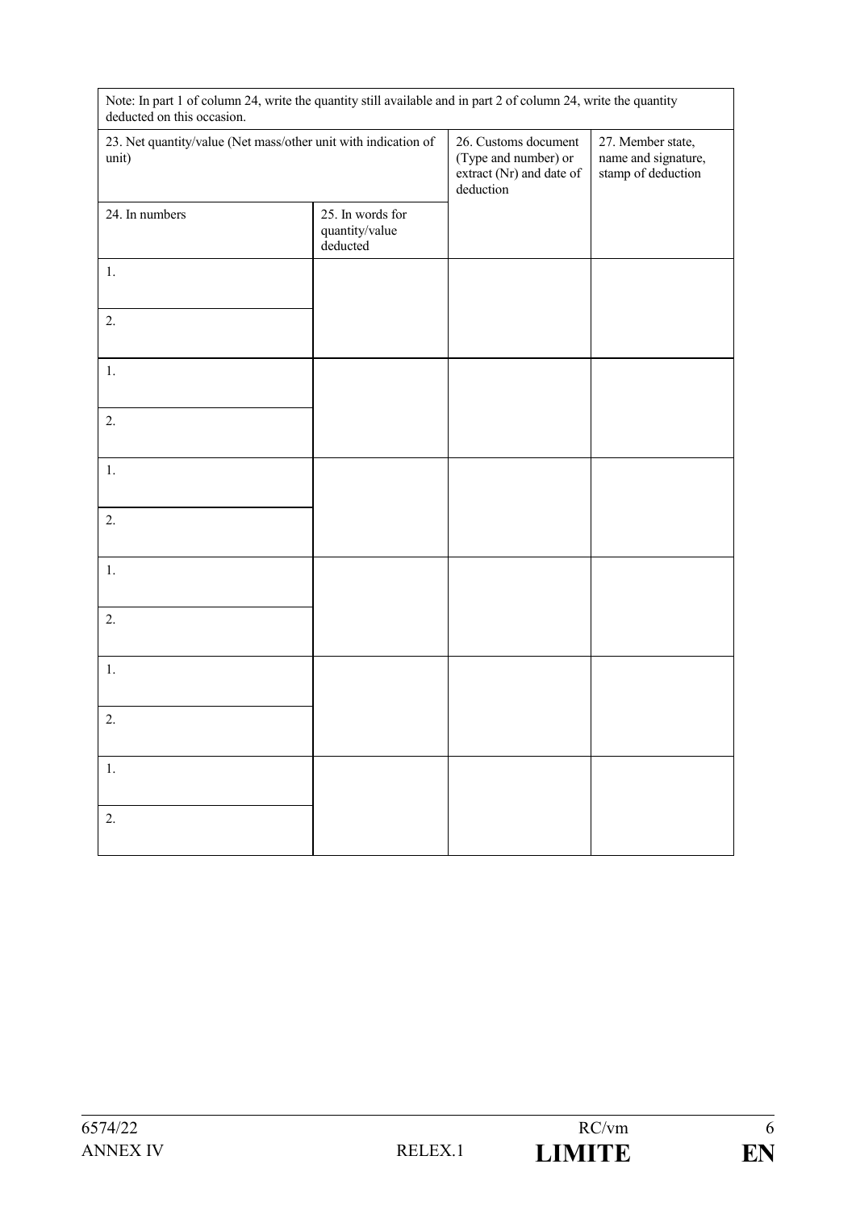| Note: In part 1 of column 24, write the quantity still available and in part 2 of column 24, write the quantity deducted on this occasion. | | | |
|---|---|---|---|
| 23. Net quantity/value (Net mass/other unit with indication of unit) | | 26. Customs document (Type and number) or extract (Nr) and date of deduction | 27. Member state, name and signature, stamp of deduction |
| 24. In numbers | 25. In words for quantity/value deducted | | |
| 1. | | | |
| 2. | | | |
| 1. | | | |
| 2. | | | |
| 1. | | | |
| 2. | | | |
| 1. | | | |
| 2. | | | |
| 1. | | | |
| 2. | | | |
| 1. | | | |
| 2. | | | |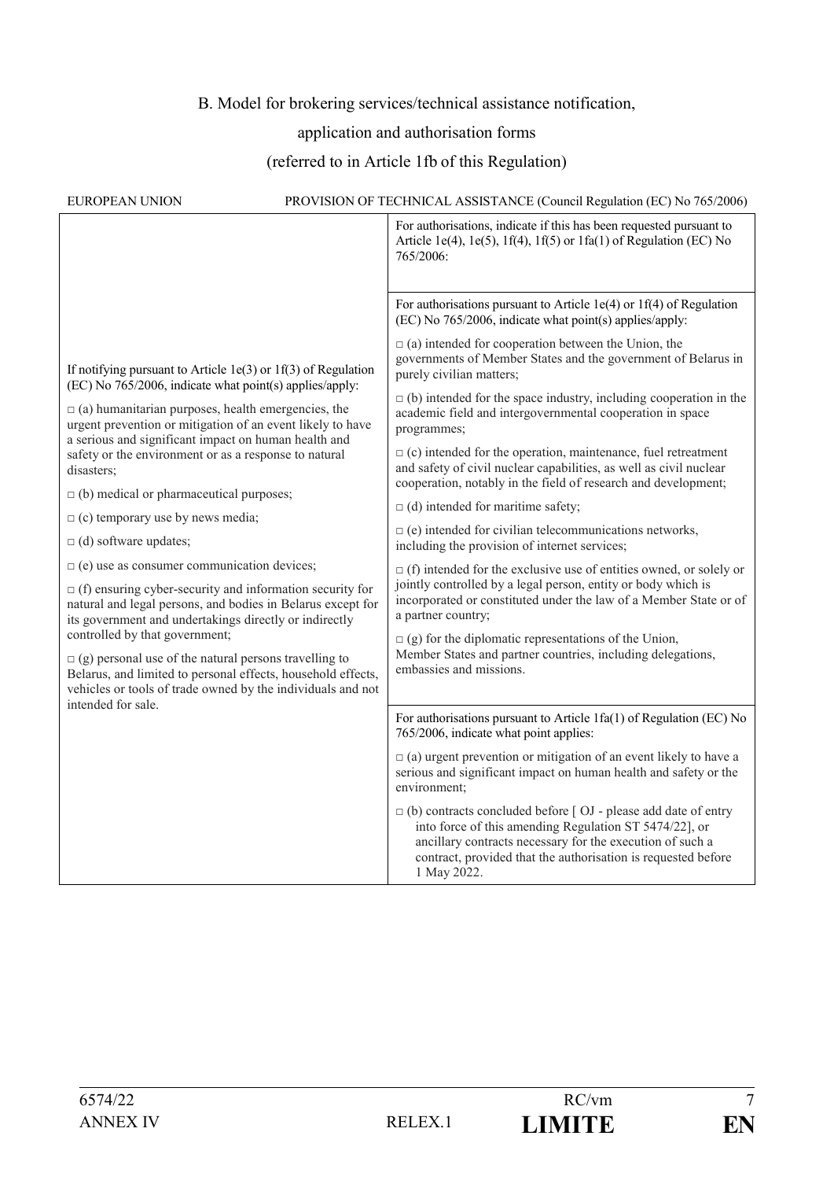B. Model for brokering services/technical assistance notification,

application and authorisation forms

(referred to in Article 1fb of this Regulation)

EUROPEAN UNION PROVISION OF TECHNICAL ASSISTANCE (Council Regulation (EC) No 765/2006)

| | |
|---|---|
| If notifying pursuant to Article 1e(3) or 1f(3) of Regulation (EC) No 765/2006, indicate what point(s) applies/apply:<br><br>□ (a) humanitarian purposes, health emergencies, the urgent prevention or mitigation of an event likely to have a serious and significant impact on human health and safety or the environment or as a response to natural disasters;<br><br>□ (b) medical or pharmaceutical purposes;<br><br>□ (c) temporary use by news media;<br><br>□ (d) software updates;<br><br>□ (e) use as consumer communication devices;<br><br>□ (f) ensuring cyber-security and information security for natural and legal persons, and bodies in Belarus except for its government and undertakings directly or indirectly controlled by that government;<br><br>□ (g) personal use of the natural persons travelling to Belarus, and limited to personal effects, household effects, vehicles or tools of trade owned by the individuals and not intended for sale. | For authorisations, indicate if this has been requested pursuant to Article 1e(4), 1e(5), 1f(4), 1f(5) or 1fa(1) of Regulation (EC) No 765/2006:<br><br>For authorisations pursuant to Article 1e(4) or 1f(4) of Regulation (EC) No 765/2006, indicate what point(s) applies/apply:<br><br>□ (a) intended for cooperation between the Union, the governments of Member States and the government of Belarus in purely civilian matters;<br><br>□ (b) intended for the space industry, including cooperation in the academic field and intergovernmental cooperation in space programmes;<br><br>□ (c) intended for the operation, maintenance, fuel retreatment and safety of civil nuclear capabilities, as well as civil nuclear cooperation, notably in the field of research and development;<br><br>□ (d) intended for maritime safety;<br><br>□ (e) intended for civilian telecommunications networks, including the provision of internet services;<br><br>□ (f) intended for the exclusive use of entities owned, or solely or jointly controlled by a legal person, entity or body which is incorporated or constituted under the law of a Member State or of a partner country;<br><br>□ (g) for the diplomatic representations of the Union, Member States and partner countries, including delegations, embassies and missions.<br><br>For authorisations pursuant to Article 1fa(1) of Regulation (EC) No 765/2006, indicate what point applies:<br><br>□ (a) urgent prevention or mitigation of an event likely to have a serious and significant impact on human health and safety or the environment;<br><br>□ (b) contracts concluded before [ OJ - please add date of entry into force of this amending Regulation ST 5474/22], or ancillary contracts necessary for the execution of such a contract, provided that the authorisation is requested before 1 May 2022. |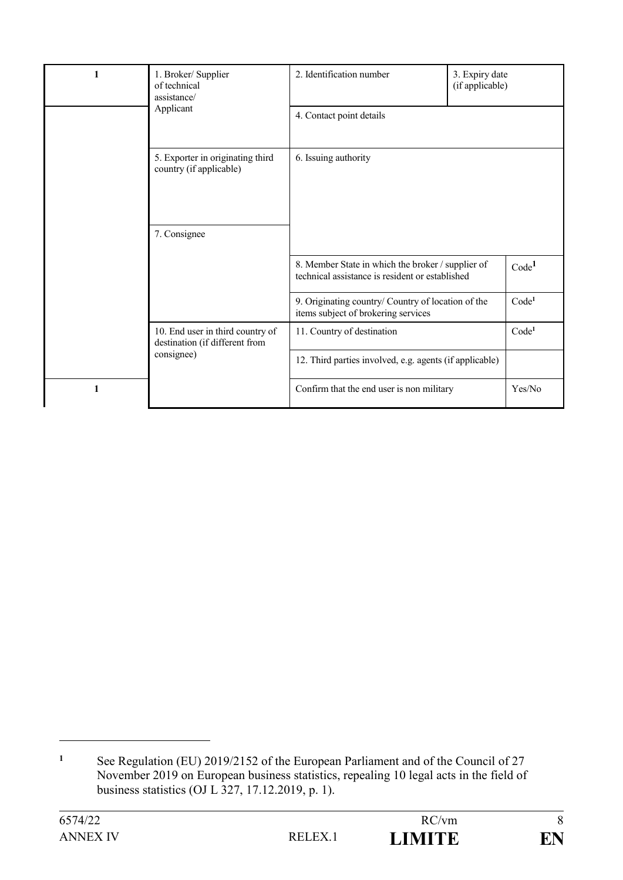| 1 | 1. Broker/ Supplier of technical assistance/ Applicant | 2. Identification number | 3. Expiry date (if applicable) | |
|---|---|---|---|---|
| | | 4. Contact point details | | |
| | 5. Exporter in originating third country (if applicable) | 6. Issuing authority | | |
| | 7. Consignee | | | |
| | | 8. Member State in which the broker / supplier of technical assistance is resident or established | | Code[1] |
| | | 9. Originating country/ Country of location of the items subject of brokering services | | Code[1] |
| | 10. End user in third country of destination (if different from consignee) | 11. Country of destination | | Code[1] |
| | | 12. Third parties involved, e.g. agents (if applicable) | | |
| 1 | | Confirm that the end user is non military | | Yes/No |

[1] See Regulation (EU) 2019/2152 of the European Parliament and of the Council of 27 November 2019 on European business statistics, repealing 10 legal acts in the field of business statistics (OJ L 327, 17.12.2019, p. 1).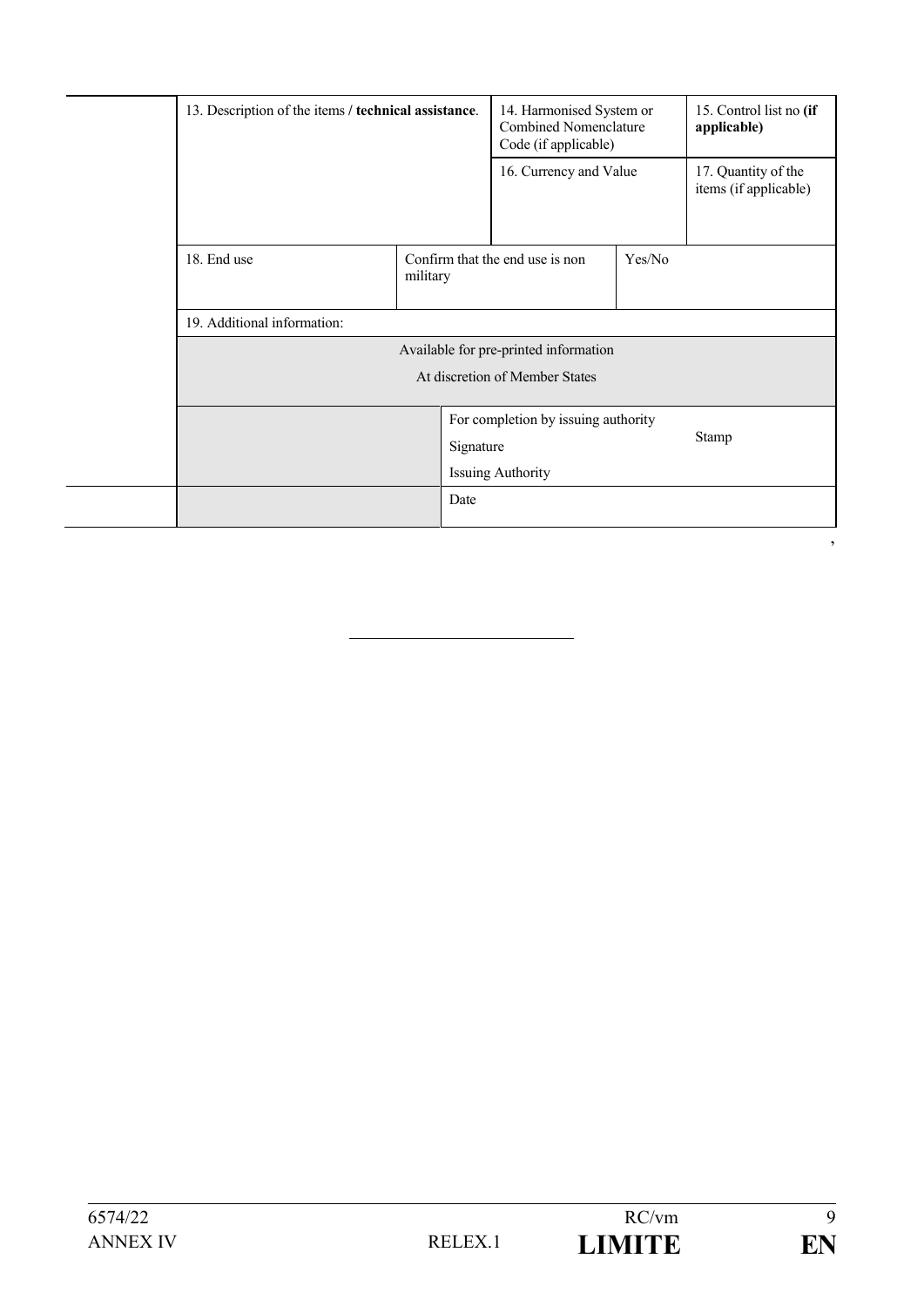| 13. Description of the items / **technical assistance**. | | 14. Harmonised System or Combined Nomenclature Code (if applicable) | | 15. Control list no **(if applicable)** |
|---|---|---|---|---|
| | | 16. Currency and Value | | 17. Quantity of the items (if applicable) |
| 18. End use | Confirm that the end use is non military | | Yes/No | |
| 19. Additional information: | | | | |
| Available for pre-printed information<br>At discretion of Member States | | | | |
| | For completion by issuing authority<br>Signature<br>Issuing Authority | | | Stamp |
| | Date | | | |

'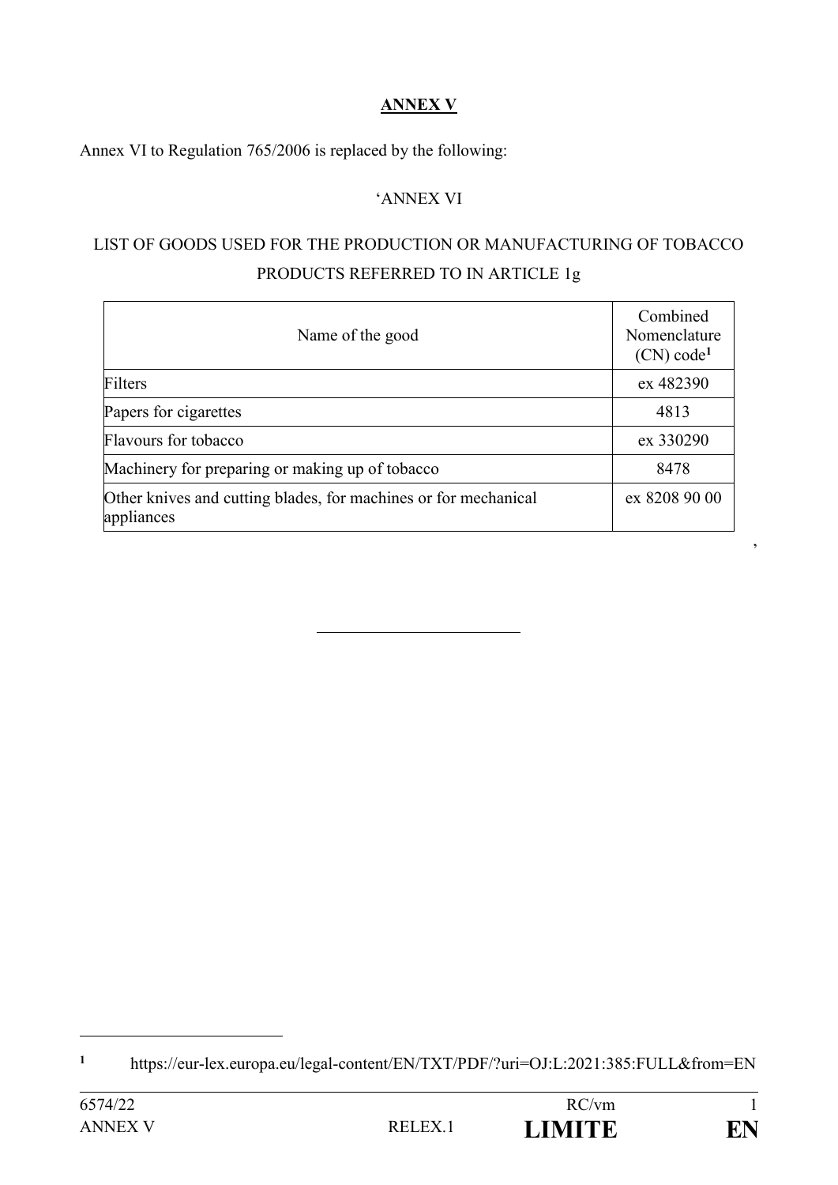**ANNEX V**

Annex VI to Regulation 765/2006 is replaced by the following:

'ANNEX VI

LIST OF GOODS USED FOR THE PRODUCTION OR MANUFACTURING OF TOBACCO PRODUCTS REFERRED TO IN ARTICLE 1g

| Name of the good | Combined Nomenclature (CN) code[1] |
|---|---|
| Filters | ex 482390 |
| Papers for cigarettes | 4813 |
| Flavours for tobacco | ex 330290 |
| Machinery for preparing or making up of tobacco | 8478 |
| Other knives and cutting blades, for machines or for mechanical appliances | ex 8208 90 00 |

'

---

[1] https://eur-lex.europa.eu/legal-content/EN/TXT/PDF/?uri=OJ:L:2021:385:FULL&from=EN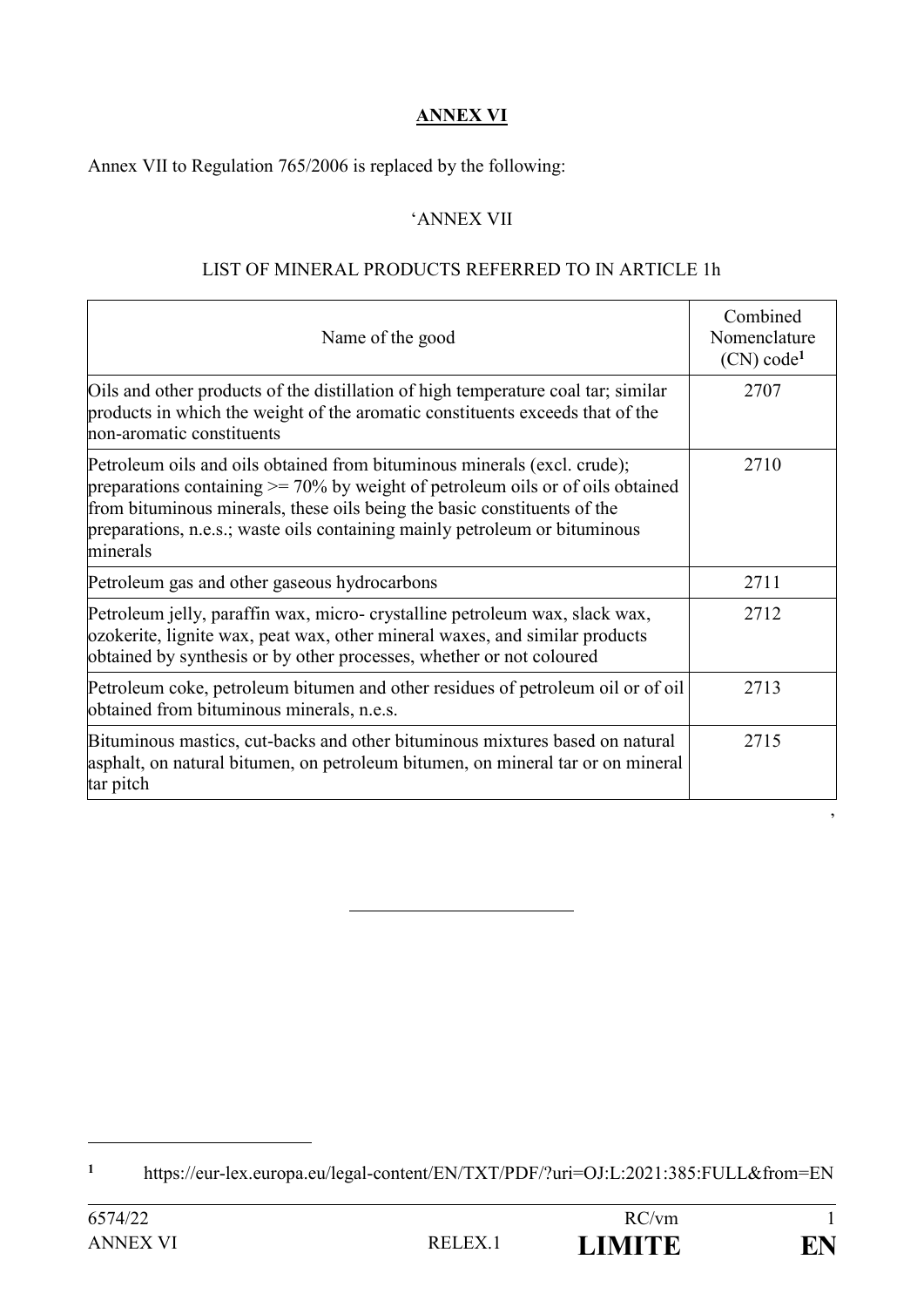## ANNEX VI

Annex VII to Regulation 765/2006 is replaced by the following:

'ANNEX VII

LIST OF MINERAL PRODUCTS REFERRED TO IN ARTICLE 1h

| Name of the good | Combined Nomenclature (CN) code[1] |
|---|---|
| Oils and other products of the distillation of high temperature coal tar; similar products in which the weight of the aromatic constituents exceeds that of the non-aromatic constituents | 2707 |
| Petroleum oils and oils obtained from bituminous minerals (excl. crude); preparations containing >= 70% by weight of petroleum oils or of oils obtained from bituminous minerals, these oils being the basic constituents of the preparations, n.e.s.; waste oils containing mainly petroleum or bituminous minerals | 2710 |
| Petroleum gas and other gaseous hydrocarbons | 2711 |
| Petroleum jelly, paraffin wax, micro- crystalline petroleum wax, slack wax, ozokerite, lignite wax, peat wax, other mineral waxes, and similar products obtained by synthesis or by other processes, whether or not coloured | 2712 |
| Petroleum coke, petroleum bitumen and other residues of petroleum oil or of oil obtained from bituminous minerals, n.e.s. | 2713 |
| Bituminous mastics, cut-backs and other bituminous mixtures based on natural asphalt, on natural bitumen, on petroleum bitumen, on mineral tar or on mineral tar pitch | 2715 |

'

---

[1] https://eur-lex.europa.eu/legal-content/EN/TXT/PDF/?uri=OJ:L:2021:385:FULL&from=EN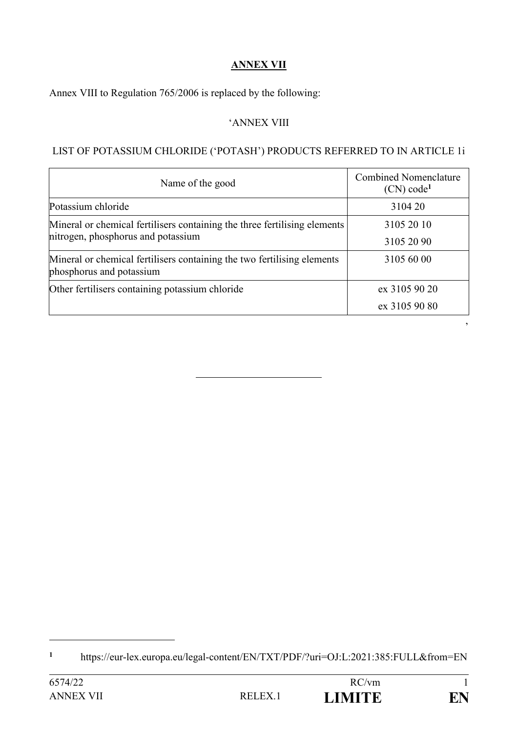## **ANNEX VII**

Annex VIII to Regulation 765/2006 is replaced by the following:

'ANNEX VIII

LIST OF POTASSIUM CHLORIDE ('POTASH') PRODUCTS REFERRED TO IN ARTICLE 1i

| Name of the good | Combined Nomenclature (CN) code[1] |
|---|---|
| Potassium chloride | 3104 20 |
| Mineral or chemical fertilisers containing the three fertilising elements nitrogen, phosphorus and potassium | 3105 20 10<br>3105 20 90 |
| Mineral or chemical fertilisers containing the two fertilising elements phosphorus and potassium | 3105 60 00 |
| Other fertilisers containing potassium chloride | ex 3105 90 20<br>ex 3105 90 80 |

'

---

[1] https://eur-lex.europa.eu/legal-content/EN/TXT/PDF/?uri=OJ:L:2021:385:FULL&from=EN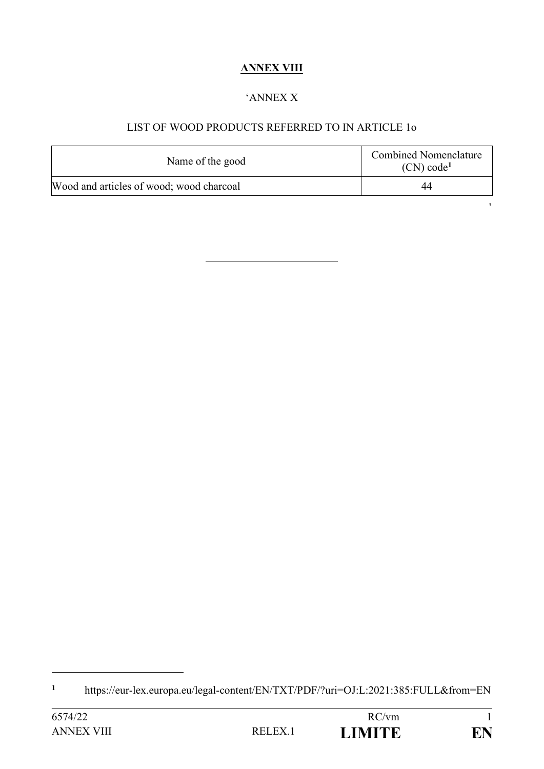**ANNEX VIII**

'ANNEX X

LIST OF WOOD PRODUCTS REFERRED TO IN ARTICLE 1o

| Name of the good | Combined Nomenclature (CN) code[1] |
|---|---|
| Wood and articles of wood; wood charcoal | 44 |

'

---

[1] https://eur-lex.europa.eu/legal-content/EN/TXT/PDF/?uri=OJ:L:2021:385:FULL&from=EN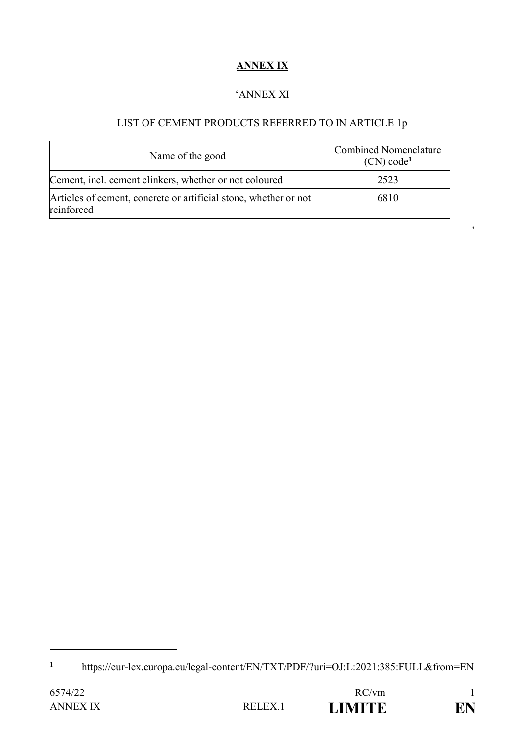**ANNEX IX**

'ANNEX XI

LIST OF CEMENT PRODUCTS REFERRED TO IN ARTICLE 1p

| Name of the good | Combined Nomenclature (CN) code[1] |
|---|---|
| Cement, incl. cement clinkers, whether or not coloured | 2523 |
| Articles of cement, concrete or artificial stone, whether or not reinforced | 6810 |

'

---

[1] https://eur-lex.europa.eu/legal-content/EN/TXT/PDF/?uri=OJ:L:2021:385:FULL&from=EN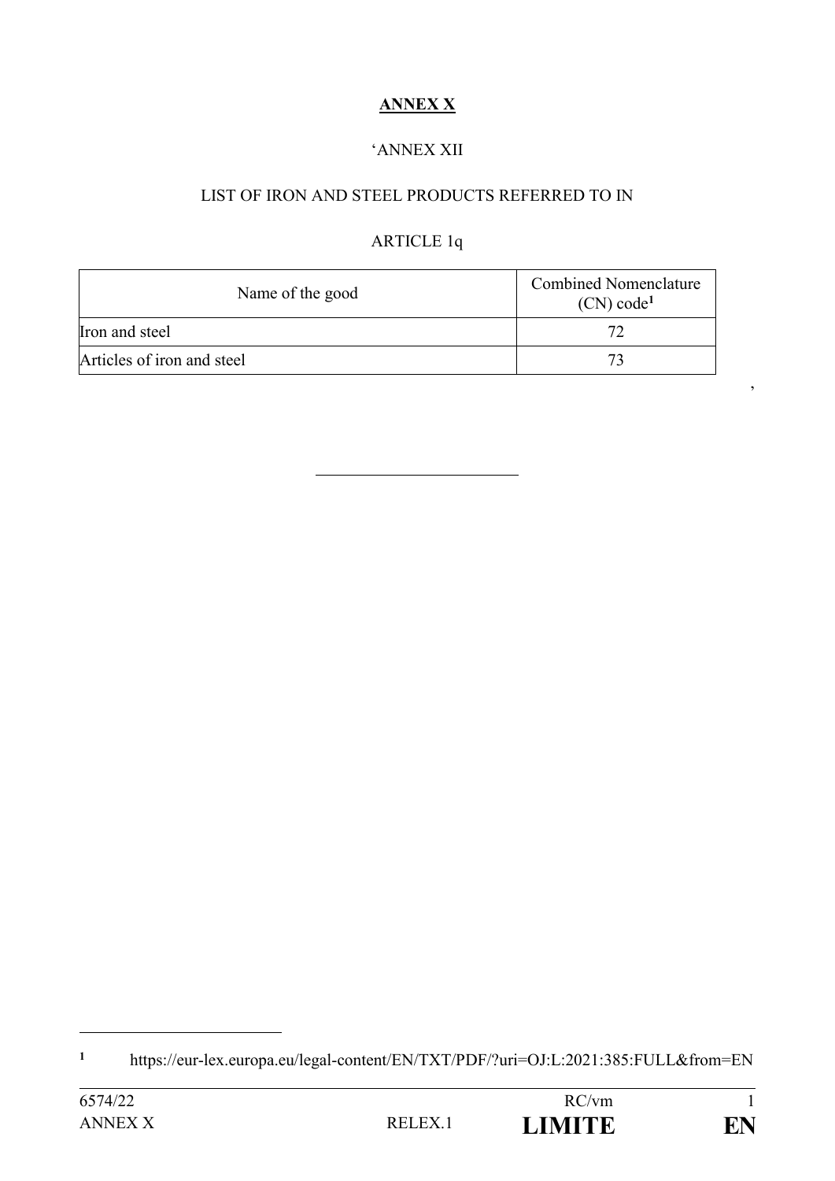**ANNEX X**

'ANNEX XII

LIST OF IRON AND STEEL PRODUCTS REFERRED TO IN

ARTICLE 1q

| Name of the good | Combined Nomenclature (CN) code[1] |
|---|---|
| Iron and steel | 72 |
| Articles of iron and steel | 73 |

'

[1] https://eur-lex.europa.eu/legal-content/EN/TXT/PDF/?uri=OJ:L:2021:385:FULL&from=EN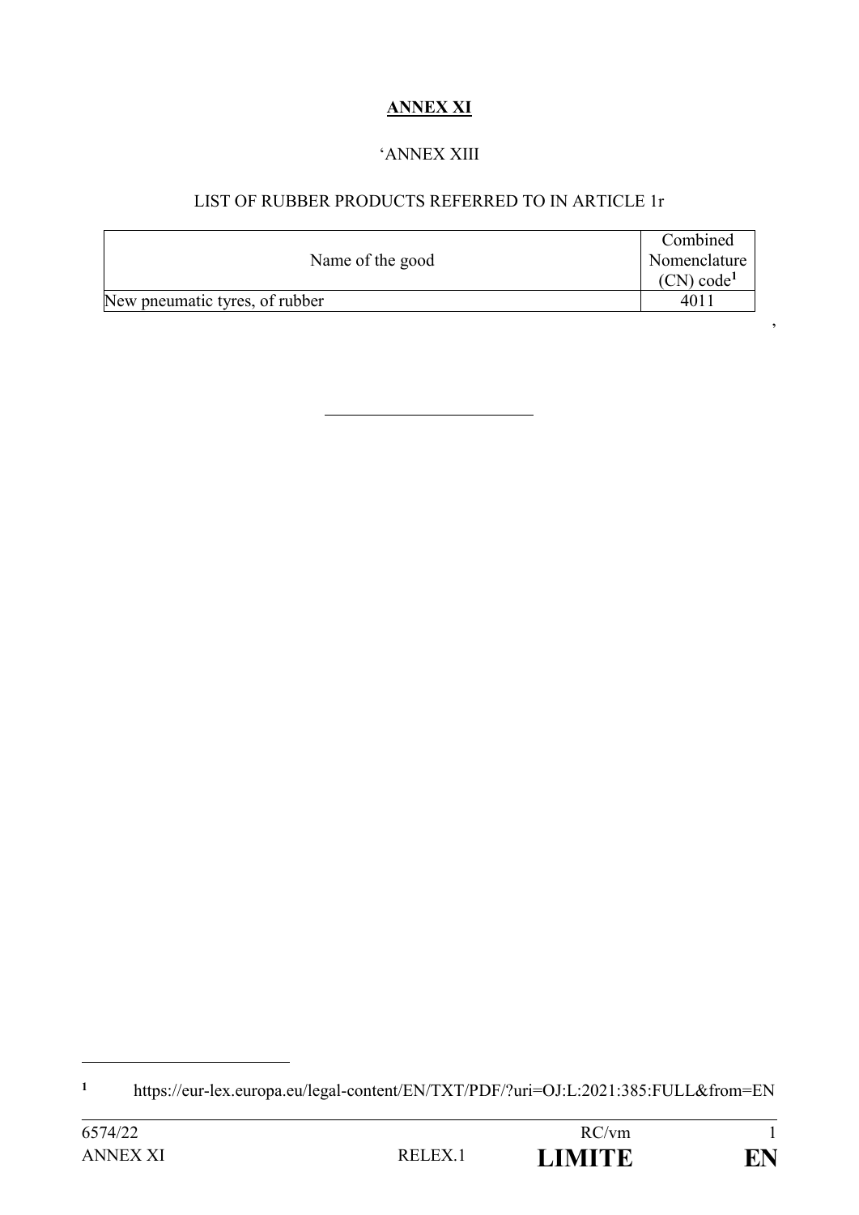**ANNEX XI**

'ANNEX XIII

LIST OF RUBBER PRODUCTS REFERRED TO IN ARTICLE 1r

| Name of the good | Combined Nomenclature (CN) code[1] |
|---|---|
| New pneumatic tyres, of rubber | 4011 |

'

[1] https://eur-lex.europa.eu/legal-content/EN/TXT/PDF/?uri=OJ:L:2021:385:FULL&from=EN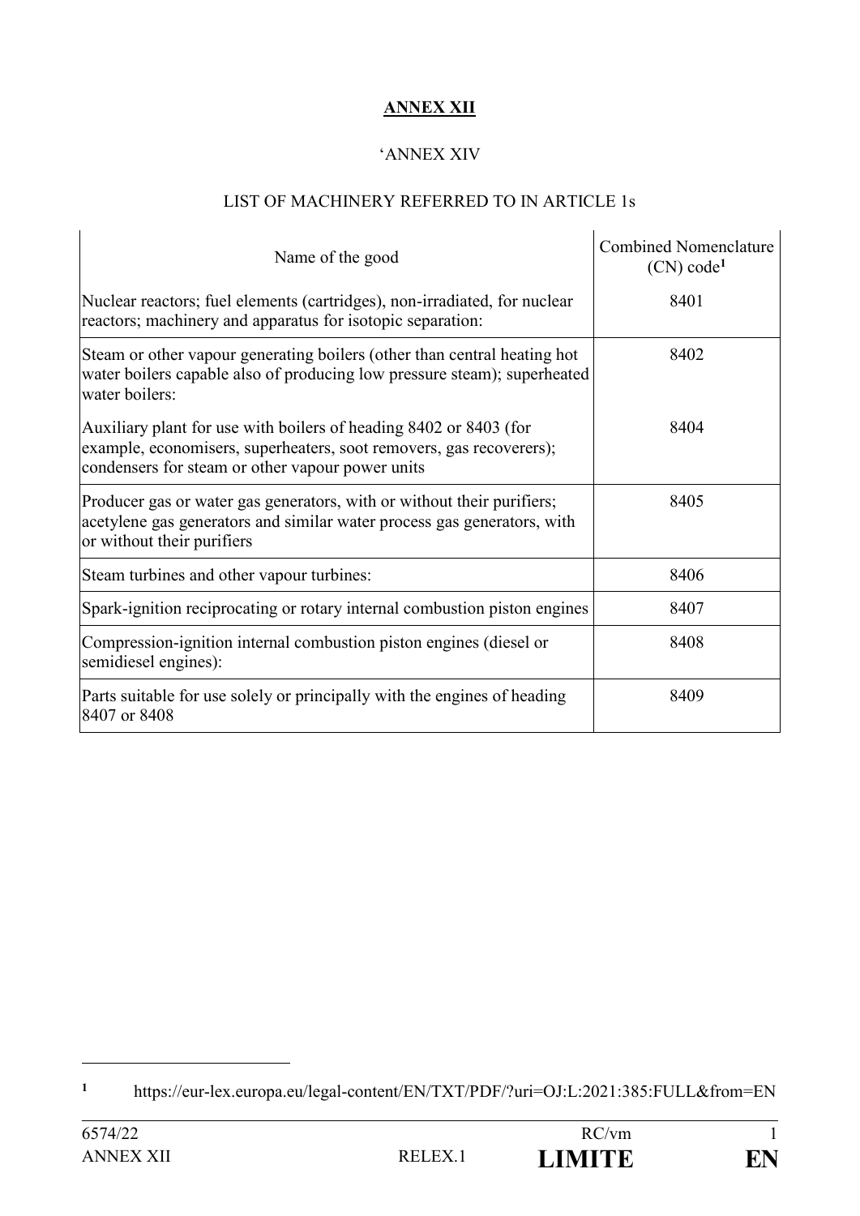**ANNEX XII**

'ANNEX XIV

LIST OF MACHINERY REFERRED TO IN ARTICLE 1s

| Name of the good | Combined Nomenclature (CN) code[1] |
|---|---|
| Nuclear reactors; fuel elements (cartridges), non-irradiated, for nuclear reactors; machinery and apparatus for isotopic separation: | 8401 |
| Steam or other vapour generating boilers (other than central heating hot water boilers capable also of producing low pressure steam); superheated water boilers: | 8402 |
| Auxiliary plant for use with boilers of heading 8402 or 8403 (for example, economisers, superheaters, soot removers, gas recoverers); condensers for steam or other vapour power units | 8404 |
| Producer gas or water gas generators, with or without their purifiers; acetylene gas generators and similar water process gas generators, with or without their purifiers | 8405 |
| Steam turbines and other vapour turbines: | 8406 |
| Spark-ignition reciprocating or rotary internal combustion piston engines | 8407 |
| Compression-ignition internal combustion piston engines (diesel or semidiesel engines): | 8408 |
| Parts suitable for use solely or principally with the engines of heading 8407 or 8408 | 8409 |

[1] https://eur-lex.europa.eu/legal-content/EN/TXT/PDF/?uri=OJ:L:2021:385:FULL&from=EN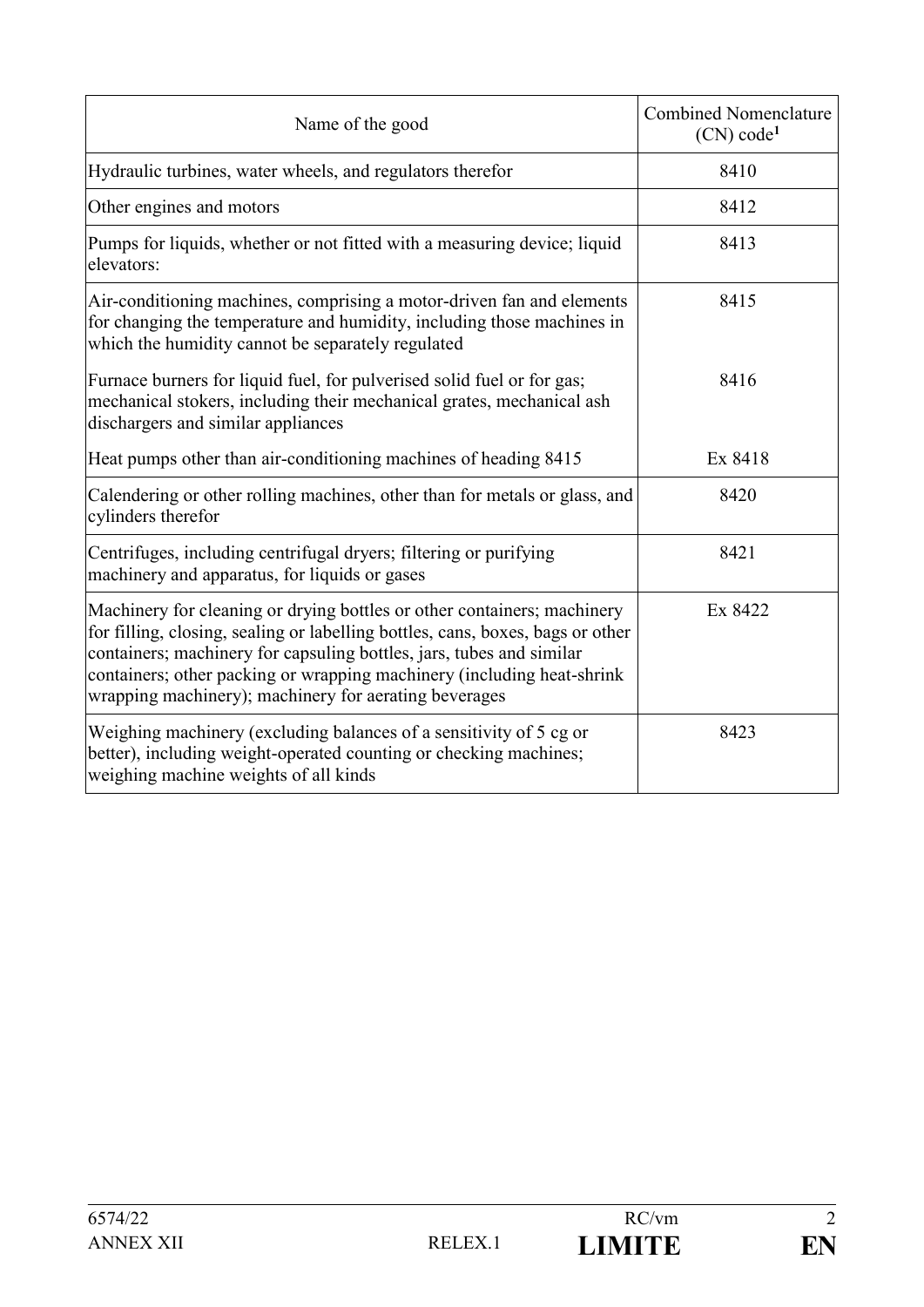| Name of the good | Combined Nomenclature (CN) code[1] |
|---|---|
| Hydraulic turbines, water wheels, and regulators therefor | 8410 |
| Other engines and motors | 8412 |
| Pumps for liquids, whether or not fitted with a measuring device; liquid elevators: | 8413 |
| Air-conditioning machines, comprising a motor-driven fan and elements for changing the temperature and humidity, including those machines in which the humidity cannot be separately regulated | 8415 |
| Furnace burners for liquid fuel, for pulverised solid fuel or for gas; mechanical stokers, including their mechanical grates, mechanical ash dischargers and similar appliances | 8416 |
| Heat pumps other than air-conditioning machines of heading 8415 | Ex 8418 |
| Calendering or other rolling machines, other than for metals or glass, and cylinders therefor | 8420 |
| Centrifuges, including centrifugal dryers; filtering or purifying machinery and apparatus, for liquids or gases | 8421 |
| Machinery for cleaning or drying bottles or other containers; machinery for filling, closing, sealing or labelling bottles, cans, boxes, bags or other containers; machinery for capsuling bottles, jars, tubes and similar containers; other packing or wrapping machinery (including heat-shrink wrapping machinery); machinery for aerating beverages | Ex 8422 |
| Weighing machinery (excluding balances of a sensitivity of 5 cg or better), including weight-operated counting or checking machines; weighing machine weights of all kinds | 8423 |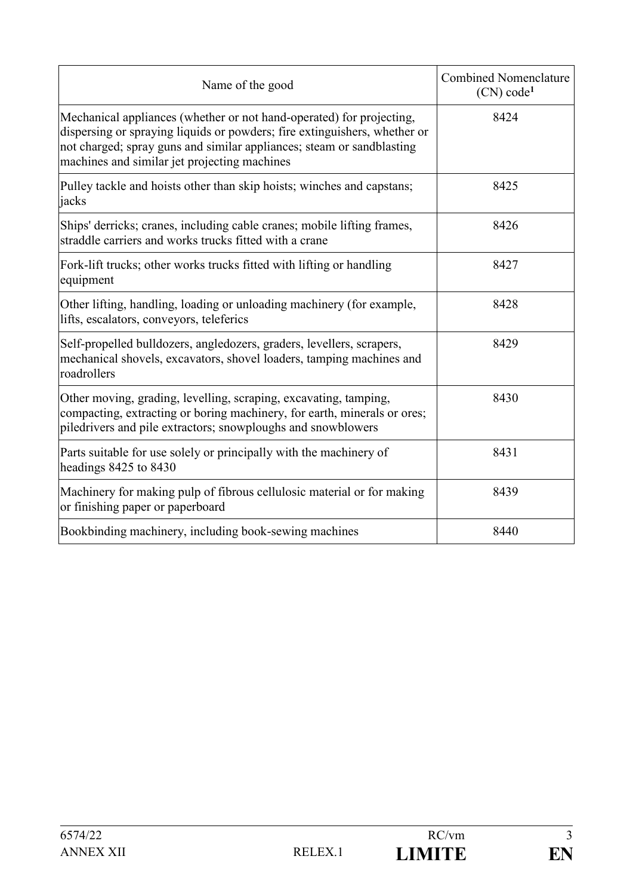| Name of the good | Combined Nomenclature (CN) code[1] |
|---|---|
| Mechanical appliances (whether or not hand-operated) for projecting, dispersing or spraying liquids or powders; fire extinguishers, whether or not charged; spray guns and similar appliances; steam or sandblasting machines and similar jet projecting machines | 8424 |
| Pulley tackle and hoists other than skip hoists; winches and capstans; jacks | 8425 |
| Ships' derricks; cranes, including cable cranes; mobile lifting frames, straddle carriers and works trucks fitted with a crane | 8426 |
| Fork-lift trucks; other works trucks fitted with lifting or handling equipment | 8427 |
| Other lifting, handling, loading or unloading machinery (for example, lifts, escalators, conveyors, teleferics | 8428 |
| Self-propelled bulldozers, angledozers, graders, levellers, scrapers, mechanical shovels, excavators, shovel loaders, tamping machines and roadrollers | 8429 |
| Other moving, grading, levelling, scraping, excavating, tamping, compacting, extracting or boring machinery, for earth, minerals or ores; piledrivers and pile extractors; snowploughs and snowblowers | 8430 |
| Parts suitable for use solely or principally with the machinery of headings 8425 to 8430 | 8431 |
| Machinery for making pulp of fibrous cellulosic material or for making or finishing paper or paperboard | 8439 |
| Bookbinding machinery, including book-sewing machines | 8440 |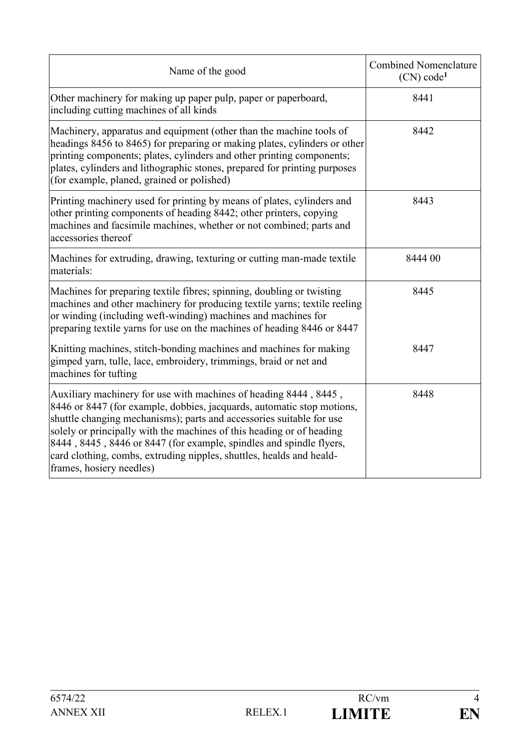| Name of the good | Combined Nomenclature (CN) code[1] |
|---|---|
| Other machinery for making up paper pulp, paper or paperboard, including cutting machines of all kinds | 8441 |
| Machinery, apparatus and equipment (other than the machine tools of headings 8456 to 8465) for preparing or making plates, cylinders or other printing components; plates, cylinders and other printing components; plates, cylinders and lithographic stones, prepared for printing purposes (for example, planed, grained or polished) | 8442 |
| Printing machinery used for printing by means of plates, cylinders and other printing components of heading 8442; other printers, copying machines and facsimile machines, whether or not combined; parts and accessories thereof | 8443 |
| Machines for extruding, drawing, texturing or cutting man-made textile materials: | 8444 00 |
| Machines for preparing textile fibres; spinning, doubling or twisting machines and other machinery for producing textile yarns; textile reeling or winding (including weft-winding) machines and machines for preparing textile yarns for use on the machines of heading 8446 or 8447 | 8445 |
| Knitting machines, stitch-bonding machines and machines for making gimped yarn, tulle, lace, embroidery, trimmings, braid or net and machines for tufting | 8447 |
| Auxiliary machinery for use with machines of heading 8444 , 8445 , 8446 or 8447 (for example, dobbies, jacquards, automatic stop motions, shuttle changing mechanisms); parts and accessories suitable for use solely or principally with the machines of this heading or of heading 8444 , 8445 , 8446 or 8447 (for example, spindles and spindle flyers, card clothing, combs, extruding nipples, shuttles, healds and heald-frames, hosiery needles) | 8448 |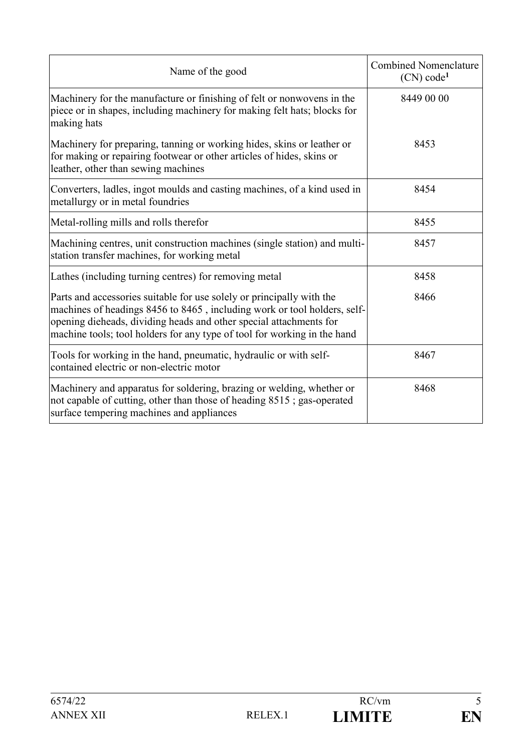| Name of the good | Combined Nomenclature (CN) code[1] |
| --- | --- |
| Machinery for the manufacture or finishing of felt or nonwovens in the piece or in shapes, including machinery for making felt hats; blocks for making hats | 8449 00 00 |
| Machinery for preparing, tanning or working hides, skins or leather or for making or repairing footwear or other articles of hides, skins or leather, other than sewing machines | 8453 |
| Converters, ladles, ingot moulds and casting machines, of a kind used in metallurgy or in metal foundries | 8454 |
| Metal-rolling mills and rolls therefor | 8455 |
| Machining centres, unit construction machines (single station) and multi-station transfer machines, for working metal | 8457 |
| Lathes (including turning centres) for removing metal | 8458 |
| Parts and accessories suitable for use solely or principally with the machines of headings 8456 to 8465 , including work or tool holders, self-opening dieheads, dividing heads and other special attachments for machine tools; tool holders for any type of tool for working in the hand | 8466 |
| Tools for working in the hand, pneumatic, hydraulic or with self-contained electric or non-electric motor | 8467 |
| Machinery and apparatus for soldering, brazing or welding, whether or not capable of cutting, other than those of heading 8515 ; gas-operated surface tempering machines and appliances | 8468 |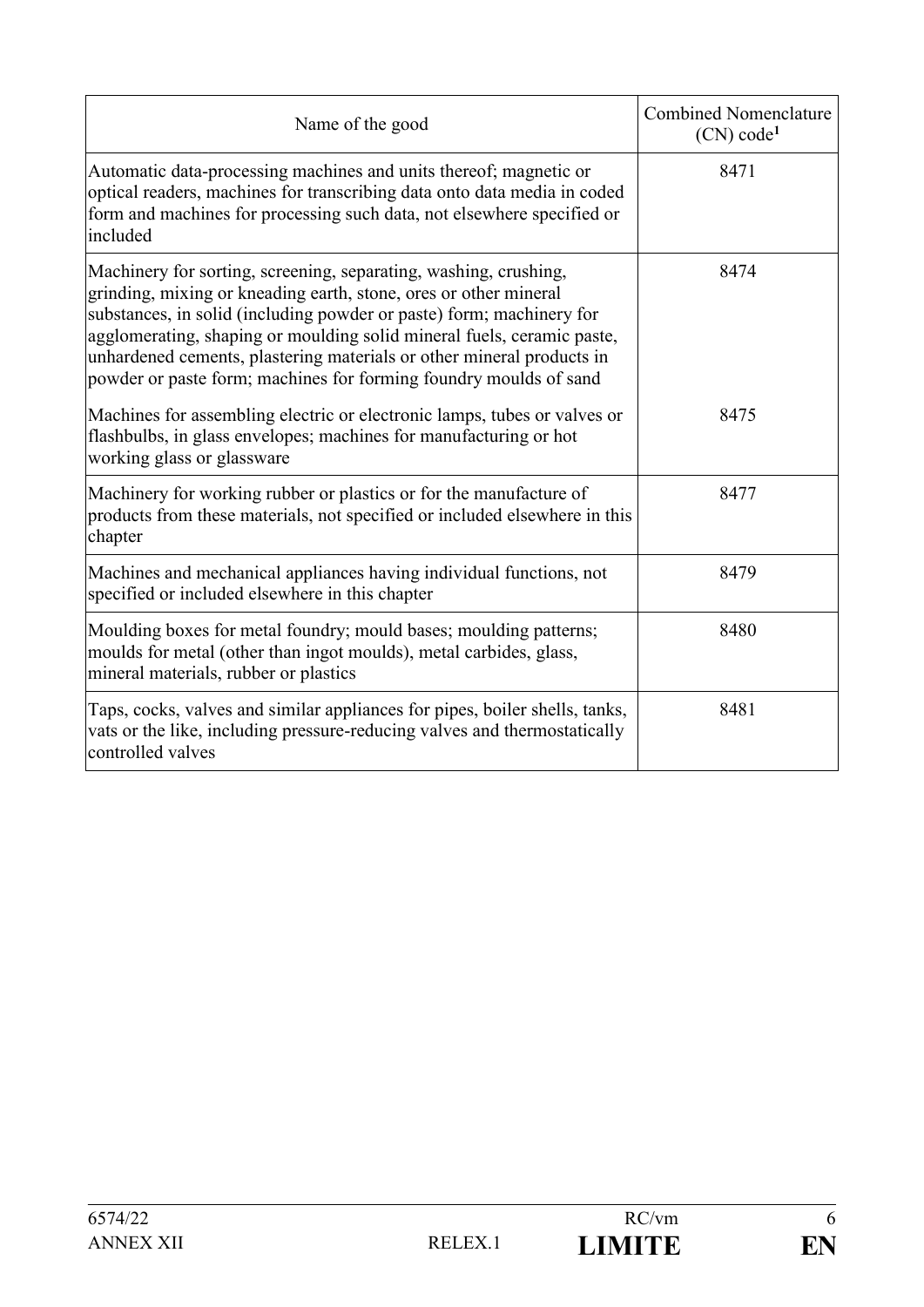| Name of the good | Combined Nomenclature (CN) code[1] |
| --- | --- |
| Automatic data-processing machines and units thereof; magnetic or optical readers, machines for transcribing data onto data media in coded form and machines for processing such data, not elsewhere specified or included | 8471 |
| Machinery for sorting, screening, separating, washing, crushing, grinding, mixing or kneading earth, stone, ores or other mineral substances, in solid (including powder or paste) form; machinery for agglomerating, shaping or moulding solid mineral fuels, ceramic paste, unhardened cements, plastering materials or other mineral products in powder or paste form; machines for forming foundry moulds of sand | 8474 |
| Machines for assembling electric or electronic lamps, tubes or valves or flashbulbs, in glass envelopes; machines for manufacturing or hot working glass or glassware | 8475 |
| Machinery for working rubber or plastics or for the manufacture of products from these materials, not specified or included elsewhere in this chapter | 8477 |
| Machines and mechanical appliances having individual functions, not specified or included elsewhere in this chapter | 8479 |
| Moulding boxes for metal foundry; mould bases; moulding patterns; moulds for metal (other than ingot moulds), metal carbides, glass, mineral materials, rubber or plastics | 8480 |
| Taps, cocks, valves and similar appliances for pipes, boiler shells, tanks, vats or the like, including pressure-reducing valves and thermostatically controlled valves | 8481 |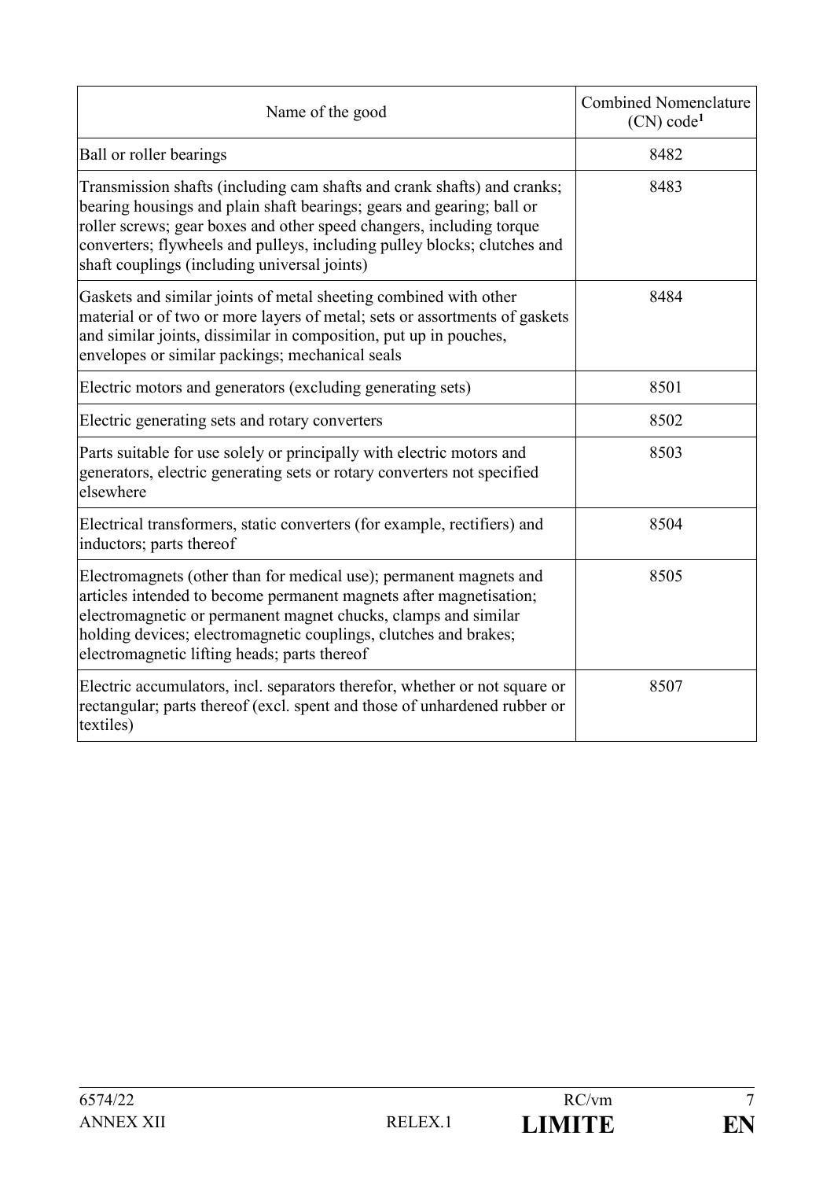| Name of the good | Combined Nomenclature (CN) code[1] |
|---|---|
| Ball or roller bearings | 8482 |
| Transmission shafts (including cam shafts and crank shafts) and cranks; bearing housings and plain shaft bearings; gears and gearing; ball or roller screws; gear boxes and other speed changers, including torque converters; flywheels and pulleys, including pulley blocks; clutches and shaft couplings (including universal joints) | 8483 |
| Gaskets and similar joints of metal sheeting combined with other material or of two or more layers of metal; sets or assortments of gaskets and similar joints, dissimilar in composition, put up in pouches, envelopes or similar packings; mechanical seals | 8484 |
| Electric motors and generators (excluding generating sets) | 8501 |
| Electric generating sets and rotary converters | 8502 |
| Parts suitable for use solely or principally with electric motors and generators, electric generating sets or rotary converters not specified elsewhere | 8503 |
| Electrical transformers, static converters (for example, rectifiers) and inductors; parts thereof | 8504 |
| Electromagnets (other than for medical use); permanent magnets and articles intended to become permanent magnets after magnetisation; electromagnetic or permanent magnet chucks, clamps and similar holding devices; electromagnetic couplings, clutches and brakes; electromagnetic lifting heads; parts thereof | 8505 |
| Electric accumulators, incl. separators therefor, whether or not square or rectangular; parts thereof (excl. spent and those of unhardened rubber or textiles) | 8507 |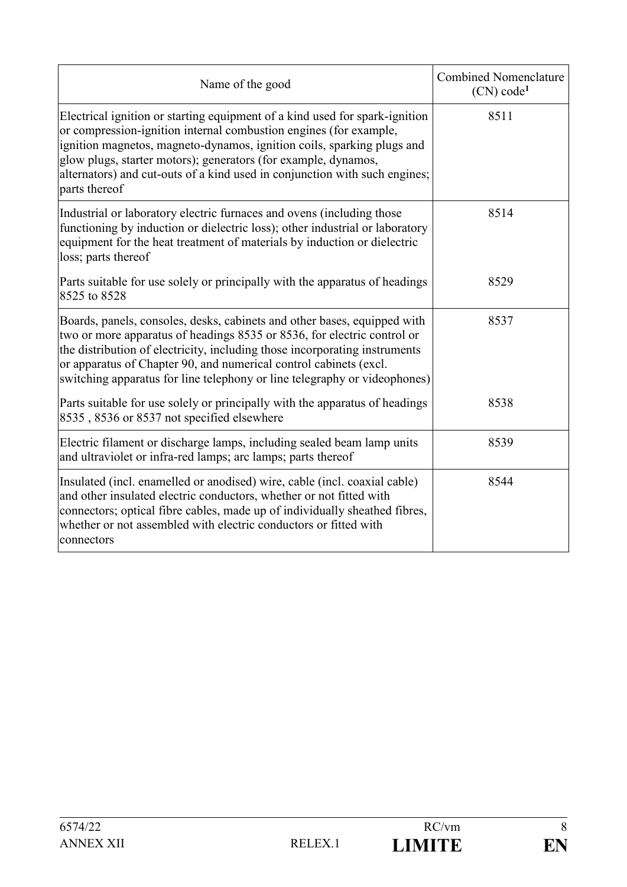| Name of the good | Combined Nomenclature (CN) code[1] |
|---|---|
| Electrical ignition or starting equipment of a kind used for spark-ignition or compression-ignition internal combustion engines (for example, ignition magnetos, magneto-dynamos, ignition coils, sparking plugs and glow plugs, starter motors); generators (for example, dynamos, alternators) and cut-outs of a kind used in conjunction with such engines; parts thereof | 8511 |
| Industrial or laboratory electric furnaces and ovens (including those functioning by induction or dielectric loss); other industrial or laboratory equipment for the heat treatment of materials by induction or dielectric loss; parts thereof | 8514 |
| Parts suitable for use solely or principally with the apparatus of headings 8525 to 8528 | 8529 |
| Boards, panels, consoles, desks, cabinets and other bases, equipped with two or more apparatus of headings 8535 or 8536, for electric control or the distribution of electricity, including those incorporating instruments or apparatus of Chapter 90, and numerical control cabinets (excl. switching apparatus for line telephony or line telegraphy or videophones) | 8537 |
| Parts suitable for use solely or principally with the apparatus of headings 8535 , 8536 or 8537 not specified elsewhere | 8538 |
| Electric filament or discharge lamps, including sealed beam lamp units and ultraviolet or infra-red lamps; arc lamps; parts thereof | 8539 |
| Insulated (incl. enamelled or anodised) wire, cable (incl. coaxial cable) and other insulated electric conductors, whether or not fitted with connectors; optical fibre cables, made up of individually sheathed fibres, whether or not assembled with electric conductors or fitted with connectors | 8544 |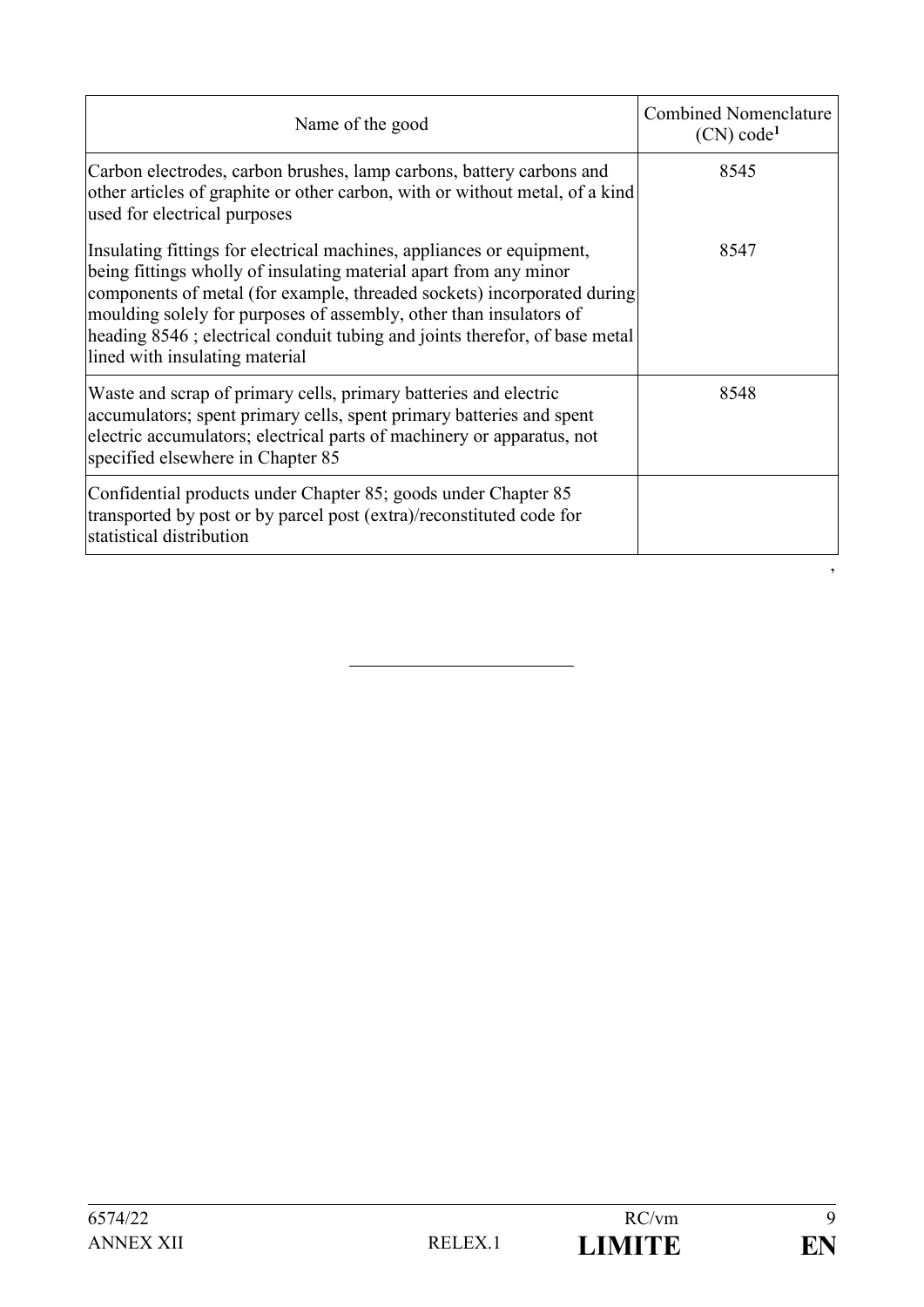| Name of the good | Combined Nomenclature (CN) code[1] |
|---|---|
| Carbon electrodes, carbon brushes, lamp carbons, battery carbons and other articles of graphite or other carbon, with or without metal, of a kind used for electrical purposes | 8545 |
| Insulating fittings for electrical machines, appliances or equipment, being fittings wholly of insulating material apart from any minor components of metal (for example, threaded sockets) incorporated during moulding solely for purposes of assembly, other than insulators of heading 8546 ; electrical conduit tubing and joints therefor, of base metal lined with insulating material | 8547 |
| Waste and scrap of primary cells, primary batteries and electric accumulators; spent primary cells, spent primary batteries and spent electric accumulators; electrical parts of machinery or apparatus, not specified elsewhere in Chapter 85 | 8548 |
| Confidential products under Chapter 85; goods under Chapter 85 transported by post or by parcel post (extra)/reconstituted code for statistical distribution | |

'